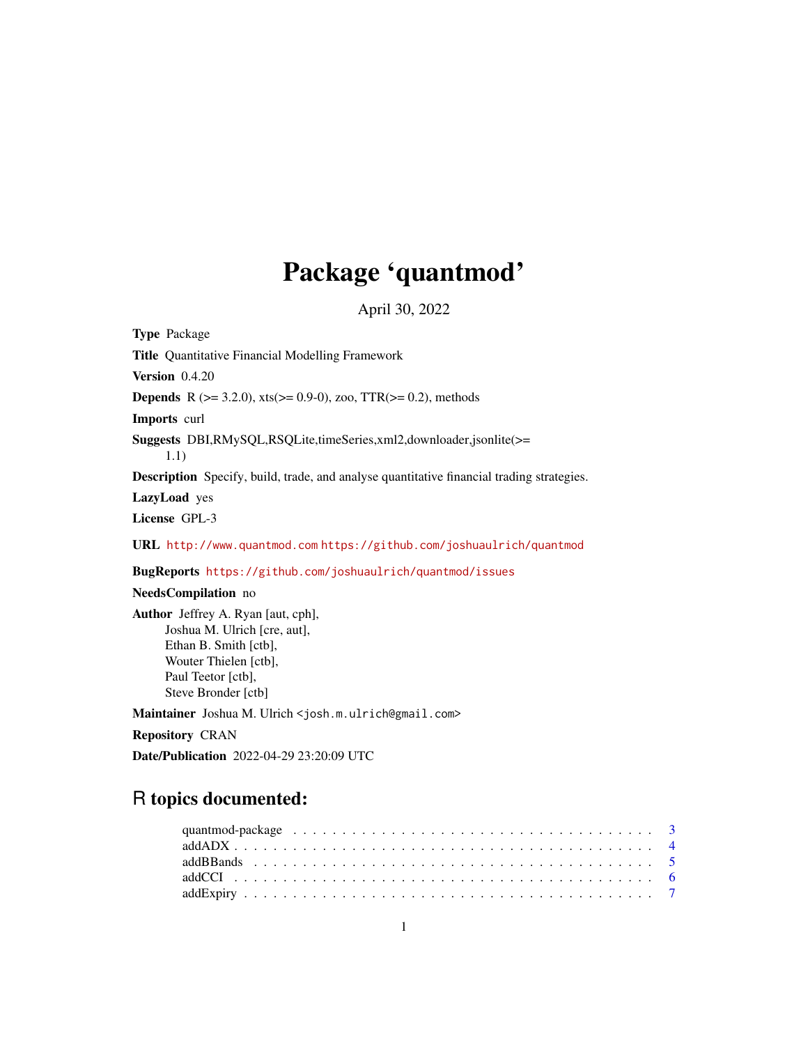# Package 'quantmod'

April 30, 2022

**Type** Package

**Title** Quantitative Financial Modelling Framework

**Version** 0.4.20

**Depends** R (>= 3.2.0), xts(>= 0.9-0), zoo, TTR(>= 0.2), methods

**Imports** curl

**Suggests** DBI,RMySQL,RSQLite,timeSeries,xml2,downloader,jsonlite(>= 1.1)

**Description** Specify, build, trade, and analyse quantitative financial trading strategies.

**LazyLoad** yes

**License** GPL-3

**URL** http://www.quantmod.com https://github.com/joshuaulrich/quantmod

**BugReports** https://github.com/joshuaulrich/quantmod/issues

**NeedsCompilation** no

**Author** Jeffrey A. Ryan [aut, cph],
Joshua M. Ulrich [cre, aut],
Ethan B. Smith [ctb],
Wouter Thielen [ctb],
Paul Teetor [ctb],
Steve Bronder [ctb]

**Maintainer** Joshua M. Ulrich <josh.m.ulrich@gmail.com>

**Repository** CRAN

**Date/Publication** 2022-04-29 23:20:09 UTC

## R topics documented:

| | |
|---|---|
| quantmod-package | 3 |
| addADX | 4 |
| addBBands | 5 |
| addCCI | 6 |
| addExpiry | 7 |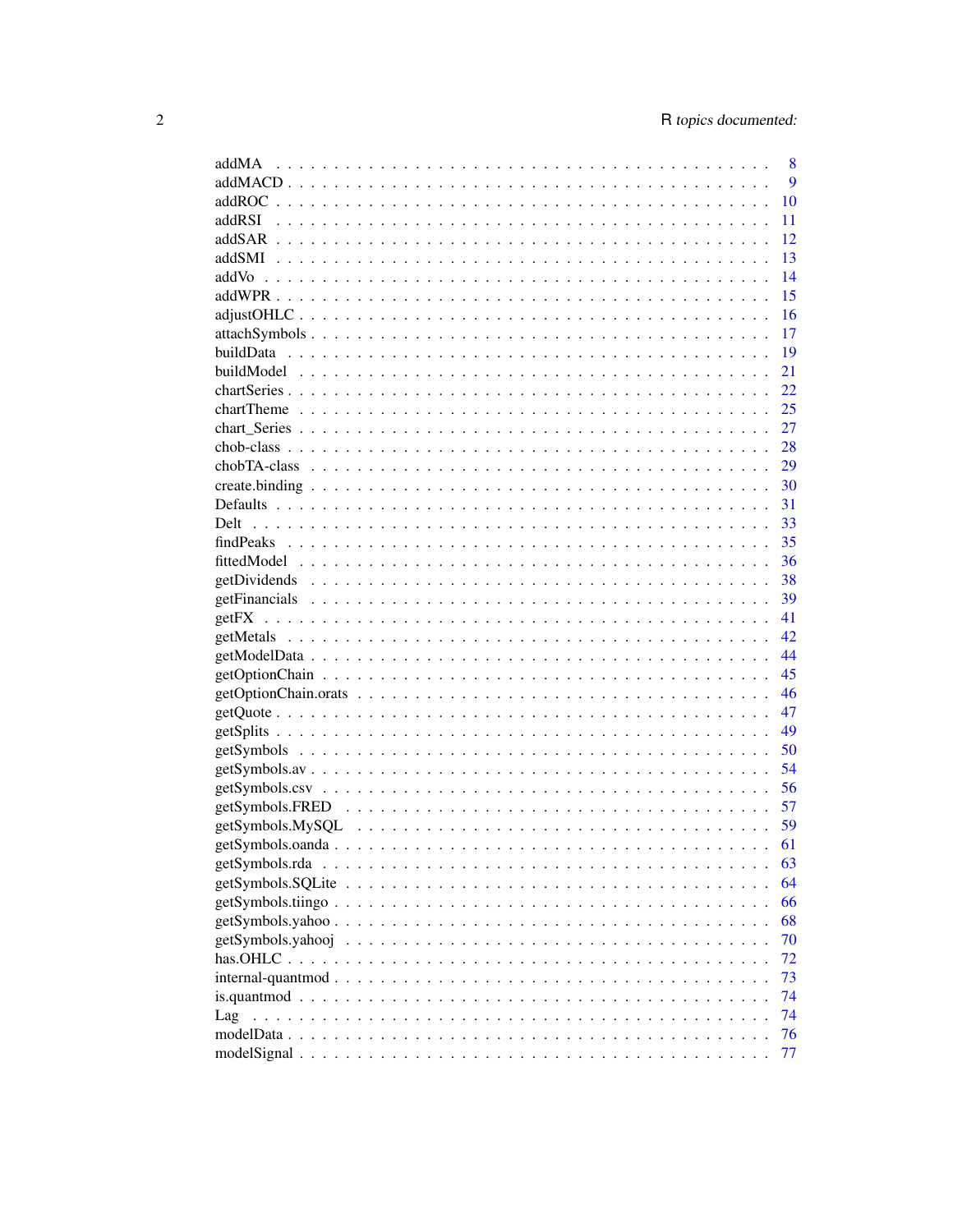| | |
|---|---|
| addMA | 8 |
| addMACD | 9 |
| addROC | 10 |
| addRSI | 11 |
| addSAR | 12 |
| addSMI | 13 |
| addVo | 14 |
| addWPR | 15 |
| adjustOHLC | 16 |
| attachSymbols | 17 |
| buildData | 19 |
| buildModel | 21 |
| chartSeries | 22 |
| chartTheme | 25 |
| chart_Series | 27 |
| chob-class | 28 |
| chobTA-class | 29 |
| create.binding | 30 |
| Defaults | 31 |
| Delt | 33 |
| findPeaks | 35 |
| fittedModel | 36 |
| getDividends | 38 |
| getFinancials | 39 |
| getFX | 41 |
| getMetals | 42 |
| getModelData | 44 |
| getOptionChain | 45 |
| getOptionChain.orats | 46 |
| getQuote | 47 |
| getSplits | 49 |
| getSymbols | 50 |
| getSymbols.av | 54 |
| getSymbols.csv | 56 |
| getSymbols.FRED | 57 |
| getSymbols.MySQL | 59 |
| getSymbols.oanda | 61 |
| getSymbols.rda | 63 |
| getSymbols.SQLite | 64 |
| getSymbols.tiingo | 66 |
| getSymbols.yahoo | 68 |
| getSymbols.yahooj | 70 |
| has.OHLC | 72 |
| internal-quantmod | 73 |
| is.quantmod | 74 |
| Lag | 74 |
| modelData | 76 |
| modelSignal | 77 |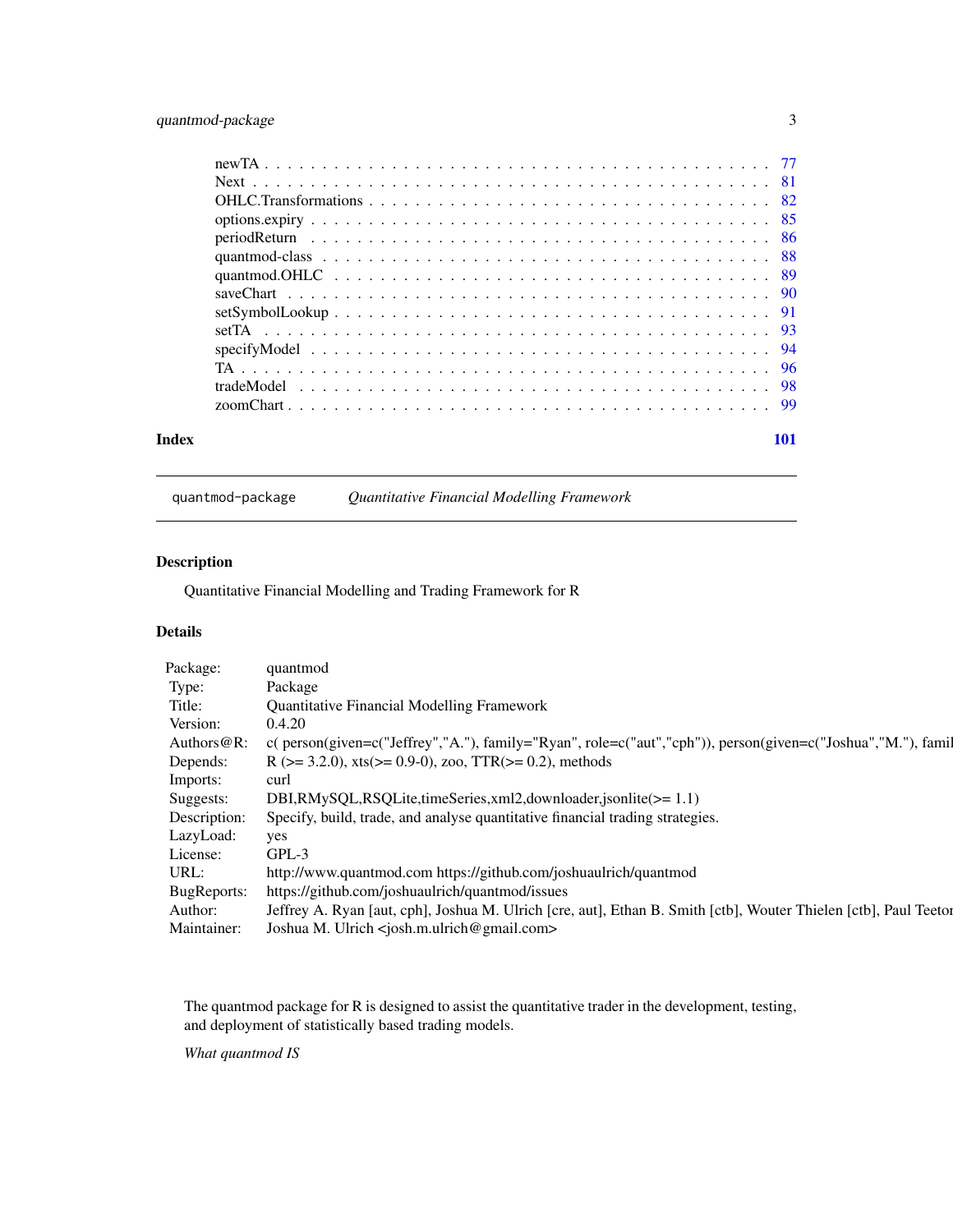newTA . . . . . . . . . . . . . . . . . . . . . . . . . . . . . . . . . . . . . . . . . . 77
Next . . . . . . . . . . . . . . . . . . . . . . . . . . . . . . . . . . . . . . . . . . . 81
OHLC.Transformations . . . . . . . . . . . . . . . . . . . . . . . . . . . . . . . . . . 82
options.expiry . . . . . . . . . . . . . . . . . . . . . . . . . . . . . . . . . . . . . . 85
periodReturn . . . . . . . . . . . . . . . . . . . . . . . . . . . . . . . . . . . . . . . 86
quantmod-class . . . . . . . . . . . . . . . . . . . . . . . . . . . . . . . . . . . . . 88
quantmod.OHLC . . . . . . . . . . . . . . . . . . . . . . . . . . . . . . . . . . . . . 89
saveChart . . . . . . . . . . . . . . . . . . . . . . . . . . . . . . . . . . . . . . . . 90
setSymbolLookup . . . . . . . . . . . . . . . . . . . . . . . . . . . . . . . . . . . . . 91
setTA . . . . . . . . . . . . . . . . . . . . . . . . . . . . . . . . . . . . . . . . . . . 93
specifyModel . . . . . . . . . . . . . . . . . . . . . . . . . . . . . . . . . . . . . . . 94
TA . . . . . . . . . . . . . . . . . . . . . . . . . . . . . . . . . . . . . . . . . . . . 96
tradeModel . . . . . . . . . . . . . . . . . . . . . . . . . . . . . . . . . . . . . . . . 98
zoomChart . . . . . . . . . . . . . . . . . . . . . . . . . . . . . . . . . . . . . . . . 99

**Index** **101**

---

`quantmod-package` *Quantitative Financial Modelling Framework*

---

## Description

Quantitative Financial Modelling and Trading Framework for R

## Details

| | |
|---|---|
| Package: | quantmod |
| Type: | Package |
| Title: | Quantitative Financial Modelling Framework |
| Version: | 0.4.20 |
| Authors@R: | c( person(given=c("Jeffrey","A."), family="Ryan", role=c("aut","cph")), person(given=c("Joshua","M."), famil |
| Depends: | R (>= 3.2.0), xts(>= 0.9-0), zoo, TTR(>= 0.2), methods |
| Imports: | curl |
| Suggests: | DBI,RMySQL,RSQLite,timeSeries,xml2,downloader,jsonlite(>= 1.1) |
| Description: | Specify, build, trade, and analyse quantitative financial trading strategies. |
| LazyLoad: | yes |
| License: | GPL-3 |
| URL: | http://www.quantmod.com https://github.com/joshuaulrich/quantmod |
| BugReports: | https://github.com/joshuaulrich/quantmod/issues |
| Author: | Jeffrey A. Ryan [aut, cph], Joshua M. Ulrich [cre, aut], Ethan B. Smith [ctb], Wouter Thielen [ctb], Paul Teetor |
| Maintainer: | Joshua M. Ulrich <josh.m.ulrich@gmail.com> |

The quantmod package for R is designed to assist the quantitative trader in the development, testing, and deployment of statistically based trading models.

*What quantmod IS*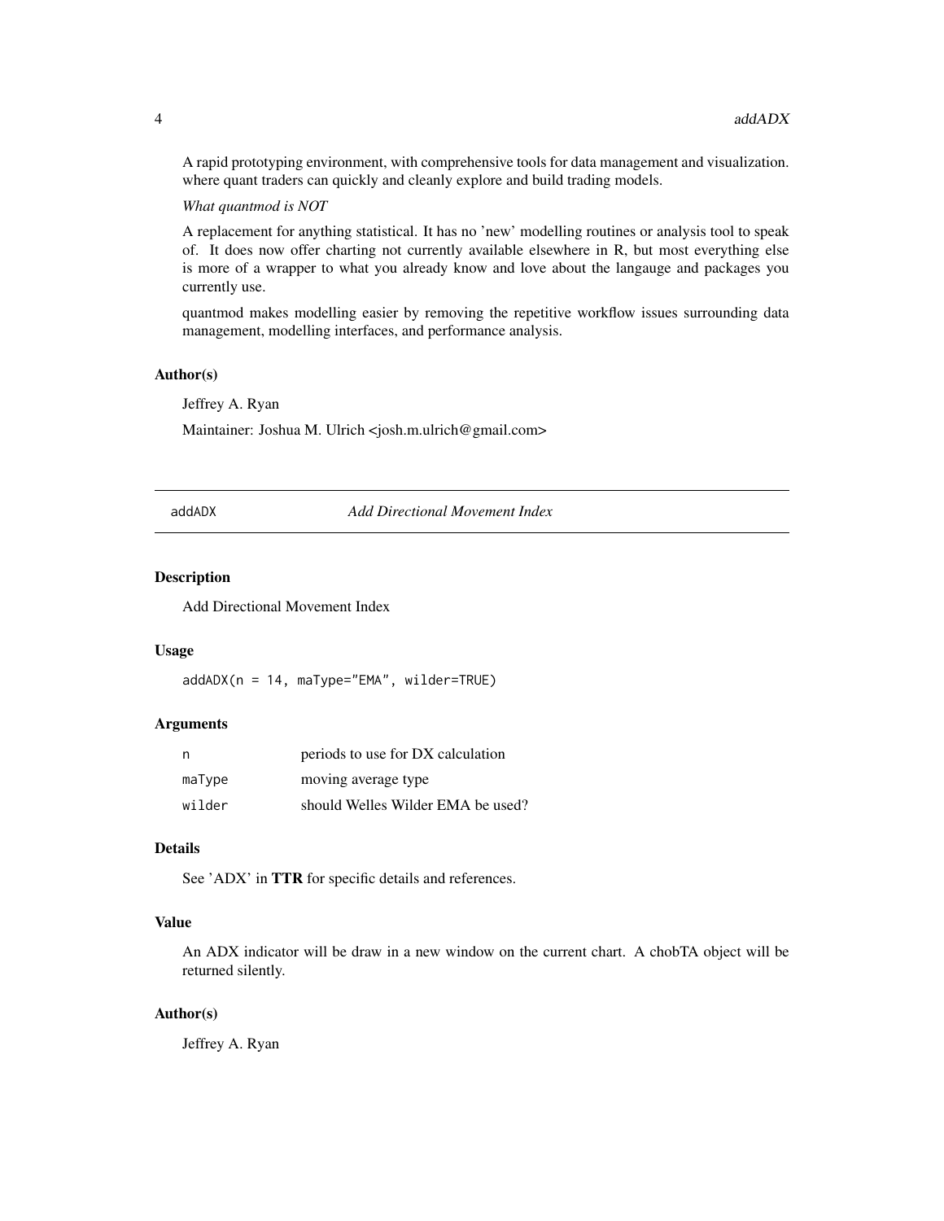A rapid prototyping environment, with comprehensive tools for data management and visualization. where quant traders can quickly and cleanly explore and build trading models.

*What quantmod is NOT*

A replacement for anything statistical. It has no 'new' modelling routines or analysis tool to speak of. It does now offer charting not currently available elsewhere in R, but most everything else is more of a wrapper to what you already know and love about the langauge and packages you currently use.

quantmod makes modelling easier by removing the repetitive workflow issues surrounding data management, modelling interfaces, and performance analysis.

### Author(s)

Jeffrey A. Ryan

Maintainer: Joshua M. Ulrich <josh.m.ulrich@gmail.com>

---

## addADX — *Add Directional Movement Index*

### Description

Add Directional Movement Index

### Usage

```
addADX(n = 14, maType="EMA", wilder=TRUE)
```

### Arguments

| | |
|---|---|
| n | periods to use for DX calculation |
| maType | moving average type |
| wilder | should Welles Wilder EMA be used? |

### Details

See 'ADX' in **TTR** for specific details and references.

### Value

An ADX indicator will be draw in a new window on the current chart. A chobTA object will be returned silently.

### Author(s)

Jeffrey A. Ryan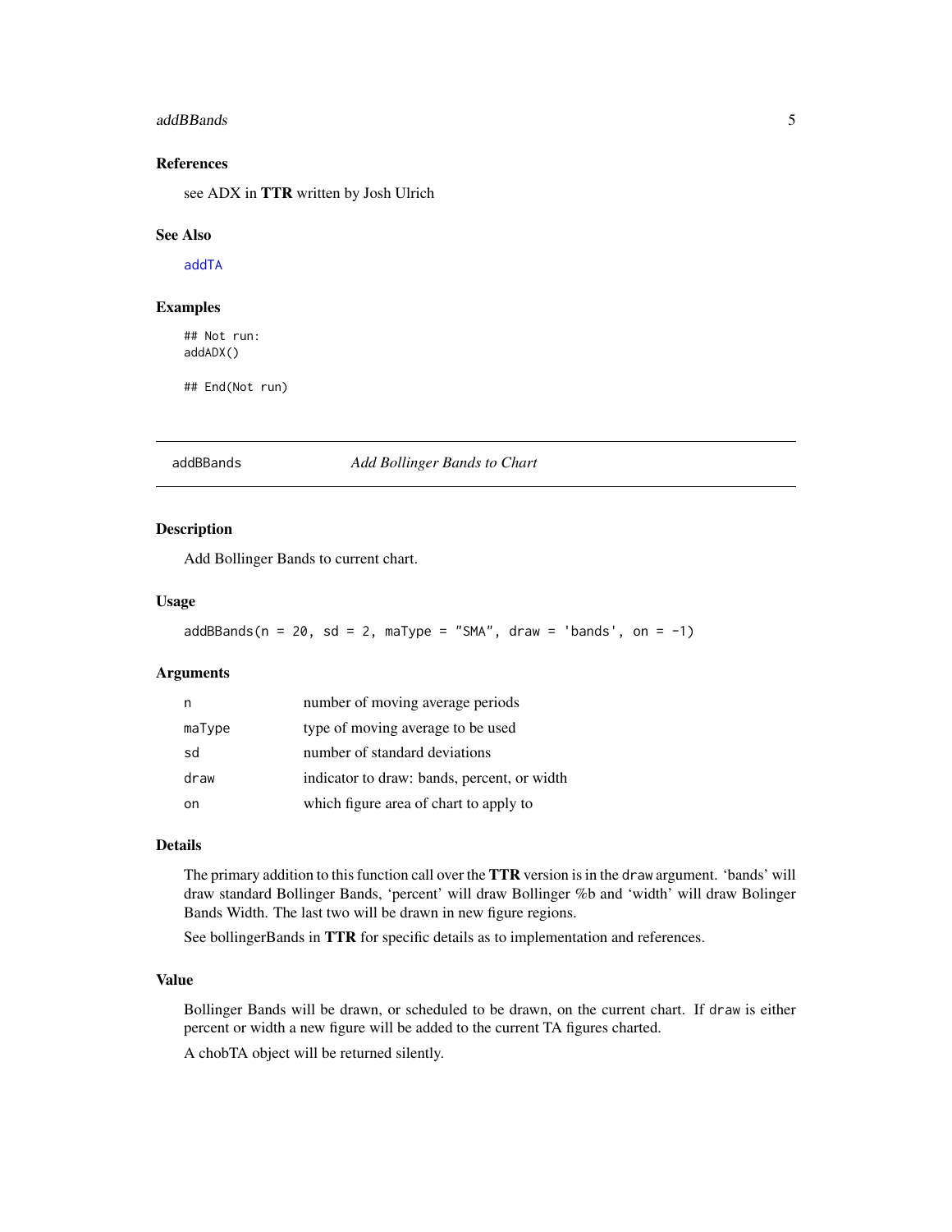### References

see ADX in **TTR** written by Josh Ulrich

### See Also

`addTA`

### Examples

```
## Not run:
addADX()

## End(Not run)
```

---

## addBBands — *Add Bollinger Bands to Chart*

### Description

Add Bollinger Bands to current chart.

### Usage

```
addBBands(n = 20, sd = 2, maType = "SMA", draw = 'bands', on = -1)
```

### Arguments

| | |
|---|---|
| n | number of moving average periods |
| maType | type of moving average to be used |
| sd | number of standard deviations |
| draw | indicator to draw: bands, percent, or width |
| on | which figure area of chart to apply to |

### Details

The primary addition to this function call over the **TTR** version is in the `draw` argument. 'bands' will draw standard Bollinger Bands, 'percent' will draw Bollinger %b and 'width' will draw Bolinger Bands Width. The last two will be drawn in new figure regions.

See bollingerBands in **TTR** for specific details as to implementation and references.

### Value

Bollinger Bands will be drawn, or scheduled to be drawn, on the current chart. If `draw` is either percent or width a new figure will be added to the current TA figures charted.

A chobTA object will be returned silently.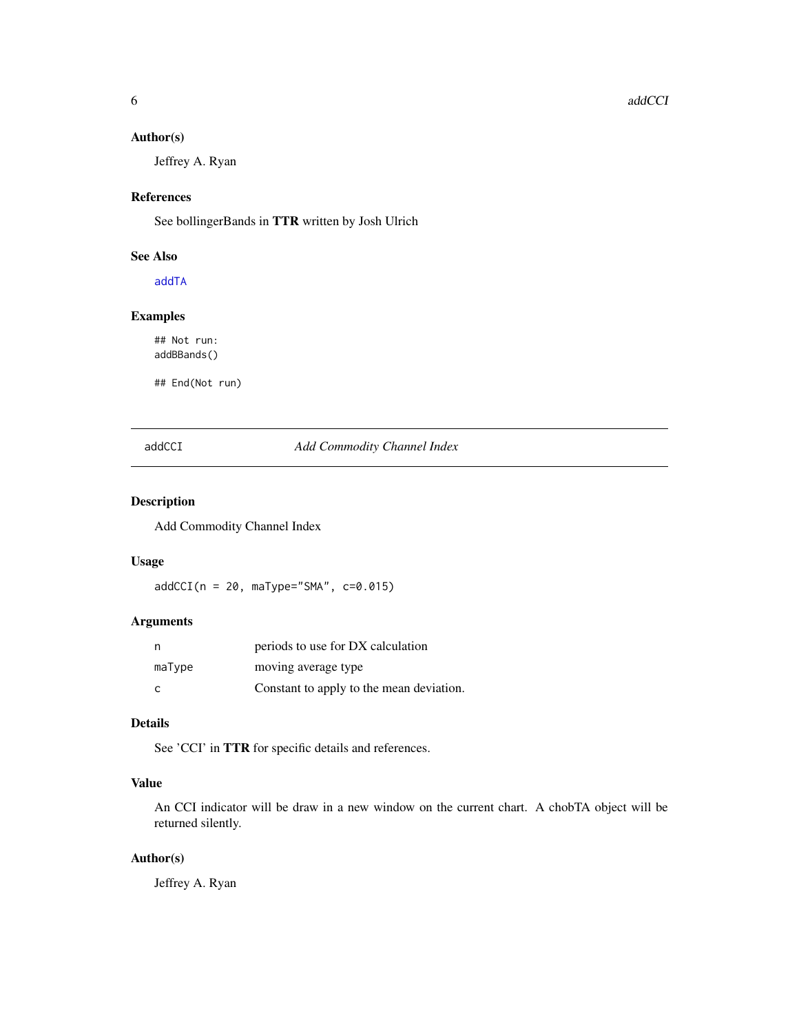### Author(s)

Jeffrey A. Ryan

### References

See bollingerBands in **TTR** written by Josh Ulrich

### See Also

addTA

### Examples

```
## Not run:
addBBands()

## End(Not run)
```

---

## addCCI — *Add Commodity Channel Index*

---

### Description

Add Commodity Channel Index

### Usage

```
addCCI(n = 20, maType="SMA", c=0.015)
```

### Arguments

| | |
|---|---|
| n | periods to use for DX calculation |
| maType | moving average type |
| c | Constant to apply to the mean deviation. |

### Details

See 'CCI' in **TTR** for specific details and references.

### Value

An CCI indicator will be draw in a new window on the current chart. A chobTA object will be returned silently.

### Author(s)

Jeffrey A. Ryan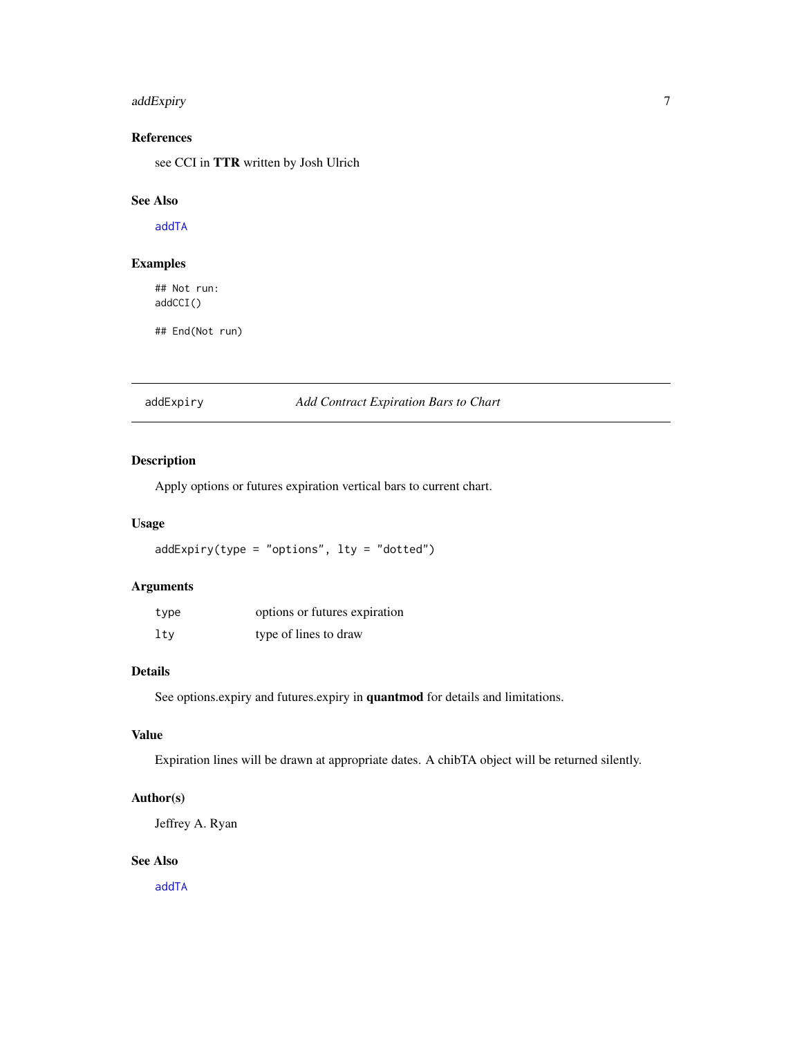### References

see CCI in **TTR** written by Josh Ulrich

### See Also

addTA

### Examples

```
## Not run:
addCCI()

## End(Not run)
```

---

## addExpiry &nbsp;&nbsp;&nbsp;&nbsp; *Add Contract Expiration Bars to Chart*

---

### Description

Apply options or futures expiration vertical bars to current chart.

### Usage

```
addExpiry(type = "options", lty = "dotted")
```

### Arguments

| | |
|---|---|
| type | options or futures expiration |
| lty | type of lines to draw |

### Details

See options.expiry and futures.expiry in **quantmod** for details and limitations.

### Value

Expiration lines will be drawn at appropriate dates. A chibTA object will be returned silently.

### Author(s)

Jeffrey A. Ryan

### See Also

addTA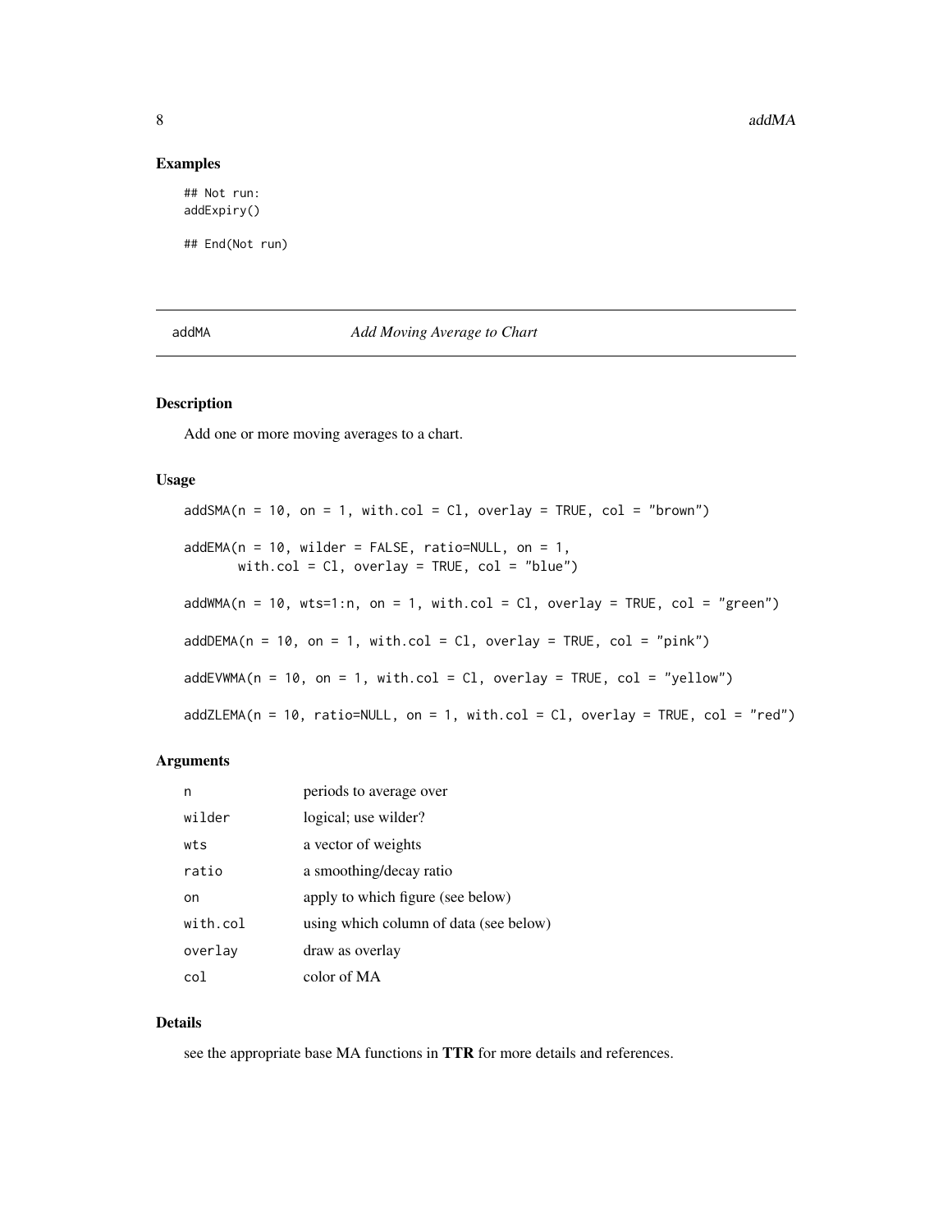## Examples

```
## Not run:
addExpiry()

## End(Not run)
```

## addMA *Add Moving Average to Chart*

### Description

Add one or more moving averages to a chart.

### Usage

```
addSMA(n = 10, on = 1, with.col = Cl, overlay = TRUE, col = "brown")

addEMA(n = 10, wilder = FALSE, ratio=NULL, on = 1,
       with.col = Cl, overlay = TRUE, col = "blue")

addWMA(n = 10, wts=1:n, on = 1, with.col = Cl, overlay = TRUE, col = "green")

addDEMA(n = 10, on = 1, with.col = Cl, overlay = TRUE, col = "pink")

addEVWMA(n = 10, on = 1, with.col = Cl, overlay = TRUE, col = "yellow")

addZLEMA(n = 10, ratio=NULL, on = 1, with.col = Cl, overlay = TRUE, col = "red")
```

### Arguments

| | |
|---|---|
| n | periods to average over |
| wilder | logical; use wilder? |
| wts | a vector of weights |
| ratio | a smoothing/decay ratio |
| on | apply to which figure (see below) |
| with.col | using which column of data (see below) |
| overlay | draw as overlay |
| col | color of MA |

### Details

see the appropriate base MA functions in **TTR** for more details and references.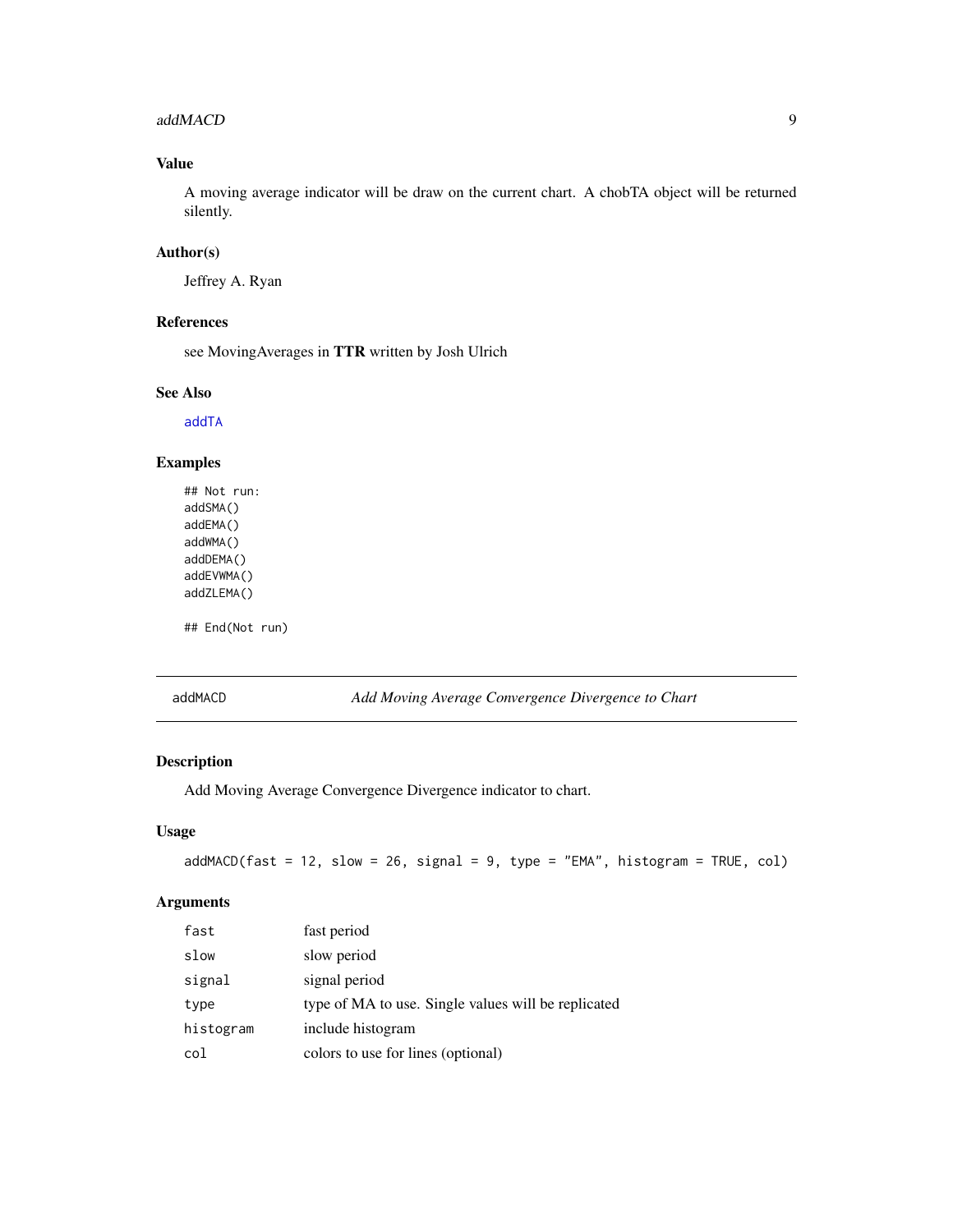### Value

A moving average indicator will be draw on the current chart. A chobTA object will be returned silently.

### Author(s)

Jeffrey A. Ryan

### References

see MovingAverages in **TTR** written by Josh Ulrich

### See Also

addTA

### Examples

```
## Not run:
addSMA()
addEMA()
addWMA()
addDEMA()
addEVWMA()
addZLEMA()

## End(Not run)
```

---

## addMACD — *Add Moving Average Convergence Divergence to Chart*

### Description

Add Moving Average Convergence Divergence indicator to chart.

### Usage

```
addMACD(fast = 12, slow = 26, signal = 9, type = "EMA", histogram = TRUE, col)
```

### Arguments

| | |
|---|---|
| fast | fast period |
| slow | slow period |
| signal | signal period |
| type | type of MA to use. Single values will be replicated |
| histogram | include histogram |
| col | colors to use for lines (optional) |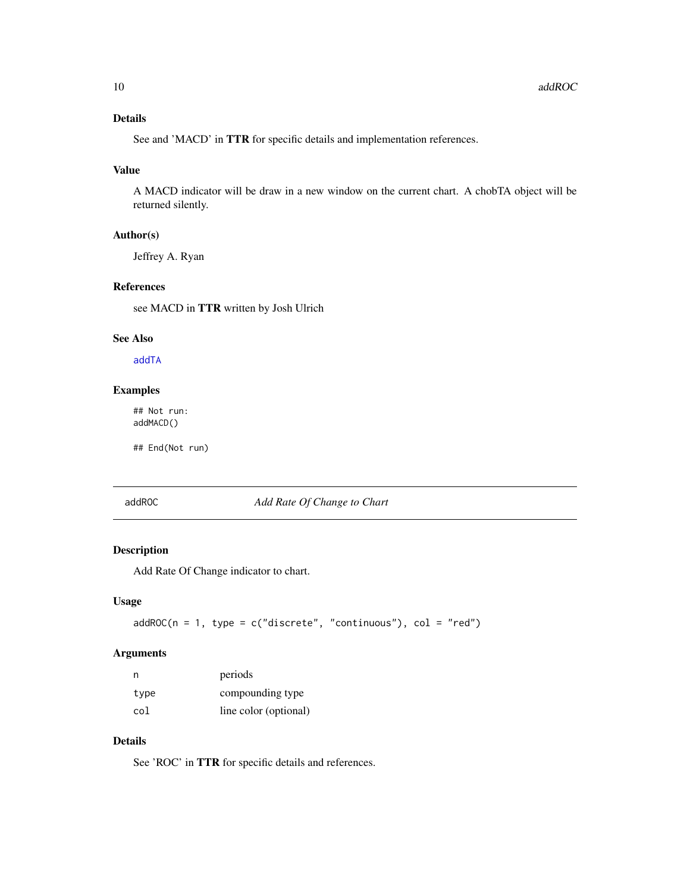### Details

See and 'MACD' in **TTR** for specific details and implementation references.

### Value

A MACD indicator will be draw in a new window on the current chart. A chobTA object will be returned silently.

### Author(s)

Jeffrey A. Ryan

### References

see MACD in **TTR** written by Josh Ulrich

### See Also

`addTA`

### Examples

```
## Not run:
addMACD()

## End(Not run)
```

---

## addROC *Add Rate Of Change to Chart*

---

### Description

Add Rate Of Change indicator to chart.

### Usage

```
addROC(n = 1, type = c("discrete", "continuous"), col = "red")
```

### Arguments

| | |
|---|---|
| `n` | periods |
| `type` | compounding type |
| `col` | line color (optional) |

### Details

See 'ROC' in **TTR** for specific details and references.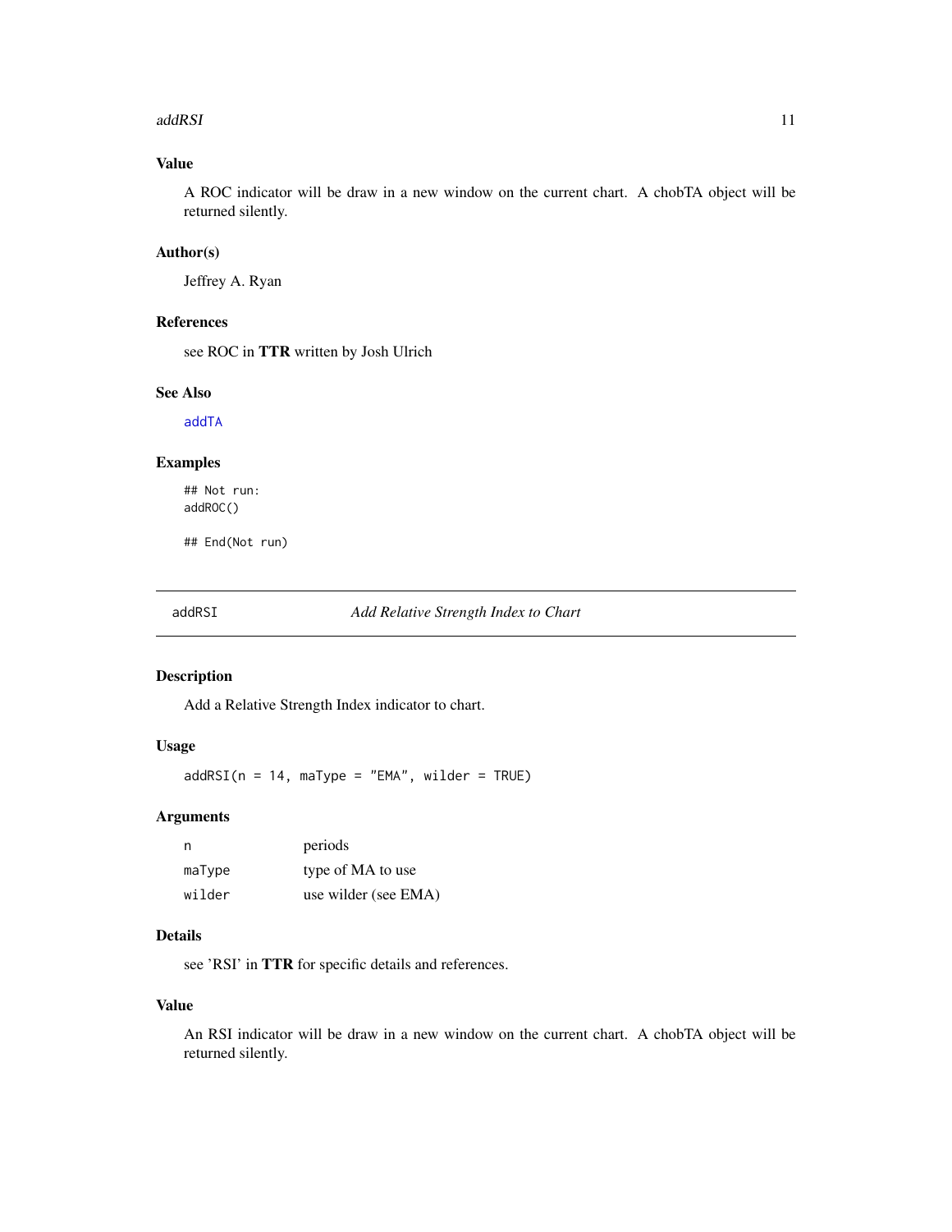### Value

A ROC indicator will be draw in a new window on the current chart. A chobTA object will be returned silently.

### Author(s)

Jeffrey A. Ryan

### References

see ROC in **TTR** written by Josh Ulrich

### See Also

addTA

### Examples

```
## Not run:
addROC()

## End(Not run)
```

---

## addRSI — *Add Relative Strength Index to Chart*

---

### Description

Add a Relative Strength Index indicator to chart.

### Usage

```
addRSI(n = 14, maType = "EMA", wilder = TRUE)
```

### Arguments

| | |
|---|---|
| `n` | periods |
| `maType` | type of MA to use |
| `wilder` | use wilder (see EMA) |

### Details

see 'RSI' in **TTR** for specific details and references.

### Value

An RSI indicator will be draw in a new window on the current chart. A chobTA object will be returned silently.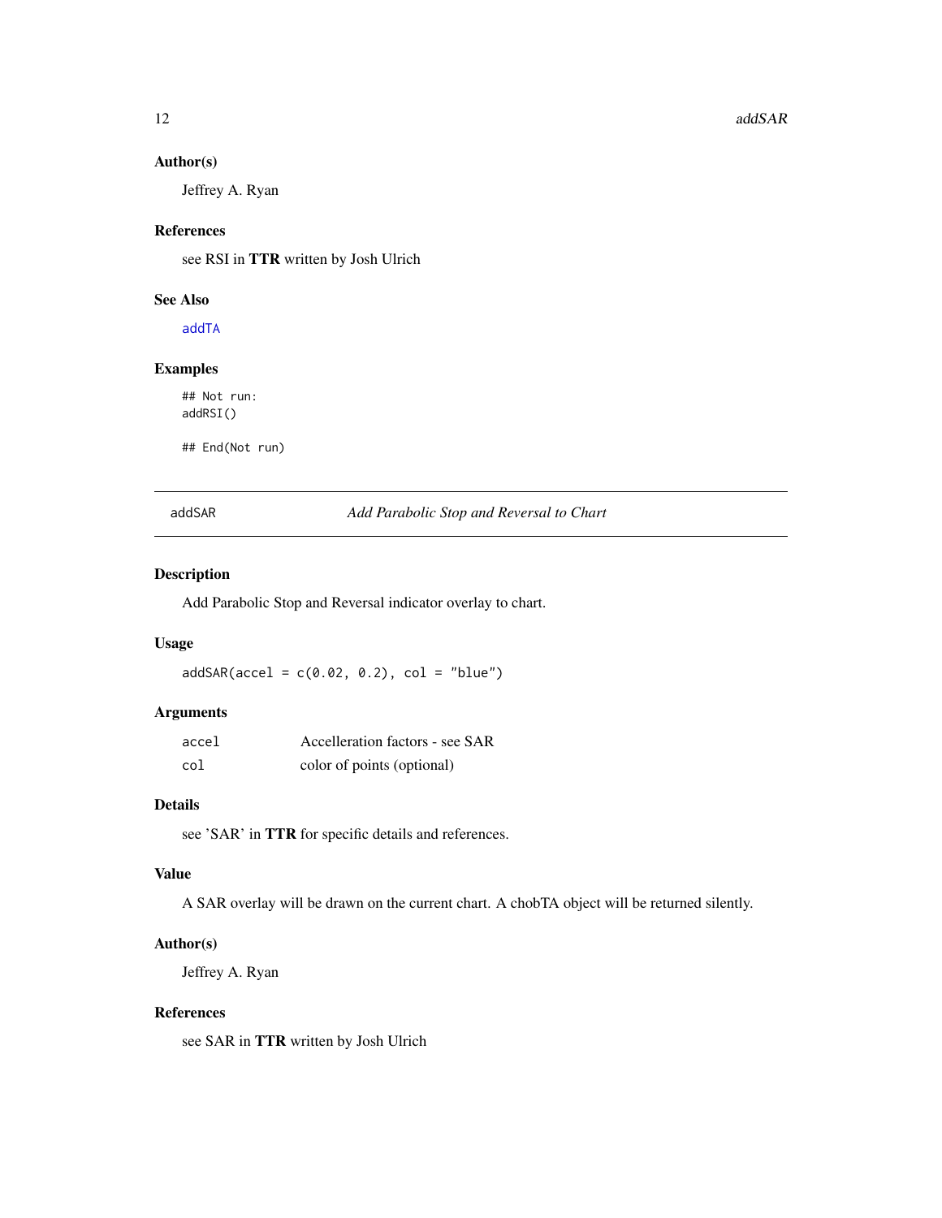### Author(s)

Jeffrey A. Ryan

### References

see RSI in **TTR** written by Josh Ulrich

### See Also

addTA

### Examples

```
## Not run:
addRSI()

## End(Not run)
```

---

## addSAR — *Add Parabolic Stop and Reversal to Chart*

---

### Description

Add Parabolic Stop and Reversal indicator overlay to chart.

### Usage

```
addSAR(accel = c(0.02, 0.2), col = "blue")
```

### Arguments

| | |
|---|---|
| accel | Accelleration factors - see SAR |
| col | color of points (optional) |

### Details

see 'SAR' in **TTR** for specific details and references.

### Value

A SAR overlay will be drawn on the current chart. A chobTA object will be returned silently.

### Author(s)

Jeffrey A. Ryan

### References

see SAR in **TTR** written by Josh Ulrich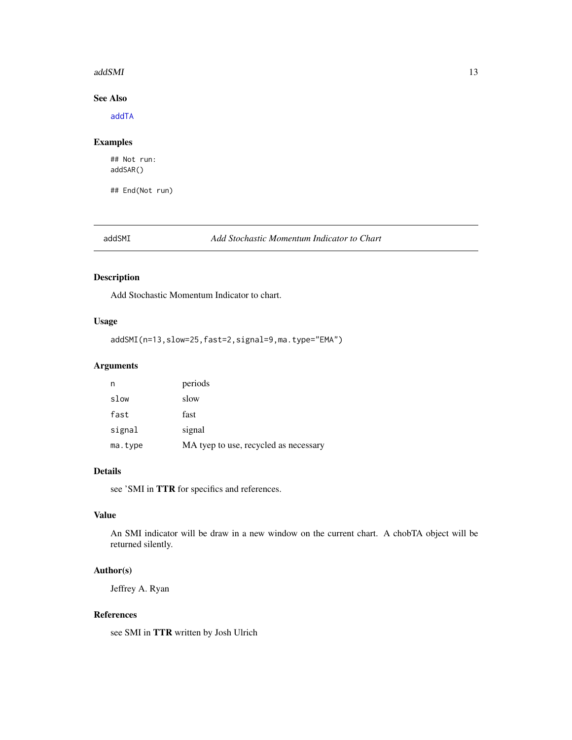### See Also

addTA

### Examples

```
## Not run:
addSAR()

## End(Not run)
```

---

## addSMI *Add Stochastic Momentum Indicator to Chart*

---

### Description

Add Stochastic Momentum Indicator to chart.

### Usage

```
addSMI(n=13,slow=25,fast=2,signal=9,ma.type="EMA")
```

### Arguments

| | |
|---|---|
| n | periods |
| slow | slow |
| fast | fast |
| signal | signal |
| ma.type | MA tyep to use, recycled as necessary |

### Details

see 'SMI in **TTR** for specifics and references.

### Value

An SMI indicator will be draw in a new window on the current chart. A chobTA object will be returned silently.

### Author(s)

Jeffrey A. Ryan

### References

see SMI in **TTR** written by Josh Ulrich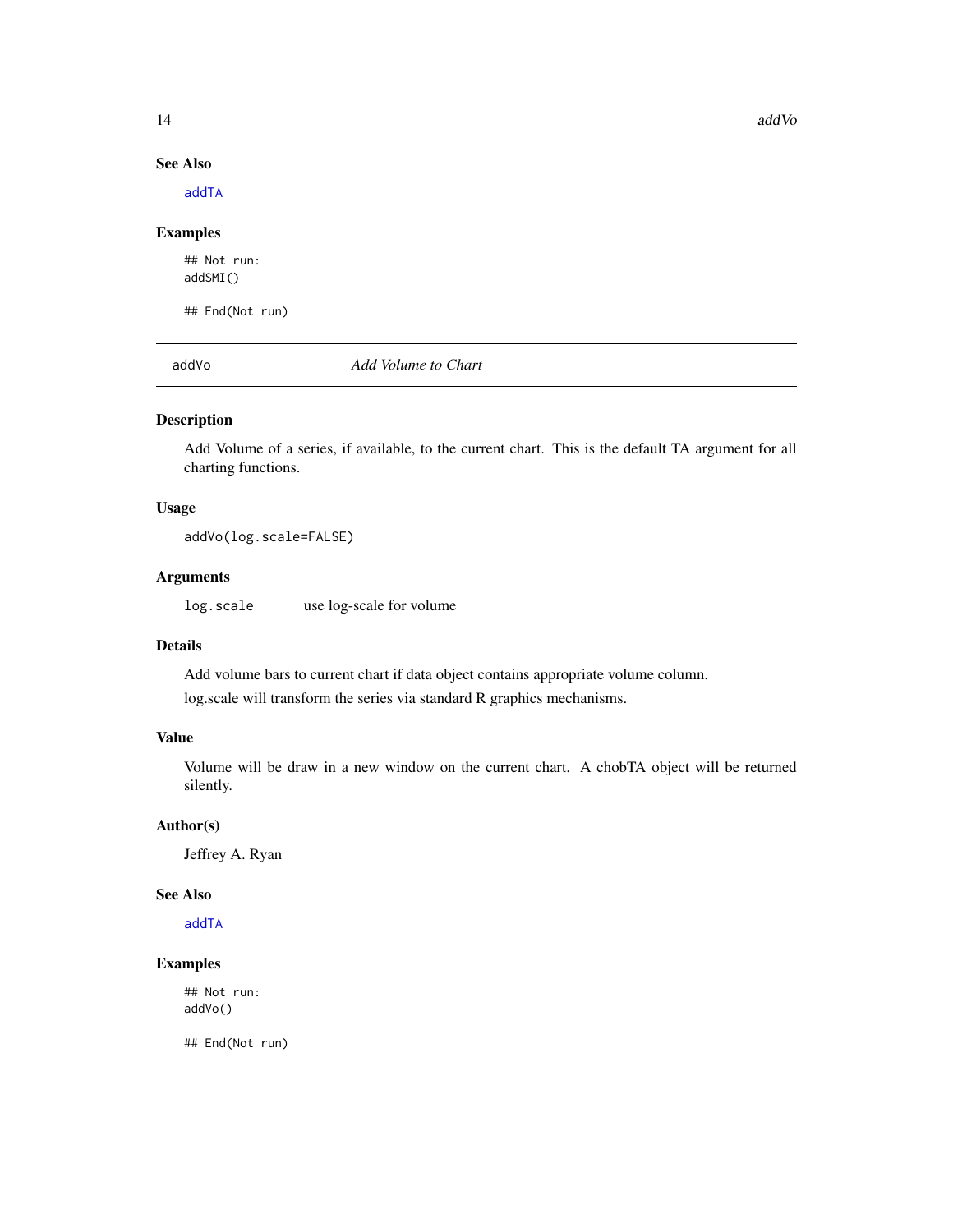### See Also

addTA

### Examples

```
## Not run:
addSMI()

## End(Not run)
```

---

## addVo — *Add Volume to Chart*

### Description

Add Volume of a series, if available, to the current chart. This is the default TA argument for all charting functions.

### Usage

```
addVo(log.scale=FALSE)
```

### Arguments

| | |
|---|---|
| log.scale | use log-scale for volume |

### Details

Add volume bars to current chart if data object contains appropriate volume column.

log.scale will transform the series via standard R graphics mechanisms.

### Value

Volume will be draw in a new window on the current chart. A chobTA object will be returned silently.

### Author(s)

Jeffrey A. Ryan

### See Also

addTA

### Examples

```
## Not run:
addVo()

## End(Not run)
```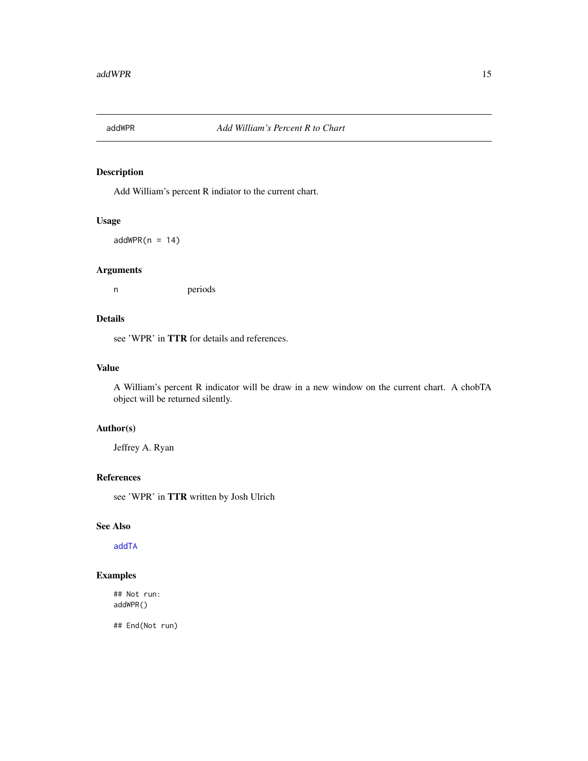# addWPR *Add William's Percent R to Chart*

## Description

Add William's percent R indiator to the current chart.

## Usage

```
addWPR(n = 14)
```

## Arguments

`n` periods

## Details

see 'WPR' in **TTR** for details and references.

## Value

A William's percent R indicator will be draw in a new window on the current chart. A chobTA object will be returned silently.

## Author(s)

Jeffrey A. Ryan

## References

see 'WPR' in **TTR** written by Josh Ulrich

## See Also

`addTA`

## Examples

```
## Not run:
addWPR()

## End(Not run)
```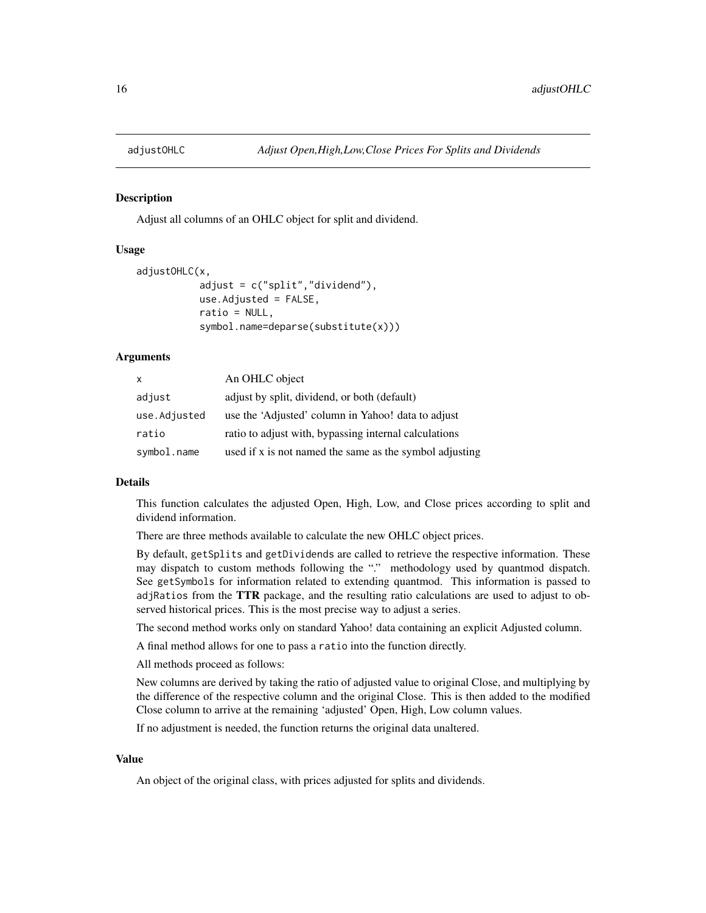adjustOHLC *Adjust Open,High,Low,Close Prices For Splits and Dividends*

## Description

Adjust all columns of an OHLC object for split and dividend.

## Usage

```
adjustOHLC(x,
           adjust = c("split","dividend"),
           use.Adjusted = FALSE,
           ratio = NULL,
           symbol.name=deparse(substitute(x)))
```

## Arguments

| | |
|---|---|
| x | An OHLC object |
| adjust | adjust by split, dividend, or both (default) |
| use.Adjusted | use the 'Adjusted' column in Yahoo! data to adjust |
| ratio | ratio to adjust with, bypassing internal calculations |
| symbol.name | used if x is not named the same as the symbol adjusting |

## Details

This function calculates the adjusted Open, High, Low, and Close prices according to split and dividend information.

There are three methods available to calculate the new OHLC object prices.

By default, getSplits and getDividends are called to retrieve the respective information. These may dispatch to custom methods following the "." methodology used by quantmod dispatch. See getSymbols for information related to extending quantmod. This information is passed to adjRatios from the **TTR** package, and the resulting ratio calculations are used to adjust to observed historical prices. This is the most precise way to adjust a series.

The second method works only on standard Yahoo! data containing an explicit Adjusted column.

A final method allows for one to pass a ratio into the function directly.

All methods proceed as follows:

New columns are derived by taking the ratio of adjusted value to original Close, and multiplying by the difference of the respective column and the original Close. This is then added to the modified Close column to arrive at the remaining 'adjusted' Open, High, Low column values.

If no adjustment is needed, the function returns the original data unaltered.

## Value

An object of the original class, with prices adjusted for splits and dividends.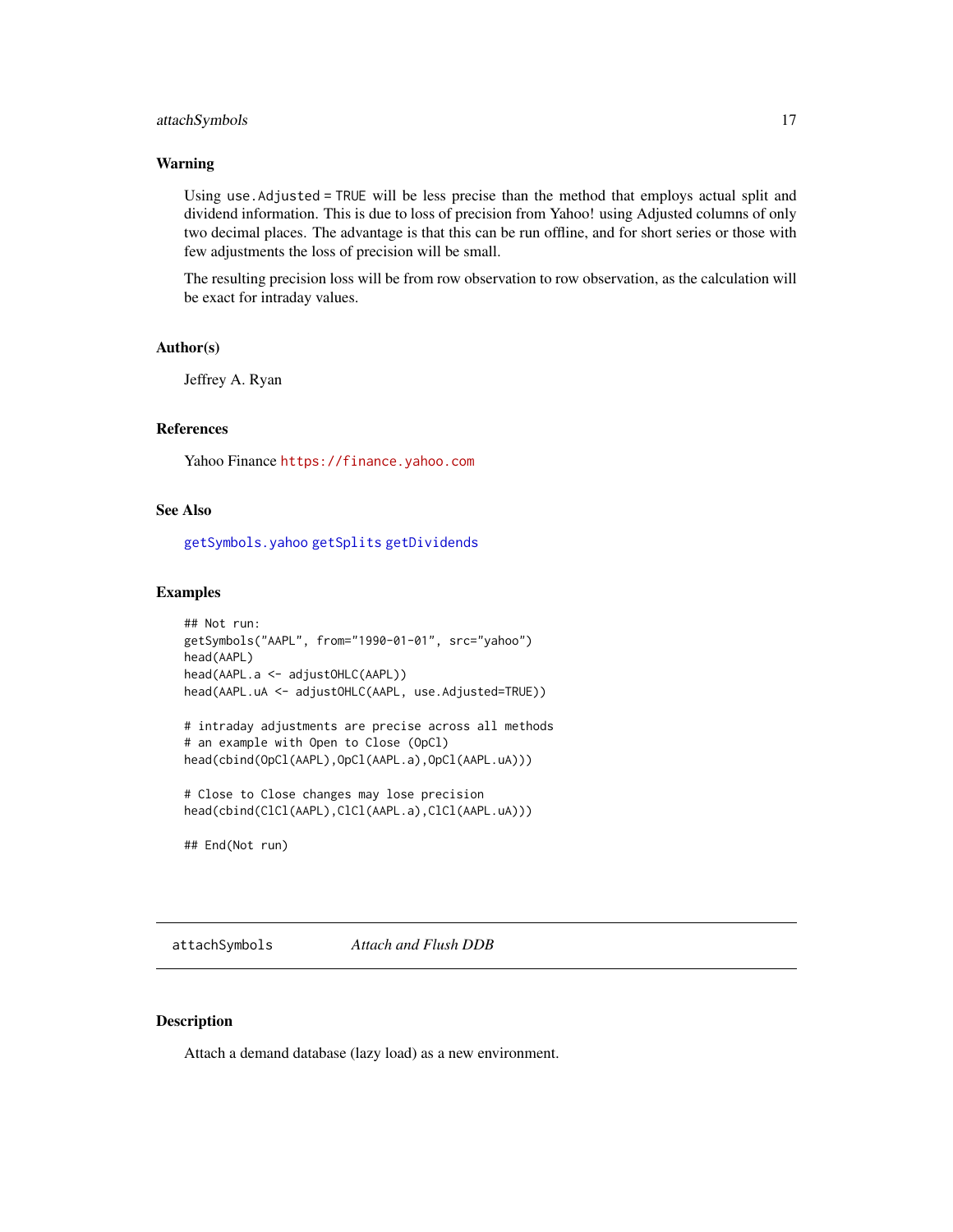### Warning

Using `use.Adjusted = TRUE` will be less precise than the method that employs actual split and dividend information. This is due to loss of precision from Yahoo! using Adjusted columns of only two decimal places. The advantage is that this can be run offline, and for short series or those with few adjustments the loss of precision will be small.

The resulting precision loss will be from row observation to row observation, as the calculation will be exact for intraday values.

### Author(s)

Jeffrey A. Ryan

### References

Yahoo Finance https://finance.yahoo.com

### See Also

`getSymbols.yahoo` `getSplits` `getDividends`

### Examples

```
## Not run:
getSymbols("AAPL", from="1990-01-01", src="yahoo")
head(AAPL)
head(AAPL.a <- adjustOHLC(AAPL))
head(AAPL.uA <- adjustOHLC(AAPL, use.Adjusted=TRUE))

# intraday adjustments are precise across all methods
# an example with Open to Close (OpCl)
head(cbind(OpCl(AAPL),OpCl(AAPL.a),OpCl(AAPL.uA)))

# Close to Close changes may lose precision
head(cbind(ClCl(AAPL),ClCl(AAPL.a),ClCl(AAPL.uA)))

## End(Not run)
```

---

## attachSymbols *Attach and Flush DDB*

### Description

Attach a demand database (lazy load) as a new environment.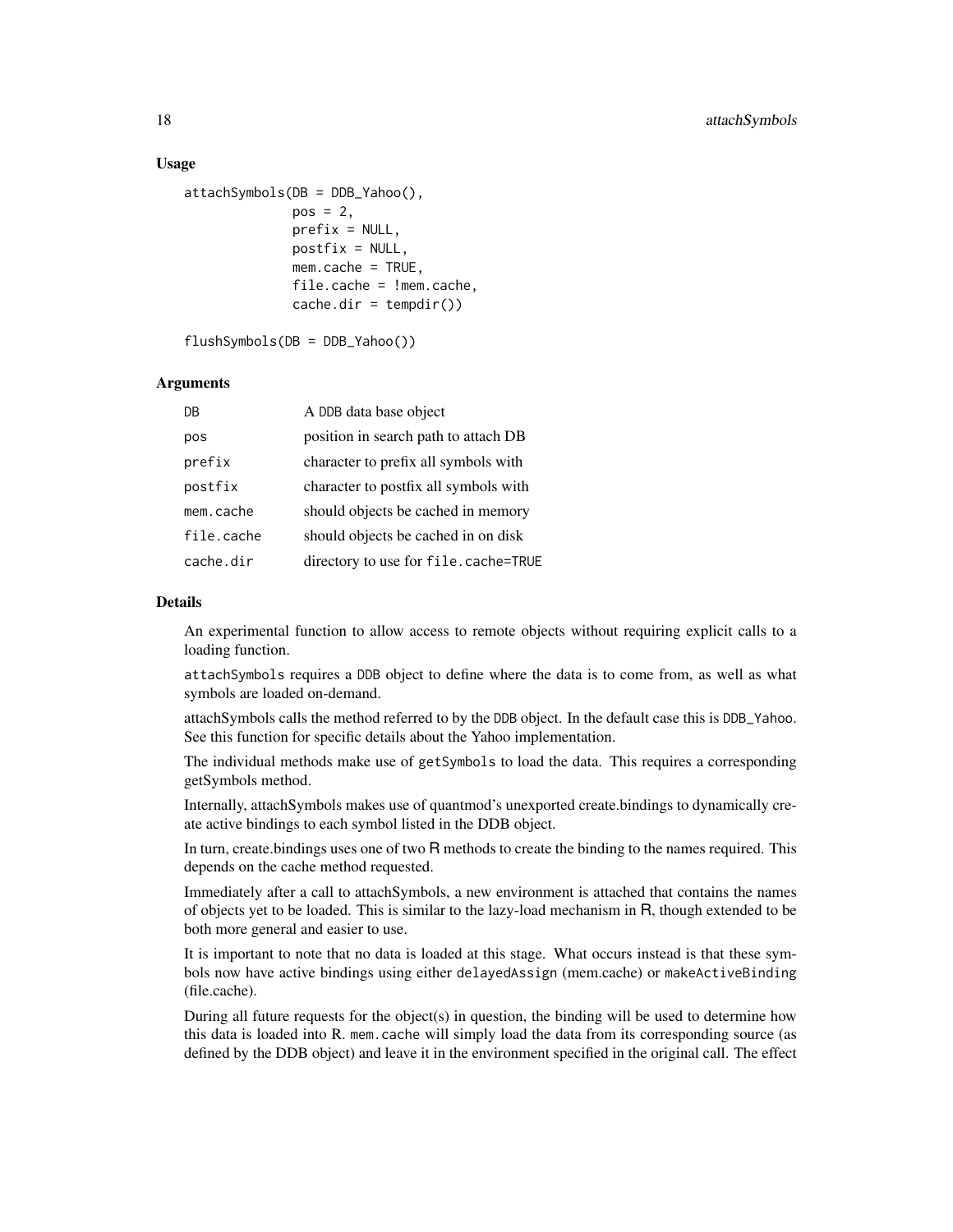## Usage

```
attachSymbols(DB = DDB_Yahoo(),
              pos = 2,
              prefix = NULL,
              postfix = NULL,
              mem.cache = TRUE,
              file.cache = !mem.cache,
              cache.dir = tempdir())

flushSymbols(DB = DDB_Yahoo())
```

## Arguments

| | |
|---|---|
| DB | A DDB data base object |
| pos | position in search path to attach DB |
| prefix | character to prefix all symbols with |
| postfix | character to postfix all symbols with |
| mem.cache | should objects be cached in memory |
| file.cache | should objects be cached in on disk |
| cache.dir | directory to use for `file.cache=TRUE` |

## Details

An experimental function to allow access to remote objects without requiring explicit calls to a loading function.

`attachSymbols` requires a DDB object to define where the data is to come from, as well as what symbols are loaded on-demand.

attachSymbols calls the method referred to by the DDB object. In the default case this is DDB_Yahoo. See this function for specific details about the Yahoo implementation.

The individual methods make use of `getSymbols` to load the data. This requires a corresponding getSymbols method.

Internally, attachSymbols makes use of quantmod's unexported create.bindings to dynamically create active bindings to each symbol listed in the DDB object.

In turn, create.bindings uses one of two R methods to create the binding to the names required. This depends on the cache method requested.

Immediately after a call to attachSymbols, a new environment is attached that contains the names of objects yet to be loaded. This is similar to the lazy-load mechanism in R, though extended to be both more general and easier to use.

It is important to note that no data is loaded at this stage. What occurs instead is that these symbols now have active bindings using either `delayedAssign` (mem.cache) or `makeActiveBinding` (file.cache).

During all future requests for the object(s) in question, the binding will be used to determine how this data is loaded into R. `mem.cache` will simply load the data from its corresponding source (as defined by the DDB object) and leave it in the environment specified in the original call. The effect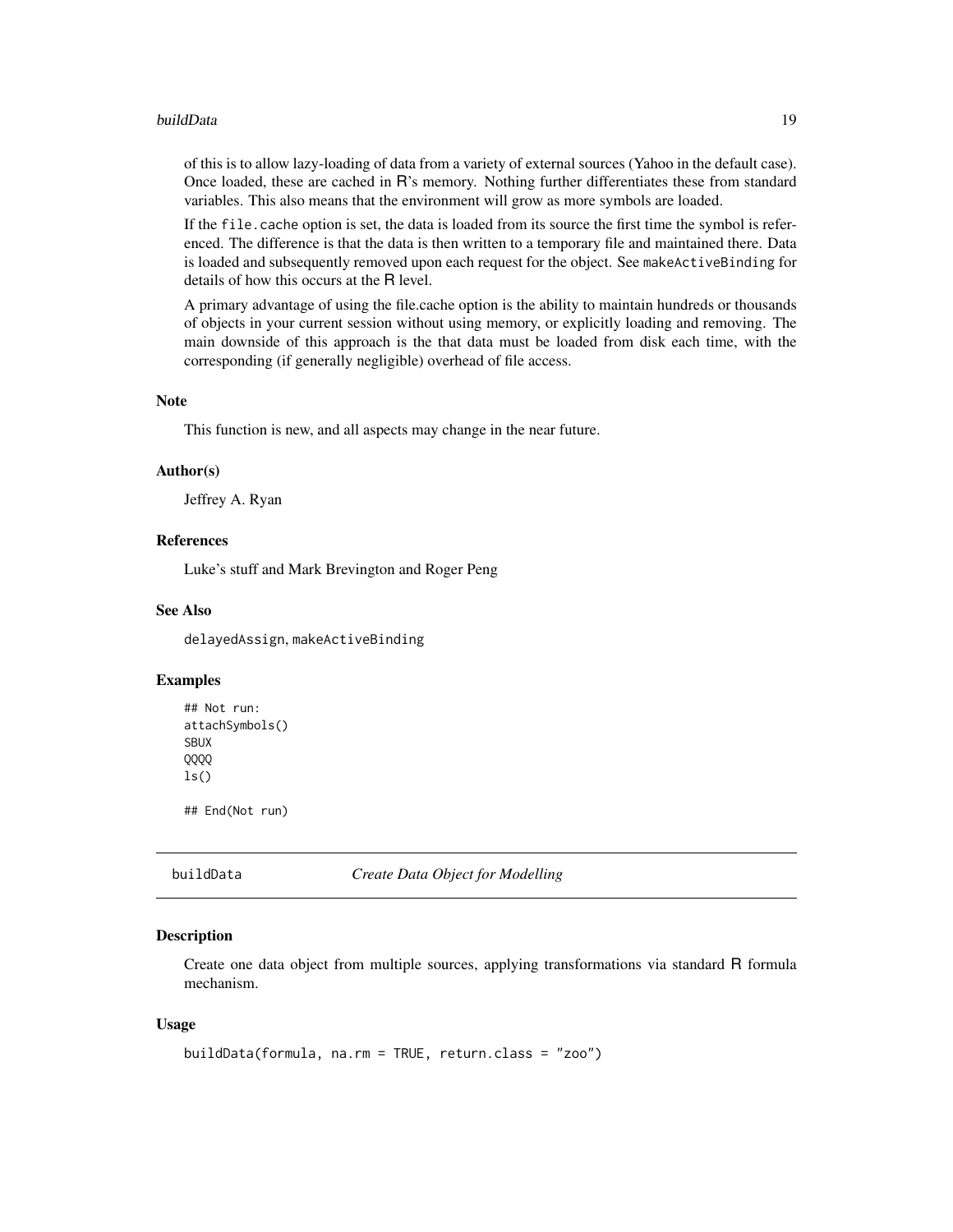of this is to allow lazy-loading of data from a variety of external sources (Yahoo in the default case). Once loaded, these are cached in R's memory. Nothing further differentiates these from standard variables. This also means that the environment will grow as more symbols are loaded.

If the `file.cache` option is set, the data is loaded from its source the first time the symbol is referenced. The difference is that the data is then written to a temporary file and maintained there. Data is loaded and subsequently removed upon each request for the object. See `makeActiveBinding` for details of how this occurs at the R level.

A primary advantage of using the file.cache option is the ability to maintain hundreds or thousands of objects in your current session without using memory, or explicitly loading and removing. The main downside of this approach is the that data must be loaded from disk each time, with the corresponding (if generally negligible) overhead of file access.

### Note

This function is new, and all aspects may change in the near future.

### Author(s)

Jeffrey A. Ryan

### References

Luke's stuff and Mark Brevington and Roger Peng

### See Also

`delayedAssign`, `makeActiveBinding`

### Examples

```
## Not run:
attachSymbols()
SBUX
QQQQ
ls()

## End(Not run)
```

---

## buildData — *Create Data Object for Modelling*

### Description

Create one data object from multiple sources, applying transformations via standard R formula mechanism.

### Usage

```
buildData(formula, na.rm = TRUE, return.class = "zoo")
```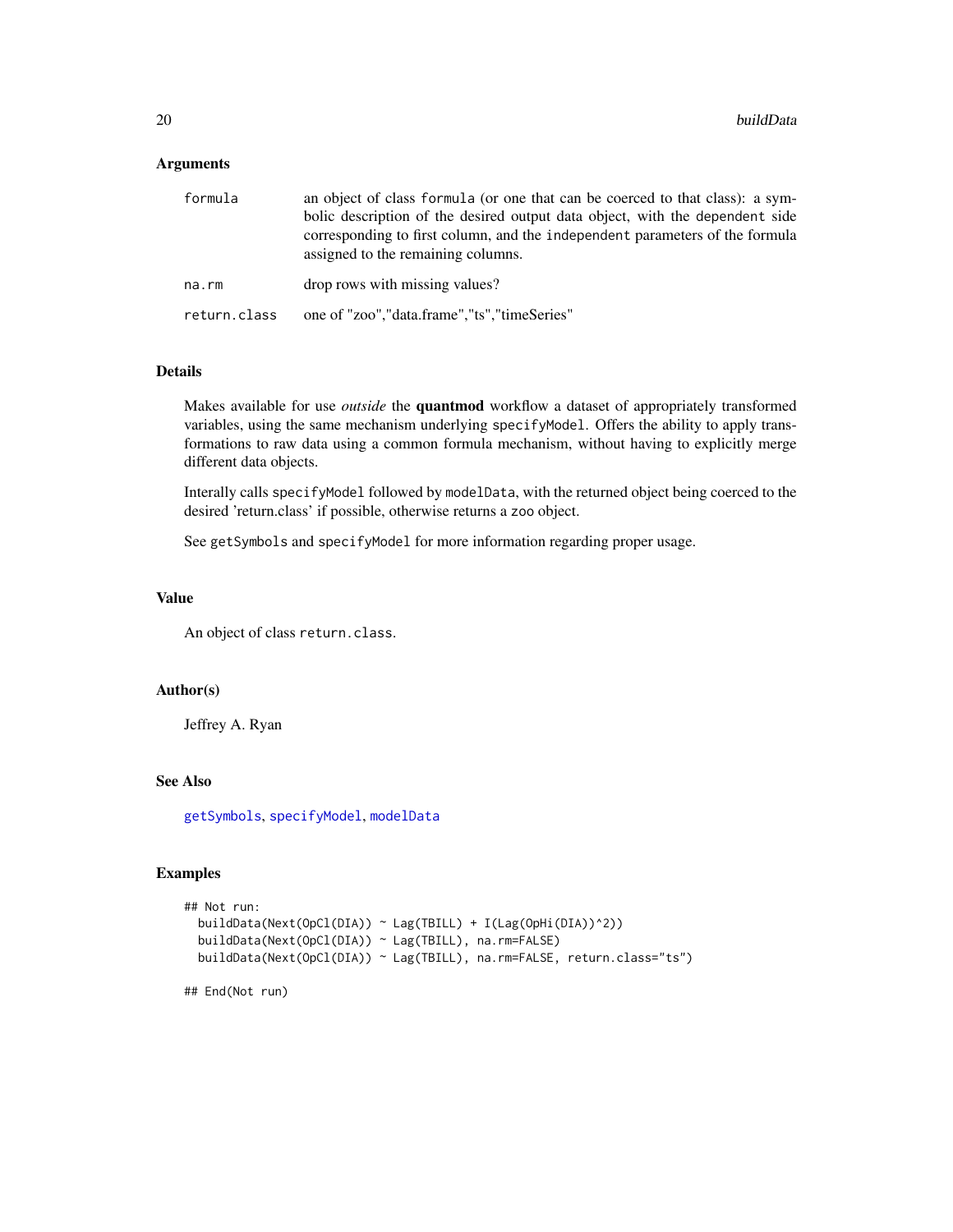### Arguments

| | |
|---|---|
| formula | an object of class formula (or one that can be coerced to that class): a symbolic description of the desired output data object, with the dependent side corresponding to first column, and the independent parameters of the formula assigned to the remaining columns. |
| na.rm | drop rows with missing values? |
| return.class | one of "zoo","data.frame","ts","timeSeries" |

### Details

Makes available for use *outside* the **quantmod** workflow a dataset of appropriately transformed variables, using the same mechanism underlying specifyModel. Offers the ability to apply transformations to raw data using a common formula mechanism, without having to explicitly merge different data objects.

Interally calls specifyModel followed by modelData, with the returned object being coerced to the desired 'return.class' if possible, otherwise returns a zoo object.

See getSymbols and specifyModel for more information regarding proper usage.

### Value

An object of class return.class.

### Author(s)

Jeffrey A. Ryan

### See Also

getSymbols, specifyModel, modelData

### Examples

```
## Not run:
  buildData(Next(OpCl(DIA)) ~ Lag(TBILL) + I(Lag(OpHi(DIA))^2))
  buildData(Next(OpCl(DIA)) ~ Lag(TBILL), na.rm=FALSE)
  buildData(Next(OpCl(DIA)) ~ Lag(TBILL), na.rm=FALSE, return.class="ts")

## End(Not run)
```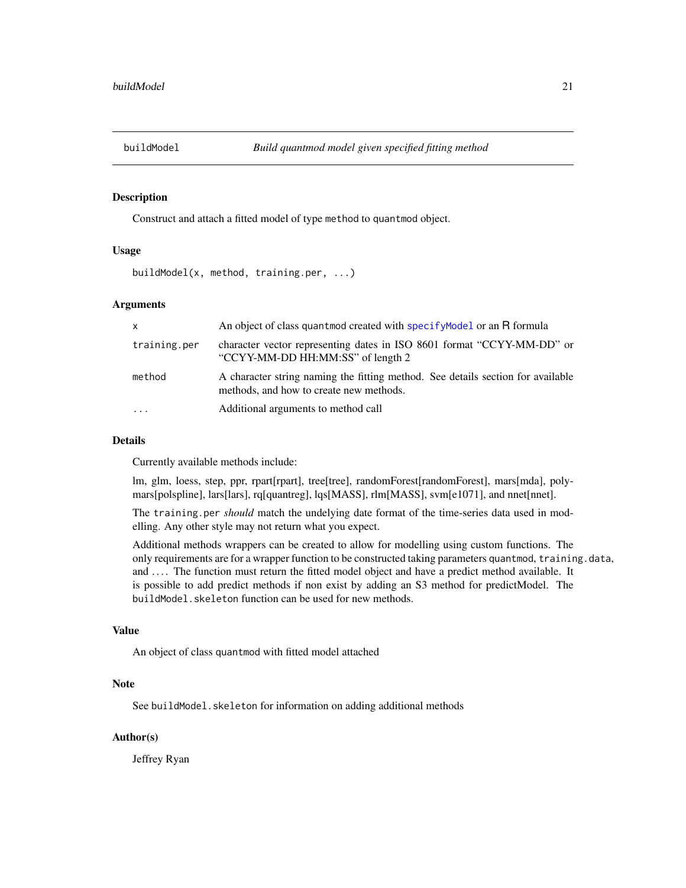# buildModel — *Build quantmod model given specified fitting method*

## Description

Construct and attach a fitted model of type `method` to `quantmod` object.

## Usage

```
buildModel(x, method, training.per, ...)
```

## Arguments

| | |
|---|---|
| `x` | An object of class `quantmod` created with `specifyModel` or an R formula |
| `training.per` | character vector representing dates in ISO 8601 format “CCYY-MM-DD” or “CCYY-MM-DD HH:MM:SS” of length 2 |
| `method` | A character string naming the fitting method. See details section for available methods, and how to create new methods. |
| `...` | Additional arguments to method call |

## Details

Currently available methods include:

lm, glm, loess, step, ppr, rpart[rpart], tree[tree], randomForest[randomForest], mars[mda], polymars[polspline], lars[lars], rq[quantreg], lqs[MASS], rlm[MASS], svm[e1071], and nnet[nnet].

The `training.per` *should* match the undelying date format of the time-series data used in modelling. Any other style may not return what you expect.

Additional methods wrappers can be created to allow for modelling using custom functions. The only requirements are for a wrapper function to be constructed taking parameters `quantmod`, `training.data`, and `...`. The function must return the fitted model object and have a predict method available. It is possible to add predict methods if non exist by adding an S3 method for predictModel. The `buildModel.skeleton` function can be used for new methods.

## Value

An object of class `quantmod` with fitted model attached

## Note

See `buildModel.skeleton` for information on adding additional methods

## Author(s)

Jeffrey Ryan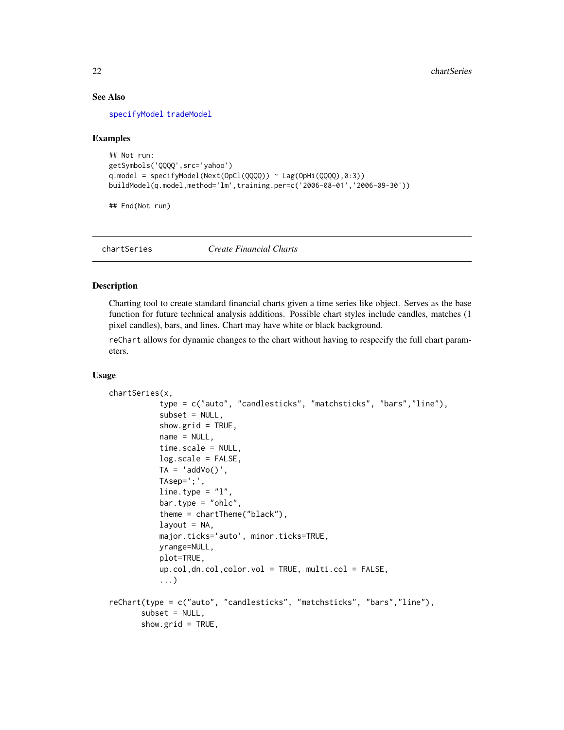## See Also

specifyModel tradeModel

## Examples

```
## Not run:
getSymbols('QQQQ',src='yahoo')
q.model = specifyModel(Next(OpCl(QQQQ)) ~ Lag(OpHi(QQQQ),0:3))
buildModel(q.model,method='lm',training.per=c('2006-08-01','2006-09-30'))

## End(Not run)
```

---

# chartSeries *Create Financial Charts*

## Description

Charting tool to create standard financial charts given a time series like object. Serves as the base function for future technical analysis additions. Possible chart styles include candles, matches (1 pixel candles), bars, and lines. Chart may have white or black background.

reChart allows for dynamic changes to the chart without having to respecify the full chart parameters.

## Usage

```
chartSeries(x,
           type = c("auto", "candlesticks", "matchsticks", "bars","line"),
           subset = NULL,
           show.grid = TRUE,
           name = NULL,
           time.scale = NULL,
           log.scale = FALSE,
           TA = 'addVo()',
           TAsep=';',
           line.type = "l",
           bar.type = "ohlc",
           theme = chartTheme("black"),
           layout = NA,
           major.ticks='auto', minor.ticks=TRUE,
           yrange=NULL,
           plot=TRUE,
           up.col,dn.col,color.vol = TRUE, multi.col = FALSE,
           ...)

reChart(type = c("auto", "candlesticks", "matchsticks", "bars","line"),
       subset = NULL,
       show.grid = TRUE,
```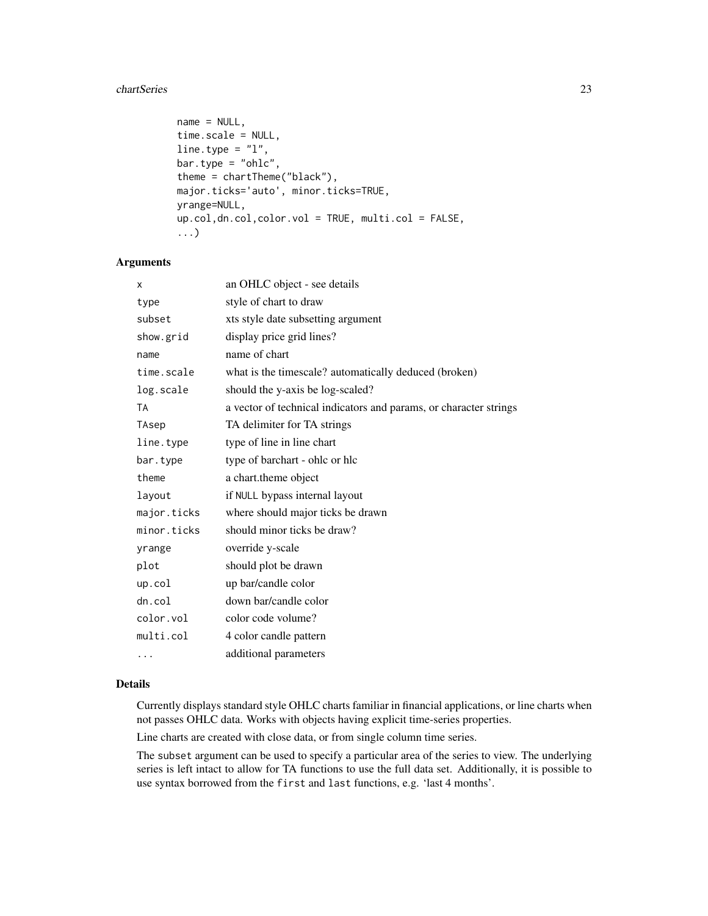```
        name = NULL,
        time.scale = NULL,
        line.type = "l",
        bar.type = "ohlc",
        theme = chartTheme("black"),
        major.ticks='auto', minor.ticks=TRUE,
        yrange=NULL,
        up.col,dn.col,color.vol = TRUE, multi.col = FALSE,
        ...)
```

### Arguments

| | |
|---|---|
| `x` | an OHLC object - see details |
| `type` | style of chart to draw |
| `subset` | xts style date subsetting argument |
| `show.grid` | display price grid lines? |
| `name` | name of chart |
| `time.scale` | what is the timescale? automatically deduced (broken) |
| `log.scale` | should the y-axis be log-scaled? |
| `TA` | a vector of technical indicators and params, or character strings |
| `TAsep` | TA delimiter for TA strings |
| `line.type` | type of line in line chart |
| `bar.type` | type of barchart - ohlc or hlc |
| `theme` | a chart.theme object |
| `layout` | if `NULL` bypass internal layout |
| `major.ticks` | where should major ticks be drawn |
| `minor.ticks` | should minor ticks be draw? |
| `yrange` | override y-scale |
| `plot` | should plot be drawn |
| `up.col` | up bar/candle color |
| `dn.col` | down bar/candle color |
| `color.vol` | color code volume? |
| `multi.col` | 4 color candle pattern |
| `...` | additional parameters |

### Details

Currently displays standard style OHLC charts familiar in financial applications, or line charts when not passes OHLC data. Works with objects having explicit time-series properties.

Line charts are created with close data, or from single column time series.

The `subset` argument can be used to specify a particular area of the series to view. The underlying series is left intact to allow for TA functions to use the full data set. Additionally, it is possible to use syntax borrowed from the `first` and `last` functions, e.g. 'last 4 months'.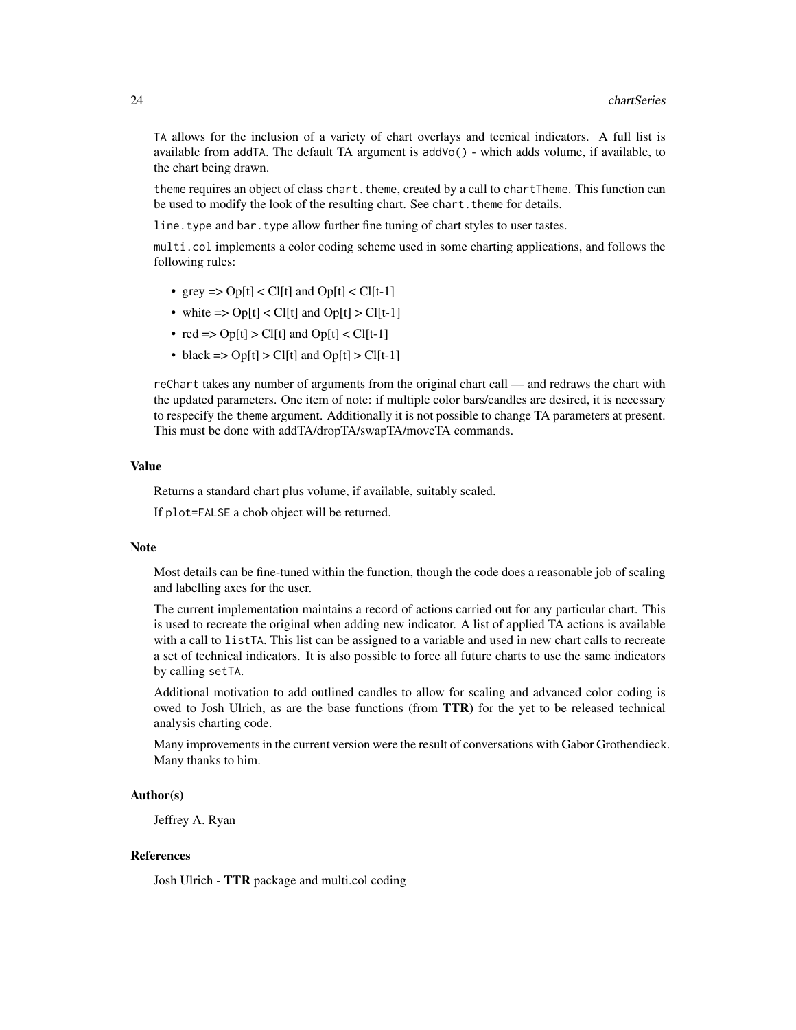TA allows for the inclusion of a variety of chart overlays and tecnical indicators. A full list is available from addTA. The default TA argument is addVo() - which adds volume, if available, to the chart being drawn.

theme requires an object of class chart.theme, created by a call to chartTheme. This function can be used to modify the look of the resulting chart. See chart.theme for details.

line.type and bar.type allow further fine tuning of chart styles to user tastes.

multi.col implements a color coding scheme used in some charting applications, and follows the following rules:

- grey => Op[t] < Cl[t] and Op[t] < Cl[t-1]
- white => Op[t] < Cl[t] and Op[t] > Cl[t-1]
- red => Op[t] > Cl[t] and Op[t] < Cl[t-1]
- black => Op[t] > Cl[t] and Op[t] > Cl[t-1]

reChart takes any number of arguments from the original chart call — and redraws the chart with the updated parameters. One item of note: if multiple color bars/candles are desired, it is necessary to respecify the theme argument. Additionally it is not possible to change TA parameters at present. This must be done with addTA/dropTA/swapTA/moveTA commands.

### Value

Returns a standard chart plus volume, if available, suitably scaled.

If plot=FALSE a chob object will be returned.

### Note

Most details can be fine-tuned within the function, though the code does a reasonable job of scaling and labelling axes for the user.

The current implementation maintains a record of actions carried out for any particular chart. This is used to recreate the original when adding new indicator. A list of applied TA actions is available with a call to listTA. This list can be assigned to a variable and used in new chart calls to recreate a set of technical indicators. It is also possible to force all future charts to use the same indicators by calling setTA.

Additional motivation to add outlined candles to allow for scaling and advanced color coding is owed to Josh Ulrich, as are the base functions (from **TTR**) for the yet to be released technical analysis charting code.

Many improvements in the current version were the result of conversations with Gabor Grothendieck. Many thanks to him.

### Author(s)

Jeffrey A. Ryan

### References

Josh Ulrich - **TTR** package and multi.col coding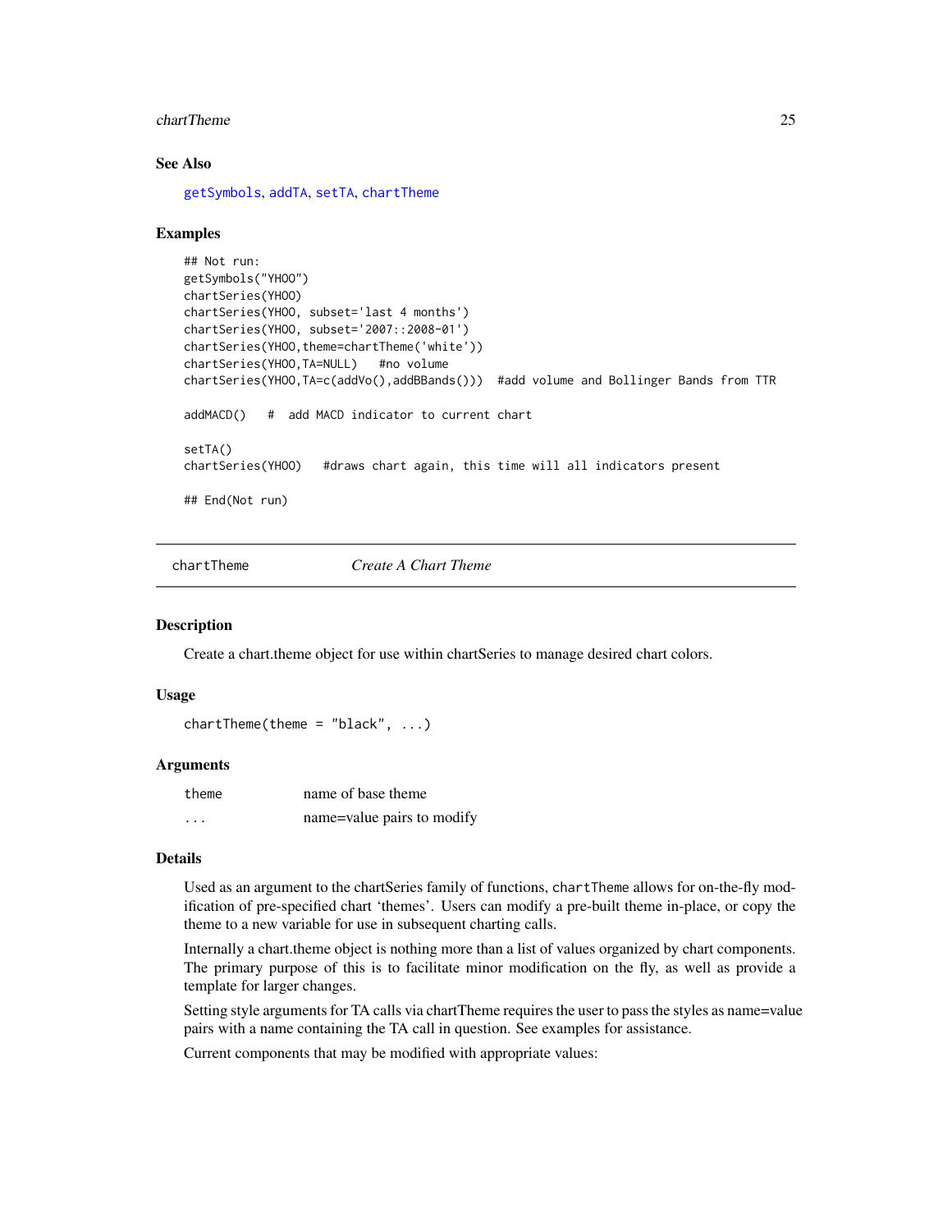### See Also

getSymbols, addTA, setTA, chartTheme

### Examples

```
## Not run:
getSymbols("YHOO")
chartSeries(YHOO)
chartSeries(YHOO, subset='last 4 months')
chartSeries(YHOO, subset='2007::2008-01')
chartSeries(YHOO,theme=chartTheme('white'))
chartSeries(YHOO,TA=NULL)   #no volume
chartSeries(YHOO,TA=c(addVo(),addBBands()))  #add volume and Bollinger Bands from TTR

addMACD()   #  add MACD indicator to current chart

setTA()
chartSeries(YHOO)   #draws chart again, this time will all indicators present

## End(Not run)
```

---

## chartTheme — *Create A Chart Theme*

### Description

Create a chart.theme object for use within chartSeries to manage desired chart colors.

### Usage

```
chartTheme(theme = "black", ...)
```

### Arguments

| | |
|---|---|
| theme | name of base theme |
| ... | name=value pairs to modify |

### Details

Used as an argument to the chartSeries family of functions, `chartTheme` allows for on-the-fly modification of pre-specified chart 'themes'. Users can modify a pre-built theme in-place, or copy the theme to a new variable for use in subsequent charting calls.

Internally a chart.theme object is nothing more than a list of values organized by chart components. The primary purpose of this is to facilitate minor modification on the fly, as well as provide a template for larger changes.

Setting style arguments for TA calls via chartTheme requires the user to pass the styles as name=value pairs with a name containing the TA call in question. See examples for assistance.

Current components that may be modified with appropriate values: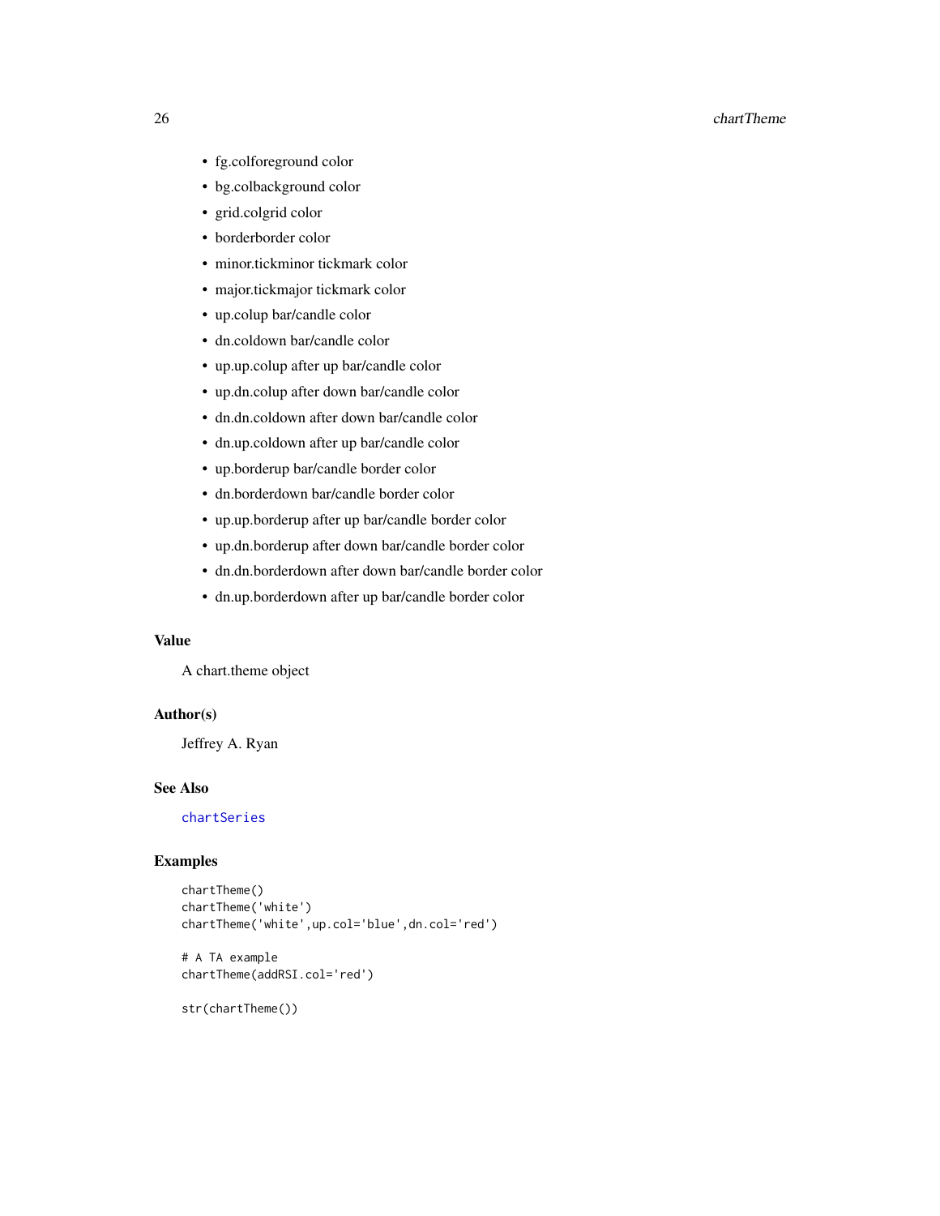- fg.colforeground color
- bg.colbackground color
- grid.colgrid color
- borderborder color
- minor.tickminor tickmark color
- major.tickmajor tickmark color
- up.colup bar/candle color
- dn.coldown bar/candle color
- up.up.colup after up bar/candle color
- up.dn.colup after down bar/candle color
- dn.dn.coldown after down bar/candle color
- dn.up.coldown after up bar/candle color
- up.borderup bar/candle border color
- dn.borderdown bar/candle border color
- up.up.borderup after up bar/candle border color
- up.dn.borderup after down bar/candle border color
- dn.dn.borderdown after down bar/candle border color
- dn.up.borderdown after up bar/candle border color

### Value

A chart.theme object

### Author(s)

Jeffrey A. Ryan

### See Also

chartSeries

### Examples

```
chartTheme()
chartTheme('white')
chartTheme('white',up.col='blue',dn.col='red')

# A TA example
chartTheme(addRSI.col='red')

str(chartTheme())
```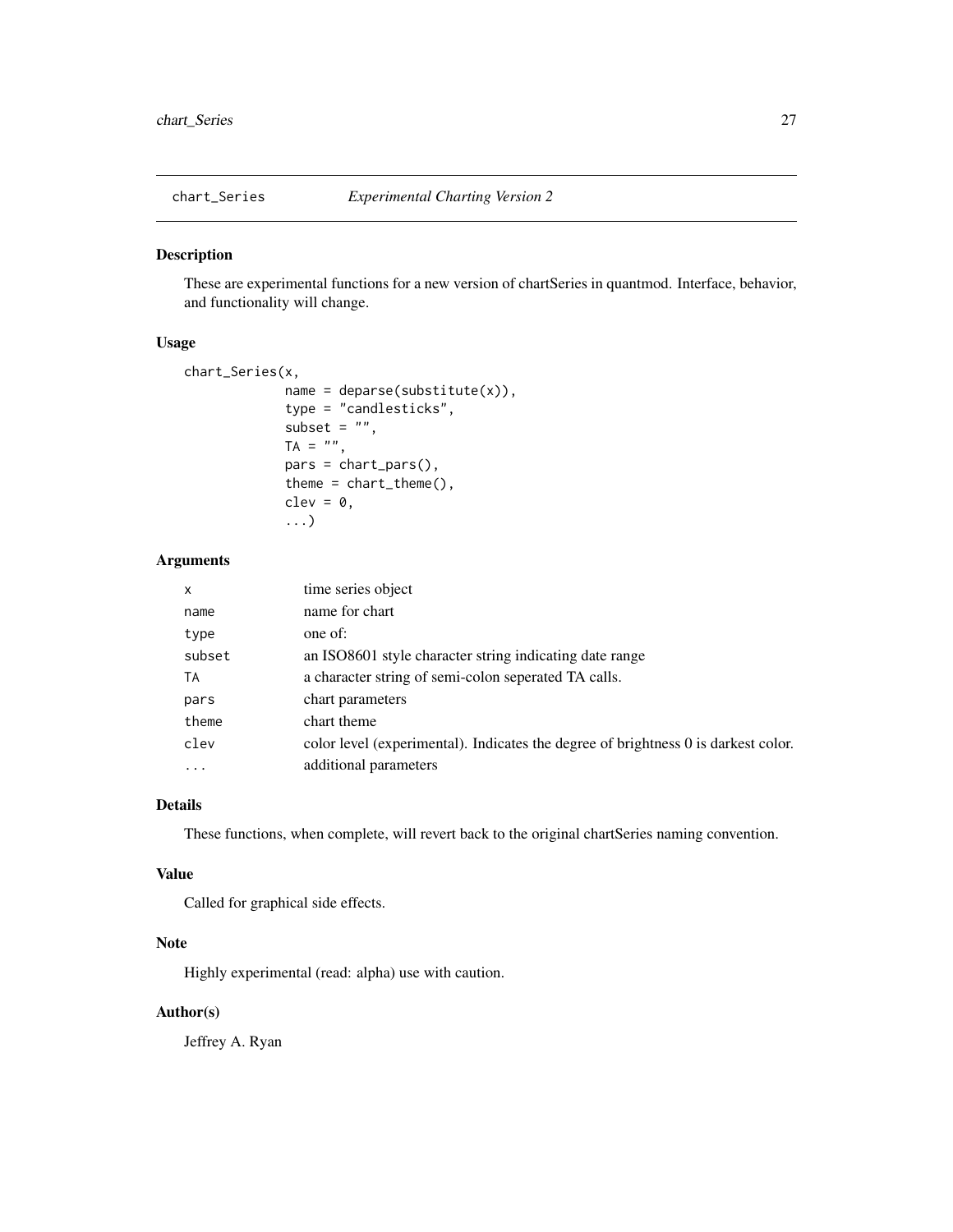chart_Series — *Experimental Charting Version 2*

## Description

These are experimental functions for a new version of chartSeries in quantmod. Interface, behavior, and functionality will change.

## Usage

```
chart_Series(x,
             name = deparse(substitute(x)),
             type = "candlesticks",
             subset = "",
             TA = "",
             pars = chart_pars(),
             theme = chart_theme(),
             clev = 0,
             ...)
```

## Arguments

| | |
|---|---|
| `x` | time series object |
| `name` | name for chart |
| `type` | one of: |
| `subset` | an ISO8601 style character string indicating date range |
| `TA` | a character string of semi-colon seperated TA calls. |
| `pars` | chart parameters |
| `theme` | chart theme |
| `clev` | color level (experimental). Indicates the degree of brightness 0 is darkest color. |
| `...` | additional parameters |

## Details

These functions, when complete, will revert back to the original chartSeries naming convention.

## Value

Called for graphical side effects.

## Note

Highly experimental (read: alpha) use with caution.

## Author(s)

Jeffrey A. Ryan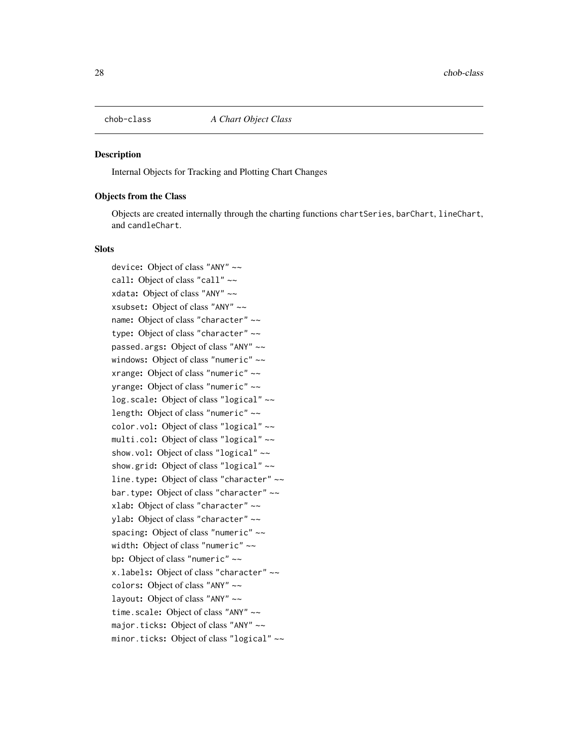`chob-class` *A Chart Object Class*

### Description

Internal Objects for Tracking and Plotting Chart Changes

### Objects from the Class

Objects are created internally through the charting functions `chartSeries`, `barChart`, `lineChart`, and `candleChart`.

### Slots

`device`: Object of class "ANY" ~~
`call`: Object of class "call" ~~
`xdata`: Object of class "ANY" ~~
`xsubset`: Object of class "ANY" ~~
`name`: Object of class "character" ~~
`type`: Object of class "character" ~~
`passed.args`: Object of class "ANY" ~~
`windows`: Object of class "numeric" ~~
`xrange`: Object of class "numeric" ~~
`yrange`: Object of class "numeric" ~~
`log.scale`: Object of class "logical" ~~
`length`: Object of class "numeric" ~~
`color.vol`: Object of class "logical" ~~
`multi.col`: Object of class "logical" ~~
`show.vol`: Object of class "logical" ~~
`show.grid`: Object of class "logical" ~~
`line.type`: Object of class "character" ~~
`bar.type`: Object of class "character" ~~
`xlab`: Object of class "character" ~~
`ylab`: Object of class "character" ~~
`spacing`: Object of class "numeric" ~~
`width`: Object of class "numeric" ~~
`bp`: Object of class "numeric" ~~
`x.labels`: Object of class "character" ~~
`colors`: Object of class "ANY" ~~
`layout`: Object of class "ANY" ~~
`time.scale`: Object of class "ANY" ~~
`major.ticks`: Object of class "ANY" ~~
`minor.ticks`: Object of class "logical" ~~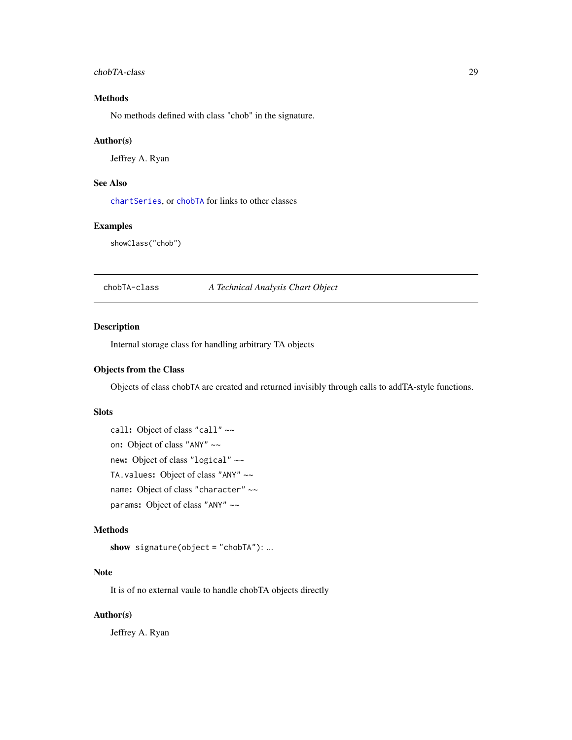### Methods

No methods defined with class "chob" in the signature.

### Author(s)

Jeffrey A. Ryan

### See Also

`chartSeries`, or `chobTA` for links to other classes

### Examples

```
showClass("chob")
```

---

## chobTA-class — *A Technical Analysis Chart Object*

---

### Description

Internal storage class for handling arbitrary TA objects

### Objects from the Class

Objects of class `chobTA` are created and returned invisibly through calls to addTA-style functions.

### Slots

**`call`:** Object of class `"call"` ~~

**`on`:** Object of class `"ANY"` ~~

**`new`:** Object of class `"logical"` ~~

**`TA.values`:** Object of class `"ANY"` ~~

**`name`:** Object of class `"character"` ~~

**`params`:** Object of class `"ANY"` ~~

### Methods

**show** `signature(object = "chobTA")`: ...

### Note

It is of no external vaule to handle chobTA objects directly

### Author(s)

Jeffrey A. Ryan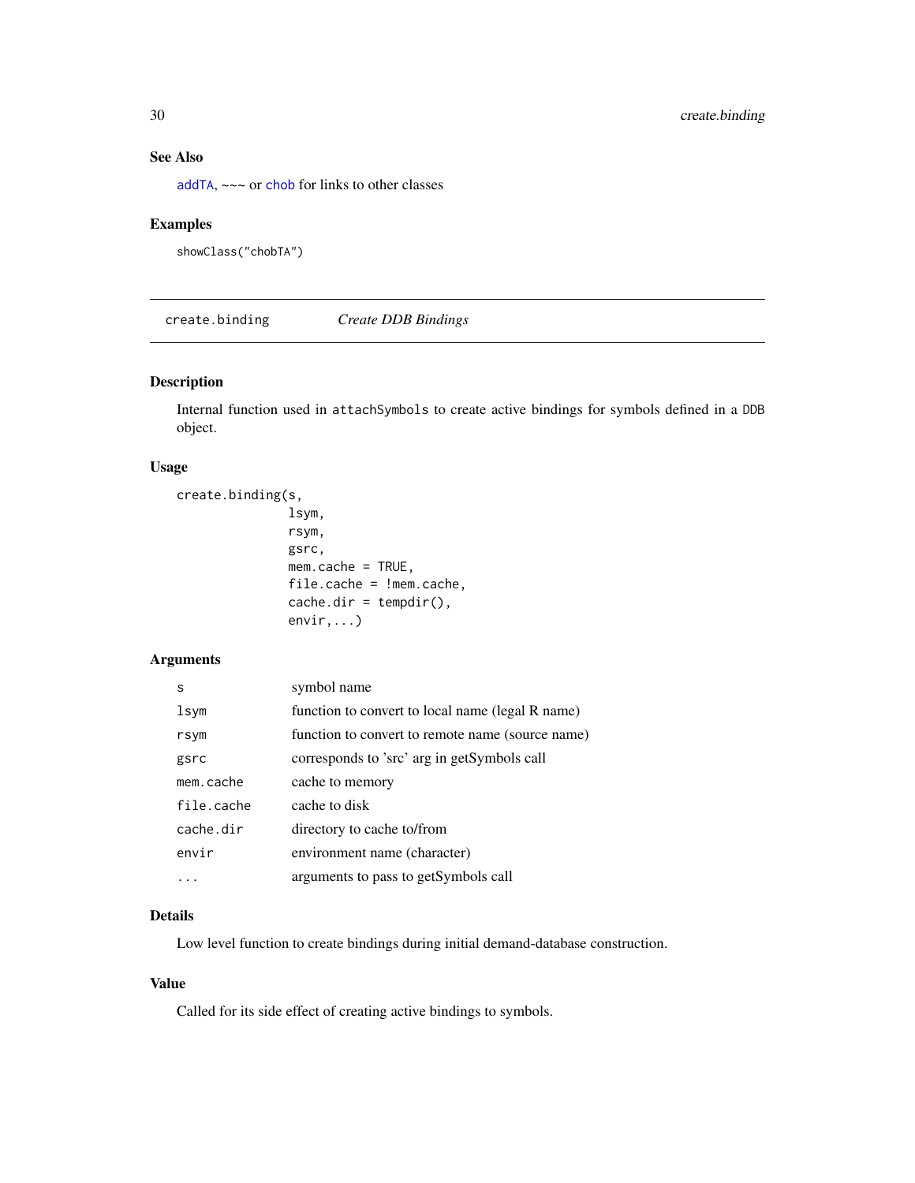### See Also

addTA, ~~~ or chob for links to other classes

### Examples

```
showClass("chobTA")
```

---

## create.binding *Create DDB Bindings*

### Description

Internal function used in attachSymbols to create active bindings for symbols defined in a DDB object.

### Usage

```
create.binding(s,
               lsym,
               rsym,
               gsrc,
               mem.cache = TRUE,
               file.cache = !mem.cache,
               cache.dir = tempdir(),
               envir,...)
```

### Arguments

| | |
|---|---|
| s | symbol name |
| lsym | function to convert to local name (legal R name) |
| rsym | function to convert to remote name (source name) |
| gsrc | corresponds to 'src' arg in getSymbols call |
| mem.cache | cache to memory |
| file.cache | cache to disk |
| cache.dir | directory to cache to/from |
| envir | environment name (character) |
| ... | arguments to pass to getSymbols call |

### Details

Low level function to create bindings during initial demand-database construction.

### Value

Called for its side effect of creating active bindings to symbols.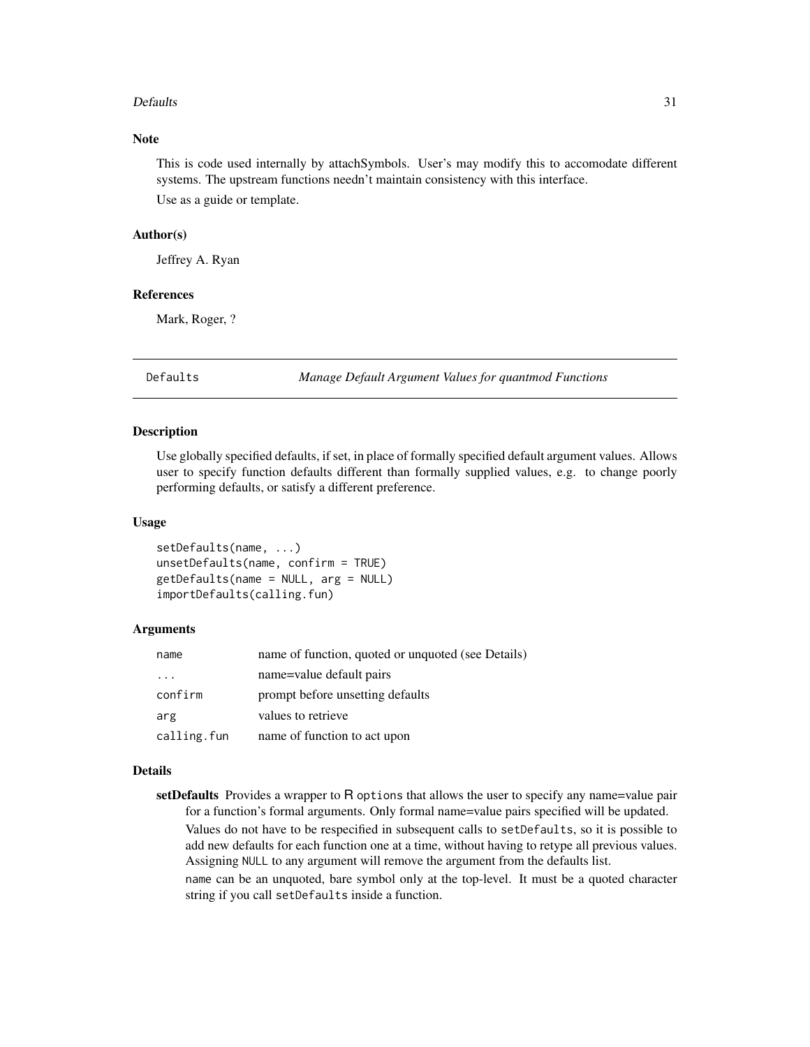### Note

This is code used internally by attachSymbols. User's may modify this to accomodate different systems. The upstream functions needn't maintain consistency with this interface.

Use as a guide or template.

### Author(s)

Jeffrey A. Ryan

### References

Mark, Roger, ?

---

## Defaults — *Manage Default Argument Values for quantmod Functions*

---

### Description

Use globally specified defaults, if set, in place of formally specified default argument values. Allows user to specify function defaults different than formally supplied values, e.g. to change poorly performing defaults, or satisfy a different preference.

### Usage

```
setDefaults(name, ...)
unsetDefaults(name, confirm = TRUE)
getDefaults(name = NULL, arg = NULL)
importDefaults(calling.fun)
```

### Arguments

| | |
|---|---|
| `name` | name of function, quoted or unquoted (see Details) |
| `...` | name=value default pairs |
| `confirm` | prompt before unsetting defaults |
| `arg` | values to retrieve |
| `calling.fun` | name of function to act upon |

### Details

**setDefaults** Provides a wrapper to R `options` that allows the user to specify any name=value pair for a function's formal arguments. Only formal name=value pairs specified will be updated.

Values do not have to be respecified in subsequent calls to `setDefaults`, so it is possible to add new defaults for each function one at a time, without having to retype all previous values. Assigning `NULL` to any argument will remove the argument from the defaults list.

`name` can be an unquoted, bare symbol only at the top-level. It must be a quoted character string if you call `setDefaults` inside a function.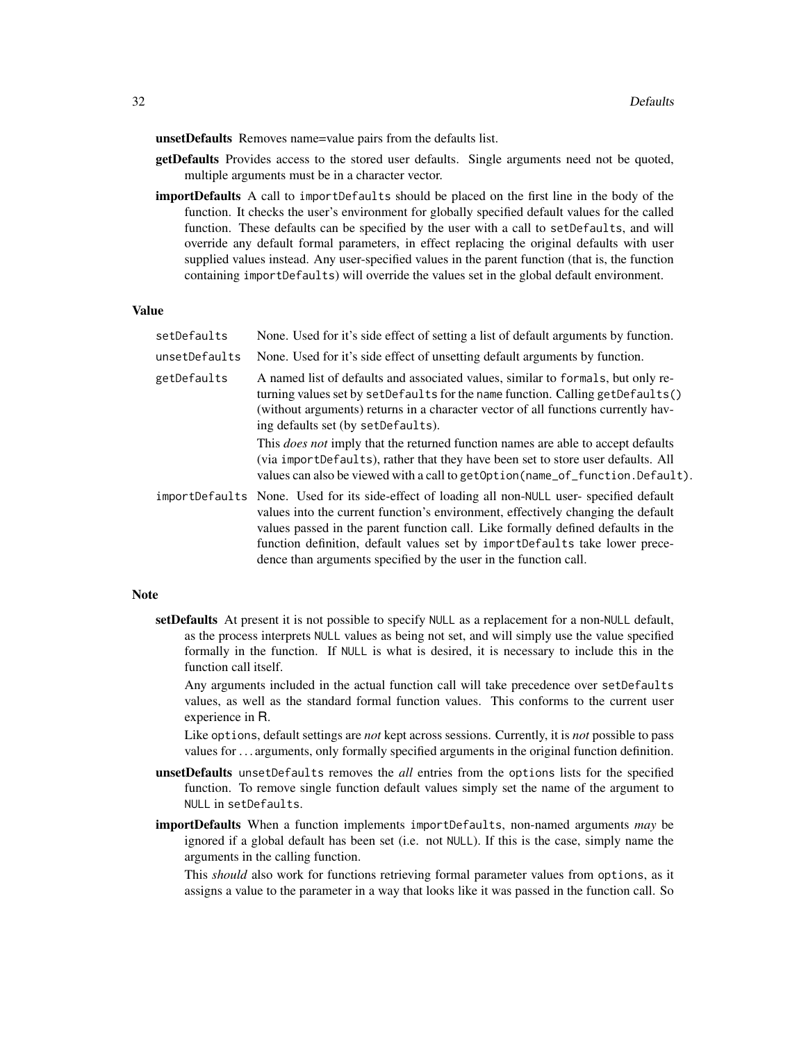**unsetDefaults** Removes name=value pairs from the defaults list.

**getDefaults** Provides access to the stored user defaults. Single arguments need not be quoted, multiple arguments must be in a character vector.

**importDefaults** A call to `importDefaults` should be placed on the first line in the body of the function. It checks the user's environment for globally specified default values for the called function. These defaults can be specified by the user with a call to `setDefaults`, and will override any default formal parameters, in effect replacing the original defaults with user supplied values instead. Any user-specified values in the parent function (that is, the function containing `importDefaults`) will override the values set in the global default environment.

## Value

`setDefaults` None. Used for it's side effect of setting a list of default arguments by function.

`unsetDefaults` None. Used for it's side effect of unsetting default arguments by function.

`getDefaults` A named list of defaults and associated values, similar to `formals`, but only returning values set by `setDefaults` for the `name` function. Calling `getDefaults()` (without arguments) returns in a character vector of all functions currently having defaults set (by `setDefaults`).

This *does not* imply that the returned function names are able to accept defaults (via `importDefaults`), rather that they have been set to store user defaults. All values can also be viewed with a call to `getOption(name_of_function.Default)`.

`importDefaults` None. Used for its side-effect of loading all non-NULL user- specified default values into the current function's environment, effectively changing the default values passed in the parent function call. Like formally defined defaults in the function definition, default values set by `importDefaults` take lower precedence than arguments specified by the user in the function call.

## Note

**setDefaults** At present it is not possible to specify NULL as a replacement for a non-NULL default, as the process interprets NULL values as being not set, and will simply use the value specified formally in the function. If NULL is what is desired, it is necessary to include this in the function call itself.

Any arguments included in the actual function call will take precedence over `setDefaults` values, as well as the standard formal function values. This conforms to the current user experience in R.

Like `options`, default settings are *not* kept across sessions. Currently, it is *not* possible to pass values for ... arguments, only formally specified arguments in the original function definition.

**unsetDefaults** `unsetDefaults` removes the *all* entries from the `options` lists for the specified function. To remove single function default values simply set the name of the argument to NULL in `setDefaults`.

**importDefaults** When a function implements `importDefaults`, non-named arguments *may* be ignored if a global default has been set (i.e. not NULL). If this is the case, simply name the arguments in the calling function.

This *should* also work for functions retrieving formal parameter values from `options`, as it assigns a value to the parameter in a way that looks like it was passed in the function call. So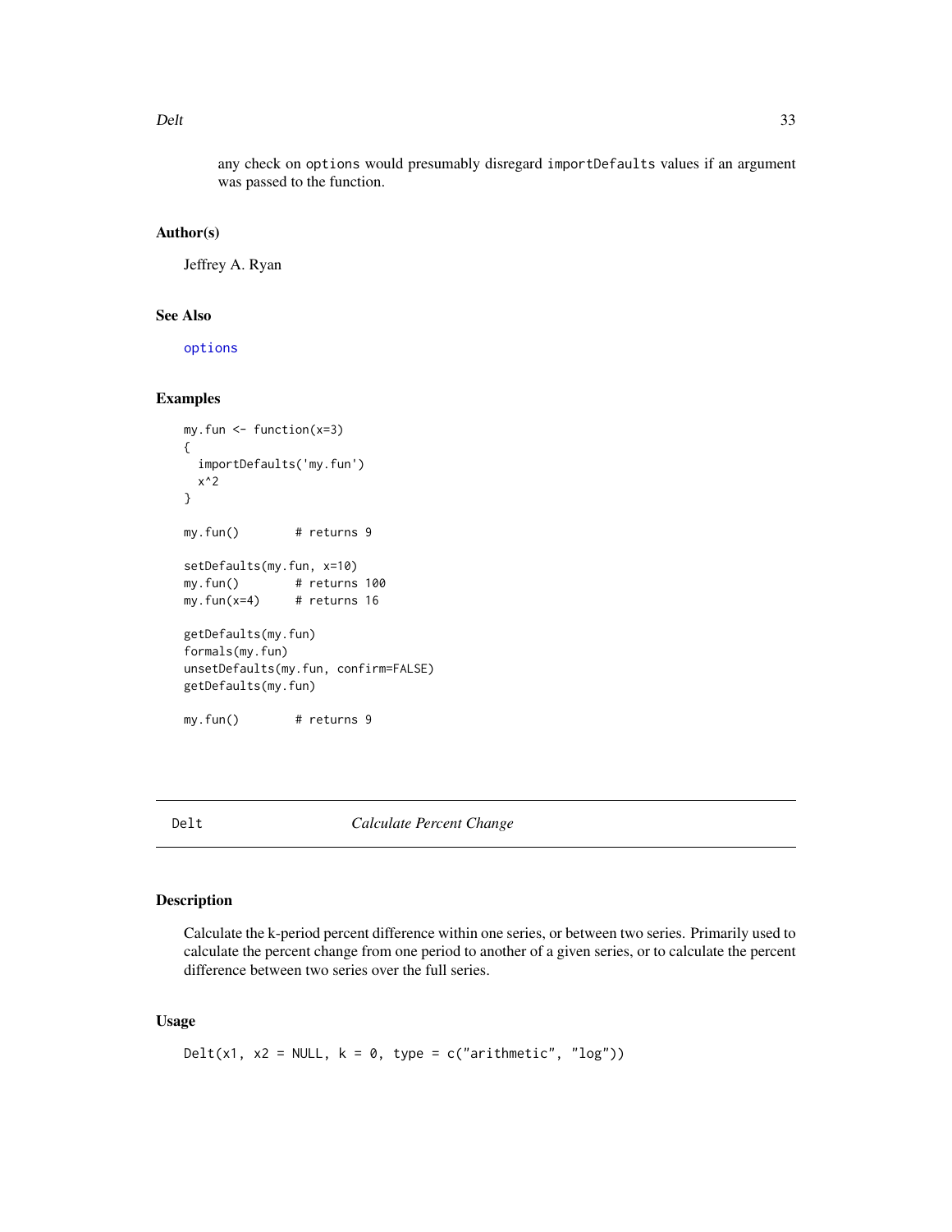any check on options would presumably disregard importDefaults values if an argument was passed to the function.

### Author(s)

Jeffrey A. Ryan

### See Also

options

### Examples

```
my.fun <- function(x=3)
{
  importDefaults('my.fun')
  x^2
}

my.fun()        # returns 9

setDefaults(my.fun, x=10)
my.fun()        # returns 100
my.fun(x=4)     # returns 16

getDefaults(my.fun)
formals(my.fun)
unsetDefaults(my.fun, confirm=FALSE)
getDefaults(my.fun)

my.fun()        # returns 9
```

---

## Delt — *Calculate Percent Change*

---

### Description

Calculate the k-period percent difference within one series, or between two series. Primarily used to calculate the percent change from one period to another of a given series, or to calculate the percent difference between two series over the full series.

### Usage

```
Delt(x1, x2 = NULL, k = 0, type = c("arithmetic", "log"))
```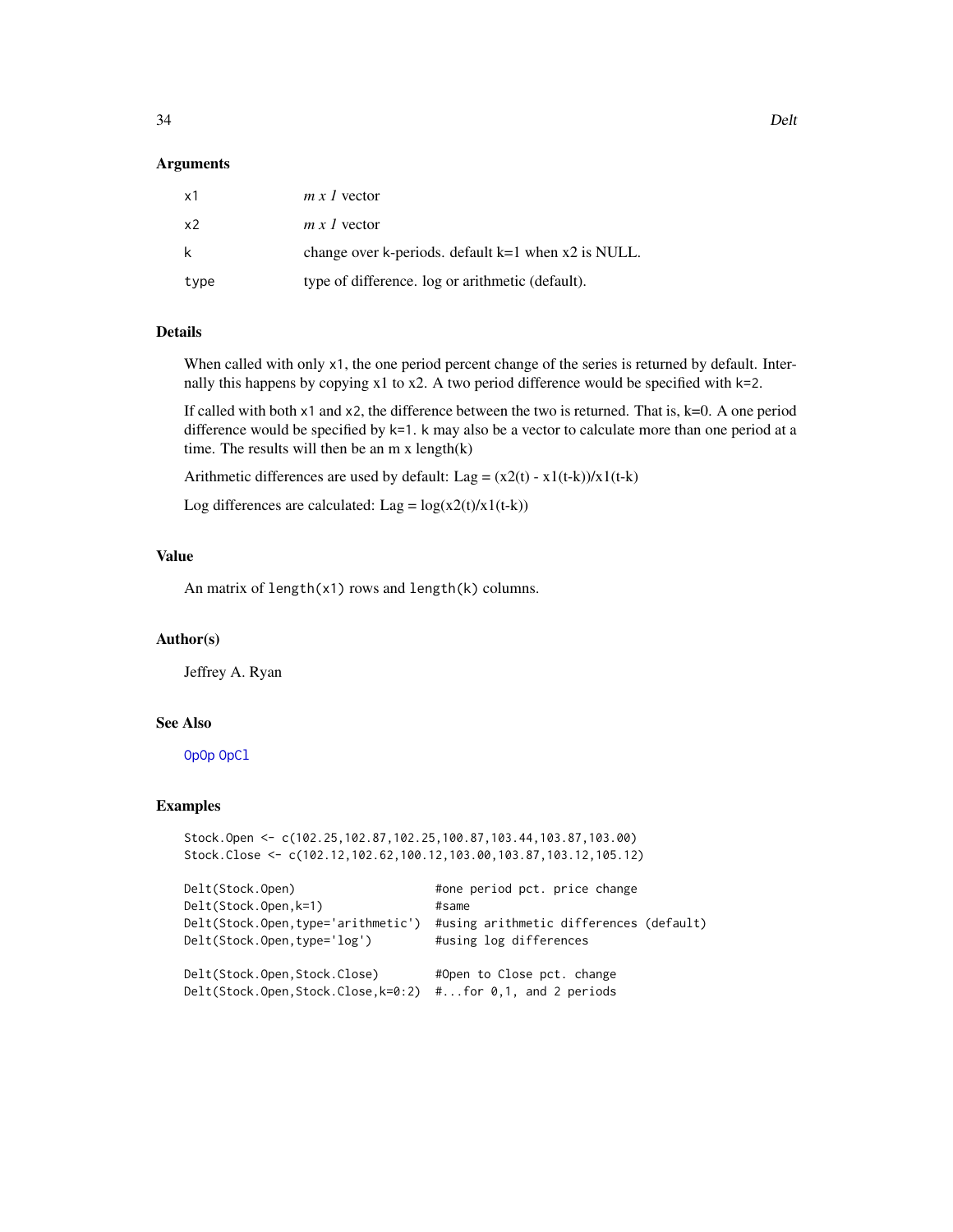### Arguments

| | |
|---|---|
| x1 | *m x 1* vector |
| x2 | *m x 1* vector |
| k | change over k-periods. default k=1 when x2 is NULL. |
| type | type of difference. log or arithmetic (default). |

### Details

When called with only x1, the one period percent change of the series is returned by default. Internally this happens by copying x1 to x2. A two period difference would be specified with k=2.

If called with both x1 and x2, the difference between the two is returned. That is, k=0. A one period difference would be specified by k=1. k may also be a vector to calculate more than one period at a time. The results will then be an m x length(k)

Arithmetic differences are used by default: Lag = (x2(t) - x1(t-k))/x1(t-k)

Log differences are calculated: Lag = log(x2(t)/x1(t-k))

### Value

An matrix of length(x1) rows and length(k) columns.

### Author(s)

Jeffrey A. Ryan

### See Also

OpOp OpCl

### Examples

```
Stock.Open <- c(102.25,102.87,102.25,100.87,103.44,103.87,103.00)
Stock.Close <- c(102.12,102.62,100.12,103.00,103.87,103.12,105.12)

Delt(Stock.Open)                    #one period pct. price change
Delt(Stock.Open,k=1)                #same
Delt(Stock.Open,type='arithmetic')  #using arithmetic differences (default)
Delt(Stock.Open,type='log')         #using log differences

Delt(Stock.Open,Stock.Close)        #Open to Close pct. change
Delt(Stock.Open,Stock.Close,k=0:2)  #...for 0,1, and 2 periods
```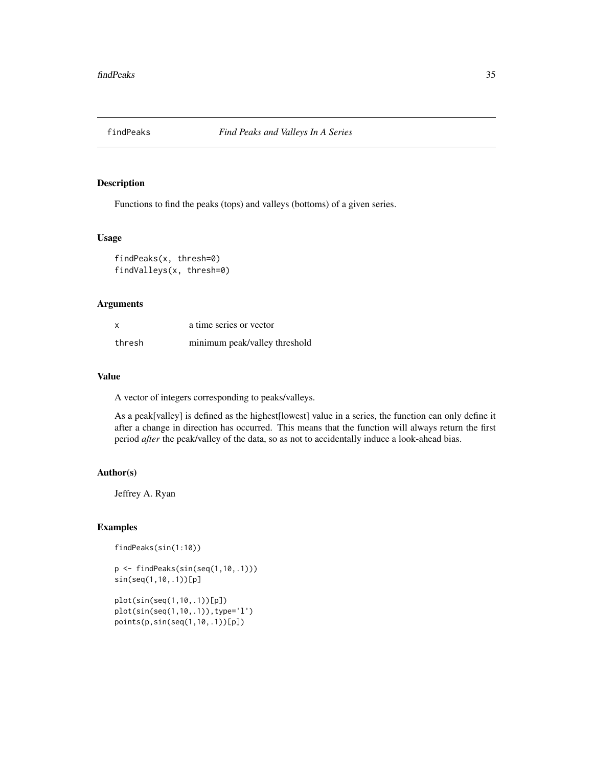# findPeaks — *Find Peaks and Valleys In A Series*

## Description

Functions to find the peaks (tops) and valleys (bottoms) of a given series.

## Usage

```
findPeaks(x, thresh=0)
findValleys(x, thresh=0)
```

## Arguments

| | |
|---|---|
| `x` | a time series or vector |
| `thresh` | minimum peak/valley threshold |

## Value

A vector of integers corresponding to peaks/valleys.

As a peak[valley] is defined as the highest[lowest] value in a series, the function can only define it after a change in direction has occurred. This means that the function will always return the first period *after* the peak/valley of the data, so as not to accidentally induce a look-ahead bias.

## Author(s)

Jeffrey A. Ryan

## Examples

```
findPeaks(sin(1:10))

p <- findPeaks(sin(seq(1,10,.1)))
sin(seq(1,10,.1))[p]

plot(sin(seq(1,10,.1))[p])
plot(sin(seq(1,10,.1)),type='l')
points(p,sin(seq(1,10,.1))[p])
```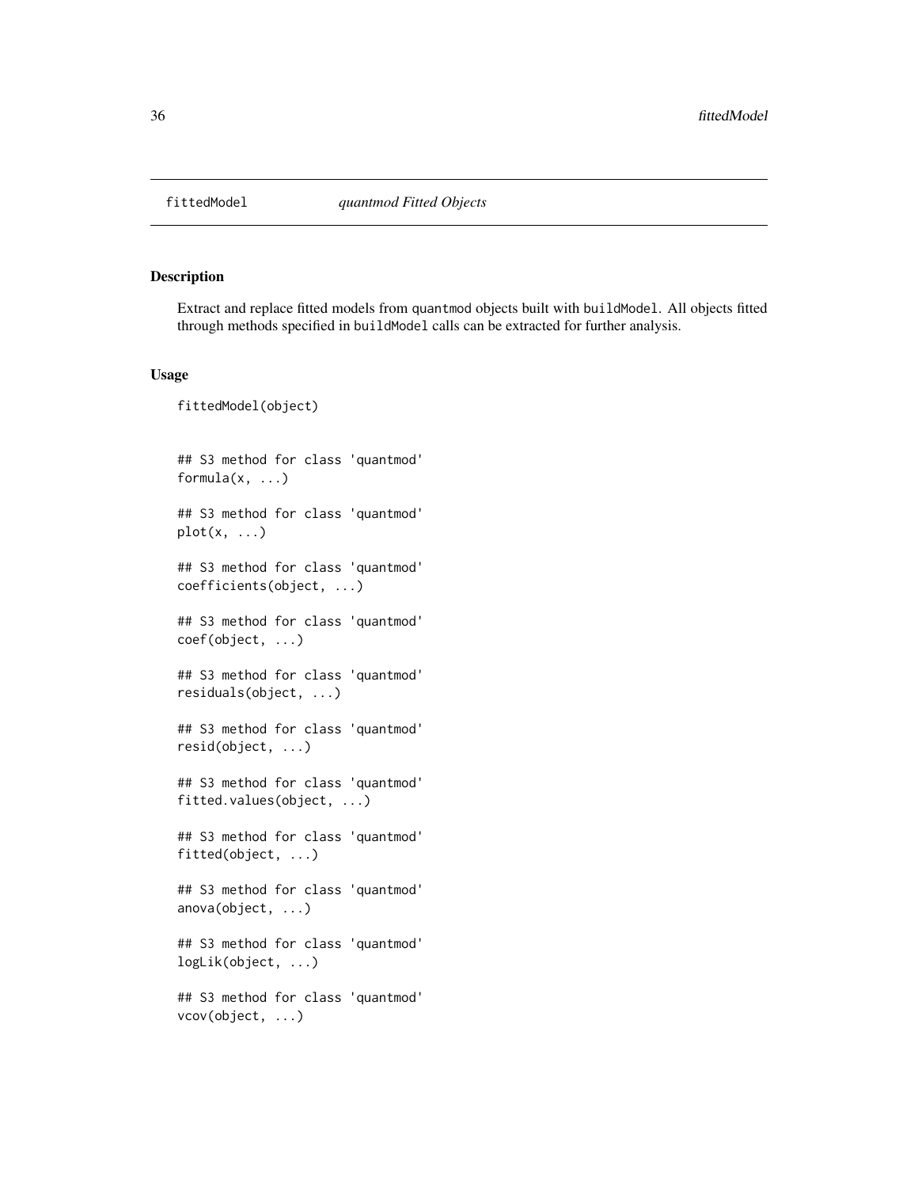fittedModel *quantmod Fitted Objects*

## Description

Extract and replace fitted models from quantmod objects built with buildModel. All objects fitted through methods specified in buildModel calls can be extracted for further analysis.

## Usage

```
fittedModel(object)


## S3 method for class 'quantmod'
formula(x, ...)

## S3 method for class 'quantmod'
plot(x, ...)

## S3 method for class 'quantmod'
coefficients(object, ...)

## S3 method for class 'quantmod'
coef(object, ...)

## S3 method for class 'quantmod'
residuals(object, ...)

## S3 method for class 'quantmod'
resid(object, ...)

## S3 method for class 'quantmod'
fitted.values(object, ...)

## S3 method for class 'quantmod'
fitted(object, ...)

## S3 method for class 'quantmod'
anova(object, ...)

## S3 method for class 'quantmod'
logLik(object, ...)

## S3 method for class 'quantmod'
vcov(object, ...)
```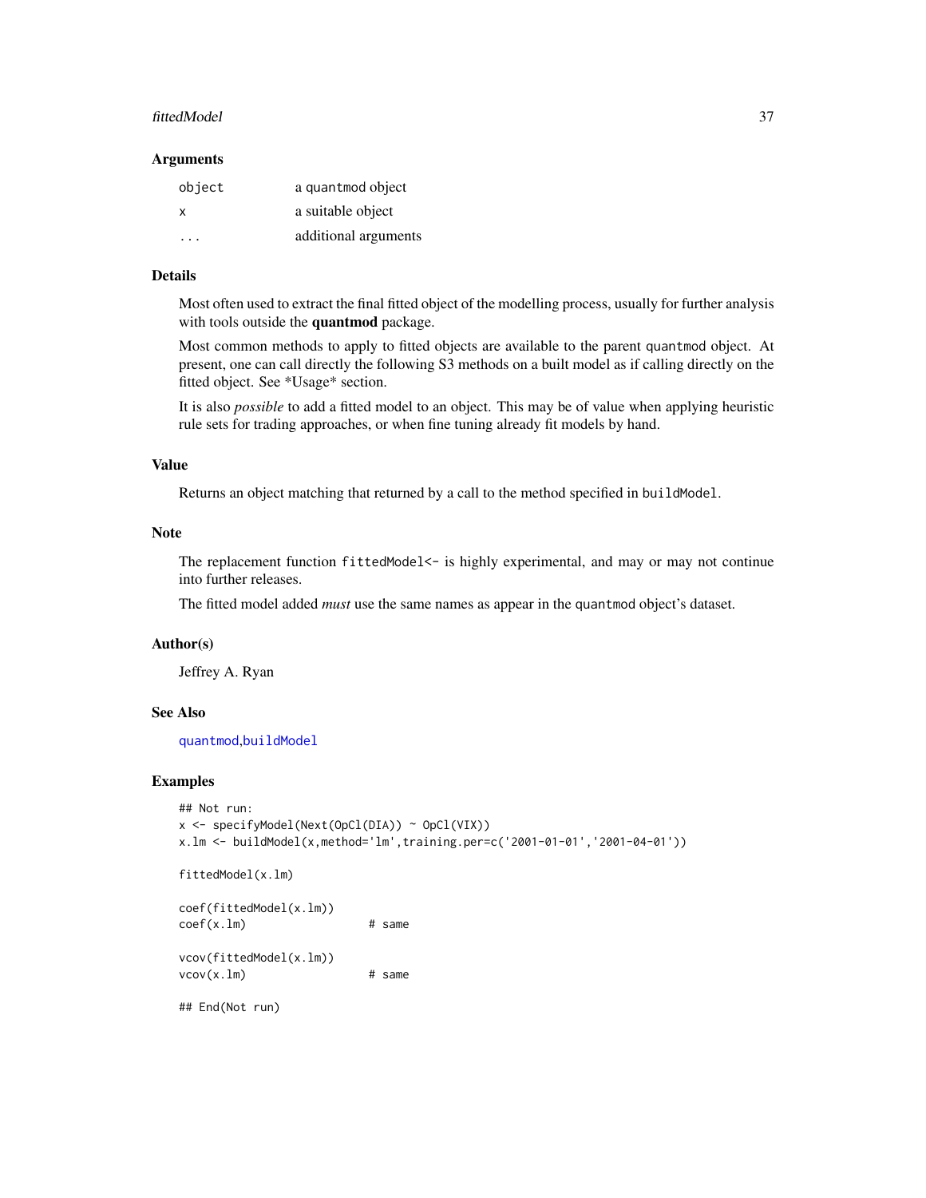### Arguments

| | |
|---|---|
| `object` | a quantmod object |
| `x` | a suitable object |
| `...` | additional arguments |

### Details

Most often used to extract the final fitted object of the modelling process, usually for further analysis with tools outside the **quantmod** package.

Most common methods to apply to fitted objects are available to the parent `quantmod` object. At present, one can call directly the following S3 methods on a built model as if calling directly on the fitted object. See *Usage* section.

It is also *possible* to add a fitted model to an object. This may be of value when applying heuristic rule sets for trading approaches, or when fine tuning already fit models by hand.

### Value

Returns an object matching that returned by a call to the method specified in `buildModel`.

### Note

The replacement function `fittedModel<-` is highly experimental, and may or may not continue into further releases.

The fitted model added *must* use the same names as appear in the `quantmod` object's dataset.

### Author(s)

Jeffrey A. Ryan

### See Also

`quantmod`,`buildModel`

### Examples

```
## Not run:
x <- specifyModel(Next(OpCl(DIA)) ~ OpCl(VIX))
x.lm <- buildModel(x,method='lm',training.per=c('2001-01-01','2001-04-01'))

fittedModel(x.lm)

coef(fittedModel(x.lm))
coef(x.lm)                 # same

vcov(fittedModel(x.lm))
vcov(x.lm)                 # same

## End(Not run)
```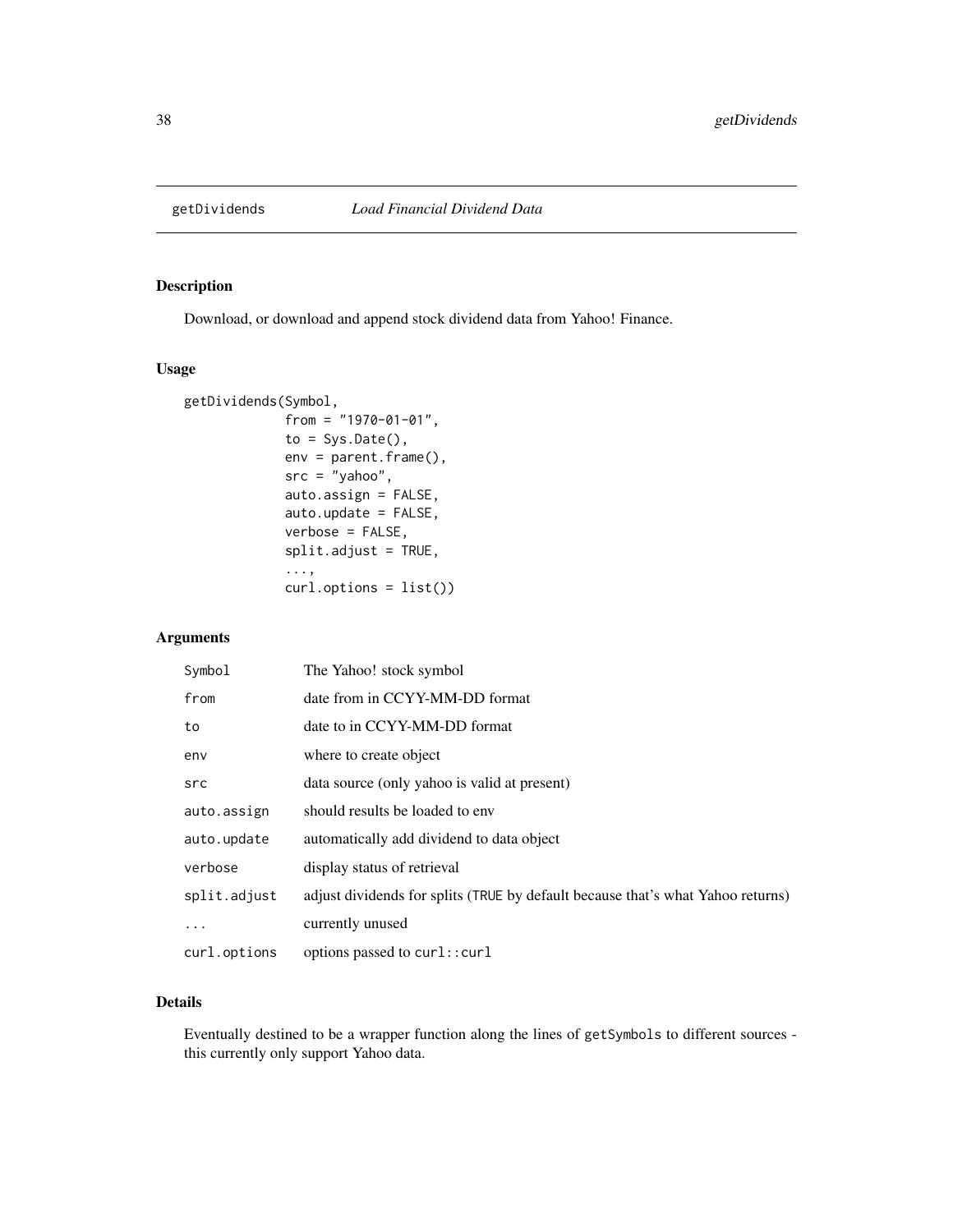## getDividends *Load Financial Dividend Data*

### Description

Download, or download and append stock dividend data from Yahoo! Finance.

### Usage

```
getDividends(Symbol,
             from = "1970-01-01",
             to = Sys.Date(),
             env = parent.frame(),
             src = "yahoo",
             auto.assign = FALSE,
             auto.update = FALSE,
             verbose = FALSE,
             split.adjust = TRUE,
             ...,
             curl.options = list())
```

### Arguments

| | |
|---|---|
| `Symbol` | The Yahoo! stock symbol |
| `from` | date from in CCYY-MM-DD format |
| `to` | date to in CCYY-MM-DD format |
| `env` | where to create object |
| `src` | data source (only yahoo is valid at present) |
| `auto.assign` | should results be loaded to env |
| `auto.update` | automatically add dividend to data object |
| `verbose` | display status of retrieval |
| `split.adjust` | adjust dividends for splits (`TRUE` by default because that's what Yahoo returns) |
| `...` | currently unused |
| `curl.options` | options passed to `curl::curl` |

### Details

Eventually destined to be a wrapper function along the lines of `getSymbols` to different sources - this currently only support Yahoo data.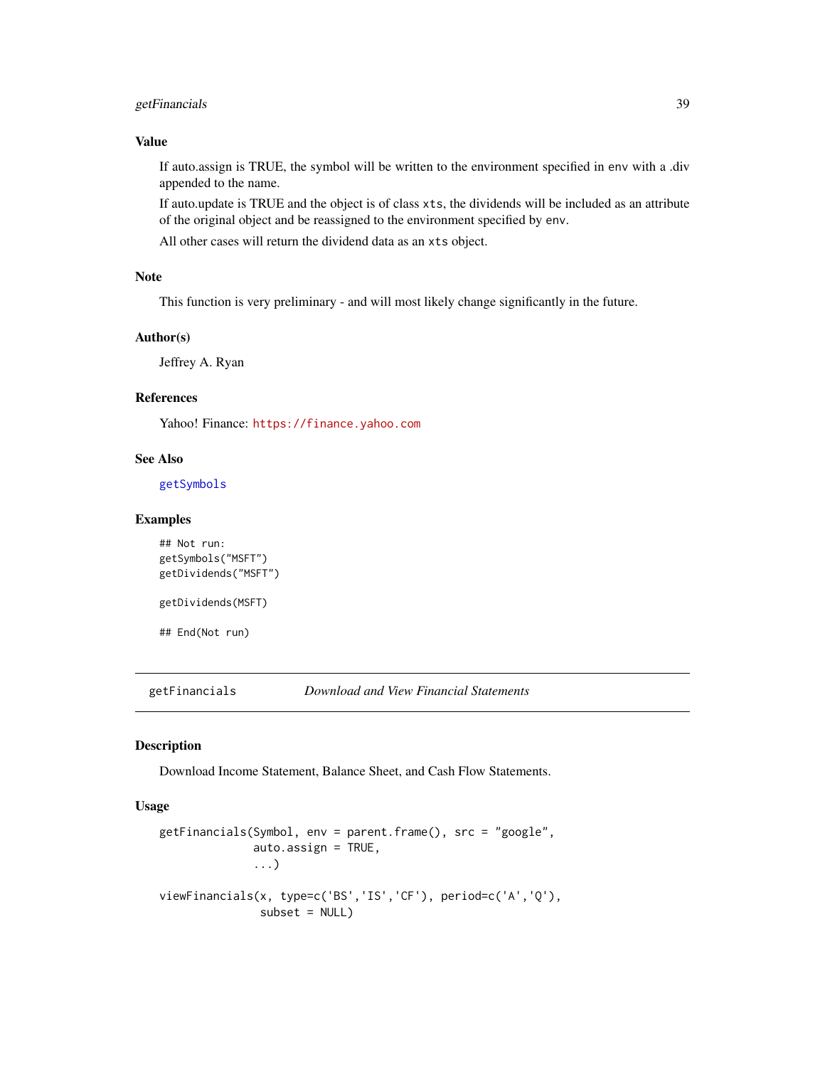### Value

If auto.assign is TRUE, the symbol will be written to the environment specified in `env` with a .div appended to the name.

If auto.update is TRUE and the object is of class `xts`, the dividends will be included as an attribute of the original object and be reassigned to the environment specified by `env`.

All other cases will return the dividend data as an `xts` object.

### Note

This function is very preliminary - and will most likely change significantly in the future.

### Author(s)

Jeffrey A. Ryan

### References

Yahoo! Finance: https://finance.yahoo.com

### See Also

`getSymbols`

### Examples

```
## Not run:
getSymbols("MSFT")
getDividends("MSFT")

getDividends(MSFT)

## End(Not run)
```

---

## getFinancials *Download and View Financial Statements*

### Description

Download Income Statement, Balance Sheet, and Cash Flow Statements.

### Usage

```
getFinancials(Symbol, env = parent.frame(), src = "google",
              auto.assign = TRUE,
              ...)

viewFinancials(x, type=c('BS','IS','CF'), period=c('A','Q'),
               subset = NULL)
```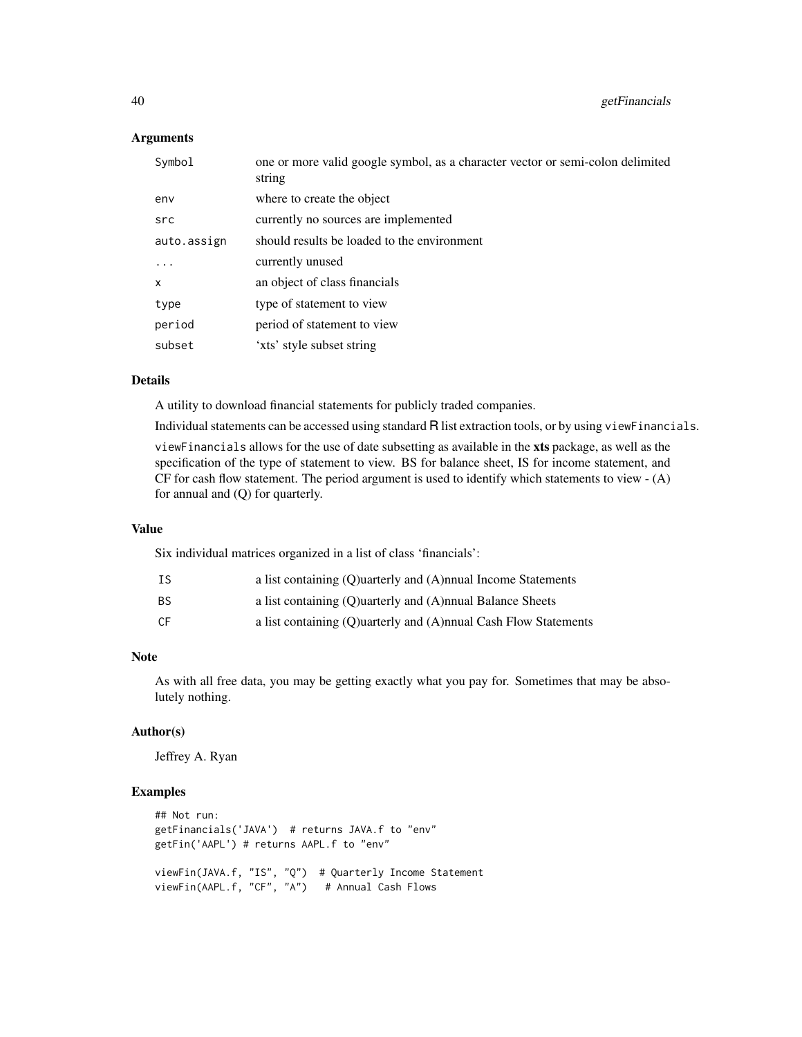## Arguments

| | |
|---|---|
| Symbol | one or more valid google symbol, as a character vector or semi-colon delimited string |
| env | where to create the object |
| src | currently no sources are implemented |
| auto.assign | should results be loaded to the environment |
| ... | currently unused |
| x | an object of class financials |
| type | type of statement to view |
| period | period of statement to view |
| subset | 'xts' style subset string |

## Details

A utility to download financial statements for publicly traded companies.

Individual statements can be accessed using standard R list extraction tools, or by using viewFinancials.

viewFinancials allows for the use of date subsetting as available in the **xts** package, as well as the specification of the type of statement to view. BS for balance sheet, IS for income statement, and CF for cash flow statement. The period argument is used to identify which statements to view - (A) for annual and (Q) for quarterly.

## Value

Six individual matrices organized in a list of class 'financials':

| | |
|---|---|
| IS | a list containing (Q)uarterly and (A)nnual Income Statements |
| BS | a list containing (Q)uarterly and (A)nnual Balance Sheets |
| CF | a list containing (Q)uarterly and (A)nnual Cash Flow Statements |

## Note

As with all free data, you may be getting exactly what you pay for. Sometimes that may be absolutely nothing.

## Author(s)

Jeffrey A. Ryan

## Examples

```
## Not run:
getFinancials('JAVA')  # returns JAVA.f to "env"
getFin('AAPL') # returns AAPL.f to "env"

viewFin(JAVA.f, "IS", "Q")  # Quarterly Income Statement
viewFin(AAPL.f, "CF", "A")   # Annual Cash Flows
```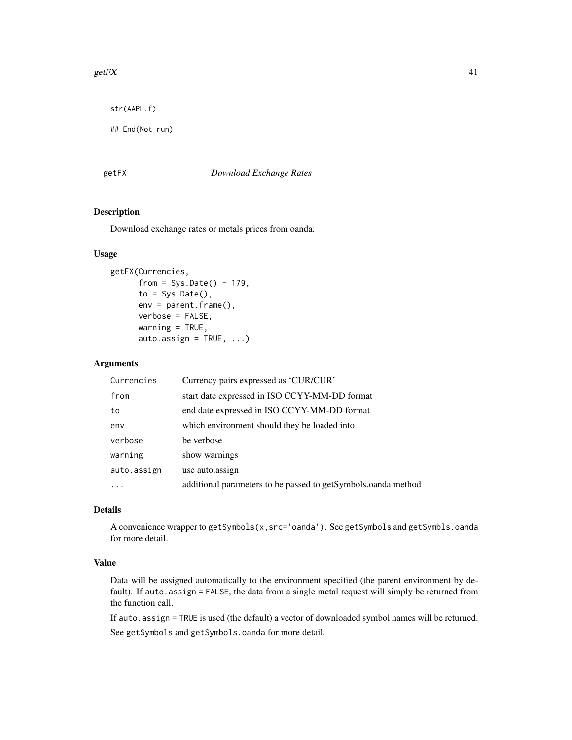```
str(AAPL.f)

## End(Not run)
```

## getFX *Download Exchange Rates*

### Description

Download exchange rates or metals prices from oanda.

### Usage

```
getFX(Currencies,
      from = Sys.Date() - 179,
      to = Sys.Date(),
      env = parent.frame(),
      verbose = FALSE,
      warning = TRUE,
      auto.assign = TRUE, ...)
```

### Arguments

| | |
|---|---|
| `Currencies` | Currency pairs expressed as 'CUR/CUR' |
| `from` | start date expressed in ISO CCYY-MM-DD format |
| `to` | end date expressed in ISO CCYY-MM-DD format |
| `env` | which environment should they be loaded into |
| `verbose` | be verbose |
| `warning` | show warnings |
| `auto.assign` | use auto.assign |
| `...` | additional parameters to be passed to getSymbols.oanda method |

### Details

A convenience wrapper to `getSymbols(x,src='oanda')`. See `getSymbols` and `getSymbls.oanda` for more detail.

### Value

Data will be assigned automatically to the environment specified (the parent environment by default). If `auto.assign = FALSE`, the data from a single metal request will simply be returned from the function call.

If `auto.assign = TRUE` is used (the default) a vector of downloaded symbol names will be returned.

See `getSymbols` and `getSymbols.oanda` for more detail.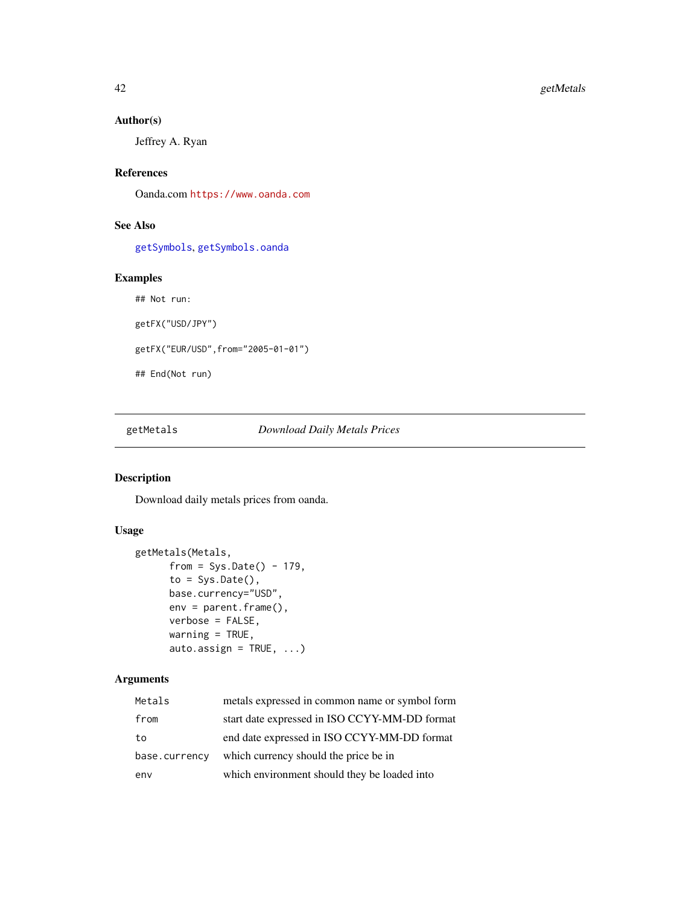### Author(s)

Jeffrey A. Ryan

### References

Oanda.com https://www.oanda.com

### See Also

getSymbols, getSymbols.oanda

### Examples

```
## Not run:

getFX("USD/JPY")

getFX("EUR/USD",from="2005-01-01")

## End(Not run)
```

---

## getMetals — *Download Daily Metals Prices*

---

### Description

Download daily metals prices from oanda.

### Usage

```
getMetals(Metals,
      from = Sys.Date() - 179,
      to = Sys.Date(),
      base.currency="USD",
      env = parent.frame(),
      verbose = FALSE,
      warning = TRUE,
      auto.assign = TRUE, ...)
```

### Arguments

| | |
|---|---|
| Metals | metals expressed in common name or symbol form |
| from | start date expressed in ISO CCYY-MM-DD format |
| to | end date expressed in ISO CCYY-MM-DD format |
| base.currency | which currency should the price be in |
| env | which environment should they be loaded into |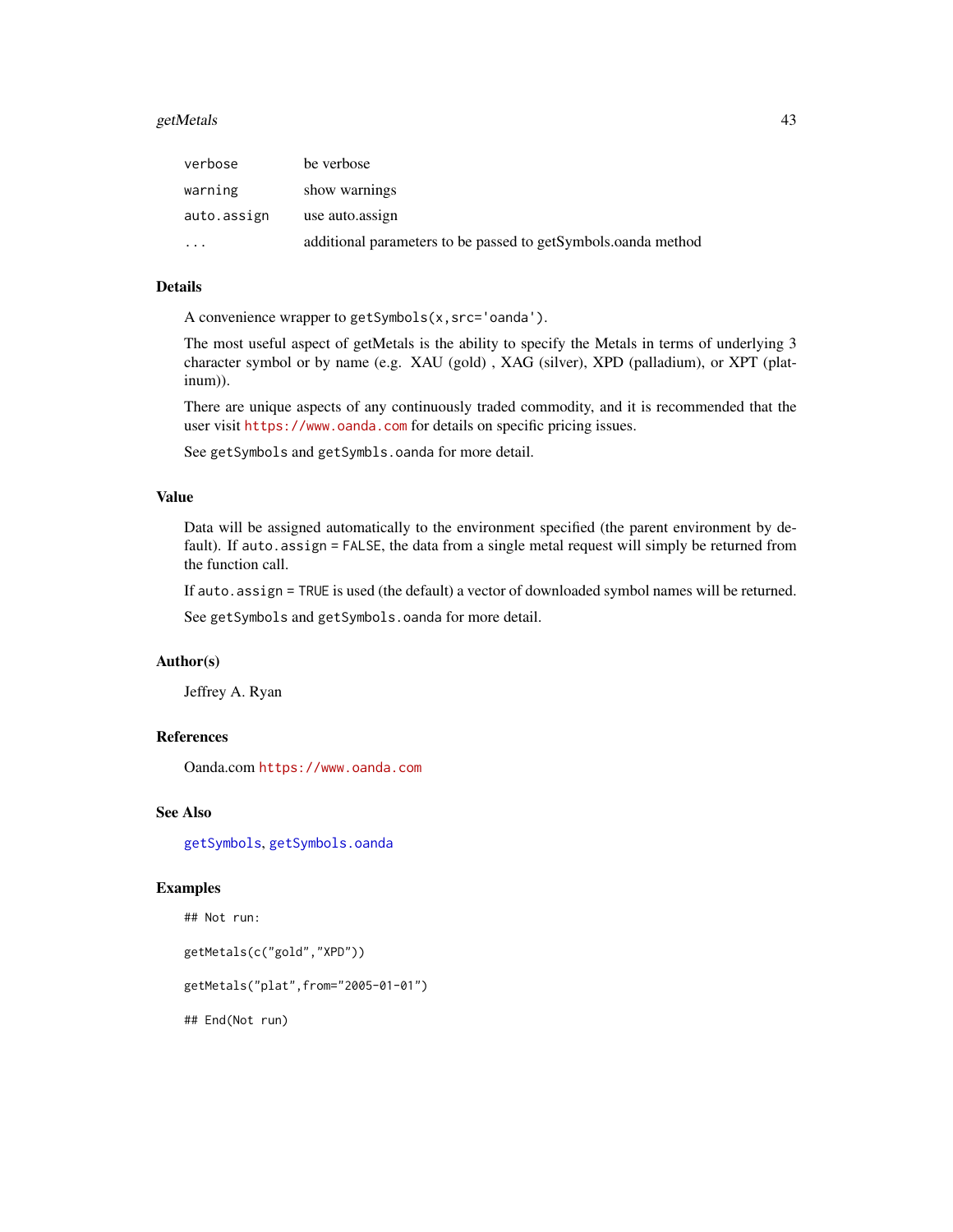| | |
|---|---|
| verbose | be verbose |
| warning | show warnings |
| auto.assign | use auto.assign |
| ... | additional parameters to be passed to getSymbols.oanda method |

## Details

A convenience wrapper to `getSymbols(x,src='oanda')`.

The most useful aspect of getMetals is the ability to specify the Metals in terms of underlying 3 character symbol or by name (e.g. XAU (gold) , XAG (silver), XPD (palladium), or XPT (platinum)).

There are unique aspects of any continuously traded commodity, and it is recommended that the user visit https://www.oanda.com for details on specific pricing issues.

See `getSymbols` and `getSymbls.oanda` for more detail.

## Value

Data will be assigned automatically to the environment specified (the parent environment by default). If `auto.assign = FALSE`, the data from a single metal request will simply be returned from the function call.

If `auto.assign = TRUE` is used (the default) a vector of downloaded symbol names will be returned.

See `getSymbols` and `getSymbols.oanda` for more detail.

## Author(s)

Jeffrey A. Ryan

## References

Oanda.com https://www.oanda.com

## See Also

`getSymbols`, `getSymbols.oanda`

## Examples

```
## Not run:
getMetals(c("gold","XPD"))
getMetals("plat",from="2005-01-01")
## End(Not run)
```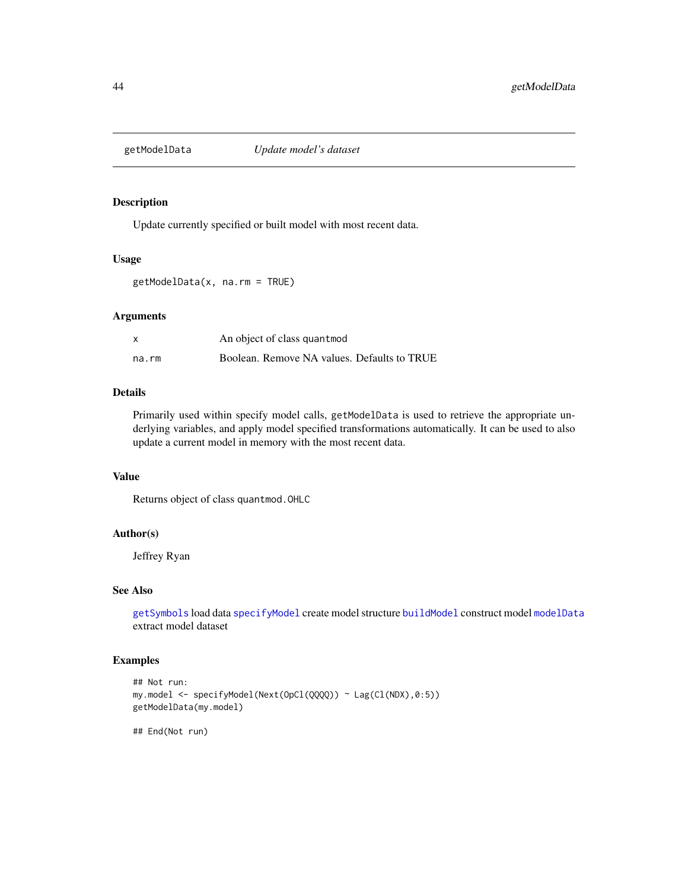# getModelData — *Update model's dataset*

## Description

Update currently specified or built model with most recent data.

## Usage

```
getModelData(x, na.rm = TRUE)
```

## Arguments

| | |
|---|---|
| `x` | An object of class `quantmod` |
| `na.rm` | Boolean. Remove NA values. Defaults to TRUE |

## Details

Primarily used within specify model calls, `getModelData` is used to retrieve the appropriate underlying variables, and apply model specified transformations automatically. It can be used to also update a current model in memory with the most recent data.

## Value

Returns object of class `quantmod.OHLC`

## Author(s)

Jeffrey Ryan

## See Also

`getSymbols` load data `specifyModel` create model structure `buildModel` construct model `modelData` extract model dataset

## Examples

```
## Not run:
my.model <- specifyModel(Next(OpCl(QQQQ)) ~ Lag(Cl(NDX),0:5))
getModelData(my.model)

## End(Not run)
```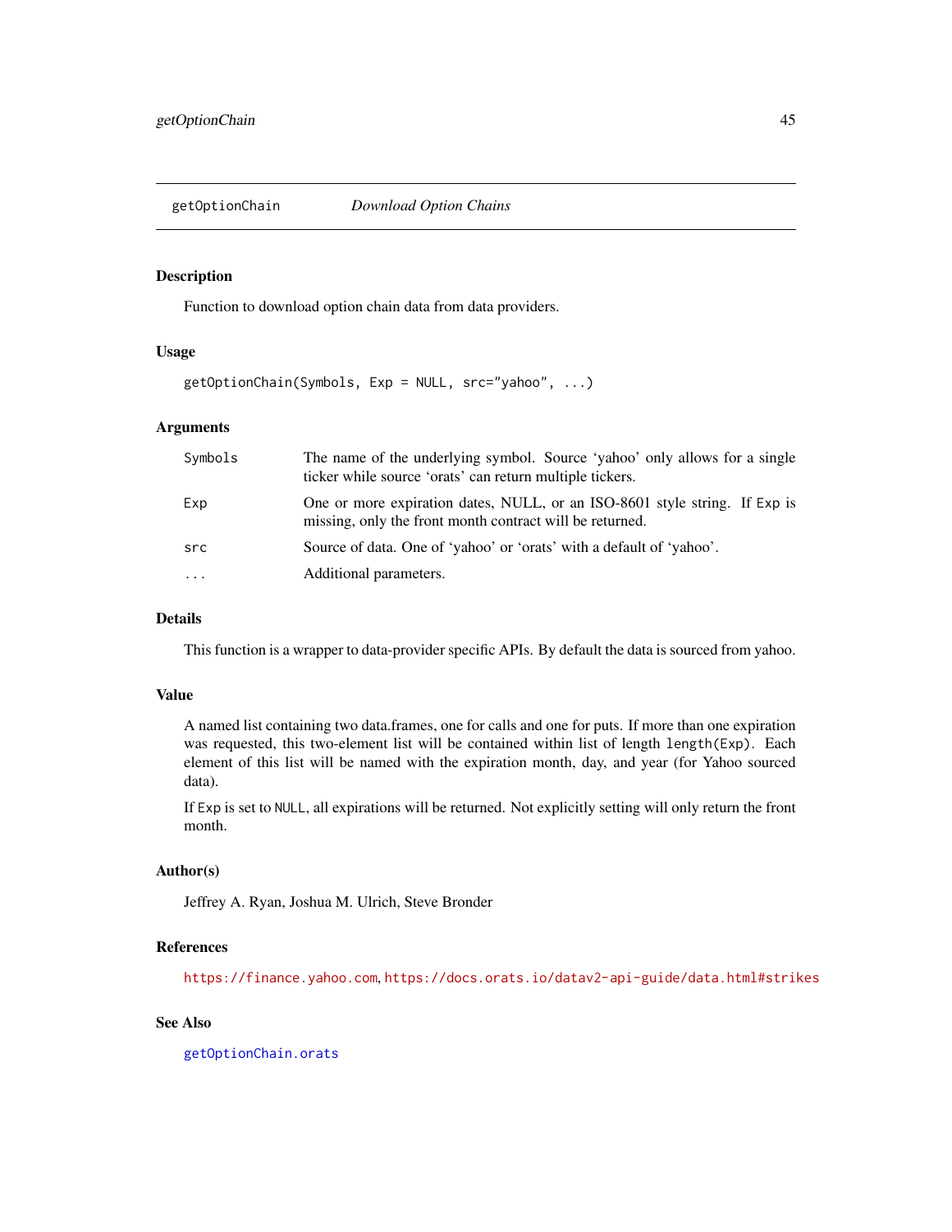## getOptionChain — *Download Option Chains*

### Description

Function to download option chain data from data providers.

### Usage

```
getOptionChain(Symbols, Exp = NULL, src="yahoo", ...)
```

### Arguments

| | |
|---|---|
| Symbols | The name of the underlying symbol. Source 'yahoo' only allows for a single ticker while source 'orats' can return multiple tickers. |
| Exp | One or more expiration dates, NULL, or an ISO-8601 style string. If Exp is missing, only the front month contract will be returned. |
| src | Source of data. One of 'yahoo' or 'orats' with a default of 'yahoo'. |
| ... | Additional parameters. |

### Details

This function is a wrapper to data-provider specific APIs. By default the data is sourced from yahoo.

### Value

A named list containing two data.frames, one for calls and one for puts. If more than one expiration was requested, this two-element list will be contained within list of length `length(Exp)`. Each element of this list will be named with the expiration month, day, and year (for Yahoo sourced data).

If `Exp` is set to `NULL`, all expirations will be returned. Not explicitly setting will only return the front month.

### Author(s)

Jeffrey A. Ryan, Joshua M. Ulrich, Steve Bronder

### References

https://finance.yahoo.com, https://docs.orats.io/datav2-api-guide/data.html#strikes

### See Also

getOptionChain.orats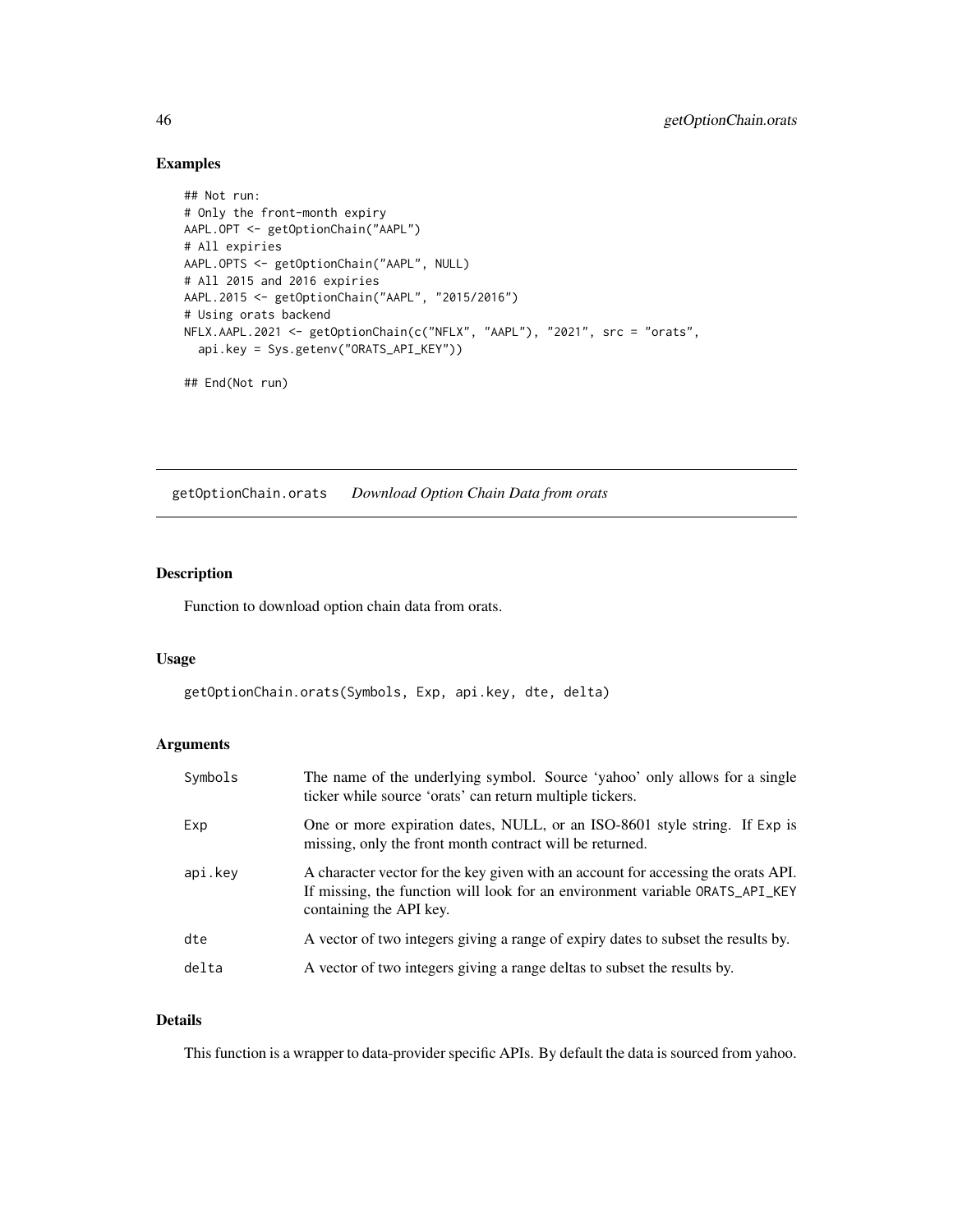## Examples

```
## Not run:
# Only the front-month expiry
AAPL.OPT <- getOptionChain("AAPL")
# All expiries
AAPL.OPTS <- getOptionChain("AAPL", NULL)
# All 2015 and 2016 expiries
AAPL.2015 <- getOptionChain("AAPL", "2015/2016")
# Using orats backend
NFLX.AAPL.2021 <- getOptionChain(c("NFLX", "AAPL"), "2021", src = "orats",
  api.key = Sys.getenv("ORATS_API_KEY"))

## End(Not run)
```

---

# getOptionChain.orats *Download Option Chain Data from orats*

---

## Description

Function to download option chain data from orats.

## Usage

```
getOptionChain.orats(Symbols, Exp, api.key, dte, delta)
```

## Arguments

| | |
|---|---|
| Symbols | The name of the underlying symbol. Source 'yahoo' only allows for a single ticker while source 'orats' can return multiple tickers. |
| Exp | One or more expiration dates, NULL, or an ISO-8601 style string. If Exp is missing, only the front month contract will be returned. |
| api.key | A character vector for the key given with an account for accessing the orats API. If missing, the function will look for an environment variable ORATS_API_KEY containing the API key. |
| dte | A vector of two integers giving a range of expiry dates to subset the results by. |
| delta | A vector of two integers giving a range deltas to subset the results by. |

## Details

This function is a wrapper to data-provider specific APIs. By default the data is sourced from yahoo.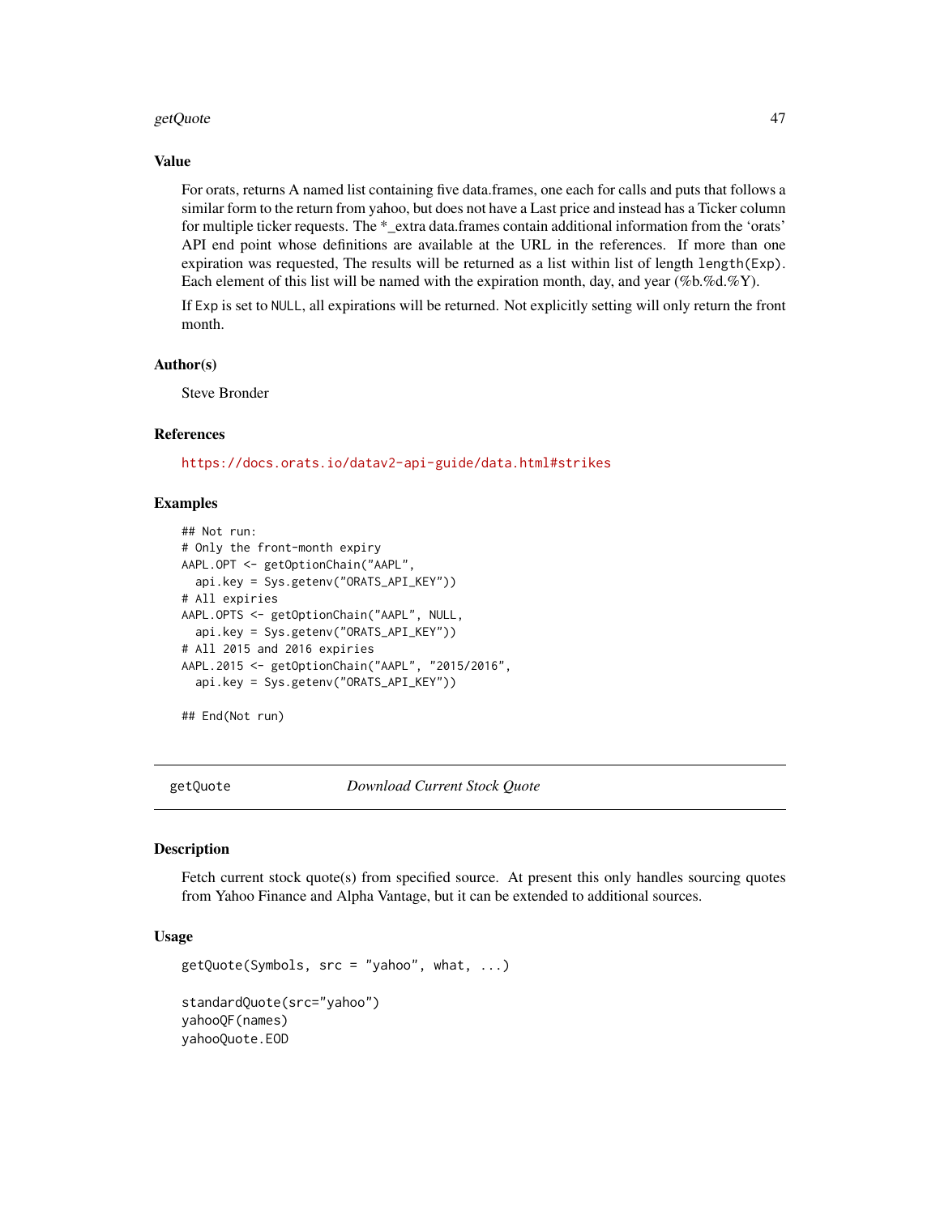### Value

For orats, returns A named list containing five data.frames, one each for calls and puts that follows a similar form to the return from yahoo, but does not have a Last price and instead has a Ticker column for multiple ticker requests. The *_extra data.frames contain additional information from the 'orats' API end point whose definitions are available at the URL in the references. If more than one expiration was requested, The results will be returned as a list within list of length `length(Exp)`. Each element of this list will be named with the expiration month, day, and year (%b.%d.%Y).

If `Exp` is set to `NULL`, all expirations will be returned. Not explicitly setting will only return the front month.

### Author(s)

Steve Bronder

### References

https://docs.orats.io/datav2-api-guide/data.html#strikes

### Examples

```
## Not run:
# Only the front-month expiry
AAPL.OPT <- getOptionChain("AAPL",
  api.key = Sys.getenv("ORATS_API_KEY"))
# All expiries
AAPL.OPTS <- getOptionChain("AAPL", NULL,
  api.key = Sys.getenv("ORATS_API_KEY"))
# All 2015 and 2016 expiries
AAPL.2015 <- getOptionChain("AAPL", "2015/2016",
  api.key = Sys.getenv("ORATS_API_KEY"))

## End(Not run)
```

---

## getQuote    *Download Current Stock Quote*

### Description

Fetch current stock quote(s) from specified source. At present this only handles sourcing quotes from Yahoo Finance and Alpha Vantage, but it can be extended to additional sources.

### Usage

```
getQuote(Symbols, src = "yahoo", what, ...)

standardQuote(src="yahoo")
yahooQF(names)
yahooQuote.EOD
```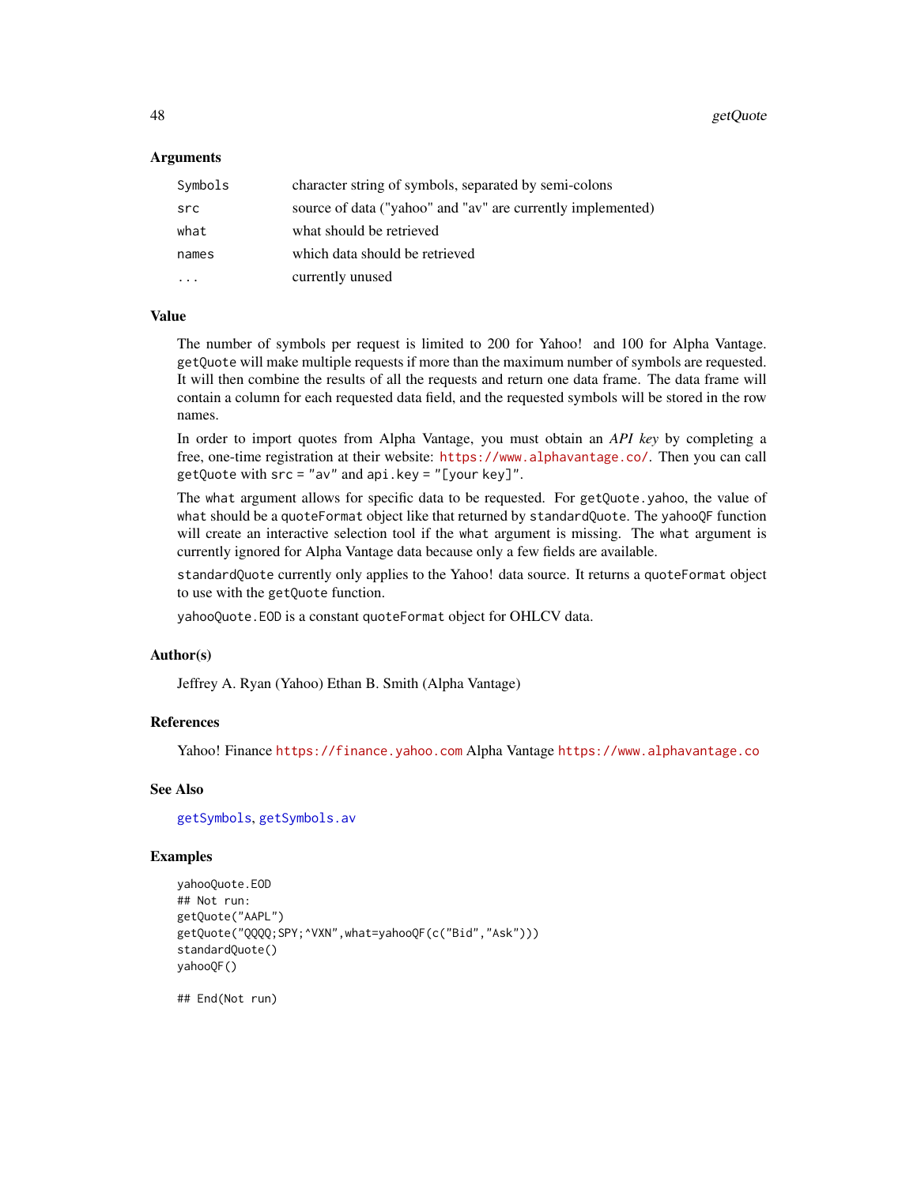### Arguments

| | |
|---|---|
| `Symbols` | character string of symbols, separated by semi-colons |
| `src` | source of data ("yahoo" and "av" are currently implemented) |
| `what` | what should be retrieved |
| `names` | which data should be retrieved |
| `...` | currently unused |

### Value

The number of symbols per request is limited to 200 for Yahoo! and 100 for Alpha Vantage. `getQuote` will make multiple requests if more than the maximum number of symbols are requested. It will then combine the results of all the requests and return one data frame. The data frame will contain a column for each requested data field, and the requested symbols will be stored in the row names.

In order to import quotes from Alpha Vantage, you must obtain an *API key* by completing a free, one-time registration at their website: https://www.alphavantage.co/. Then you can call `getQuote` with `src = "av"` and `api.key = "[your key]"`.

The `what` argument allows for specific data to be requested. For `getQuote.yahoo`, the value of `what` should be a `quoteFormat` object like that returned by `standardQuote`. The `yahooQF` function will create an interactive selection tool if the `what` argument is missing. The `what` argument is currently ignored for Alpha Vantage data because only a few fields are available.

`standardQuote` currently only applies to the Yahoo! data source. It returns a `quoteFormat` object to use with the `getQuote` function.

`yahooQuote.EOD` is a constant `quoteFormat` object for OHLCV data.

### Author(s)

Jeffrey A. Ryan (Yahoo) Ethan B. Smith (Alpha Vantage)

### References

Yahoo! Finance https://finance.yahoo.com Alpha Vantage https://www.alphavantage.co

### See Also

`getSymbols`, `getSymbols.av`

### Examples

```
yahooQuote.EOD
## Not run:
getQuote("AAPL")
getQuote("QQQQ;SPY;^VXN",what=yahooQF(c("Bid","Ask")))
standardQuote()
yahooQF()

## End(Not run)
```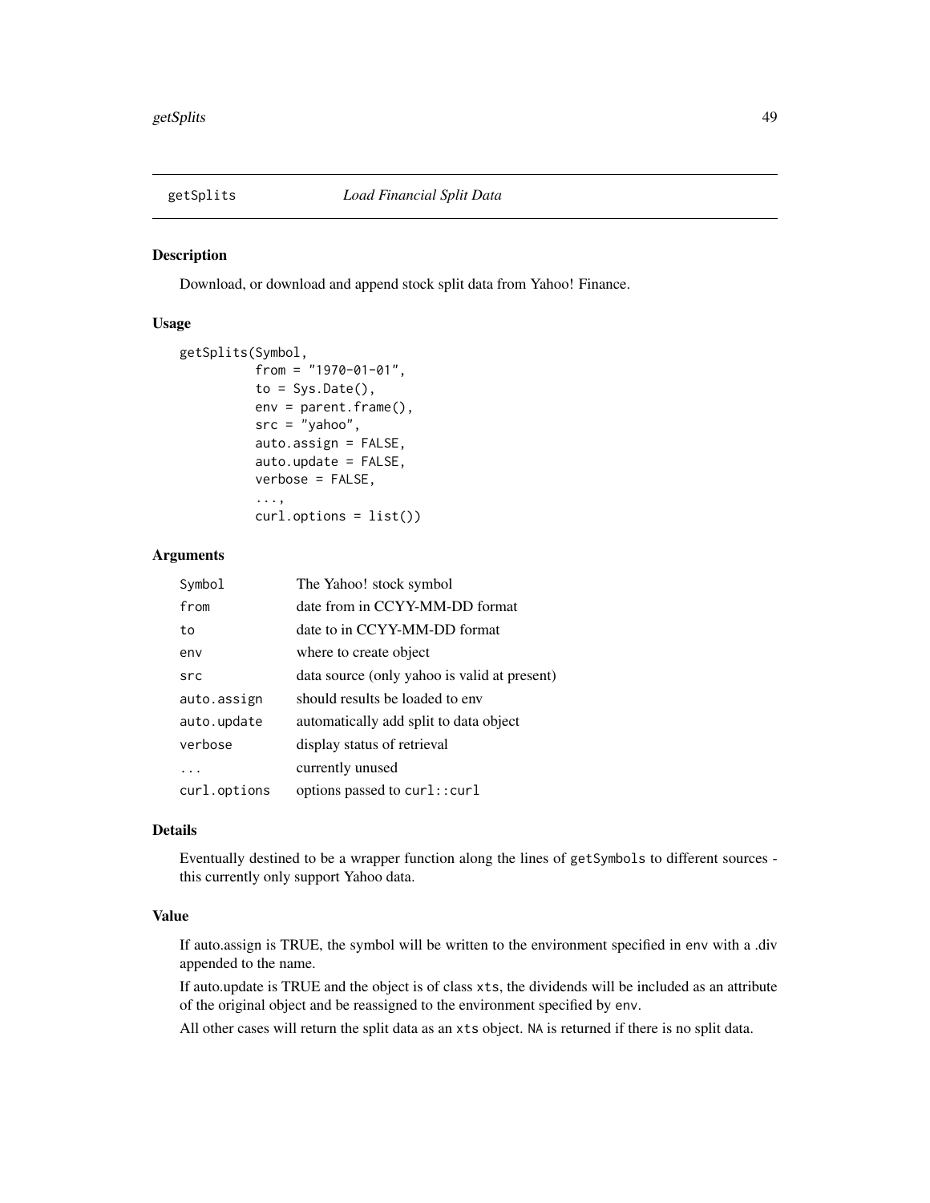# getSplits — *Load Financial Split Data*

## Description

Download, or download and append stock split data from Yahoo! Finance.

## Usage

```
getSplits(Symbol,
          from = "1970-01-01",
          to = Sys.Date(),
          env = parent.frame(),
          src = "yahoo",
          auto.assign = FALSE,
          auto.update = FALSE,
          verbose = FALSE,
          ...,
          curl.options = list())
```

## Arguments

| | |
|---|---|
| `Symbol` | The Yahoo! stock symbol |
| `from` | date from in CCYY-MM-DD format |
| `to` | date to in CCYY-MM-DD format |
| `env` | where to create object |
| `src` | data source (only yahoo is valid at present) |
| `auto.assign` | should results be loaded to env |
| `auto.update` | automatically add split to data object |
| `verbose` | display status of retrieval |
| `...` | currently unused |
| `curl.options` | options passed to `curl::curl` |

## Details

Eventually destined to be a wrapper function along the lines of `getSymbols` to different sources - this currently only support Yahoo data.

## Value

If auto.assign is TRUE, the symbol will be written to the environment specified in `env` with a .div appended to the name.

If auto.update is TRUE and the object is of class `xts`, the dividends will be included as an attribute of the original object and be reassigned to the environment specified by `env`.

All other cases will return the split data as an `xts` object. `NA` is returned if there is no split data.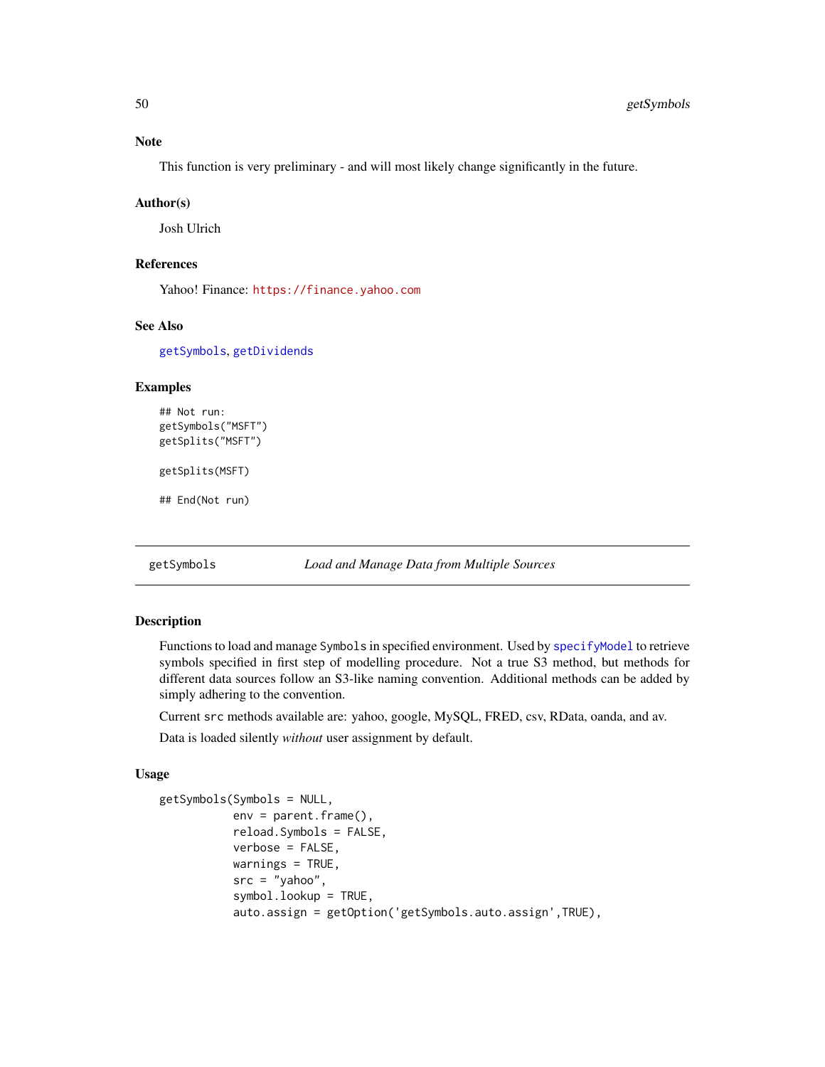### Note

This function is very preliminary - and will most likely change significantly in the future.

### Author(s)

Josh Ulrich

### References

Yahoo! Finance: https://finance.yahoo.com

### See Also

getSymbols, getDividends

### Examples

```
## Not run:
getSymbols("MSFT")
getSplits("MSFT")

getSplits(MSFT)

## End(Not run)
```

---

## getSymbols — *Load and Manage Data from Multiple Sources*

### Description

Functions to load and manage `Symbols` in specified environment. Used by specifyModel to retrieve symbols specified in first step of modelling procedure. Not a true S3 method, but methods for different data sources follow an S3-like naming convention. Additional methods can be added by simply adhering to the convention.

Current `src` methods available are: yahoo, google, MySQL, FRED, csv, RData, oanda, and av.

Data is loaded silently *without* user assignment by default.

### Usage

```
getSymbols(Symbols = NULL,
           env = parent.frame(),
           reload.Symbols = FALSE,
           verbose = FALSE,
           warnings = TRUE,
           src = "yahoo",
           symbol.lookup = TRUE,
           auto.assign = getOption('getSymbols.auto.assign',TRUE),
```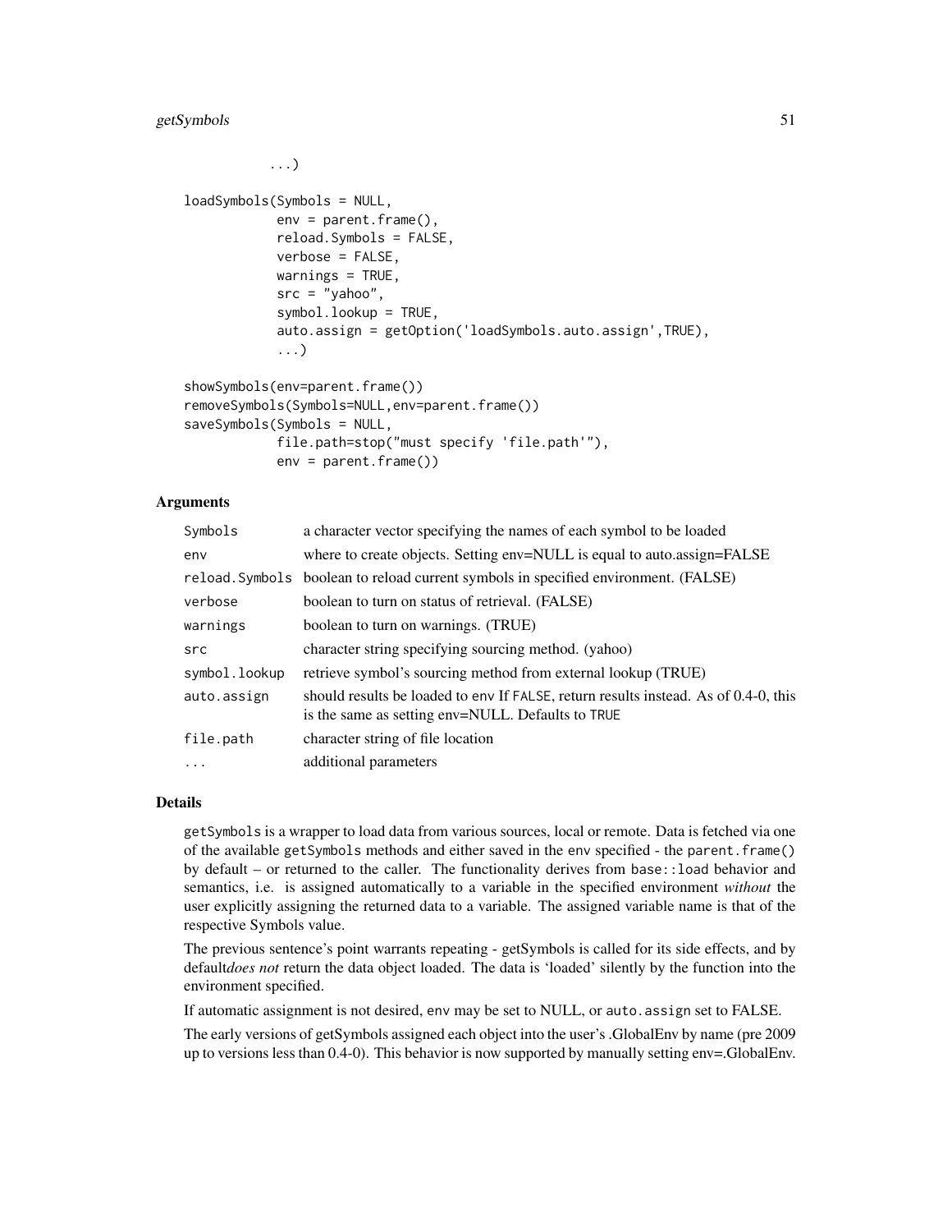```
            ...)

loadSymbols(Symbols = NULL,
            env = parent.frame(),
            reload.Symbols = FALSE,
            verbose = FALSE,
            warnings = TRUE,
            src = "yahoo",
            symbol.lookup = TRUE,
            auto.assign = getOption('loadSymbols.auto.assign',TRUE),
            ...)

showSymbols(env=parent.frame())
removeSymbols(Symbols=NULL,env=parent.frame())
saveSymbols(Symbols = NULL,
            file.path=stop("must specify 'file.path'"),
            env = parent.frame())
```

## Arguments

| | |
|---|---|
| Symbols | a character vector specifying the names of each symbol to be loaded |
| env | where to create objects. Setting env=NULL is equal to auto.assign=FALSE |
| reload.Symbols | boolean to reload current symbols in specified environment. (FALSE) |
| verbose | boolean to turn on status of retrieval. (FALSE) |
| warnings | boolean to turn on warnings. (TRUE) |
| src | character string specifying sourcing method. (yahoo) |
| symbol.lookup | retrieve symbol's sourcing method from external lookup (TRUE) |
| auto.assign | should results be loaded to env If FALSE, return results instead. As of 0.4-0, this is the same as setting env=NULL. Defaults to TRUE |
| file.path | character string of file location |
| ... | additional parameters |

## Details

`getSymbols` is a wrapper to load data from various sources, local or remote. Data is fetched via one of the available `getSymbols` methods and either saved in the `env` specified - the `parent.frame()` by default – or returned to the caller. The functionality derives from `base::load` behavior and semantics, i.e. is assigned automatically to a variable in the specified environment *without* the user explicitly assigning the returned data to a variable. The assigned variable name is that of the respective Symbols value.

The previous sentence's point warrants repeating - getSymbols is called for its side effects, and by default*does not* return the data object loaded. The data is 'loaded' silently by the function into the environment specified.

If automatic assignment is not desired, `env` may be set to NULL, or `auto.assign` set to FALSE.

The early versions of getSymbols assigned each object into the user's .GlobalEnv by name (pre 2009 up to versions less than 0.4-0). This behavior is now supported by manually setting env=.GlobalEnv.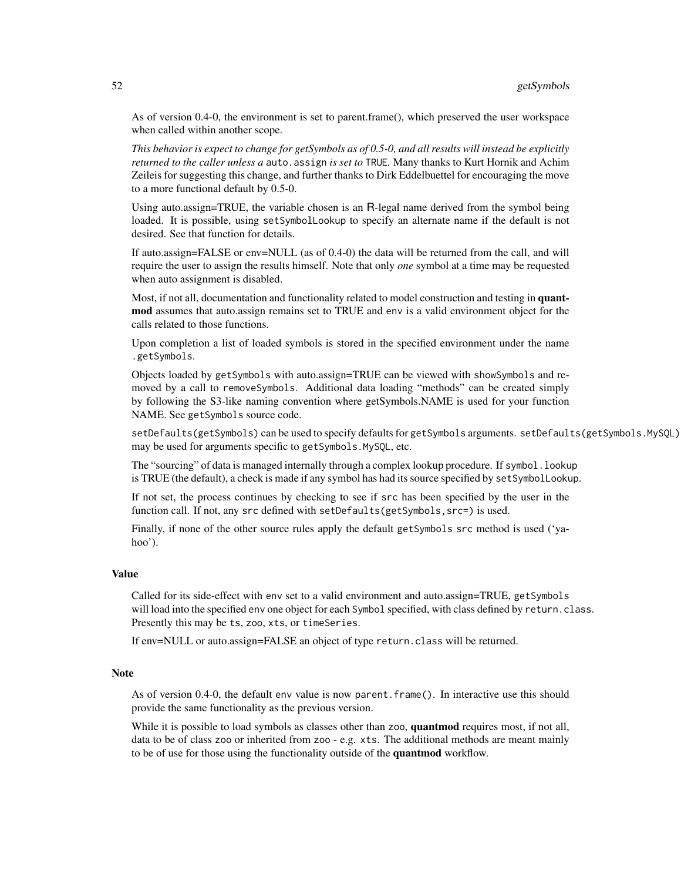As of version 0.4-0, the environment is set to parent.frame(), which preserved the user workspace when called within another scope.

*This behavior is expect to change for getSymbols as of 0.5-0, and all results will instead be explicitly returned to the caller unless a* `auto.assign` *is set to* `TRUE`. Many thanks to Kurt Hornik and Achim Zeileis for suggesting this change, and further thanks to Dirk Eddelbuettel for encouraging the move to a more functional default by 0.5-0.

Using auto.assign=TRUE, the variable chosen is an R-legal name derived from the symbol being loaded. It is possible, using `setSymbolLookup` to specify an alternate name if the default is not desired. See that function for details.

If auto.assign=FALSE or env=NULL (as of 0.4-0) the data will be returned from the call, and will require the user to assign the results himself. Note that only *one* symbol at a time may be requested when auto assignment is disabled.

Most, if not all, documentation and functionality related to model construction and testing in **quantmod** assumes that auto.assign remains set to TRUE and `env` is a valid environment object for the calls related to those functions.

Upon completion a list of loaded symbols is stored in the specified environment under the name `.getSymbols`.

Objects loaded by `getSymbols` with auto.assign=TRUE can be viewed with `showSymbols` and removed by a call to `removeSymbols`. Additional data loading "methods" can be created simply by following the S3-like naming convention where getSymbols.NAME is used for your function NAME. See `getSymbols` source code.

`setDefaults(getSymbols)` can be used to specify defaults for `getSymbols` arguments. `setDefaults(getSymbols.MySQL)` may be used for arguments specific to `getSymbols.MySQL`, etc.

The "sourcing" of data is managed internally through a complex lookup procedure. If `symbol.lookup` is TRUE (the default), a check is made if any symbol has had its source specified by `setSymbolLookup`.

If not set, the process continues by checking to see if `src` has been specified by the user in the function call. If not, any `src` defined with `setDefaults(getSymbols,src=)` is used.

Finally, if none of the other source rules apply the default `getSymbols` `src` method is used ('yahoo').

### Value

Called for its side-effect with `env` set to a valid environment and auto.assign=TRUE, `getSymbols` will load into the specified `env` one object for each `Symbol` specified, with class defined by `return.class`. Presently this may be `ts`, `zoo`, `xts`, or `timeSeries`.

If env=NULL or auto.assign=FALSE an object of type `return.class` will be returned.

### Note

As of version 0.4-0, the default `env` value is now `parent.frame()`. In interactive use this should provide the same functionality as the previous version.

While it is possible to load symbols as classes other than `zoo`, **quantmod** requires most, if not all, data to be of class `zoo` or inherited from `zoo` - e.g. `xts`. The additional methods are meant mainly to be of use for those using the functionality outside of the **quantmod** workflow.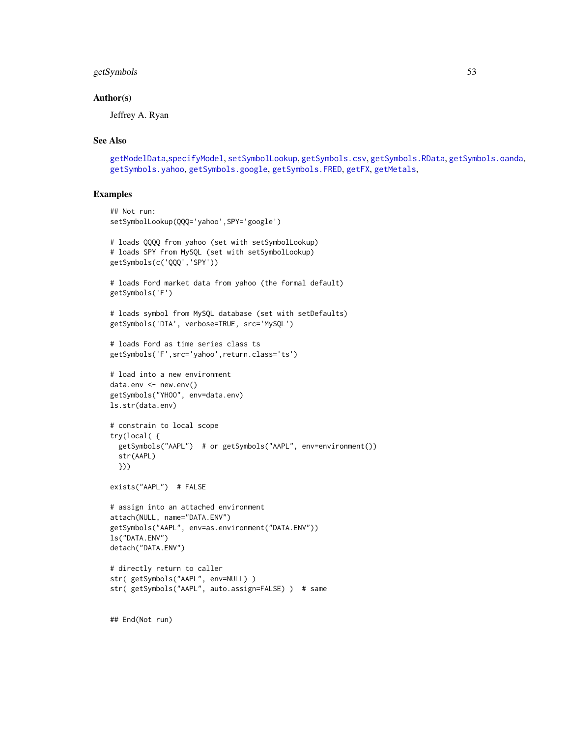## Author(s)

Jeffrey A. Ryan

## See Also

getModelData,specifyModel, setSymbolLookup, getSymbols.csv, getSymbols.RData, getSymbols.oanda, getSymbols.yahoo, getSymbols.google, getSymbols.FRED, getFX, getMetals,

## Examples

```
## Not run:
setSymbolLookup(QQQ='yahoo',SPY='google')

# loads QQQQ from yahoo (set with setSymbolLookup)
# loads SPY from MySQL (set with setSymbolLookup)
getSymbols(c('QQQ','SPY'))

# loads Ford market data from yahoo (the formal default)
getSymbols('F')

# loads symbol from MySQL database (set with setDefaults)
getSymbols('DIA', verbose=TRUE, src='MySQL')

# loads Ford as time series class ts
getSymbols('F',src='yahoo',return.class='ts')

# load into a new environment
data.env <- new.env()
getSymbols("YHOO", env=data.env)
ls.str(data.env)

# constrain to local scope
try(local( {
  getSymbols("AAPL")  # or getSymbols("AAPL", env=environment())
  str(AAPL)
  }))

exists("AAPL")  # FALSE

# assign into an attached environment
attach(NULL, name="DATA.ENV")
getSymbols("AAPL", env=as.environment("DATA.ENV"))
ls("DATA.ENV")
detach("DATA.ENV")

# directly return to caller
str( getSymbols("AAPL", env=NULL) )
str( getSymbols("AAPL", auto.assign=FALSE) )  # same


## End(Not run)
```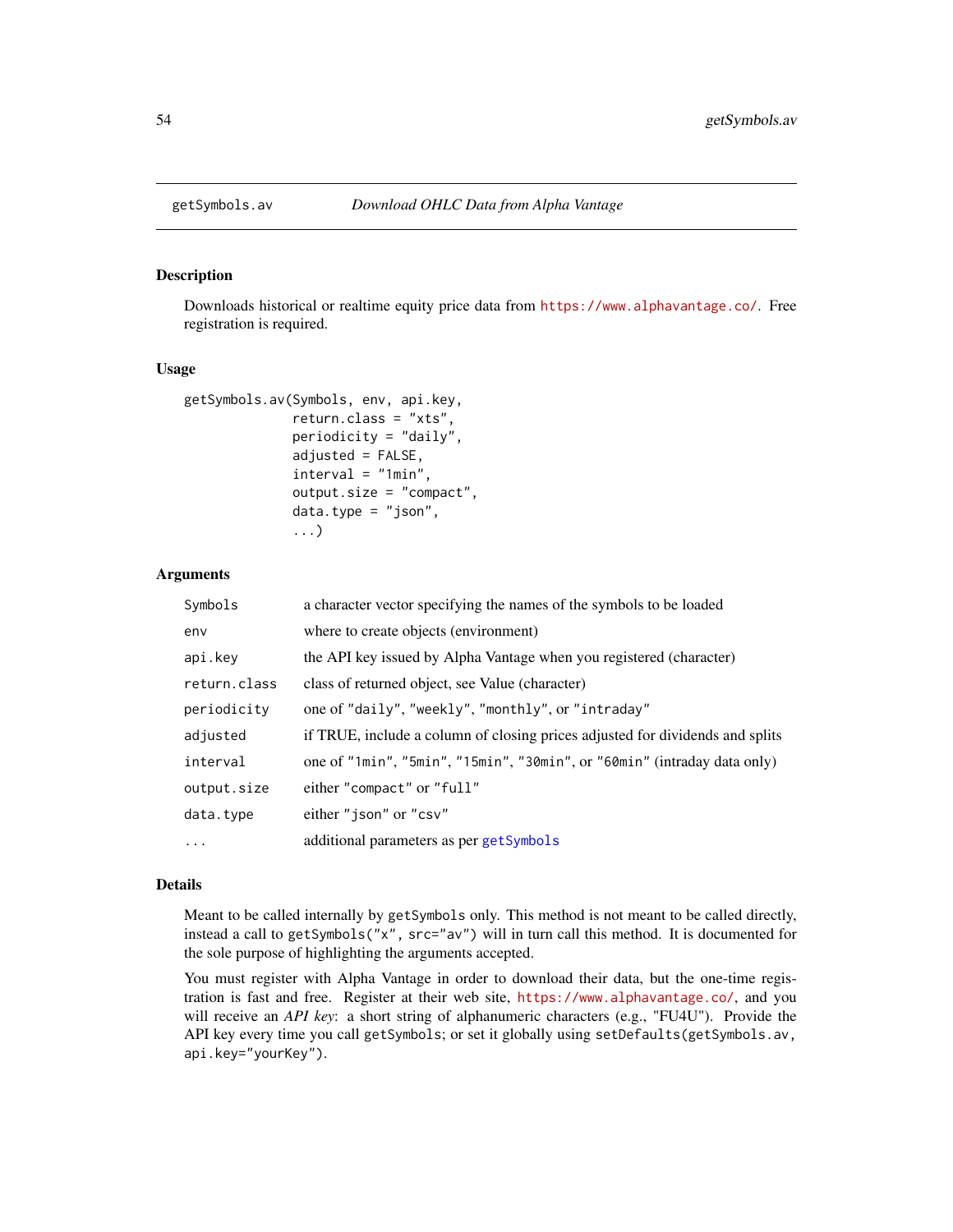getSymbols.av — *Download OHLC Data from Alpha Vantage*

## Description

Downloads historical or realtime equity price data from https://www.alphavantage.co/. Free registration is required.

## Usage

```
getSymbols.av(Symbols, env, api.key,
              return.class = "xts",
              periodicity = "daily",
              adjusted = FALSE,
              interval = "1min",
              output.size = "compact",
              data.type = "json",
              ...)
```

## Arguments

| | |
|---|---|
| `Symbols` | a character vector specifying the names of the symbols to be loaded |
| `env` | where to create objects (environment) |
| `api.key` | the API key issued by Alpha Vantage when you registered (character) |
| `return.class` | class of returned object, see Value (character) |
| `periodicity` | one of `"daily"`, `"weekly"`, `"monthly"`, or `"intraday"` |
| `adjusted` | if TRUE, include a column of closing prices adjusted for dividends and splits |
| `interval` | one of `"1min"`, `"5min"`, `"15min"`, `"30min"`, or `"60min"` (intraday data only) |
| `output.size` | either `"compact"` or `"full"` |
| `data.type` | either `"json"` or `"csv"` |
| `...` | additional parameters as per `getSymbols` |

## Details

Meant to be called internally by `getSymbols` only. This method is not meant to be called directly, instead a call to `getSymbols("x", src="av")` will in turn call this method. It is documented for the sole purpose of highlighting the arguments accepted.

You must register with Alpha Vantage in order to download their data, but the one-time registration is fast and free. Register at their web site, https://www.alphavantage.co/, and you will receive an *API key*: a short string of alphanumeric characters (e.g., "FU4U"). Provide the API key every time you call `getSymbols`; or set it globally using `setDefaults(getSymbols.av, api.key="yourKey")`.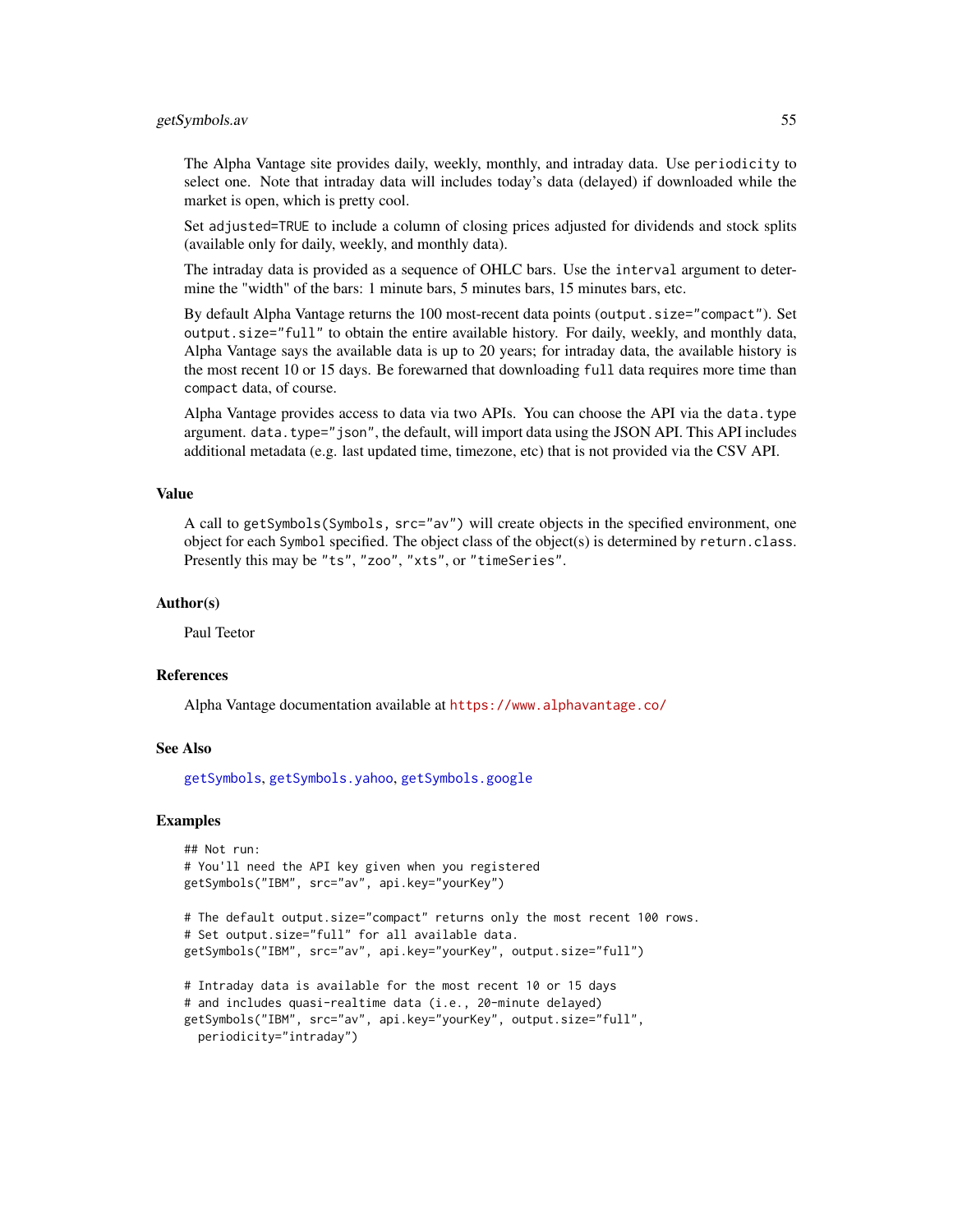The Alpha Vantage site provides daily, weekly, monthly, and intraday data. Use `periodicity` to select one. Note that intraday data will includes today's data (delayed) if downloaded while the market is open, which is pretty cool.

Set `adjusted=TRUE` to include a column of closing prices adjusted for dividends and stock splits (available only for daily, weekly, and monthly data).

The intraday data is provided as a sequence of OHLC bars. Use the `interval` argument to determine the "width" of the bars: 1 minute bars, 5 minutes bars, 15 minutes bars, etc.

By default Alpha Vantage returns the 100 most-recent data points (`output.size="compact"`). Set `output.size="full"` to obtain the entire available history. For daily, weekly, and monthly data, Alpha Vantage says the available data is up to 20 years; for intraday data, the available history is the most recent 10 or 15 days. Be forewarned that downloading `full` data requires more time than `compact` data, of course.

Alpha Vantage provides access to data via two APIs. You can choose the API via the `data.type` argument. `data.type="json"`, the default, will import data using the JSON API. This API includes additional metadata (e.g. last updated time, timezone, etc) that is not provided via the CSV API.

## Value

A call to `getSymbols(Symbols, src="av")` will create objects in the specified environment, one object for each `Symbol` specified. The object class of the object(s) is determined by `return.class`. Presently this may be `"ts"`, `"zoo"`, `"xts"`, or `"timeSeries"`.

## Author(s)

Paul Teetor

## References

Alpha Vantage documentation available at https://www.alphavantage.co/

## See Also

getSymbols, getSymbols.yahoo, getSymbols.google

## Examples

```
## Not run:
# You'll need the API key given when you registered
getSymbols("IBM", src="av", api.key="yourKey")

# The default output.size="compact" returns only the most recent 100 rows.
# Set output.size="full" for all available data.
getSymbols("IBM", src="av", api.key="yourKey", output.size="full")

# Intraday data is available for the most recent 10 or 15 days
# and includes quasi-realtime data (i.e., 20-minute delayed)
getSymbols("IBM", src="av", api.key="yourKey", output.size="full",
  periodicity="intraday")
```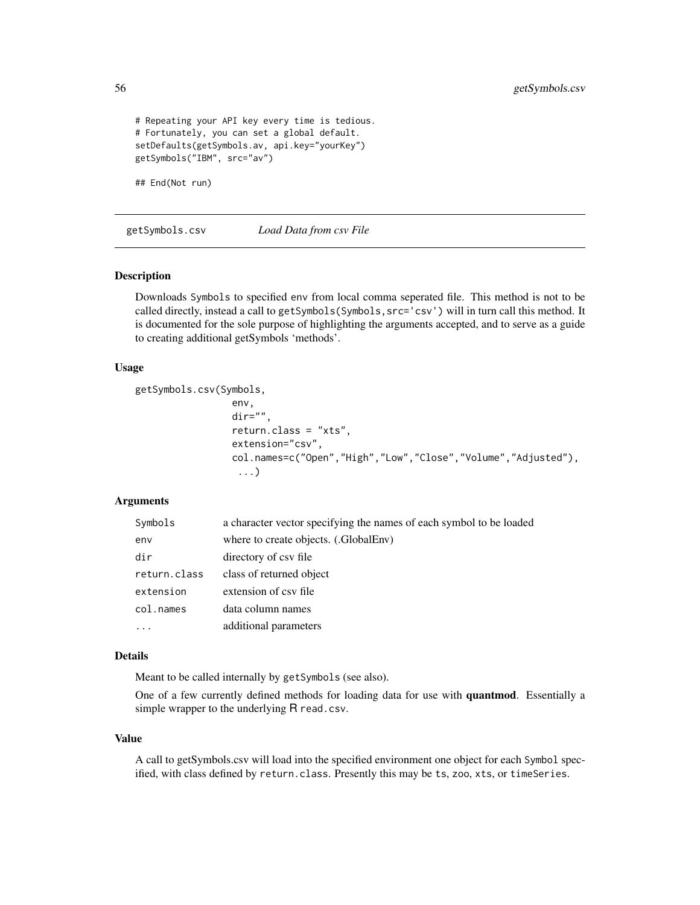```
# Repeating your API key every time is tedious.
# Fortunately, you can set a global default.
setDefaults(getSymbols.av, api.key="yourKey")
getSymbols("IBM", src="av")

## End(Not run)
```

## getSymbols.csv — *Load Data from csv File*

### Description

Downloads `Symbols` to specified `env` from local comma seperated file. This method is not to be called directly, instead a call to `getSymbols(Symbols,src='csv')` will in turn call this method. It is documented for the sole purpose of highlighting the arguments accepted, and to serve as a guide to creating additional getSymbols 'methods'.

### Usage

```
getSymbols.csv(Symbols,
                 env,
                 dir="",
                 return.class = "xts",
                 extension="csv",
                 col.names=c("Open","High","Low","Close","Volume","Adjusted"),
                  ...)
```

### Arguments

| | |
|---|---|
| `Symbols` | a character vector specifying the names of each symbol to be loaded |
| `env` | where to create objects. (.GlobalEnv) |
| `dir` | directory of csv file |
| `return.class` | class of returned object |
| `extension` | extension of csv file |
| `col.names` | data column names |
| `...` | additional parameters |

### Details

Meant to be called internally by `getSymbols` (see also).

One of a few currently defined methods for loading data for use with **quantmod**. Essentially a simple wrapper to the underlying R `read.csv`.

### Value

A call to getSymbols.csv will load into the specified environment one object for each `Symbol` specified, with class defined by `return.class`. Presently this may be `ts`, `zoo`, `xts`, or `timeSeries`.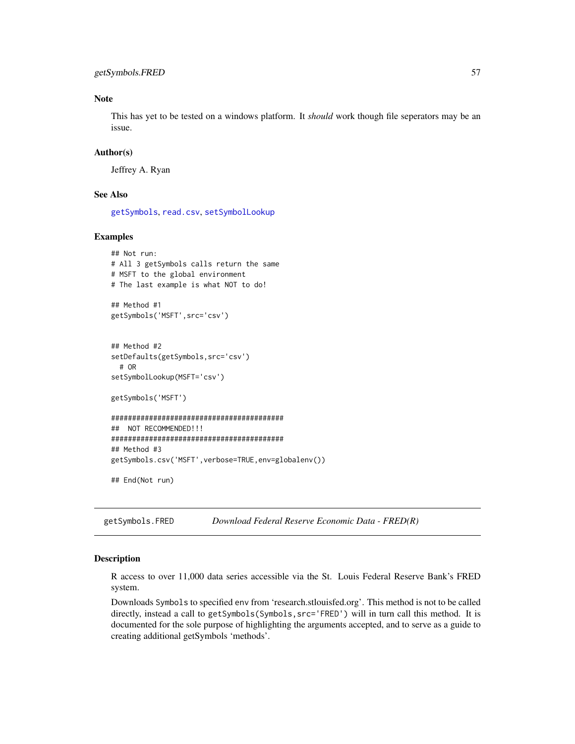### Note

This has yet to be tested on a windows platform. It *should* work though file seperators may be an issue.

### Author(s)

Jeffrey A. Ryan

### See Also

getSymbols, read.csv, setSymbolLookup

### Examples

```
## Not run:
# All 3 getSymbols calls return the same
# MSFT to the global environment
# The last example is what NOT to do!

## Method #1
getSymbols('MSFT',src='csv')


## Method #2
setDefaults(getSymbols,src='csv')
  # OR
setSymbolLookup(MSFT='csv')

getSymbols('MSFT')

#########################################
##  NOT RECOMMENDED!!!
#########################################
## Method #3
getSymbols.csv('MSFT',verbose=TRUE,env=globalenv())

## End(Not run)
```

---

## getSymbols.FRED — *Download Federal Reserve Economic Data - FRED(R)*

### Description

R access to over 11,000 data series accessible via the St. Louis Federal Reserve Bank's FRED system.

Downloads `Symbols` to specified `env` from 'research.stlouisfed.org'. This method is not to be called directly, instead a call to `getSymbols(Symbols,src='FRED')` will in turn call this method. It is documented for the sole purpose of highlighting the arguments accepted, and to serve as a guide to creating additional getSymbols 'methods'.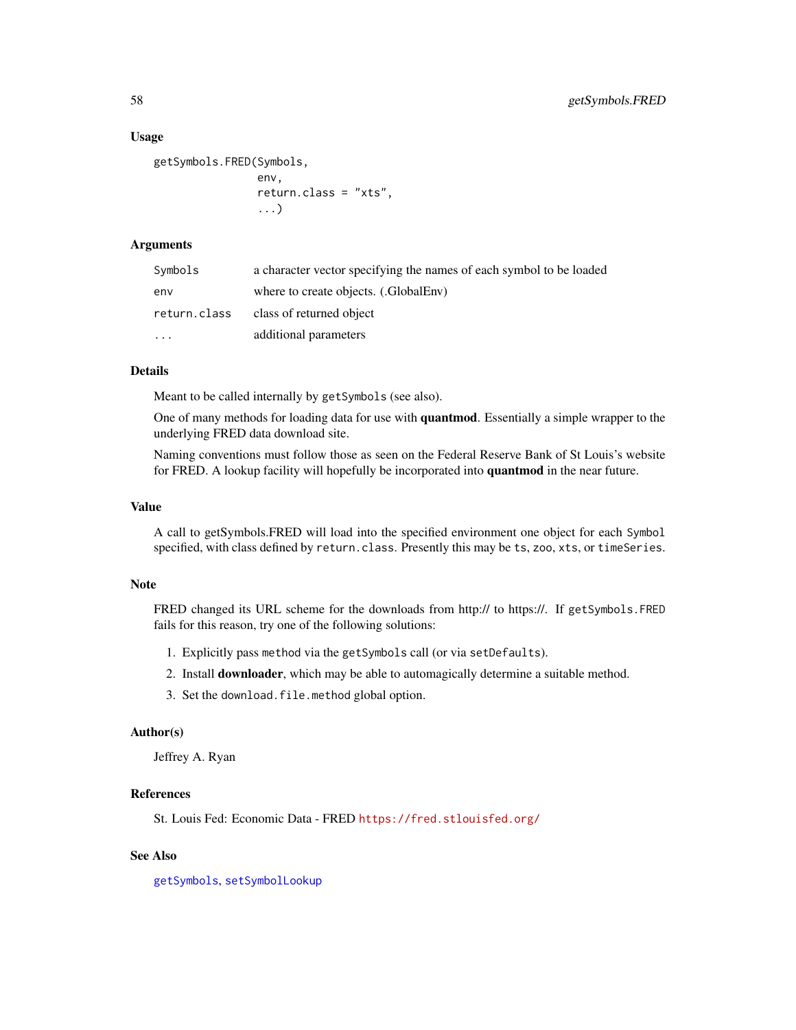### Usage

```
getSymbols.FRED(Symbols,
                env,
                return.class = "xts",
                ...)
```

### Arguments

| | |
|---|---|
| `Symbols` | a character vector specifying the names of each symbol to be loaded |
| `env` | where to create objects. (.GlobalEnv) |
| `return.class` | class of returned object |
| `...` | additional parameters |

### Details

Meant to be called internally by `getSymbols` (see also).

One of many methods for loading data for use with **quantmod**. Essentially a simple wrapper to the underlying FRED data download site.

Naming conventions must follow those as seen on the Federal Reserve Bank of St Louis's website for FRED. A lookup facility will hopefully be incorporated into **quantmod** in the near future.

### Value

A call to getSymbols.FRED will load into the specified environment one object for each `Symbol` specified, with class defined by `return.class`. Presently this may be `ts`, `zoo`, `xts`, or `timeSeries`.

### Note

FRED changed its URL scheme for the downloads from http:// to https://. If `getSymbols.FRED` fails for this reason, try one of the following solutions:

1. Explicitly pass `method` via the `getSymbols` call (or via `setDefaults`).
2. Install **downloader**, which may be able to automagically determine a suitable method.
3. Set the `download.file.method` global option.

### Author(s)

Jeffrey A. Ryan

### References

St. Louis Fed: Economic Data - FRED https://fred.stlouisfed.org/

### See Also

`getSymbols`, `setSymbolLookup`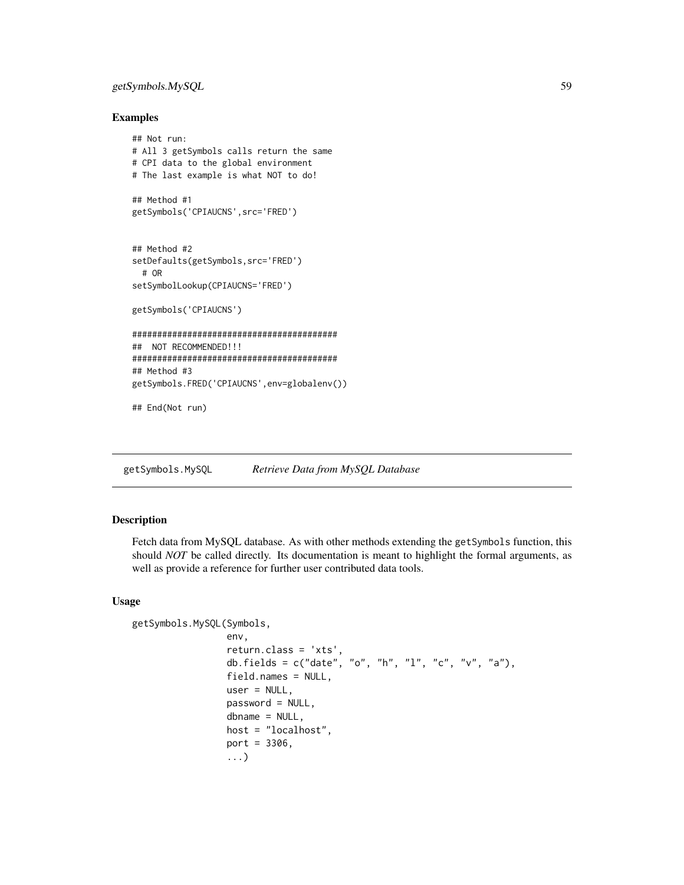## Examples

```
## Not run:
# All 3 getSymbols calls return the same
# CPI data to the global environment
# The last example is what NOT to do!

## Method #1
getSymbols('CPIAUCNS',src='FRED')


## Method #2
setDefaults(getSymbols,src='FRED')
  # OR
setSymbolLookup(CPIAUCNS='FRED')

getSymbols('CPIAUCNS')

#########################################
##  NOT RECOMMENDED!!!
#########################################
## Method #3
getSymbols.FRED('CPIAUCNS',env=globalenv())

## End(Not run)
```

# getSymbols.MySQL — *Retrieve Data from MySQL Database*

## Description

Fetch data from MySQL database. As with other methods extending the `getSymbols` function, this should *NOT* be called directly. Its documentation is meant to highlight the formal arguments, as well as provide a reference for further user contributed data tools.

## Usage

```
getSymbols.MySQL(Symbols,
                 env,
                 return.class = 'xts',
                 db.fields = c("date", "o", "h", "l", "c", "v", "a"),
                 field.names = NULL,
                 user = NULL,
                 password = NULL,
                 dbname = NULL,
                 host = "localhost",
                 port = 3306,
                 ...)
```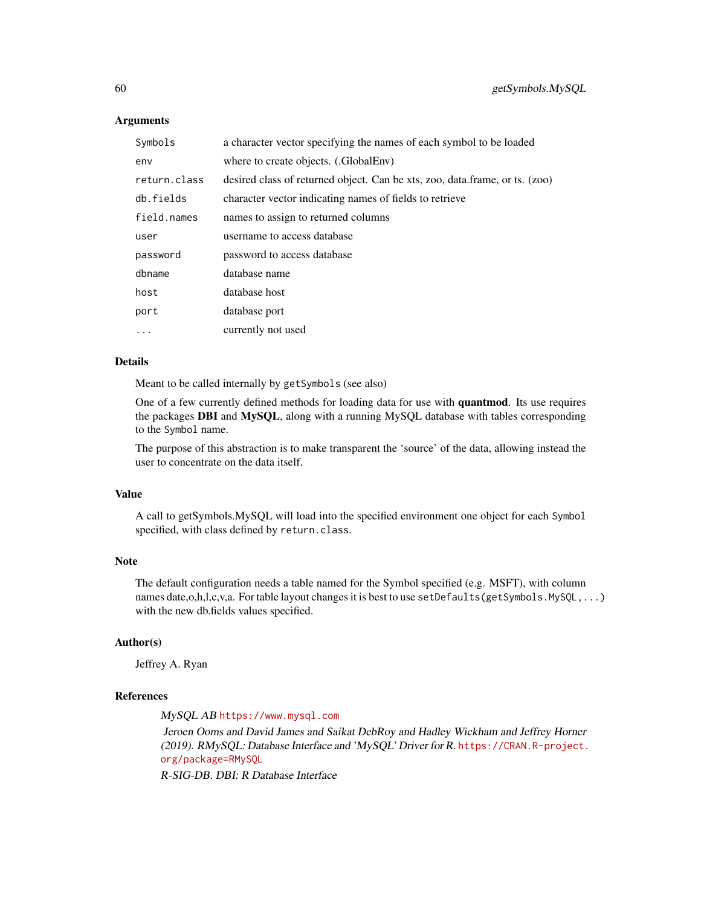### Arguments

| | |
|---|---|
| `Symbols` | a character vector specifying the names of each symbol to be loaded |
| `env` | where to create objects. (.GlobalEnv) |
| `return.class` | desired class of returned object. Can be xts, zoo, data.frame, or ts. (zoo) |
| `db.fields` | character vector indicating names of fields to retrieve |
| `field.names` | names to assign to returned columns |
| `user` | username to access database |
| `password` | password to access database |
| `dbname` | database name |
| `host` | database host |
| `port` | database port |
| `...` | currently not used |

### Details

Meant to be called internally by `getSymbols` (see also)

One of a few currently defined methods for loading data for use with **quantmod**. Its use requires the packages **DBI** and **MySQL**, along with a running MySQL database with tables corresponding to the `Symbol` name.

The purpose of this abstraction is to make transparent the 'source' of the data, allowing instead the user to concentrate on the data itself.

### Value

A call to getSymbols.MySQL will load into the specified environment one object for each `Symbol` specified, with class defined by `return.class`.

### Note

The default configuration needs a table named for the Symbol specified (e.g. MSFT), with column names date,o,h,l,c,v,a. For table layout changes it is best to use `setDefaults(getSymbols.MySQL,...)` with the new db.fields values specified.

### Author(s)

Jeffrey A. Ryan

### References

*MySQL AB* https://www.mysql.com

*Jeroen Ooms and David James and Saikat DebRoy and Hadley Wickham and Jeffrey Horner (2019). RMySQL: Database Interface and 'MySQL' Driver for R.* https://CRAN.R-project.org/package=RMySQL

*R-SIG-DB. DBI: R Database Interface*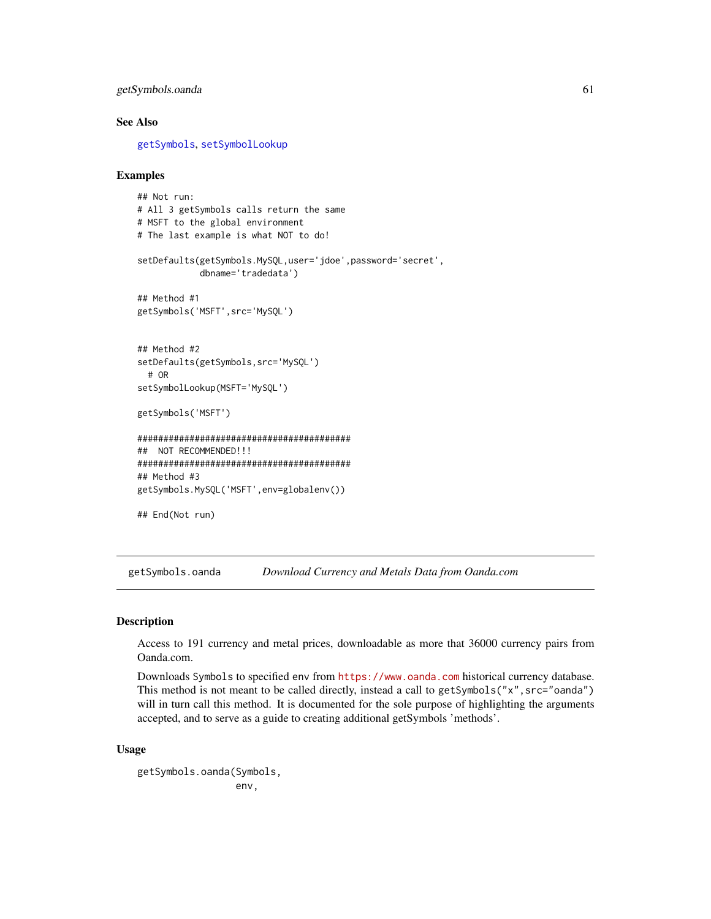### See Also

getSymbols, setSymbolLookup

### Examples

```
## Not run:
# All 3 getSymbols calls return the same
# MSFT to the global environment
# The last example is what NOT to do!

setDefaults(getSymbols.MySQL,user='jdoe',password='secret',
            dbname='tradedata')

## Method #1
getSymbols('MSFT',src='MySQL')


## Method #2
setDefaults(getSymbols,src='MySQL')
  # OR
setSymbolLookup(MSFT='MySQL')

getSymbols('MSFT')

#########################################
##  NOT RECOMMENDED!!!
#########################################
## Method #3
getSymbols.MySQL('MSFT',env=globalenv())

## End(Not run)
```

## getSymbols.oanda    *Download Currency and Metals Data from Oanda.com*

### Description

Access to 191 currency and metal prices, downloadable as more that 36000 currency pairs from Oanda.com.

Downloads Symbols to specified env from https://www.oanda.com historical currency database. This method is not meant to be called directly, instead a call to getSymbols("x",src="oanda") will in turn call this method. It is documented for the sole purpose of highlighting the arguments accepted, and to serve as a guide to creating additional getSymbols 'methods'.

### Usage

```
getSymbols.oanda(Symbols,
                 env,
```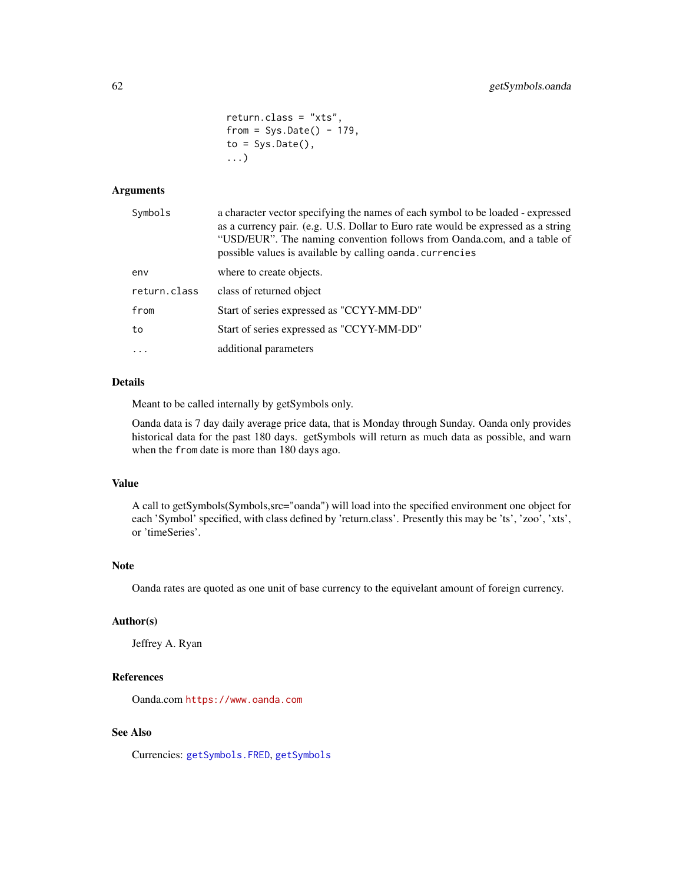```
return.class = "xts",
from = Sys.Date() - 179,
to = Sys.Date(),
...)
```

### Arguments

| | |
|---|---|
| `Symbols` | a character vector specifying the names of each symbol to be loaded - expressed as a currency pair. (e.g. U.S. Dollar to Euro rate would be expressed as a string "USD/EUR". The naming convention follows from Oanda.com, and a table of possible values is available by calling `oanda.currencies` |
| `env` | where to create objects. |
| `return.class` | class of returned object |
| `from` | Start of series expressed as "CCYY-MM-DD" |
| `to` | Start of series expressed as "CCYY-MM-DD" |
| `...` | additional parameters |

### Details

Meant to be called internally by getSymbols only.

Oanda data is 7 day daily average price data, that is Monday through Sunday. Oanda only provides historical data for the past 180 days. getSymbols will return as much data as possible, and warn when the `from` date is more than 180 days ago.

### Value

A call to getSymbols(Symbols,src="oanda") will load into the specified environment one object for each 'Symbol' specified, with class defined by 'return.class'. Presently this may be 'ts', 'zoo', 'xts', or 'timeSeries'.

### Note

Oanda rates are quoted as one unit of base currency to the equivelant amount of foreign currency.

### Author(s)

Jeffrey A. Ryan

### References

Oanda.com https://www.oanda.com

### See Also

Currencies: `getSymbols.FRED`, `getSymbols`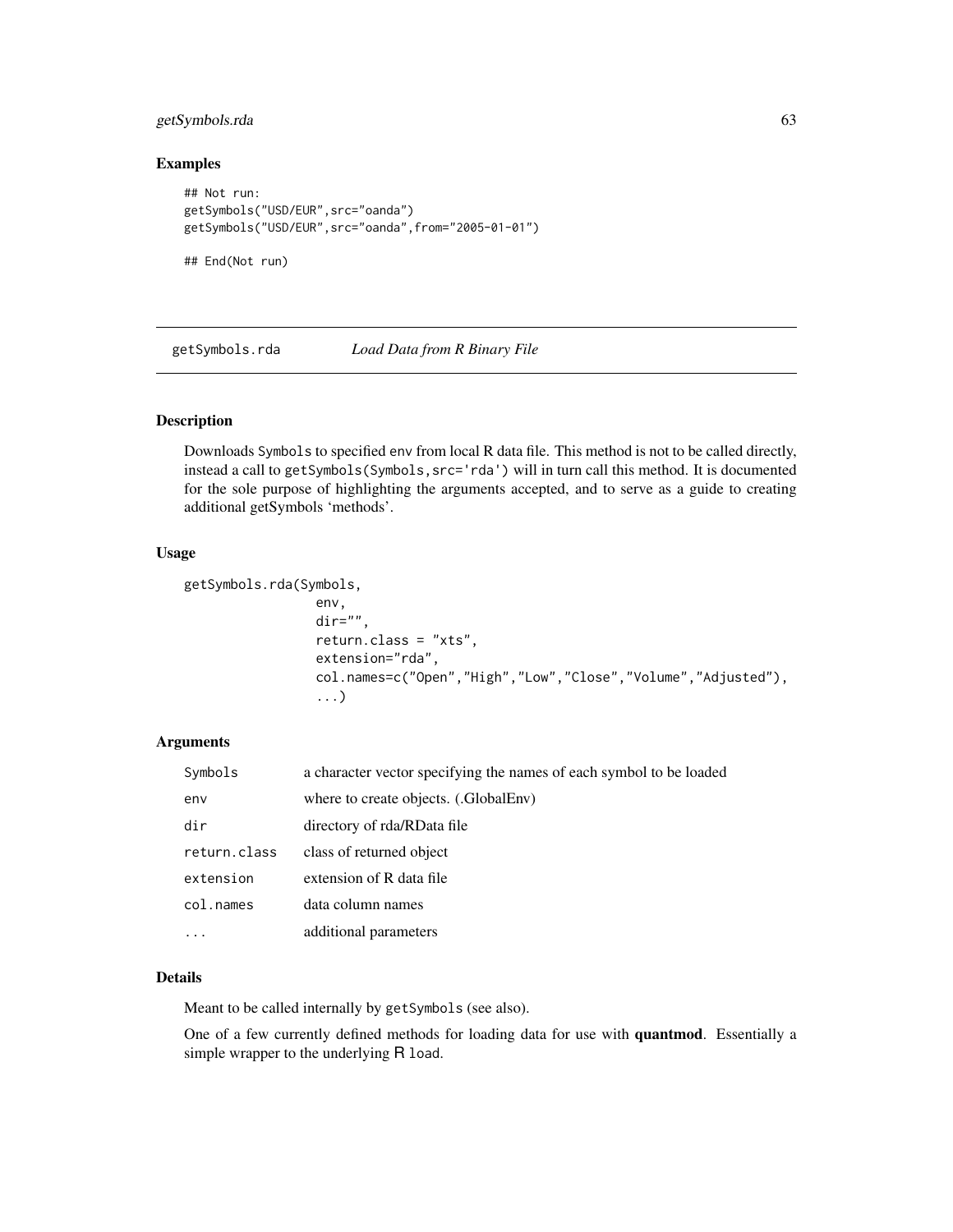### Examples

```
## Not run:
getSymbols("USD/EUR",src="oanda")
getSymbols("USD/EUR",src="oanda",from="2005-01-01")

## End(Not run)
```

---

## getSymbols.rda *Load Data from R Binary File*

---

### Description

Downloads Symbols to specified env from local R data file. This method is not to be called directly, instead a call to getSymbols(Symbols,src='rda') will in turn call this method. It is documented for the sole purpose of highlighting the arguments accepted, and to serve as a guide to creating additional getSymbols 'methods'.

### Usage

```
getSymbols.rda(Symbols,
               env,
               dir="",
               return.class = "xts",
               extension="rda",
               col.names=c("Open","High","Low","Close","Volume","Adjusted"),
               ...)
```

### Arguments

| | |
|---|---|
| Symbols | a character vector specifying the names of each symbol to be loaded |
| env | where to create objects. (.GlobalEnv) |
| dir | directory of rda/RData file |
| return.class | class of returned object |
| extension | extension of R data file |
| col.names | data column names |
| ... | additional parameters |

### Details

Meant to be called internally by getSymbols (see also).

One of a few currently defined methods for loading data for use with **quantmod**. Essentially a simple wrapper to the underlying R load.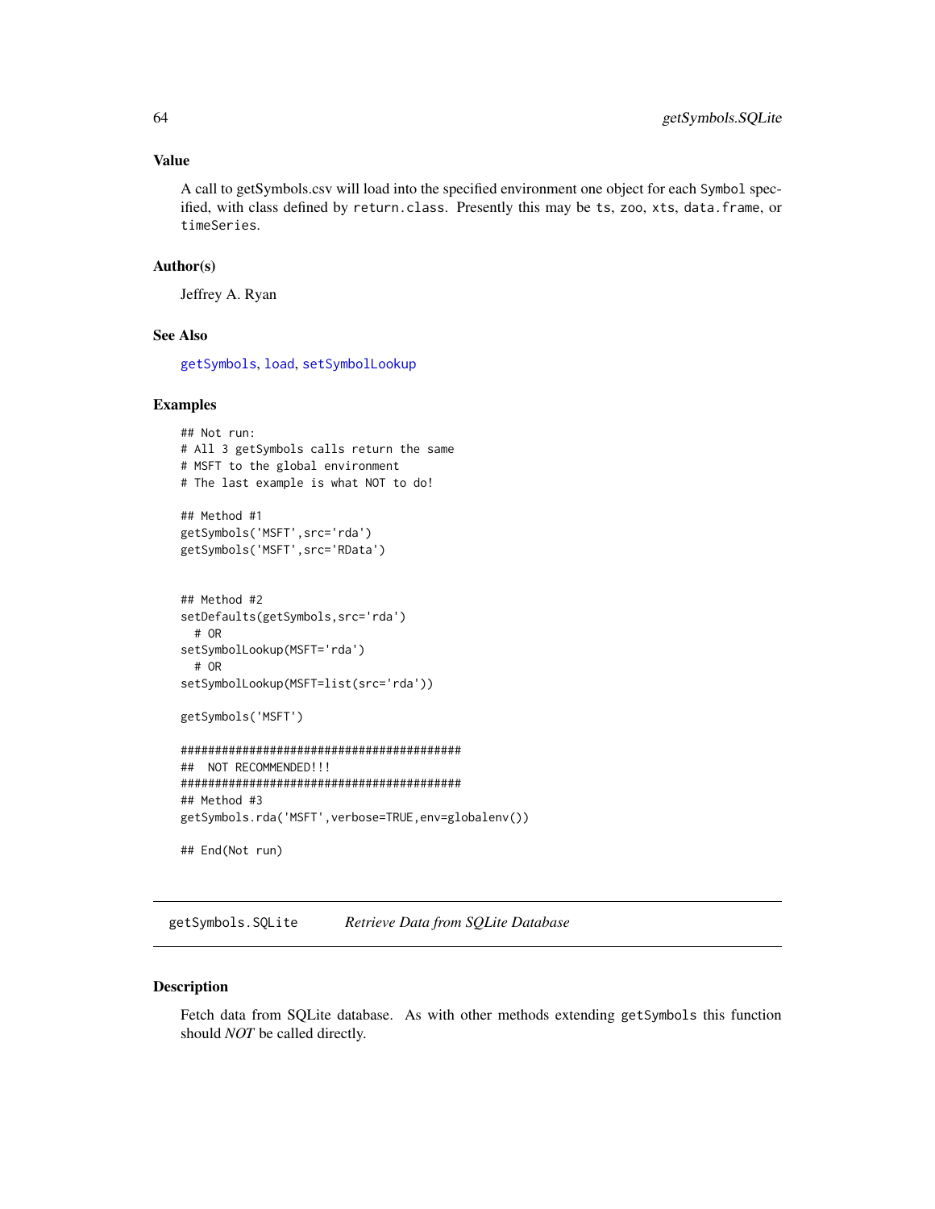### Value

A call to getSymbols.csv will load into the specified environment one object for each `Symbol` specified, with class defined by `return.class`. Presently this may be `ts`, `zoo`, `xts`, `data.frame`, or `timeSeries`.

### Author(s)

Jeffrey A. Ryan

### See Also

`getSymbols`, `load`, `setSymbolLookup`

### Examples

```
## Not run:
# All 3 getSymbols calls return the same
# MSFT to the global environment
# The last example is what NOT to do!

## Method #1
getSymbols('MSFT',src='rda')
getSymbols('MSFT',src='RData')


## Method #2
setDefaults(getSymbols,src='rda')
  # OR
setSymbolLookup(MSFT='rda')
  # OR
setSymbolLookup(MSFT=list(src='rda'))

getSymbols('MSFT')

#########################################
##  NOT RECOMMENDED!!!
#########################################
## Method #3
getSymbols.rda('MSFT',verbose=TRUE,env=globalenv())

## End(Not run)
```

---

## getSymbols.SQLite    *Retrieve Data from SQLite Database*

### Description

Fetch data from SQLite database. As with other methods extending `getSymbols` this function should *NOT* be called directly.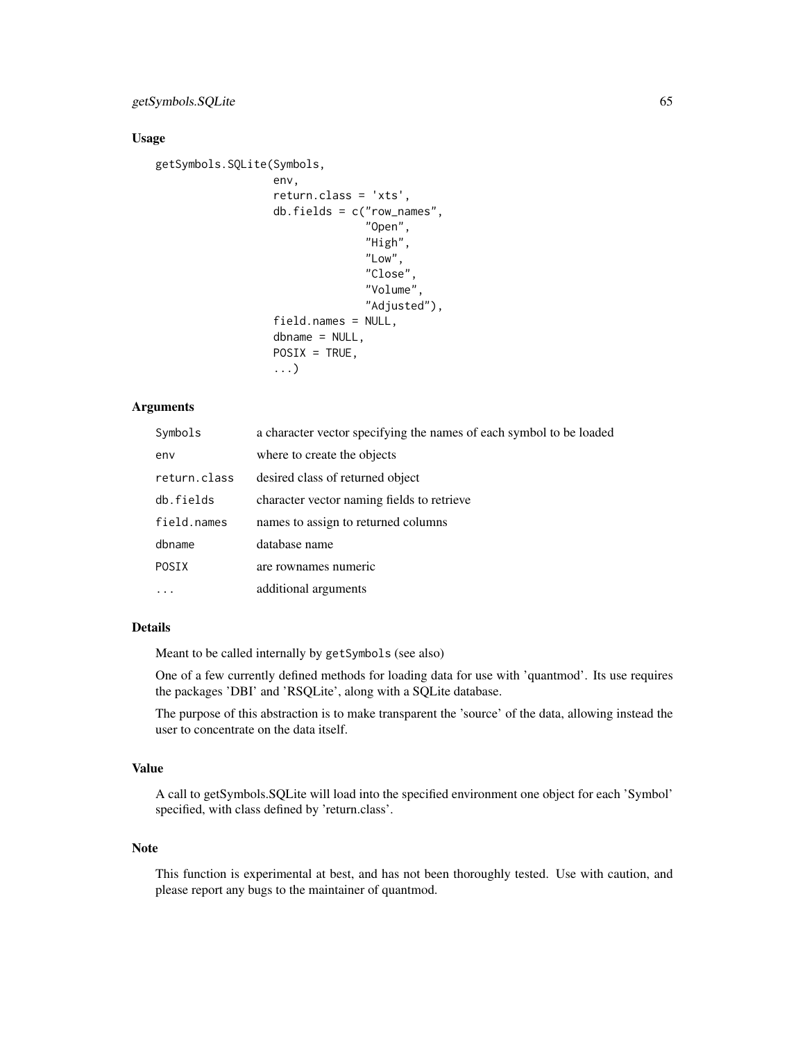## Usage

```
getSymbols.SQLite(Symbols,
                  env,
                  return.class = 'xts',
                  db.fields = c("row_names",
                                "Open",
                                "High",
                                "Low",
                                "Close",
                                "Volume",
                                "Adjusted"),
                  field.names = NULL,
                  dbname = NULL,
                  POSIX = TRUE,
                  ...)
```

## Arguments

| | |
|---|---|
| Symbols | a character vector specifying the names of each symbol to be loaded |
| env | where to create the objects |
| return.class | desired class of returned object |
| db.fields | character vector naming fields to retrieve |
| field.names | names to assign to returned columns |
| dbname | database name |
| POSIX | are rownames numeric |
| ... | additional arguments |

## Details

Meant to be called internally by `getSymbols` (see also)

One of a few currently defined methods for loading data for use with 'quantmod'. Its use requires the packages 'DBI' and 'RSQLite', along with a SQLite database.

The purpose of this abstraction is to make transparent the 'source' of the data, allowing instead the user to concentrate on the data itself.

## Value

A call to getSymbols.SQLite will load into the specified environment one object for each 'Symbol' specified, with class defined by 'return.class'.

## Note

This function is experimental at best, and has not been thoroughly tested. Use with caution, and please report any bugs to the maintainer of quantmod.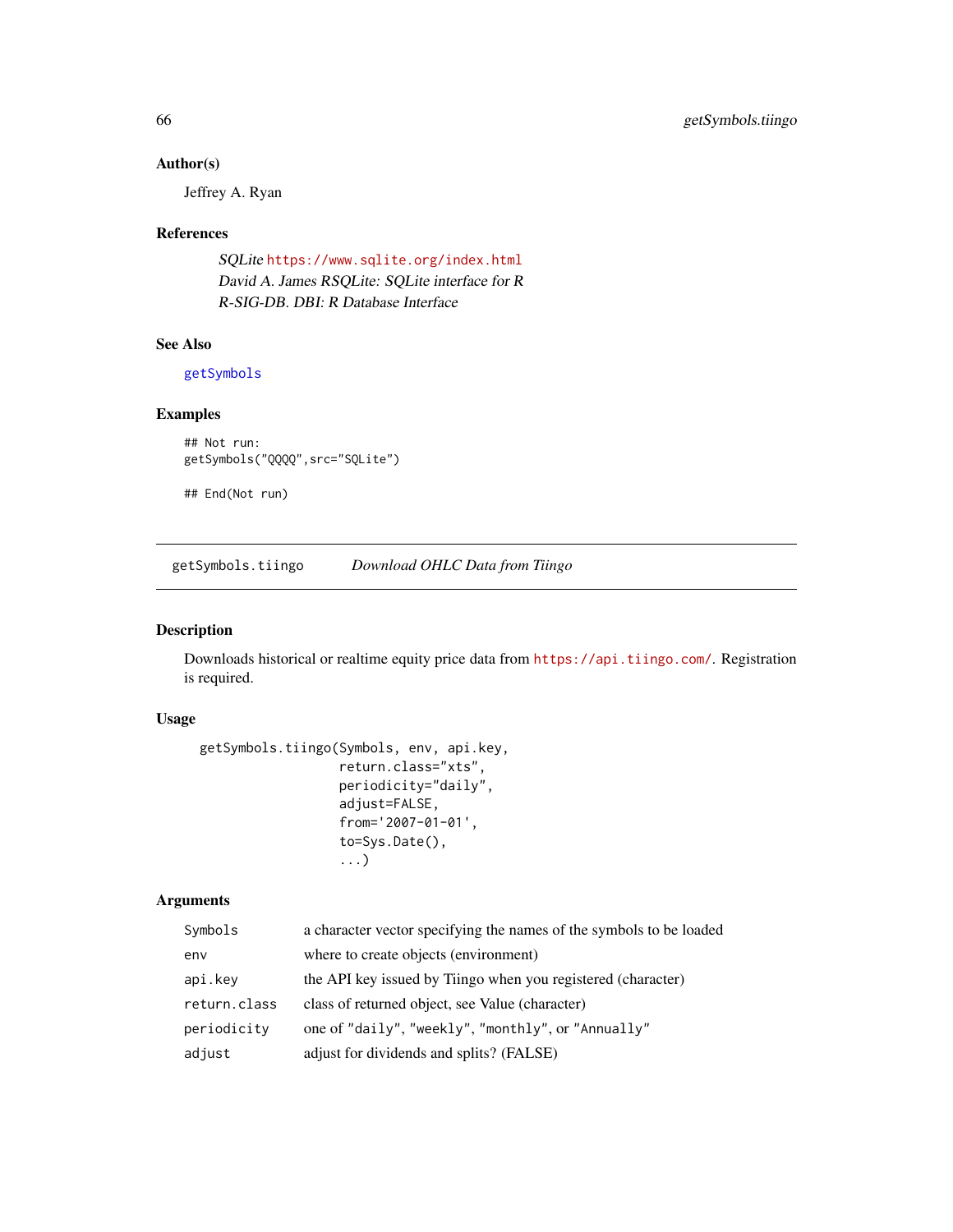### Author(s)

Jeffrey A. Ryan

### References

*SQLite* https://www.sqlite.org/index.html
*David A. James RSQLite: SQLite interface for R*
*R-SIG-DB. DBI: R Database Interface*

### See Also

getSymbols

### Examples

```
## Not run:
getSymbols("QQQQ",src="SQLite")

## End(Not run)
```

---

## getSymbols.tiingo *Download OHLC Data from Tiingo*

---

### Description

Downloads historical or realtime equity price data from https://api.tiingo.com/. Registration is required.

### Usage

```
getSymbols.tiingo(Symbols, env, api.key,
                  return.class="xts",
                  periodicity="daily",
                  adjust=FALSE,
                  from='2007-01-01',
                  to=Sys.Date(),
                  ...)
```

### Arguments

| | |
|---|---|
| `Symbols` | a character vector specifying the names of the symbols to be loaded |
| `env` | where to create objects (environment) |
| `api.key` | the API key issued by Tiingo when you registered (character) |
| `return.class` | class of returned object, see Value (character) |
| `periodicity` | one of `"daily"`, `"weekly"`, `"monthly"`, or `"Annually"` |
| `adjust` | adjust for dividends and splits? (FALSE) |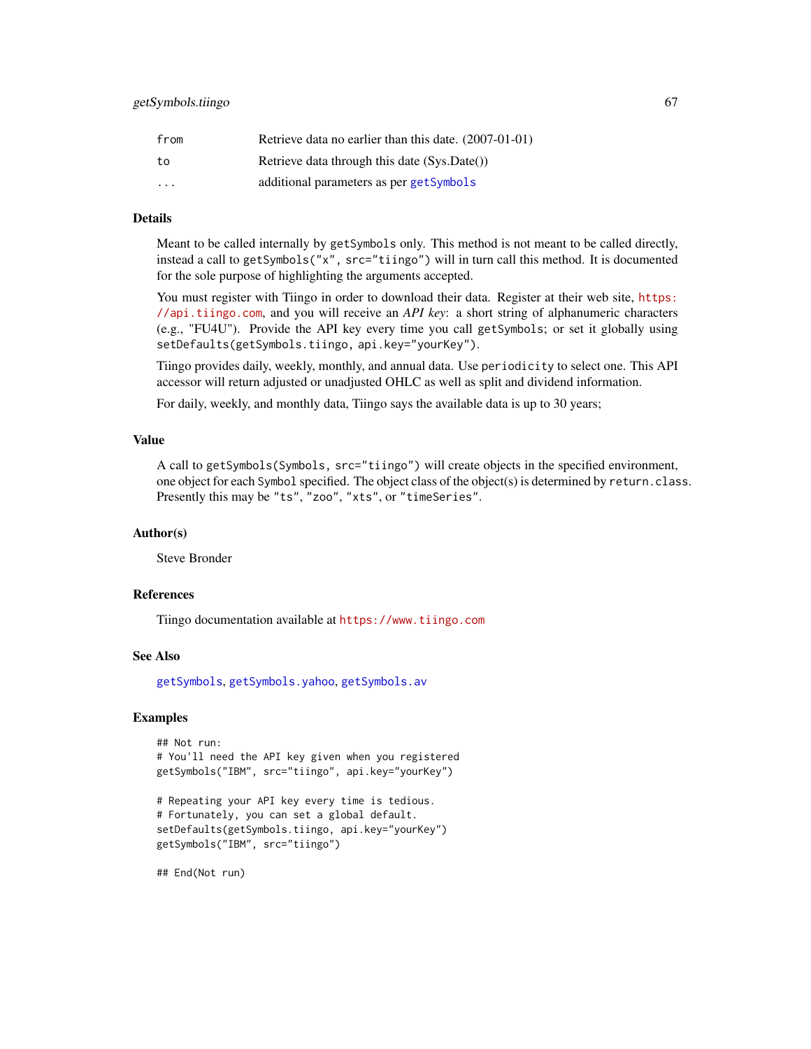| | |
|---|---|
| `from` | Retrieve data no earlier than this date. (2007-01-01) |
| `to` | Retrieve data through this date (Sys.Date()) |
| `...` | additional parameters as per `getSymbols` |

### Details

Meant to be called internally by `getSymbols` only. This method is not meant to be called directly, instead a call to `getSymbols("x", src="tiingo")` will in turn call this method. It is documented for the sole purpose of highlighting the arguments accepted.

You must register with Tiingo in order to download their data. Register at their web site, https://api.tiingo.com, and you will receive an *API key*: a short string of alphanumeric characters (e.g., "FU4U"). Provide the API key every time you call `getSymbols`; or set it globally using `setDefaults(getSymbols.tiingo, api.key="yourKey")`.

Tiingo provides daily, weekly, monthly, and annual data. Use `periodicity` to select one. This API accessor will return adjusted or unadjusted OHLC as well as split and dividend information.

For daily, weekly, and monthly data, Tiingo says the available data is up to 30 years;

### Value

A call to `getSymbols(Symbols, src="tiingo")` will create objects in the specified environment, one object for each `Symbol` specified. The object class of the object(s) is determined by `return.class`. Presently this may be `"ts"`, `"zoo"`, `"xts"`, or `"timeSeries"`.

### Author(s)

Steve Bronder

### References

Tiingo documentation available at https://www.tiingo.com

### See Also

`getSymbols`, `getSymbols.yahoo`, `getSymbols.av`

### Examples

```
## Not run:
# You'll need the API key given when you registered
getSymbols("IBM", src="tiingo", api.key="yourKey")

# Repeating your API key every time is tedious.
# Fortunately, you can set a global default.
setDefaults(getSymbols.tiingo, api.key="yourKey")
getSymbols("IBM", src="tiingo")

## End(Not run)
```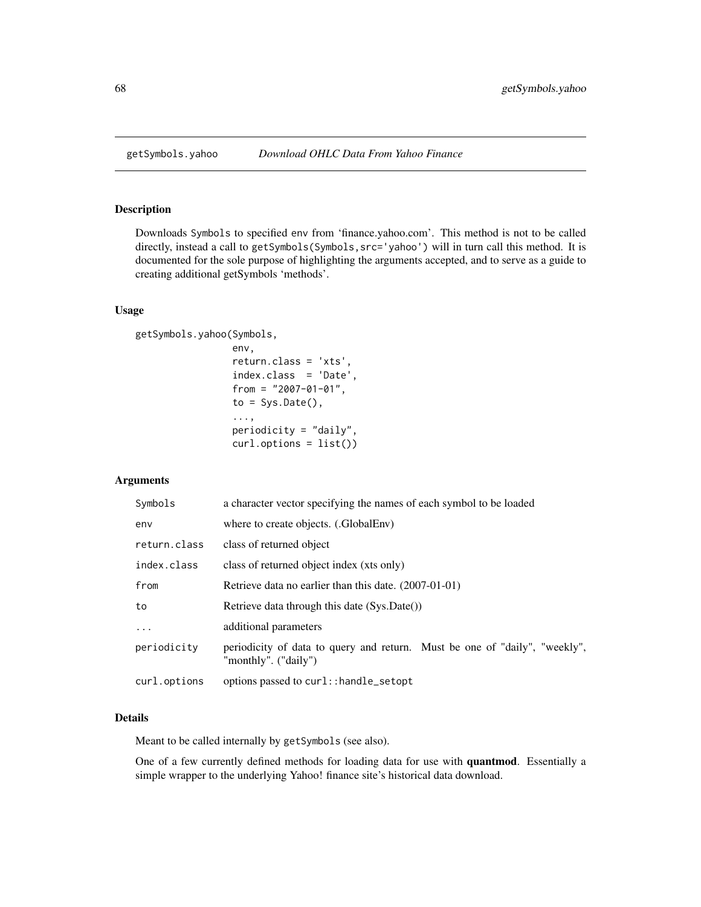# getSymbols.yahoo *Download OHLC Data From Yahoo Finance*

## Description

Downloads `Symbols` to specified `env` from 'finance.yahoo.com'. This method is not to be called directly, instead a call to `getSymbols(Symbols,src='yahoo')` will in turn call this method. It is documented for the sole purpose of highlighting the arguments accepted, and to serve as a guide to creating additional getSymbols 'methods'.

## Usage

```
getSymbols.yahoo(Symbols,
                 env,
                 return.class = 'xts',
                 index.class  = 'Date',
                 from = "2007-01-01",
                 to = Sys.Date(),
                 ...,
                 periodicity = "daily",
                 curl.options = list())
```

## Arguments

| | |
|---|---|
| `Symbols` | a character vector specifying the names of each symbol to be loaded |
| `env` | where to create objects. (.GlobalEnv) |
| `return.class` | class of returned object |
| `index.class` | class of returned object index (xts only) |
| `from` | Retrieve data no earlier than this date. (2007-01-01) |
| `to` | Retrieve data through this date (Sys.Date()) |
| `...` | additional parameters |
| `periodicity` | periodicity of data to query and return. Must be one of "daily", "weekly", "monthly". ("daily") |
| `curl.options` | options passed to `curl::handle_setopt` |

## Details

Meant to be called internally by `getSymbols` (see also).

One of a few currently defined methods for loading data for use with **quantmod**. Essentially a simple wrapper to the underlying Yahoo! finance site's historical data download.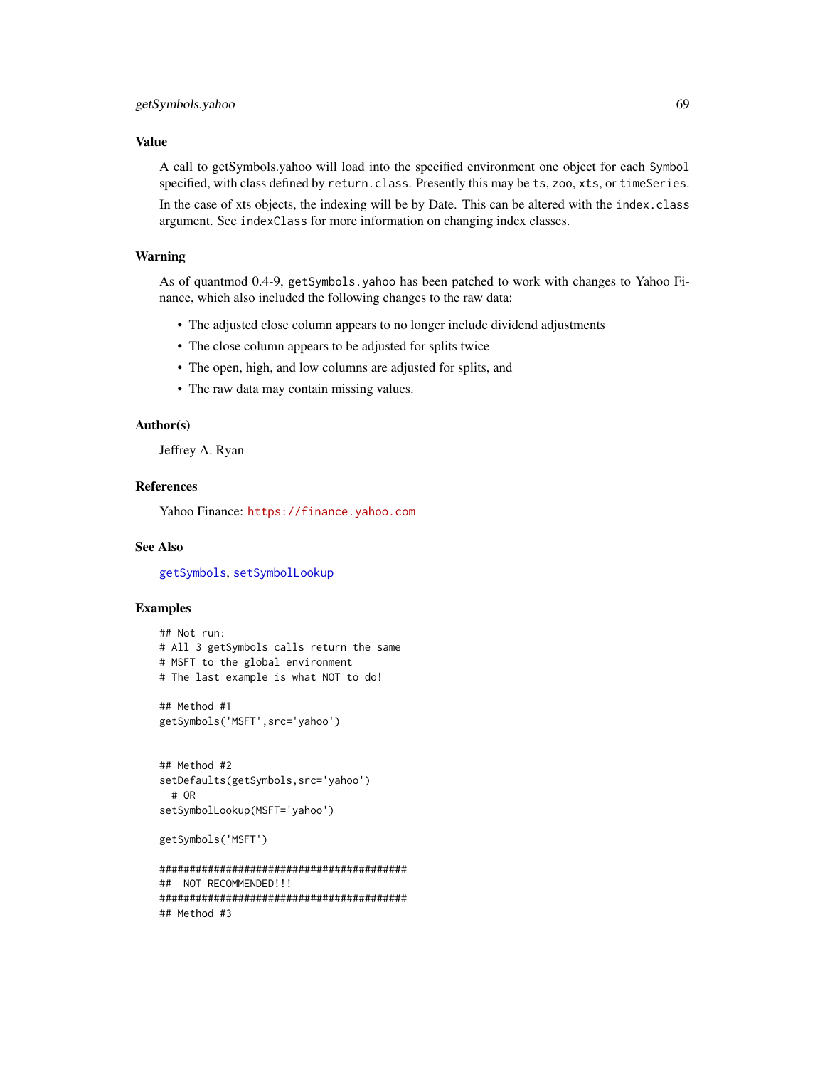## Value

A call to getSymbols.yahoo will load into the specified environment one object for each `Symbol` specified, with class defined by `return.class`. Presently this may be `ts`, `zoo`, `xts`, or `timeSeries`.

In the case of xts objects, the indexing will be by Date. This can be altered with the `index.class` argument. See `indexClass` for more information on changing index classes.

## Warning

As of quantmod 0.4-9, `getSymbols.yahoo` has been patched to work with changes to Yahoo Finance, which also included the following changes to the raw data:

- The adjusted close column appears to no longer include dividend adjustments
- The close column appears to be adjusted for splits twice
- The open, high, and low columns are adjusted for splits, and
- The raw data may contain missing values.

## Author(s)

Jeffrey A. Ryan

## References

Yahoo Finance: https://finance.yahoo.com

## See Also

getSymbols, setSymbolLookup

## Examples

```
## Not run:
# All 3 getSymbols calls return the same
# MSFT to the global environment
# The last example is what NOT to do!

## Method #1
getSymbols('MSFT',src='yahoo')


## Method #2
setDefaults(getSymbols,src='yahoo')
  # OR
setSymbolLookup(MSFT='yahoo')

getSymbols('MSFT')

#########################################
##  NOT RECOMMENDED!!!
#########################################
## Method #3
```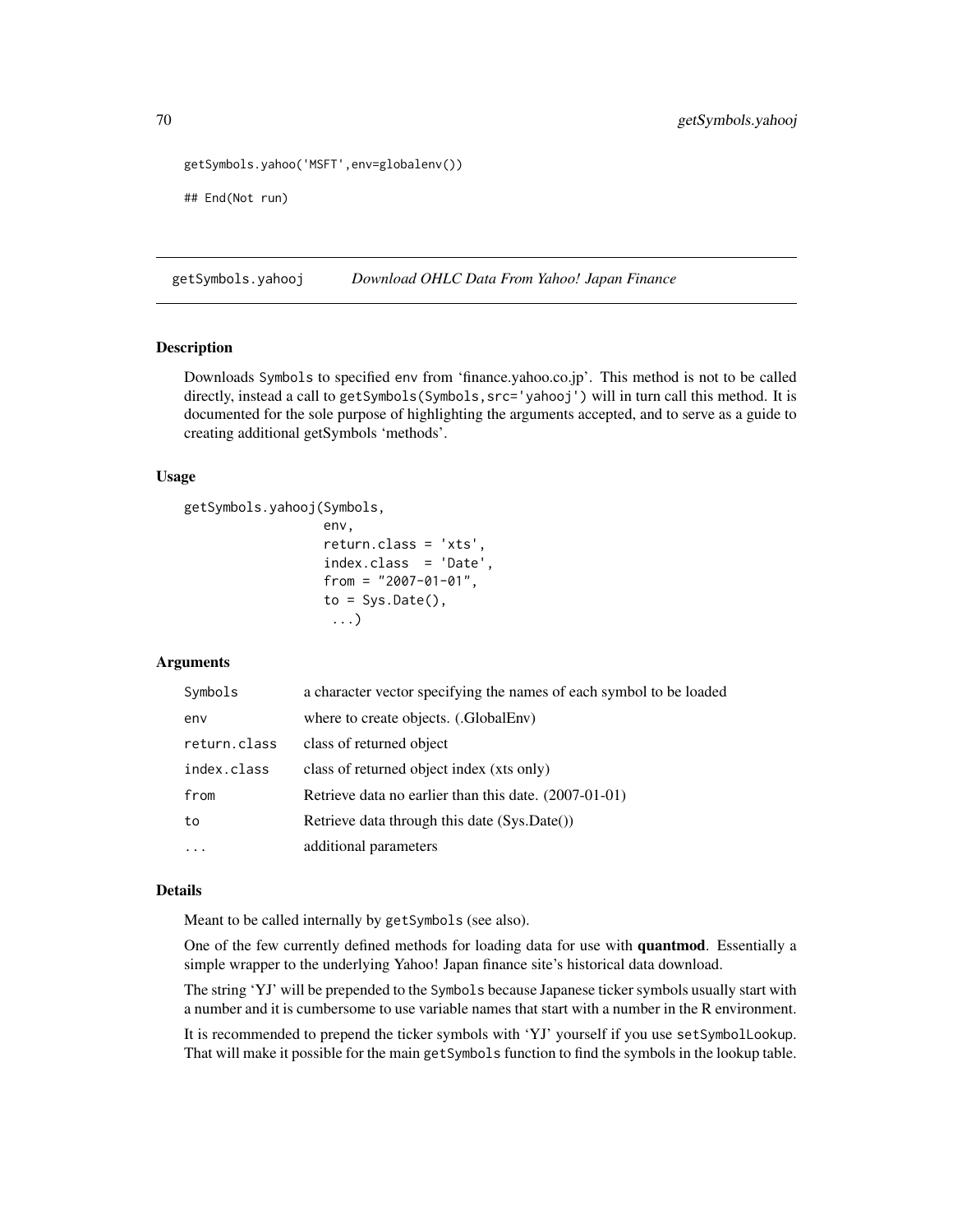```
getSymbols.yahoo('MSFT',env=globalenv())

## End(Not run)
```

## getSymbols.yahooj — *Download OHLC Data From Yahoo! Japan Finance*

### Description

Downloads `Symbols` to specified `env` from 'finance.yahoo.co.jp'. This method is not to be called directly, instead a call to `getSymbols(Symbols,src='yahooj')` will in turn call this method. It is documented for the sole purpose of highlighting the arguments accepted, and to serve as a guide to creating additional getSymbols 'methods'.

### Usage

```
getSymbols.yahooj(Symbols,
                  env,
                  return.class = 'xts',
                  index.class  = 'Date',
                  from = "2007-01-01",
                  to = Sys.Date(),
                   ...)
```

### Arguments

| | |
|---|---|
| `Symbols` | a character vector specifying the names of each symbol to be loaded |
| `env` | where to create objects. (.GlobalEnv) |
| `return.class` | class of returned object |
| `index.class` | class of returned object index (xts only) |
| `from` | Retrieve data no earlier than this date. (2007-01-01) |
| `to` | Retrieve data through this date (Sys.Date()) |
| `...` | additional parameters |

### Details

Meant to be called internally by `getSymbols` (see also).

One of the few currently defined methods for loading data for use with **quantmod**. Essentially a simple wrapper to the underlying Yahoo! Japan finance site's historical data download.

The string 'YJ' will be prepended to the `Symbols` because Japanese ticker symbols usually start with a number and it is cumbersome to use variable names that start with a number in the R environment.

It is recommended to prepend the ticker symbols with 'YJ' yourself if you use `setSymbolLookup`. That will make it possible for the main `getSymbols` function to find the symbols in the lookup table.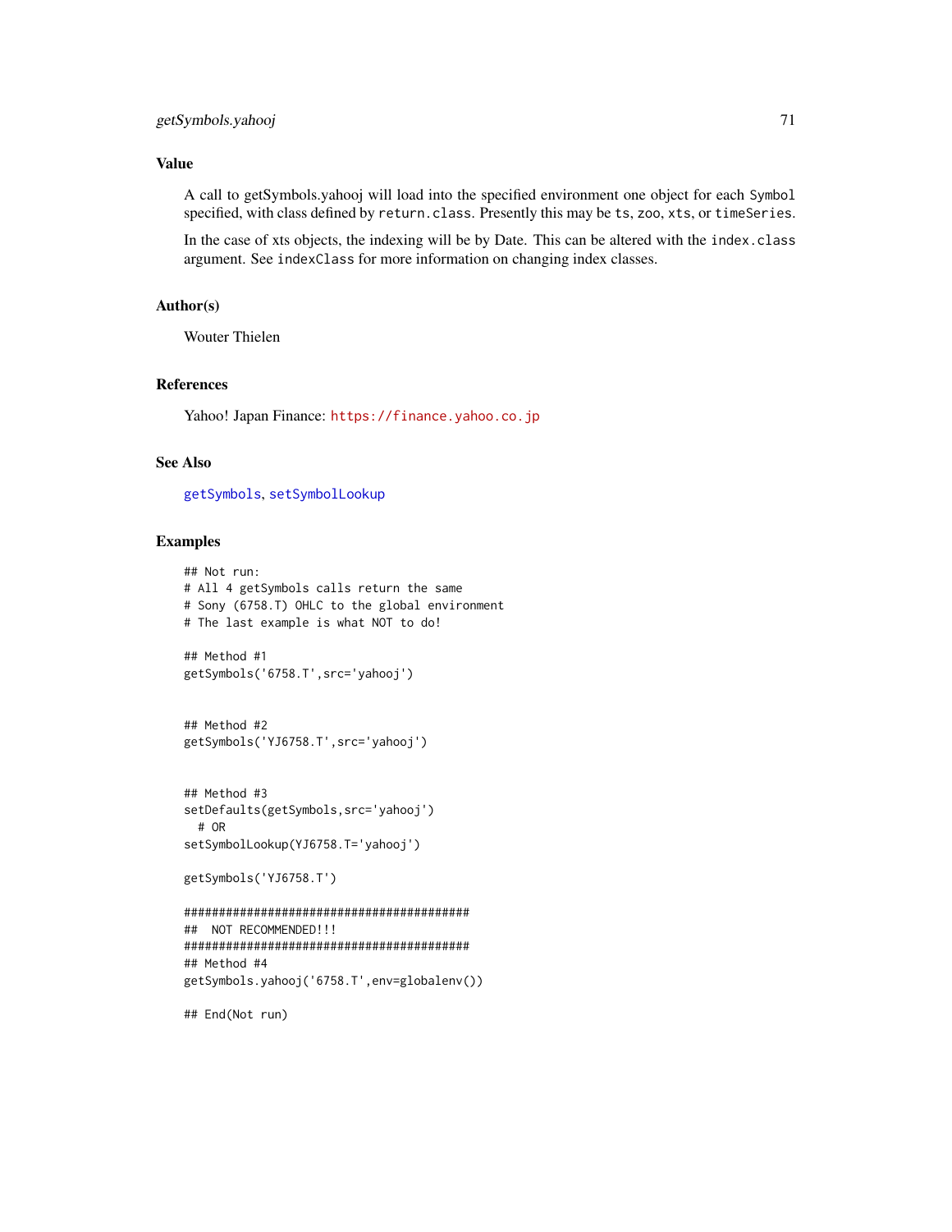## Value

A call to getSymbols.yahooj will load into the specified environment one object for each `Symbol` specified, with class defined by `return.class`. Presently this may be `ts`, `zoo`, `xts`, or `timeSeries`.

In the case of xts objects, the indexing will be by Date. This can be altered with the `index.class` argument. See `indexClass` for more information on changing index classes.

## Author(s)

Wouter Thielen

## References

Yahoo! Japan Finance: https://finance.yahoo.co.jp

## See Also

`getSymbols`, `setSymbolLookup`

## Examples

```
## Not run:
# All 4 getSymbols calls return the same
# Sony (6758.T) OHLC to the global environment
# The last example is what NOT to do!

## Method #1
getSymbols('6758.T',src='yahooj')


## Method #2
getSymbols('YJ6758.T',src='yahooj')


## Method #3
setDefaults(getSymbols,src='yahooj')
  # OR
setSymbolLookup(YJ6758.T='yahooj')

getSymbols('YJ6758.T')

#########################################
##  NOT RECOMMENDED!!!
#########################################
## Method #4
getSymbols.yahooj('6758.T',env=globalenv())

## End(Not run)
```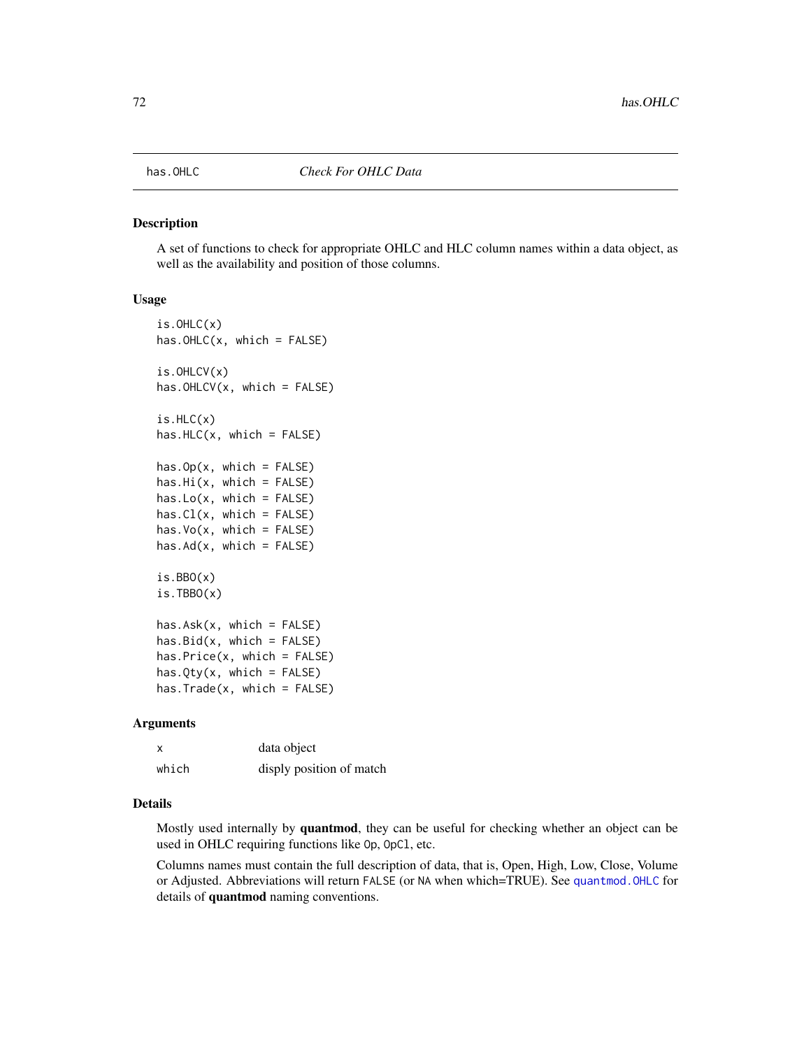has.OHLC *Check For OHLC Data*

## Description

A set of functions to check for appropriate OHLC and HLC column names within a data object, as well as the availability and position of those columns.

## Usage

```
is.OHLC(x)
has.OHLC(x, which = FALSE)

is.OHLCV(x)
has.OHLCV(x, which = FALSE)

is.HLC(x)
has.HLC(x, which = FALSE)

has.Op(x, which = FALSE)
has.Hi(x, which = FALSE)
has.Lo(x, which = FALSE)
has.Cl(x, which = FALSE)
has.Vo(x, which = FALSE)
has.Ad(x, which = FALSE)

is.BBO(x)
is.TBBO(x)

has.Ask(x, which = FALSE)
has.Bid(x, which = FALSE)
has.Price(x, which = FALSE)
has.Qty(x, which = FALSE)
has.Trade(x, which = FALSE)
```

## Arguments

| | |
|---|---|
| `x` | data object |
| `which` | disply position of match |

## Details

Mostly used internally by **quantmod**, they can be useful for checking whether an object can be used in OHLC requiring functions like `Op`, `OpCl`, etc.

Columns names must contain the full description of data, that is, Open, High, Low, Close, Volume or Adjusted. Abbreviations will return `FALSE` (or `NA` when which=TRUE). See `quantmod.OHLC` for details of **quantmod** naming conventions.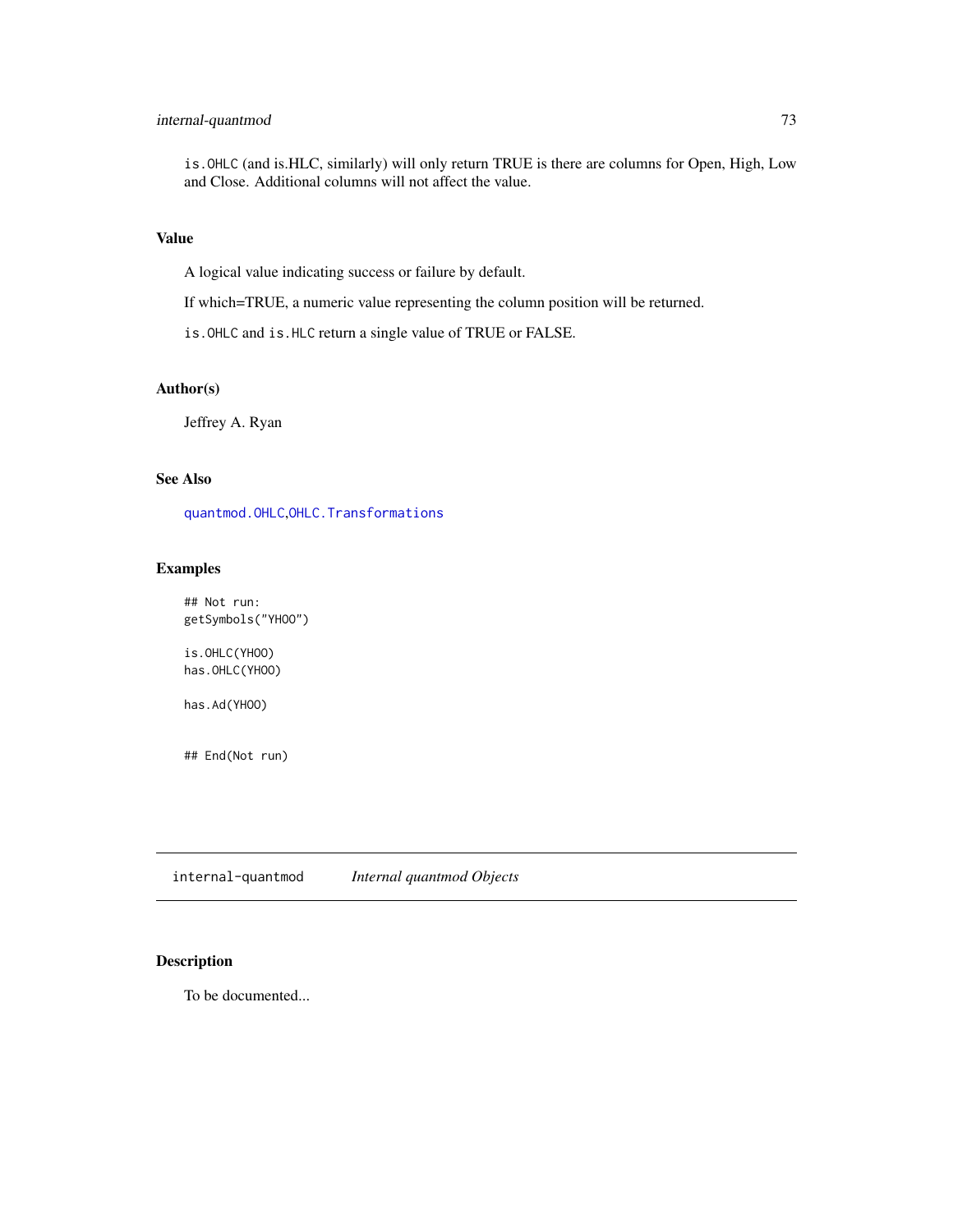`is.OHLC` (and is.HLC, similarly) will only return TRUE is there are columns for Open, High, Low and Close. Additional columns will not affect the value.

## Value

A logical value indicating success or failure by default.

If which=TRUE, a numeric value representing the column position will be returned.

`is.OHLC` and `is.HLC` return a single value of TRUE or FALSE.

## Author(s)

Jeffrey A. Ryan

## See Also

`quantmod.OHLC`,`OHLC.Transformations`

## Examples

```
## Not run:
getSymbols("YHOO")

is.OHLC(YHOO)
has.OHLC(YHOO)

has.Ad(YHOO)


## End(Not run)
```

---

# internal-quantmod *Internal quantmod Objects*

## Description

To be documented...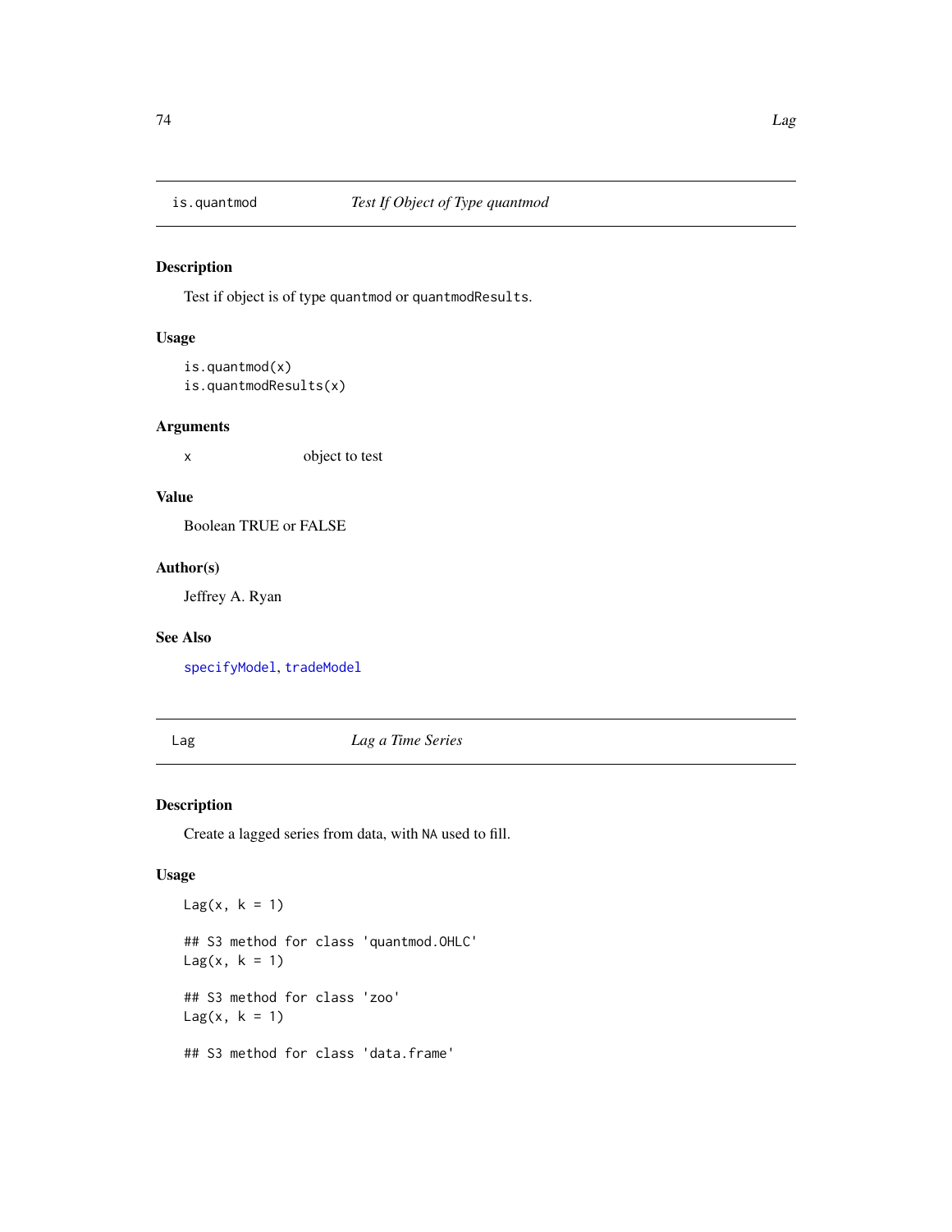## is.quantmod — *Test If Object of Type quantmod*

### Description

Test if object is of type `quantmod` or `quantmodResults`.

### Usage

```
is.quantmod(x)
is.quantmodResults(x)
```

### Arguments

| | |
|---|---|
| x | object to test |

### Value

Boolean TRUE or FALSE

### Author(s)

Jeffrey A. Ryan

### See Also

`specifyModel`, `tradeModel`

## Lag — *Lag a Time Series*

### Description

Create a lagged series from data, with `NA` used to fill.

### Usage

```
Lag(x, k = 1)

## S3 method for class 'quantmod.OHLC'
Lag(x, k = 1)

## S3 method for class 'zoo'
Lag(x, k = 1)

## S3 method for class 'data.frame'
```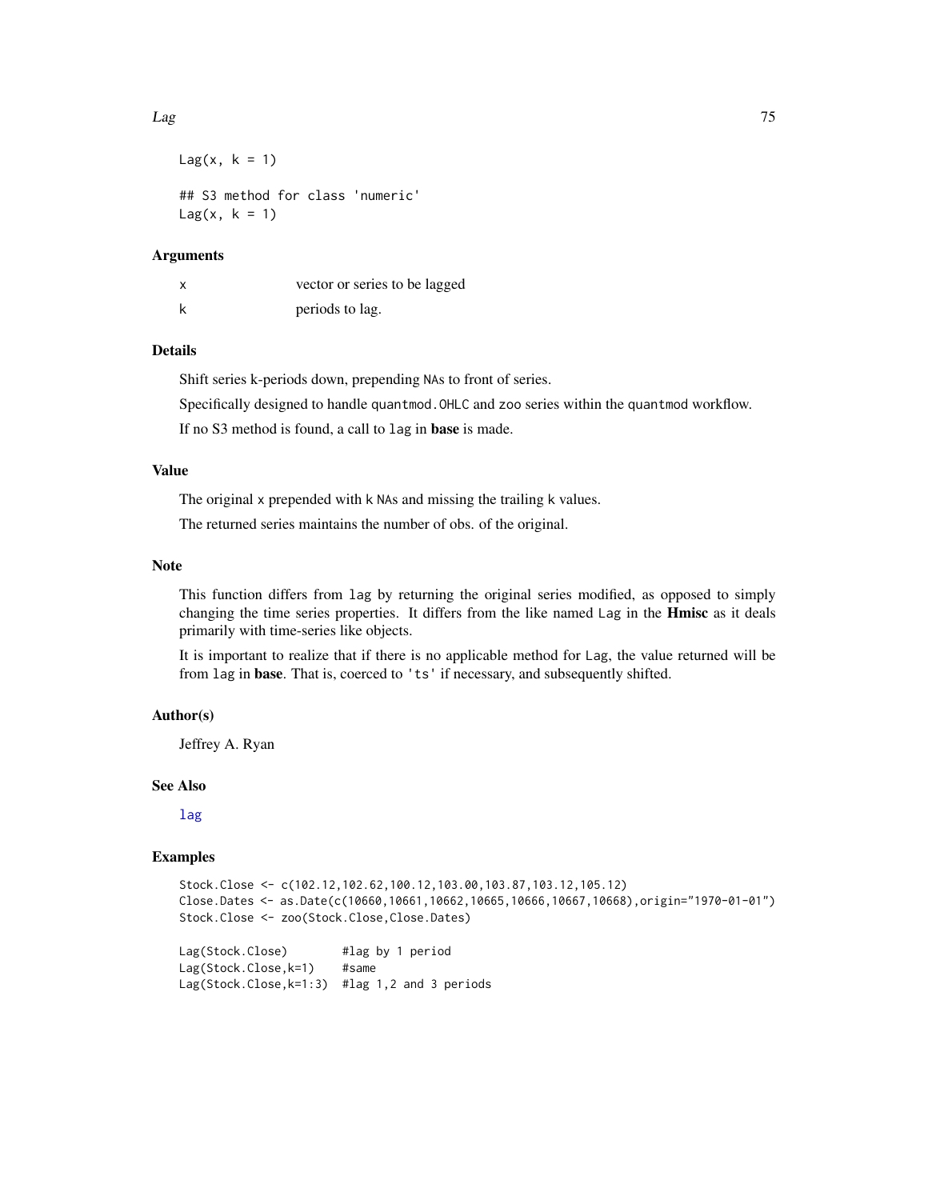```
Lag(x, k = 1)

## S3 method for class 'numeric'
Lag(x, k = 1)
```

### Arguments

| | |
|---|---|
| x | vector or series to be lagged |
| k | periods to lag. |

### Details

Shift series k-periods down, prepending NAs to front of series.

Specifically designed to handle quantmod.OHLC and zoo series within the quantmod workflow.

If no S3 method is found, a call to lag in **base** is made.

### Value

The original x prepended with k NAs and missing the trailing k values.

The returned series maintains the number of obs. of the original.

### Note

This function differs from lag by returning the original series modified, as opposed to simply changing the time series properties. It differs from the like named Lag in the **Hmisc** as it deals primarily with time-series like objects.

It is important to realize that if there is no applicable method for Lag, the value returned will be from lag in **base**. That is, coerced to 'ts' if necessary, and subsequently shifted.

### Author(s)

Jeffrey A. Ryan

### See Also

lag

### Examples

```
Stock.Close <- c(102.12,102.62,100.12,103.00,103.87,103.12,105.12)
Close.Dates <- as.Date(c(10660,10661,10662,10665,10666,10667,10668),origin="1970-01-01")
Stock.Close <- zoo(Stock.Close,Close.Dates)

Lag(Stock.Close)        #lag by 1 period
Lag(Stock.Close,k=1)    #same
Lag(Stock.Close,k=1:3)  #lag 1,2 and 3 periods
```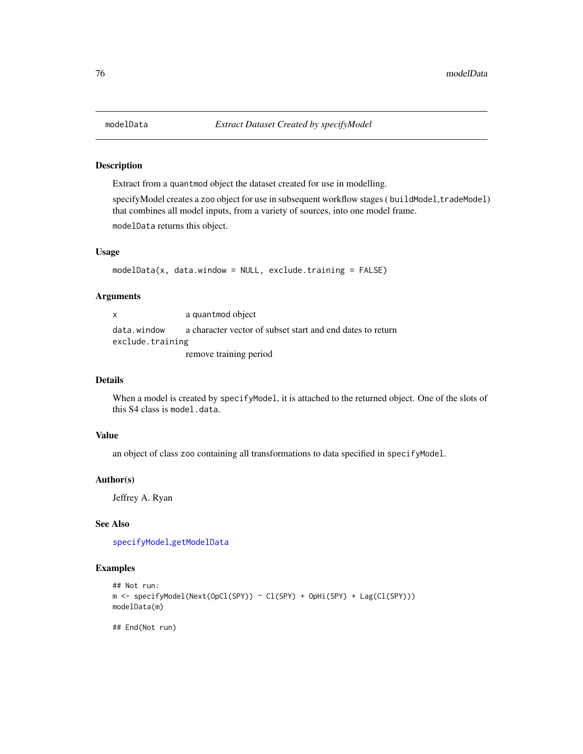# modelData — *Extract Dataset Created by specifyModel*

## Description

Extract from a quantmod object the dataset created for use in modelling.

specifyModel creates a zoo object for use in subsequent workflow stages ( buildModel,tradeModel) that combines all model inputs, from a variety of sources, into one model frame.

`modelData` returns this object.

## Usage

```
modelData(x, data.window = NULL, exclude.training = FALSE)
```

## Arguments

| | |
|---|---|
| `x` | a quantmod object |
| `data.window` | a character vector of subset start and end dates to return |
| `exclude.training` | remove training period |

## Details

When a model is created by `specifyModel`, it is attached to the returned object. One of the slots of this S4 class is `model.data`.

## Value

an object of class `zoo` containing all transformations to data specified in `specifyModel`.

## Author(s)

Jeffrey A. Ryan

## See Also

`specifyModel`,`getModelData`

## Examples

```
## Not run:
m <- specifyModel(Next(OpCl(SPY)) ~ Cl(SPY) + OpHi(SPY) + Lag(Cl(SPY)))
modelData(m)

## End(Not run)
```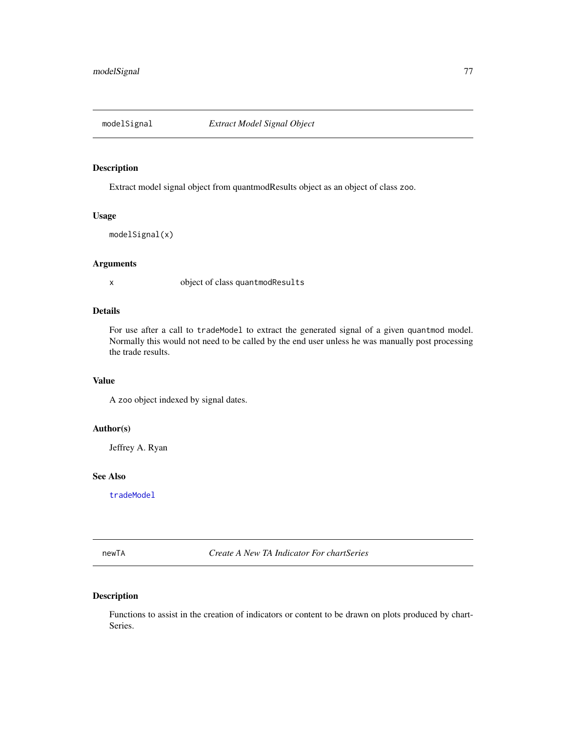## modelSignal *Extract Model Signal Object*

### Description

Extract model signal object from quantmodResults object as an object of class `zoo`.

### Usage

```
modelSignal(x)
```

### Arguments

| | |
|---|---|
| x | object of class `quantmodResults` |

### Details

For use after a call to `tradeModel` to extract the generated signal of a given `quantmod` model. Normally this would not need to be called by the end user unless he was manually post processing the trade results.

### Value

A `zoo` object indexed by signal dates.

### Author(s)

Jeffrey A. Ryan

### See Also

`tradeModel`

## newTA *Create A New TA Indicator For chartSeries*

### Description

Functions to assist in the creation of indicators or content to be drawn on plots produced by chartSeries.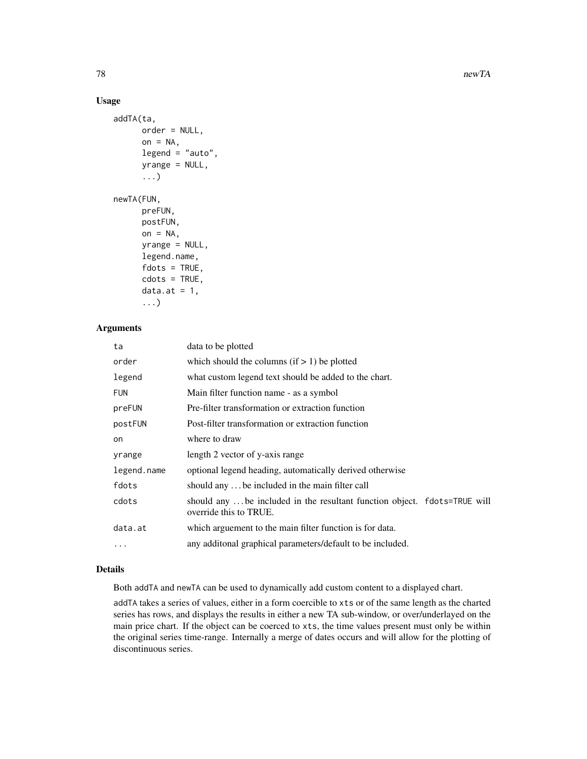## Usage

```
addTA(ta,
      order = NULL,
      on = NA,
      legend = "auto",
      yrange = NULL,
      ...)

newTA(FUN,
      preFUN,
      postFUN,
      on = NA,
      yrange = NULL,
      legend.name,
      fdots = TRUE,
      cdots = TRUE,
      data.at = 1,
      ...)
```

## Arguments

| | |
|---|---|
| ta | data to be plotted |
| order | which should the columns (if > 1) be plotted |
| legend | what custom legend text should be added to the chart. |
| FUN | Main filter function name - as a symbol |
| preFUN | Pre-filter transformation or extraction function |
| postFUN | Post-filter transformation or extraction function |
| on | where to draw |
| yrange | length 2 vector of y-axis range |
| legend.name | optional legend heading, automatically derived otherwise |
| fdots | should any ... be included in the main filter call |
| cdots | should any ... be included in the resultant function object. `fdots=TRUE` will override this to TRUE. |
| data.at | which arguement to the main filter function is for data. |
| ... | any additonal graphical parameters/default to be included. |

## Details

Both `addTA` and `newTA` can be used to dynamically add custom content to a displayed chart.

`addTA` takes a series of values, either in a form coercible to `xts` or of the same length as the charted series has rows, and displays the results in either a new TA sub-window, or over/underlayed on the main price chart. If the object can be coerced to `xts`, the time values present must only be within the original series time-range. Internally a merge of dates occurs and will allow for the plotting of discontinuous series.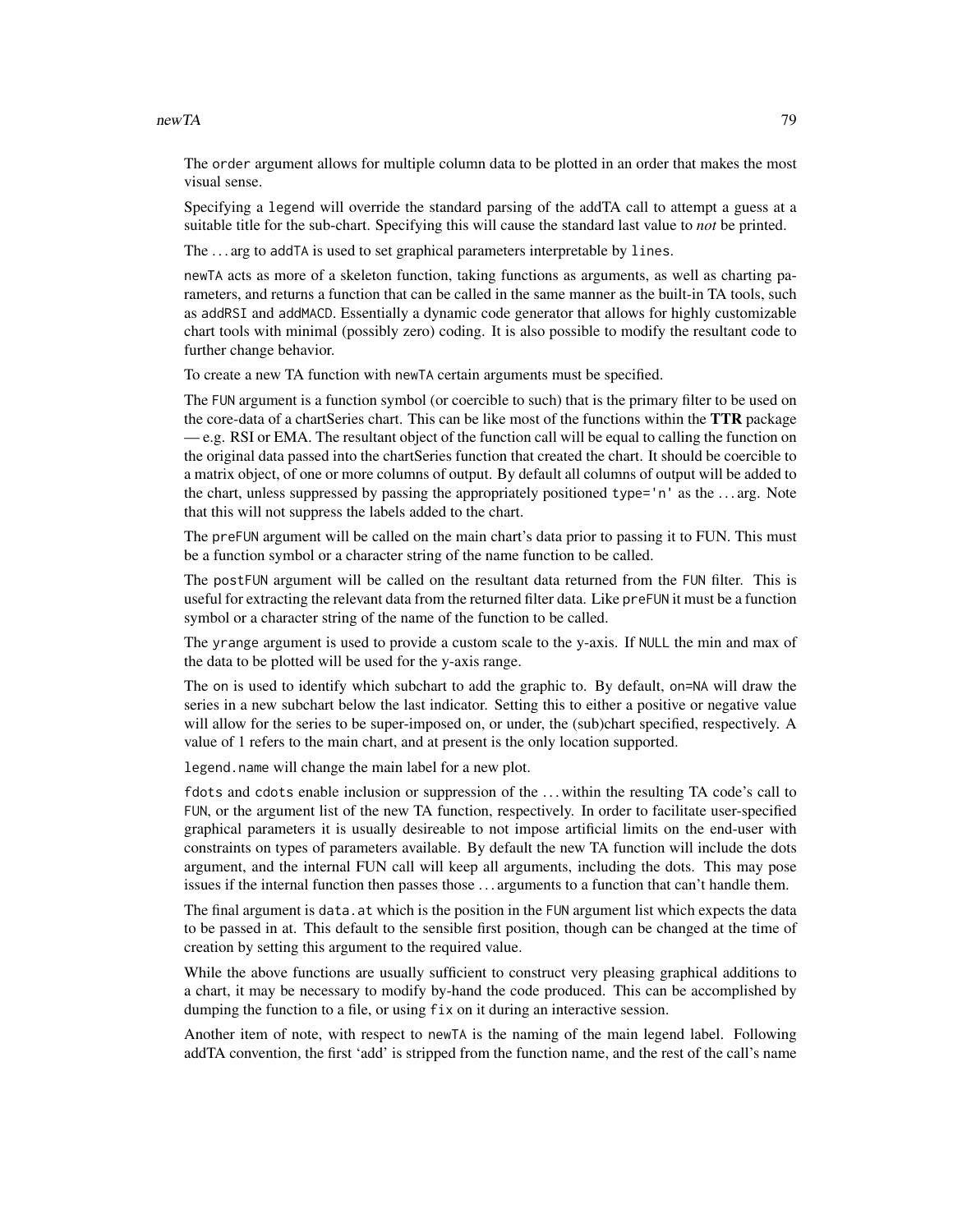The order argument allows for multiple column data to be plotted in an order that makes the most visual sense.

Specifying a legend will override the standard parsing of the addTA call to attempt a guess at a suitable title for the sub-chart. Specifying this will cause the standard last value to *not* be printed.

The ... arg to addTA is used to set graphical parameters interpretable by lines.

newTA acts as more of a skeleton function, taking functions as arguments, as well as charting parameters, and returns a function that can be called in the same manner as the built-in TA tools, such as addRSI and addMACD. Essentially a dynamic code generator that allows for highly customizable chart tools with minimal (possibly zero) coding. It is also possible to modify the resultant code to further change behavior.

To create a new TA function with newTA certain arguments must be specified.

The FUN argument is a function symbol (or coercible to such) that is the primary filter to be used on the core-data of a chartSeries chart. This can be like most of the functions within the **TTR** package — e.g. RSI or EMA. The resultant object of the function call will be equal to calling the function on the original data passed into the chartSeries function that created the chart. It should be coercible to a matrix object, of one or more columns of output. By default all columns of output will be added to the chart, unless suppressed by passing the appropriately positioned type='n' as the ... arg. Note that this will not suppress the labels added to the chart.

The preFUN argument will be called on the main chart's data prior to passing it to FUN. This must be a function symbol or a character string of the name function to be called.

The postFUN argument will be called on the resultant data returned from the FUN filter. This is useful for extracting the relevant data from the returned filter data. Like preFUN it must be a function symbol or a character string of the name of the function to be called.

The yrange argument is used to provide a custom scale to the y-axis. If NULL the min and max of the data to be plotted will be used for the y-axis range.

The on is used to identify which subchart to add the graphic to. By default, on=NA will draw the series in a new subchart below the last indicator. Setting this to either a positive or negative value will allow for the series to be super-imposed on, or under, the (sub)chart specified, respectively. A value of 1 refers to the main chart, and at present is the only location supported.

legend.name will change the main label for a new plot.

fdots and cdots enable inclusion or suppression of the ... within the resulting TA code's call to FUN, or the argument list of the new TA function, respectively. In order to facilitate user-specified graphical parameters it is usually desireable to not impose artificial limits on the end-user with constraints on types of parameters available. By default the new TA function will include the dots argument, and the internal FUN call will keep all arguments, including the dots. This may pose issues if the internal function then passes those ... arguments to a function that can't handle them.

The final argument is data.at which is the position in the FUN argument list which expects the data to be passed in at. This default to the sensible first position, though can be changed at the time of creation by setting this argument to the required value.

While the above functions are usually sufficient to construct very pleasing graphical additions to a chart, it may be necessary to modify by-hand the code produced. This can be accomplished by dumping the function to a file, or using fix on it during an interactive session.

Another item of note, with respect to newTA is the naming of the main legend label. Following addTA convention, the first 'add' is stripped from the function name, and the rest of the call's name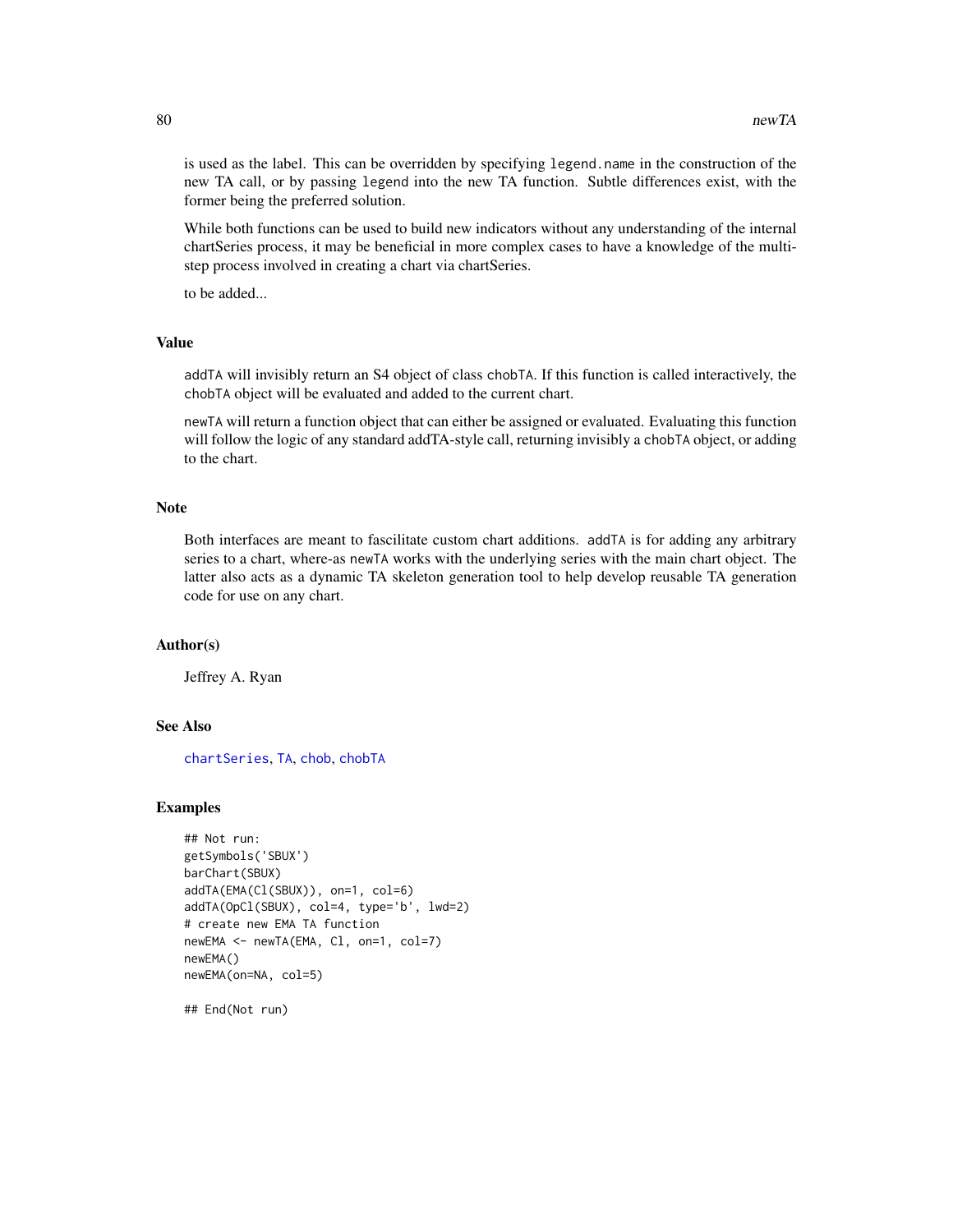is used as the label. This can be overridden by specifying `legend.name` in the construction of the new TA call, or by passing `legend` into the new TA function. Subtle differences exist, with the former being the preferred solution.

While both functions can be used to build new indicators without any understanding of the internal chartSeries process, it may be beneficial in more complex cases to have a knowledge of the multi-step process involved in creating a chart via chartSeries.

to be added...

## Value

`addTA` will invisibly return an S4 object of class `chobTA`. If this function is called interactively, the `chobTA` object will be evaluated and added to the current chart.

`newTA` will return a function object that can either be assigned or evaluated. Evaluating this function will follow the logic of any standard addTA-style call, returning invisibly a `chobTA` object, or adding to the chart.

## Note

Both interfaces are meant to fascilitate custom chart additions. `addTA` is for adding any arbitrary series to a chart, where-as `newTA` works with the underlying series with the main chart object. The latter also acts as a dynamic TA skeleton generation tool to help develop reusable TA generation code for use on any chart.

## Author(s)

Jeffrey A. Ryan

## See Also

`chartSeries`, `TA`, `chob`, `chobTA`

## Examples

```
## Not run:
getSymbols('SBUX')
barChart(SBUX)
addTA(EMA(Cl(SBUX)), on=1, col=6)
addTA(OpCl(SBUX), col=4, type='b', lwd=2)
# create new EMA TA function
newEMA <- newTA(EMA, Cl, on=1, col=7)
newEMA()
newEMA(on=NA, col=5)

## End(Not run)
```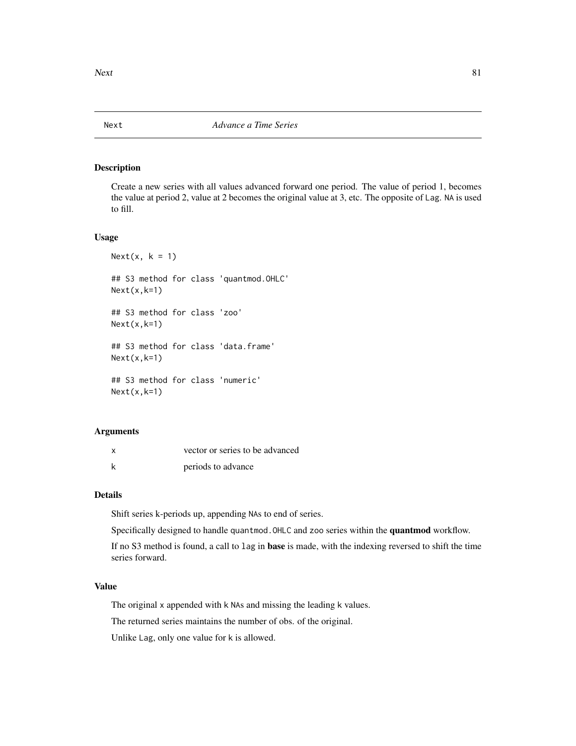## Next — *Advance a Time Series*

### Description

Create a new series with all values advanced forward one period. The value of period 1, becomes the value at period 2, value at 2 becomes the original value at 3, etc. The opposite of `Lag`. `NA` is used to fill.

### Usage

```
Next(x, k = 1)

## S3 method for class 'quantmod.OHLC'
Next(x,k=1)

## S3 method for class 'zoo'
Next(x,k=1)

## S3 method for class 'data.frame'
Next(x,k=1)

## S3 method for class 'numeric'
Next(x,k=1)
```

### Arguments

| | |
|---|---|
| `x` | vector or series to be advanced |
| `k` | periods to advance |

### Details

Shift series k-periods up, appending `NA`s to end of series.

Specifically designed to handle `quantmod.OHLC` and `zoo` series within the **quantmod** workflow.

If no S3 method is found, a call to `lag` in **base** is made, with the indexing reversed to shift the time series forward.

### Value

The original `x` appended with `k` `NA`s and missing the leading `k` values.

The returned series maintains the number of obs. of the original.

Unlike `Lag`, only one value for `k` is allowed.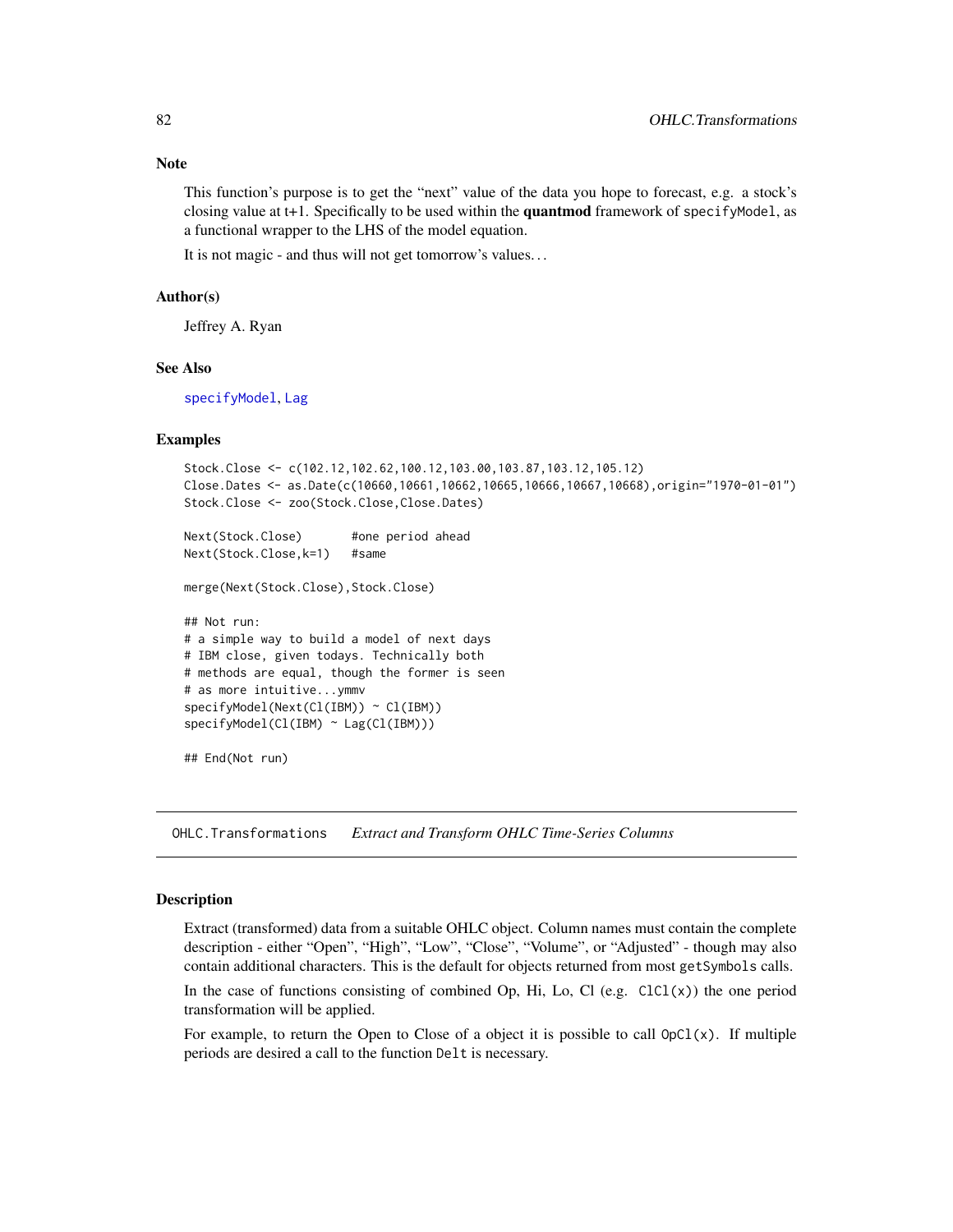### Note

This function's purpose is to get the "next" value of the data you hope to forecast, e.g. a stock's closing value at t+1. Specifically to be used within the **quantmod** framework of `specifyModel`, as a functional wrapper to the LHS of the model equation.

It is not magic - and thus will not get tomorrow's values...

### Author(s)

Jeffrey A. Ryan

### See Also

specifyModel, Lag

### Examples

```
Stock.Close <- c(102.12,102.62,100.12,103.00,103.87,103.12,105.12)
Close.Dates <- as.Date(c(10660,10661,10662,10665,10666,10667,10668),origin="1970-01-01")
Stock.Close <- zoo(Stock.Close,Close.Dates)

Next(Stock.Close)       #one period ahead
Next(Stock.Close,k=1)   #same

merge(Next(Stock.Close),Stock.Close)

## Not run:
# a simple way to build a model of next days
# IBM close, given todays. Technically both
# methods are equal, though the former is seen
# as more intuitive...ymmv
specifyModel(Next(Cl(IBM)) ~ Cl(IBM))
specifyModel(Cl(IBM) ~ Lag(Cl(IBM)))

## End(Not run)
```

---

## OHLC.Transformations    *Extract and Transform OHLC Time-Series Columns*

### Description

Extract (transformed) data from a suitable OHLC object. Column names must contain the complete description - either "Open", "High", "Low", "Close", "Volume", or "Adjusted" - though may also contain additional characters. This is the default for objects returned from most `getSymbols` calls.

In the case of functions consisting of combined Op, Hi, Lo, Cl (e.g. `ClCl(x)`) the one period transformation will be applied.

For example, to return the Open to Close of a object it is possible to call `OpCl(x)`. If multiple periods are desired a call to the function `Delt` is necessary.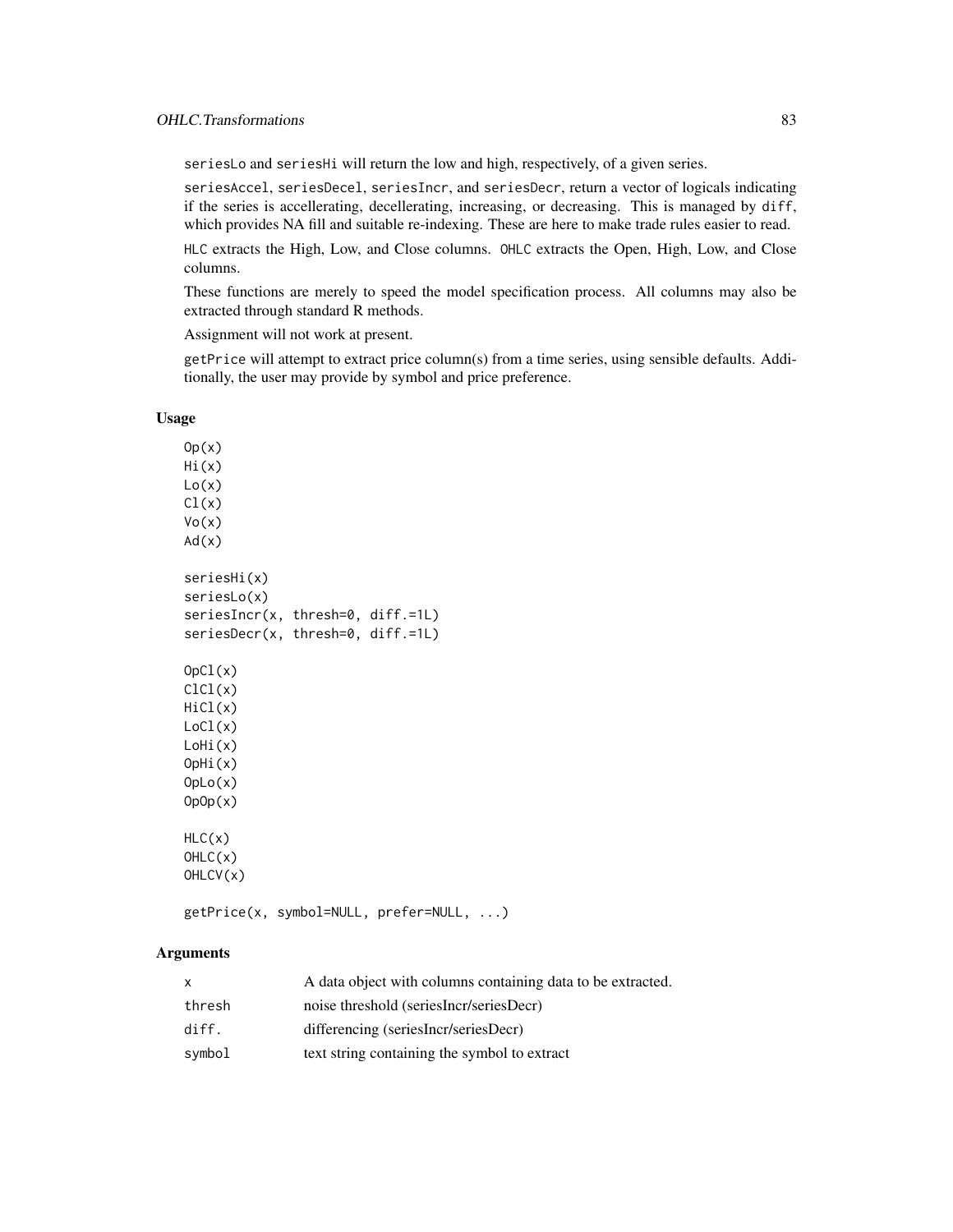seriesLo and seriesHi will return the low and high, respectively, of a given series.

seriesAccel, seriesDecel, seriesIncr, and seriesDecr, return a vector of logicals indicating if the series is accellerating, decellerating, increasing, or decreasing. This is managed by diff, which provides NA fill and suitable re-indexing. These are here to make trade rules easier to read.

HLC extracts the High, Low, and Close columns. OHLC extracts the Open, High, Low, and Close columns.

These functions are merely to speed the model specification process. All columns may also be extracted through standard R methods.

Assignment will not work at present.

getPrice will attempt to extract price column(s) from a time series, using sensible defaults. Additionally, the user may provide by symbol and price preference.

### Usage

```
Op(x)
Hi(x)
Lo(x)
Cl(x)
Vo(x)
Ad(x)

seriesHi(x)
seriesLo(x)
seriesIncr(x, thresh=0, diff.=1L)
seriesDecr(x, thresh=0, diff.=1L)

OpCl(x)
ClCl(x)
HiCl(x)
LoCl(x)
LoHi(x)
OpHi(x)
OpLo(x)
OpOp(x)

HLC(x)
OHLC(x)
OHLCV(x)

getPrice(x, symbol=NULL, prefer=NULL, ...)
```

### Arguments

| | |
|---|---|
| x | A data object with columns containing data to be extracted. |
| thresh | noise threshold (seriesIncr/seriesDecr) |
| diff. | differencing (seriesIncr/seriesDecr) |
| symbol | text string containing the symbol to extract |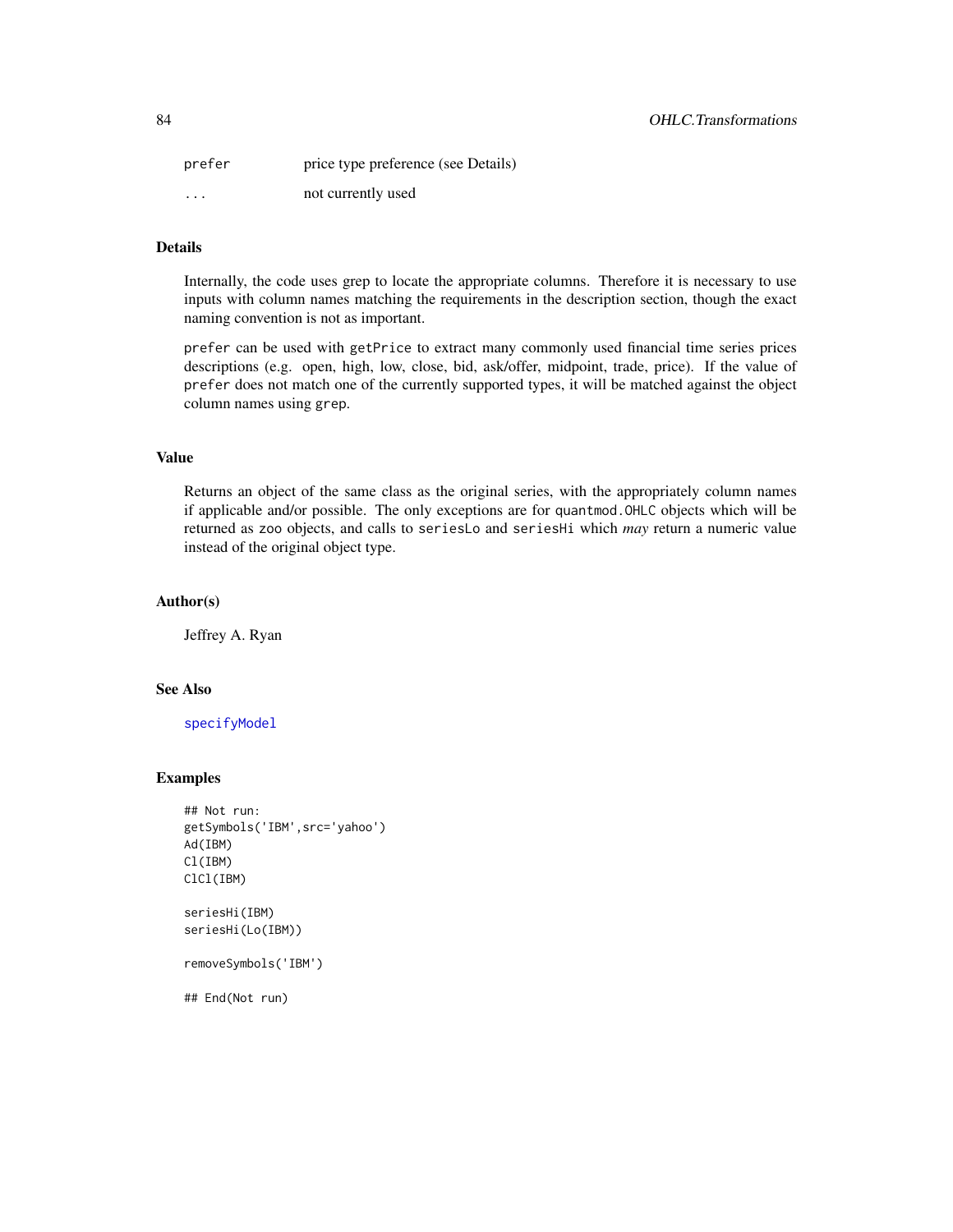| | |
|---|---|
| prefer | price type preference (see Details) |
| ... | not currently used |

## Details

Internally, the code uses grep to locate the appropriate columns. Therefore it is necessary to use inputs with column names matching the requirements in the description section, though the exact naming convention is not as important.

`prefer` can be used with `getPrice` to extract many commonly used financial time series prices descriptions (e.g. open, high, low, close, bid, ask/offer, midpoint, trade, price). If the value of `prefer` does not match one of the currently supported types, it will be matched against the object column names using `grep`.

## Value

Returns an object of the same class as the original series, with the appropriately column names if applicable and/or possible. The only exceptions are for `quantmod.OHLC` objects which will be returned as `zoo` objects, and calls to `seriesLo` and `seriesHi` which *may* return a numeric value instead of the original object type.

## Author(s)

Jeffrey A. Ryan

## See Also

specifyModel

## Examples

```
## Not run:
getSymbols('IBM',src='yahoo')
Ad(IBM)
Cl(IBM)
ClCl(IBM)

seriesHi(IBM)
seriesHi(Lo(IBM))

removeSymbols('IBM')

## End(Not run)
```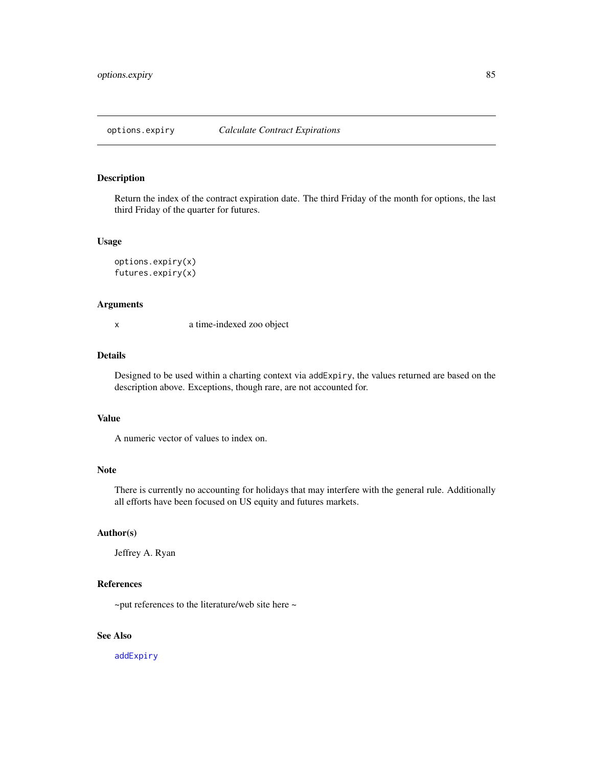## options.expiry — *Calculate Contract Expirations*

### Description

Return the index of the contract expiration date. The third Friday of the month for options, the last third Friday of the quarter for futures.

### Usage

```
options.expiry(x)
futures.expiry(x)
```

### Arguments

| | |
|---|---|
| x | a time-indexed zoo object |

### Details

Designed to be used within a charting context via `addExpiry`, the values returned are based on the description above. Exceptions, though rare, are not accounted for.

### Value

A numeric vector of values to index on.

### Note

There is currently no accounting for holidays that may interfere with the general rule. Additionally all efforts have been focused on US equity and futures markets.

### Author(s)

Jeffrey A. Ryan

### References

~put references to the literature/web site here ~

### See Also

`addExpiry`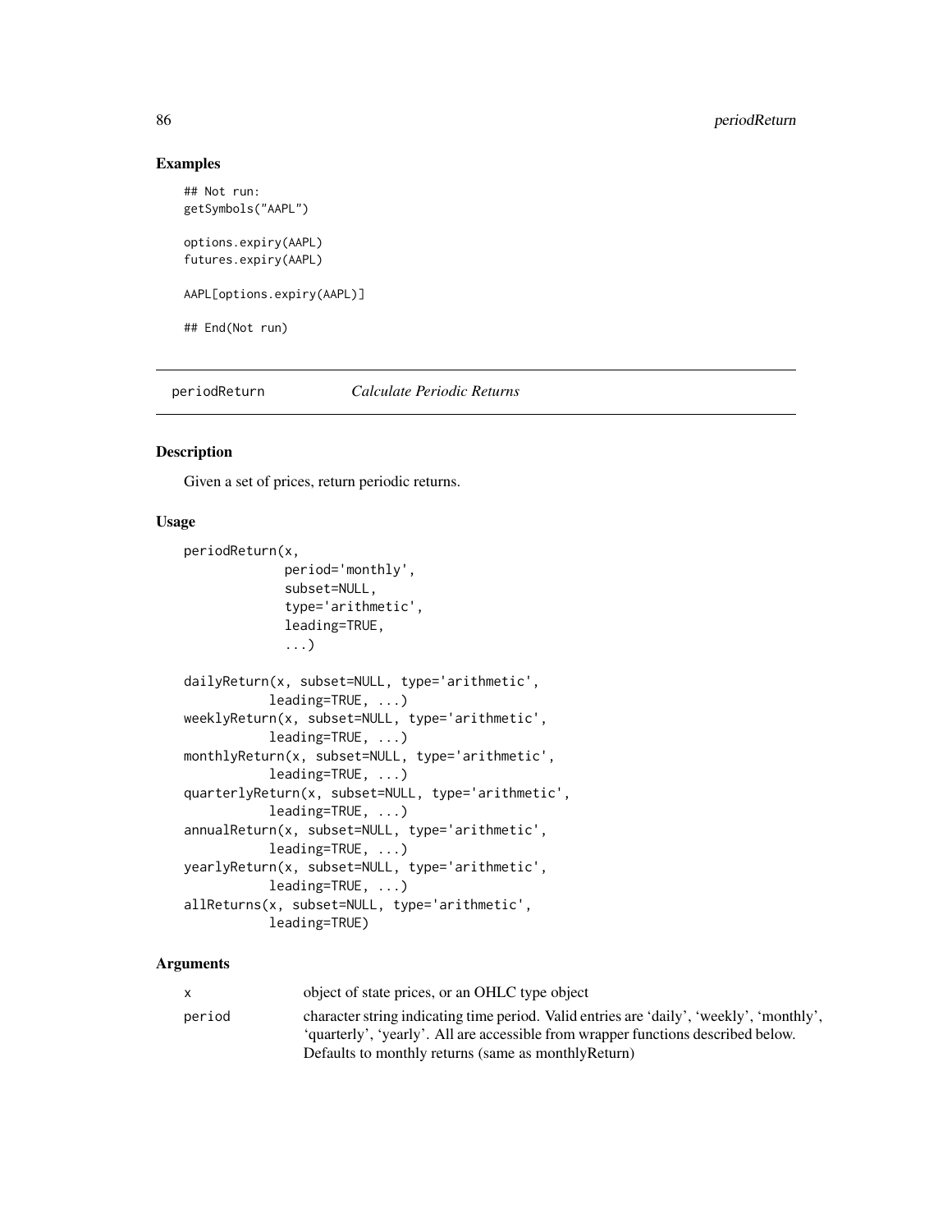## Examples

```
## Not run:
getSymbols("AAPL")

options.expiry(AAPL)
futures.expiry(AAPL)

AAPL[options.expiry(AAPL)]

## End(Not run)
```

---

# periodReturn — *Calculate Periodic Returns*

---

### Description

Given a set of prices, return periodic returns.

### Usage

```
periodReturn(x,
             period='monthly',
             subset=NULL,
             type='arithmetic',
             leading=TRUE,
             ...)

dailyReturn(x, subset=NULL, type='arithmetic',
          leading=TRUE, ...)
weeklyReturn(x, subset=NULL, type='arithmetic',
          leading=TRUE, ...)
monthlyReturn(x, subset=NULL, type='arithmetic',
          leading=TRUE, ...)
quarterlyReturn(x, subset=NULL, type='arithmetic',
          leading=TRUE, ...)
annualReturn(x, subset=NULL, type='arithmetic',
          leading=TRUE, ...)
yearlyReturn(x, subset=NULL, type='arithmetic',
          leading=TRUE, ...)
allReturns(x, subset=NULL, type='arithmetic',
          leading=TRUE)
```

### Arguments

| | |
|---|---|
| `x` | object of state prices, or an OHLC type object |
| `period` | character string indicating time period. Valid entries are 'daily', 'weekly', 'monthly', 'quarterly', 'yearly'. All are accessible from wrapper functions described below. Defaults to monthly returns (same as monthlyReturn) |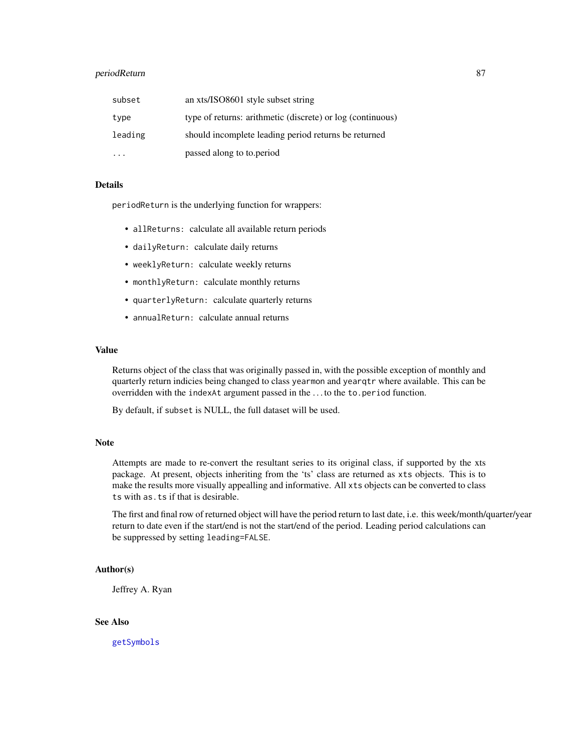| | |
|---|---|
| `subset` | an xts/ISO8601 style subset string |
| `type` | type of returns: arithmetic (discrete) or log (continuous) |
| `leading` | should incomplete leading period returns be returned |
| `...` | passed along to to.period |

### Details

`periodReturn` is the underlying function for wrappers:

- `allReturns`: calculate all available return periods
- `dailyReturn`: calculate daily returns
- `weeklyReturn`: calculate weekly returns
- `monthlyReturn`: calculate monthly returns
- `quarterlyReturn`: calculate quarterly returns
- `annualReturn`: calculate annual returns

### Value

Returns object of the class that was originally passed in, with the possible exception of monthly and quarterly return indicies being changed to class `yearmon` and `yearqtr` where available. This can be overridden with the `indexAt` argument passed in the ... to the `to.period` function.

By default, if `subset` is NULL, the full dataset will be used.

### Note

Attempts are made to re-convert the resultant series to its original class, if supported by the xts package. At present, objects inheriting from the 'ts' class are returned as `xts` objects. This is to make the results more visually appealling and informative. All `xts` objects can be converted to class `ts` with `as.ts` if that is desirable.

The first and final row of returned object will have the period return to last date, i.e. this week/month/quarter/year return to date even if the start/end is not the start/end of the period. Leading period calculations can be suppressed by setting `leading=FALSE`.

### Author(s)

Jeffrey A. Ryan

### See Also

`getSymbols`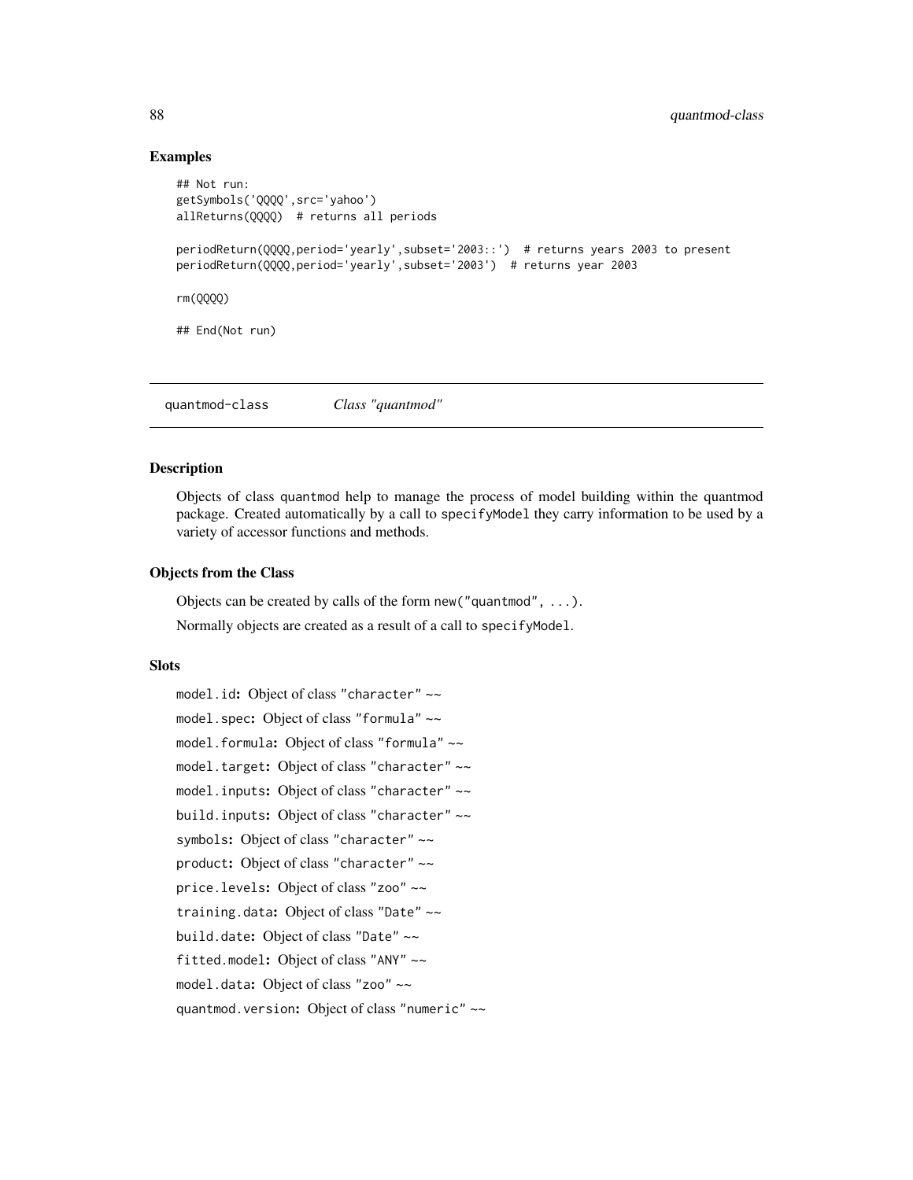### Examples

```
## Not run:
getSymbols('QQQQ',src='yahoo')
allReturns(QQQQ)  # returns all periods

periodReturn(QQQQ,period='yearly',subset='2003::')  # returns years 2003 to present
periodReturn(QQQQ,period='yearly',subset='2003')  # returns year 2003

rm(QQQQ)

## End(Not run)
```

---

## quantmod-class    *Class "quantmod"*

---

### Description

Objects of class quantmod help to manage the process of model building within the quantmod package. Created automatically by a call to specifyModel they carry information to be used by a variety of accessor functions and methods.

### Objects from the Class

Objects can be created by calls of the form new("quantmod", ...).

Normally objects are created as a result of a call to specifyModel.

### Slots

model.id: Object of class "character" ~~

model.spec: Object of class "formula" ~~

model.formula: Object of class "formula" ~~

model.target: Object of class "character" ~~

model.inputs: Object of class "character" ~~

build.inputs: Object of class "character" ~~

symbols: Object of class "character" ~~

product: Object of class "character" ~~

price.levels: Object of class "zoo" ~~

training.data: Object of class "Date" ~~

build.date: Object of class "Date" ~~

fitted.model: Object of class "ANY" ~~

model.data: Object of class "zoo" ~~

quantmod.version: Object of class "numeric" ~~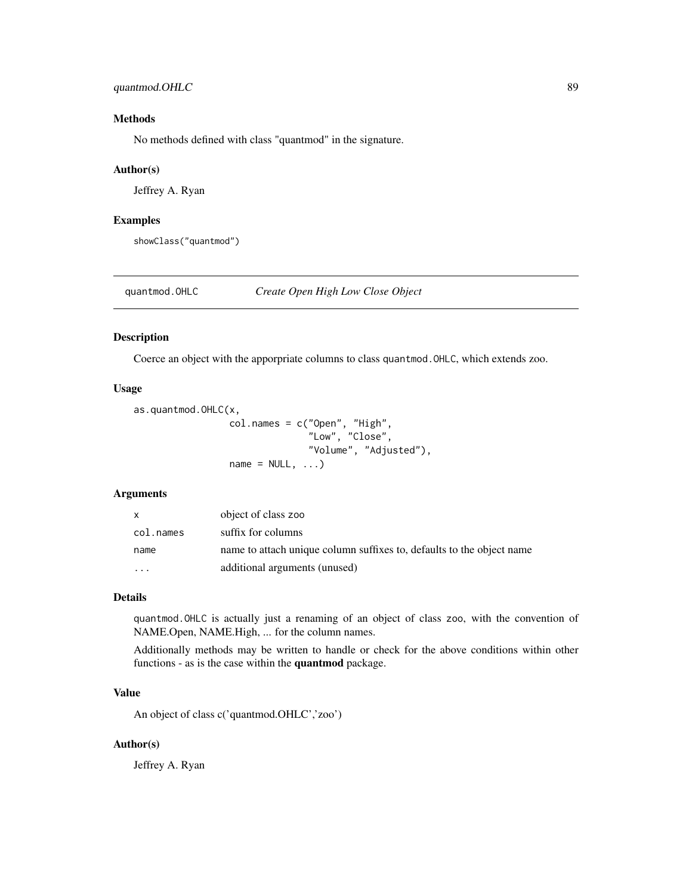### Methods

No methods defined with class "quantmod" in the signature.

### Author(s)

Jeffrey A. Ryan

### Examples

```
showClass("quantmod")
```

---

## quantmod.OHLC *Create Open High Low Close Object*

---

### Description

Coerce an object with the apporpriate columns to class `quantmod.OHLC`, which extends zoo.

### Usage

```
as.quantmod.OHLC(x,
                 col.names = c("Open", "High",
                               "Low", "Close",
                               "Volume", "Adjusted"),
                 name = NULL, ...)
```

### Arguments

| | |
|---|---|
| `x` | object of class `zoo` |
| `col.names` | suffix for columns |
| `name` | name to attach unique column suffixes to, defaults to the object name |
| `...` | additional arguments (unused) |

### Details

`quantmod.OHLC` is actually just a renaming of an object of class `zoo`, with the convention of NAME.Open, NAME.High, ... for the column names.

Additionally methods may be written to handle or check for the above conditions within other functions - as is the case within the **quantmod** package.

### Value

An object of class c('quantmod.OHLC','zoo')

### Author(s)

Jeffrey A. Ryan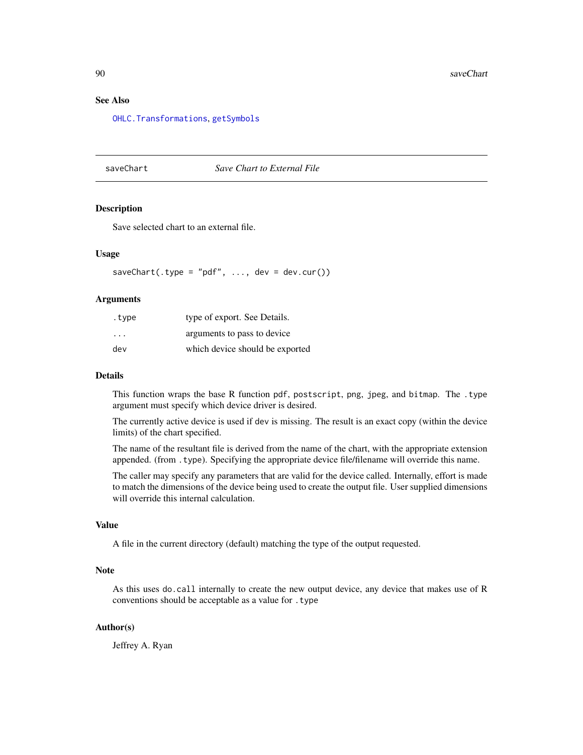## See Also

OHLC.Transformations, getSymbols

---

## saveChart — *Save Chart to External File*

### Description

Save selected chart to an external file.

### Usage

```
saveChart(.type = "pdf", ..., dev = dev.cur())
```

### Arguments

| | |
|---|---|
| .type | type of export. See Details. |
| ... | arguments to pass to device |
| dev | which device should be exported |

### Details

This function wraps the base R function pdf, postscript, png, jpeg, and bitmap. The .type argument must specify which device driver is desired.

The currently active device is used if dev is missing. The result is an exact copy (within the device limits) of the chart specified.

The name of the resultant file is derived from the name of the chart, with the appropriate extension appended. (from .type). Specifying the appropriate device file/filename will override this name.

The caller may specify any parameters that are valid for the device called. Internally, effort is made to match the dimensions of the device being used to create the output file. User supplied dimensions will override this internal calculation.

### Value

A file in the current directory (default) matching the type of the output requested.

### Note

As this uses do.call internally to create the new output device, any device that makes use of R conventions should be acceptable as a value for .type

### Author(s)

Jeffrey A. Ryan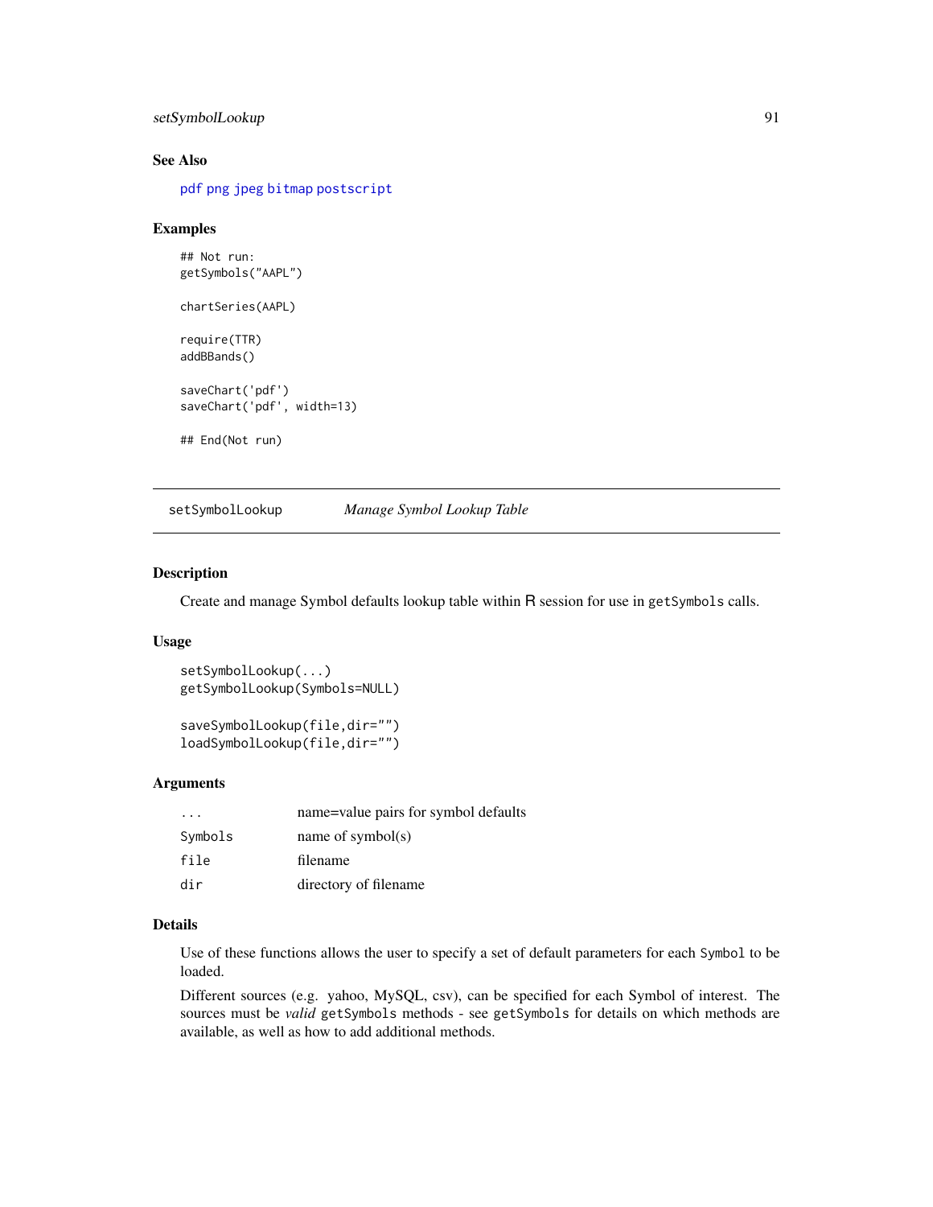### See Also

pdf png jpeg bitmap postscript

### Examples

```
## Not run:
getSymbols("AAPL")

chartSeries(AAPL)

require(TTR)
addBBands()

saveChart('pdf')
saveChart('pdf', width=13)

## End(Not run)
```

---

## setSymbolLookup &nbsp;&nbsp;&nbsp;&nbsp; *Manage Symbol Lookup Table*

---

### Description

Create and manage Symbol defaults lookup table within R session for use in getSymbols calls.

### Usage

```
setSymbolLookup(...)
getSymbolLookup(Symbols=NULL)

saveSymbolLookup(file,dir="")
loadSymbolLookup(file,dir="")
```

### Arguments

| | |
|---|---|
| ... | name=value pairs for symbol defaults |
| Symbols | name of symbol(s) |
| file | filename |
| dir | directory of filename |

### Details

Use of these functions allows the user to specify a set of default parameters for each Symbol to be loaded.

Different sources (e.g. yahoo, MySQL, csv), can be specified for each Symbol of interest. The sources must be *valid* getSymbols methods - see getSymbols for details on which methods are available, as well as how to add additional methods.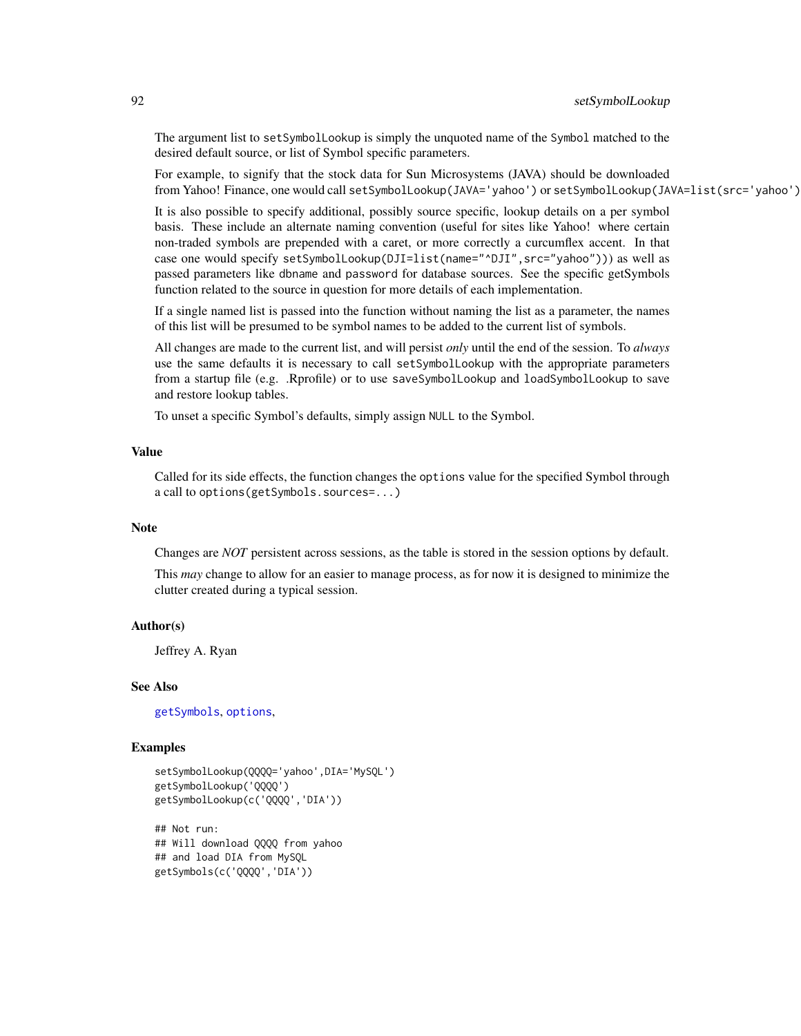The argument list to `setSymbolLookup` is simply the unquoted name of the `Symbol` matched to the desired default source, or list of Symbol specific parameters.

For example, to signify that the stock data for Sun Microsystems (JAVA) should be downloaded from Yahoo! Finance, one would call `setSymbolLookup(JAVA='yahoo')` or `setSymbolLookup(JAVA=list(src='yahoo')`

It is also possible to specify additional, possibly source specific, lookup details on a per symbol basis. These include an alternate naming convention (useful for sites like Yahoo! where certain non-traded symbols are prepended with a caret, or more correctly a curcumflex accent. In that case one would specify `setSymbolLookup(DJI=list(name="^DJI",src="yahoo")))` as well as passed parameters like `dbname` and `password` for database sources. See the specific getSymbols function related to the source in question for more details of each implementation.

If a single named list is passed into the function without naming the list as a parameter, the names of this list will be presumed to be symbol names to be added to the current list of symbols.

All changes are made to the current list, and will persist *only* until the end of the session. To *always* use the same defaults it is necessary to call `setSymbolLookup` with the appropriate parameters from a startup file (e.g. .Rprofile) or to use `saveSymbolLookup` and `loadSymbolLookup` to save and restore lookup tables.

To unset a specific Symbol's defaults, simply assign `NULL` to the Symbol.

## Value

Called for its side effects, the function changes the `options` value for the specified Symbol through a call to `options(getSymbols.sources=...)`

## Note

Changes are *NOT* persistent across sessions, as the table is stored in the session options by default.

This *may* change to allow for an easier to manage process, as for now it is designed to minimize the clutter created during a typical session.

## Author(s)

Jeffrey A. Ryan

## See Also

`getSymbols`, `options`,

## Examples

```
setSymbolLookup(QQQQ='yahoo',DIA='MySQL')
getSymbolLookup('QQQQ')
getSymbolLookup(c('QQQQ','DIA'))

## Not run:
## Will download QQQQ from yahoo
## and load DIA from MySQL
getSymbols(c('QQQQ','DIA'))
```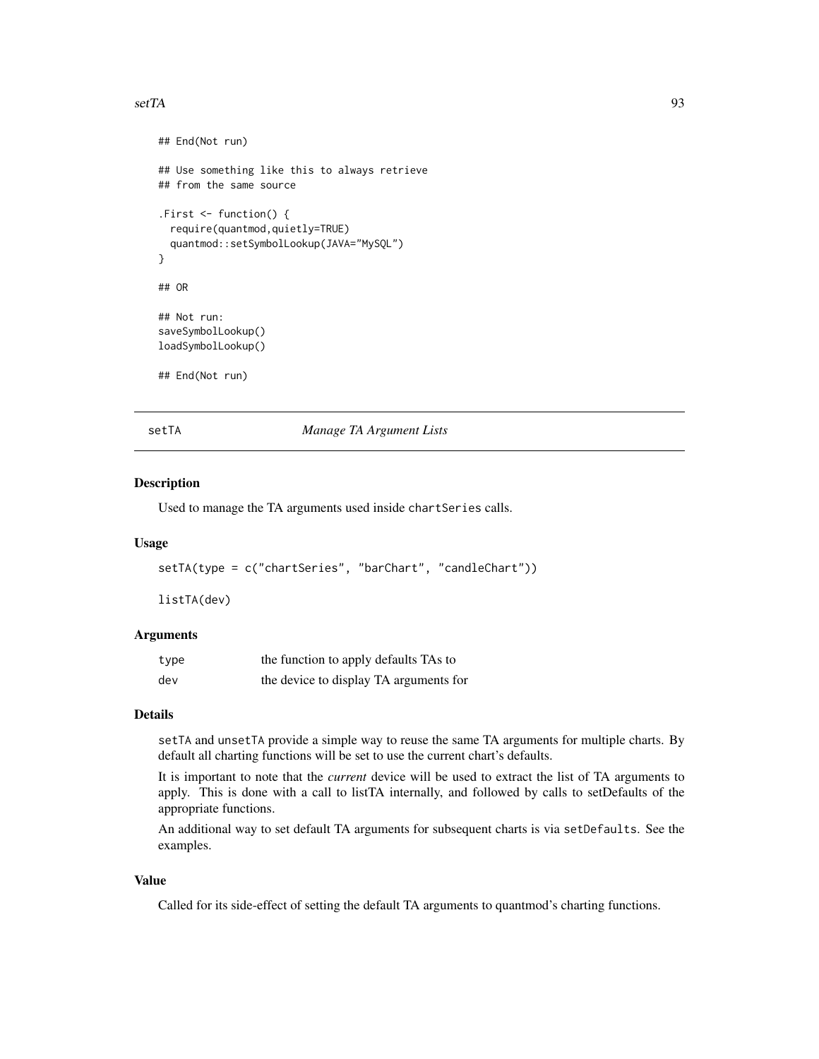```
## End(Not run)

## Use something like this to always retrieve
## from the same source

.First <- function() {
  require(quantmod,quietly=TRUE)
  quantmod::setSymbolLookup(JAVA="MySQL")
}

## OR

## Not run:
saveSymbolLookup()
loadSymbolLookup()

## End(Not run)
```

---

## setTA — *Manage TA Argument Lists*

### Description

Used to manage the TA arguments used inside `chartSeries` calls.

### Usage

```
setTA(type = c("chartSeries", "barChart", "candleChart"))

listTA(dev)
```

### Arguments

| | |
|---|---|
| `type` | the function to apply defaults TAs to |
| `dev` | the device to display TA arguments for |

### Details

`setTA` and `unsetTA` provide a simple way to reuse the same TA arguments for multiple charts. By default all charting functions will be set to use the current chart's defaults.

It is important to note that the *current* device will be used to extract the list of TA arguments to apply. This is done with a call to listTA internally, and followed by calls to setDefaults of the appropriate functions.

An additional way to set default TA arguments for subsequent charts is via `setDefaults`. See the examples.

### Value

Called for its side-effect of setting the default TA arguments to quantmod's charting functions.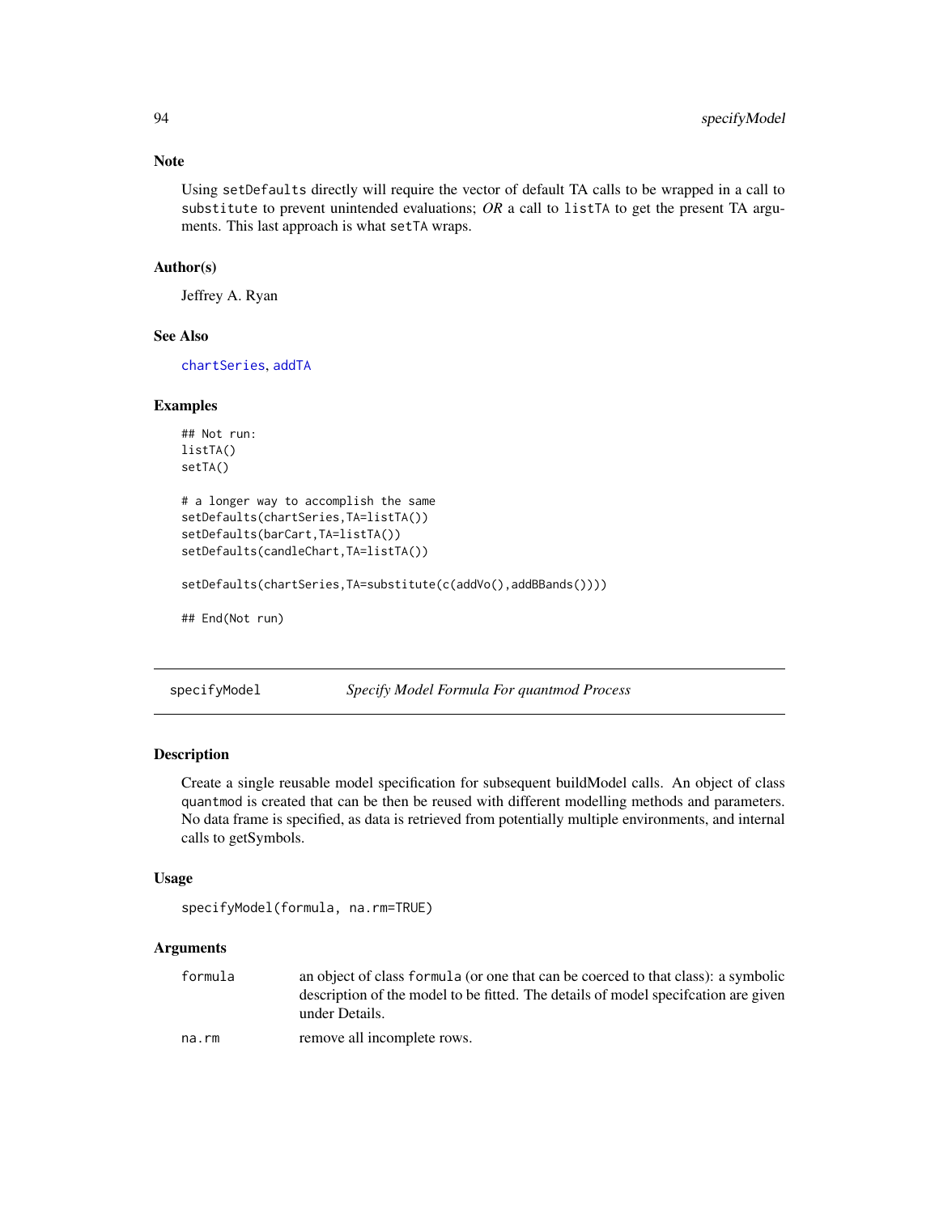## Note

Using `setDefaults` directly will require the vector of default TA calls to be wrapped in a call to `substitute` to prevent unintended evaluations; *OR* a call to `listTA` to get the present TA arguments. This last approach is what `setTA` wraps.

## Author(s)

Jeffrey A. Ryan

## See Also

chartSeries, addTA

## Examples

```
## Not run:
listTA()
setTA()

# a longer way to accomplish the same
setDefaults(chartSeries,TA=listTA())
setDefaults(barCart,TA=listTA())
setDefaults(candleChart,TA=listTA())

setDefaults(chartSeries,TA=substitute(c(addVo(),addBBands())))

## End(Not run)
```

---

# specifyModel — *Specify Model Formula For quantmod Process*

## Description

Create a single reusable model specification for subsequent buildModel calls. An object of class `quantmod` is created that can be then be reused with different modelling methods and parameters. No data frame is specified, as data is retrieved from potentially multiple environments, and internal calls to getSymbols.

## Usage

```
specifyModel(formula, na.rm=TRUE)
```

## Arguments

| | |
|---|---|
| `formula` | an object of class `formula` (or one that can be coerced to that class): a symbolic description of the model to be fitted. The details of model specifcation are given under Details. |
| `na.rm` | remove all incomplete rows. |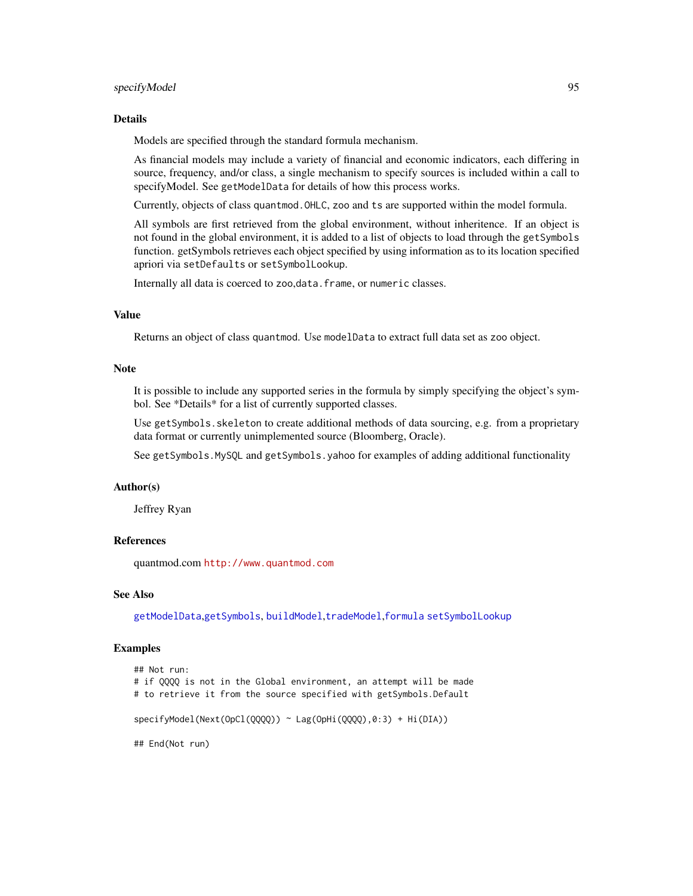### Details

Models are specified through the standard formula mechanism.

As financial models may include a variety of financial and economic indicators, each differing in source, frequency, and/or class, a single mechanism to specify sources is included within a call to specifyModel. See `getModelData` for details of how this process works.

Currently, objects of class `quantmod.OHLC`, `zoo` and `ts` are supported within the model formula.

All symbols are first retrieved from the global environment, without inheritence. If an object is not found in the global environment, it is added to a list of objects to load through the `getSymbols` function. getSymbols retrieves each object specified by using information as to its location specified apriori via `setDefaults` or `setSymbolLookup`.

Internally all data is coerced to `zoo`,`data.frame`, or `numeric` classes.

### Value

Returns an object of class `quantmod`. Use `modelData` to extract full data set as `zoo` object.

### Note

It is possible to include any supported series in the formula by simply specifying the object's symbol. See *Details* for a list of currently supported classes.

Use `getSymbols.skeleton` to create additional methods of data sourcing, e.g. from a proprietary data format or currently unimplemented source (Bloomberg, Oracle).

See `getSymbols.MySQL` and `getSymbols.yahoo` for examples of adding additional functionality

### Author(s)

Jeffrey Ryan

### References

quantmod.com http://www.quantmod.com

### See Also

`getModelData`,`getSymbols`, `buildModel`,`tradeModel`,`formula` `setSymbolLookup`

### Examples

```
## Not run:
# if QQQQ is not in the Global environment, an attempt will be made
# to retrieve it from the source specified with getSymbols.Default

specifyModel(Next(OpCl(QQQQ)) ~ Lag(OpHi(QQQQ),0:3) + Hi(DIA))

## End(Not run)
```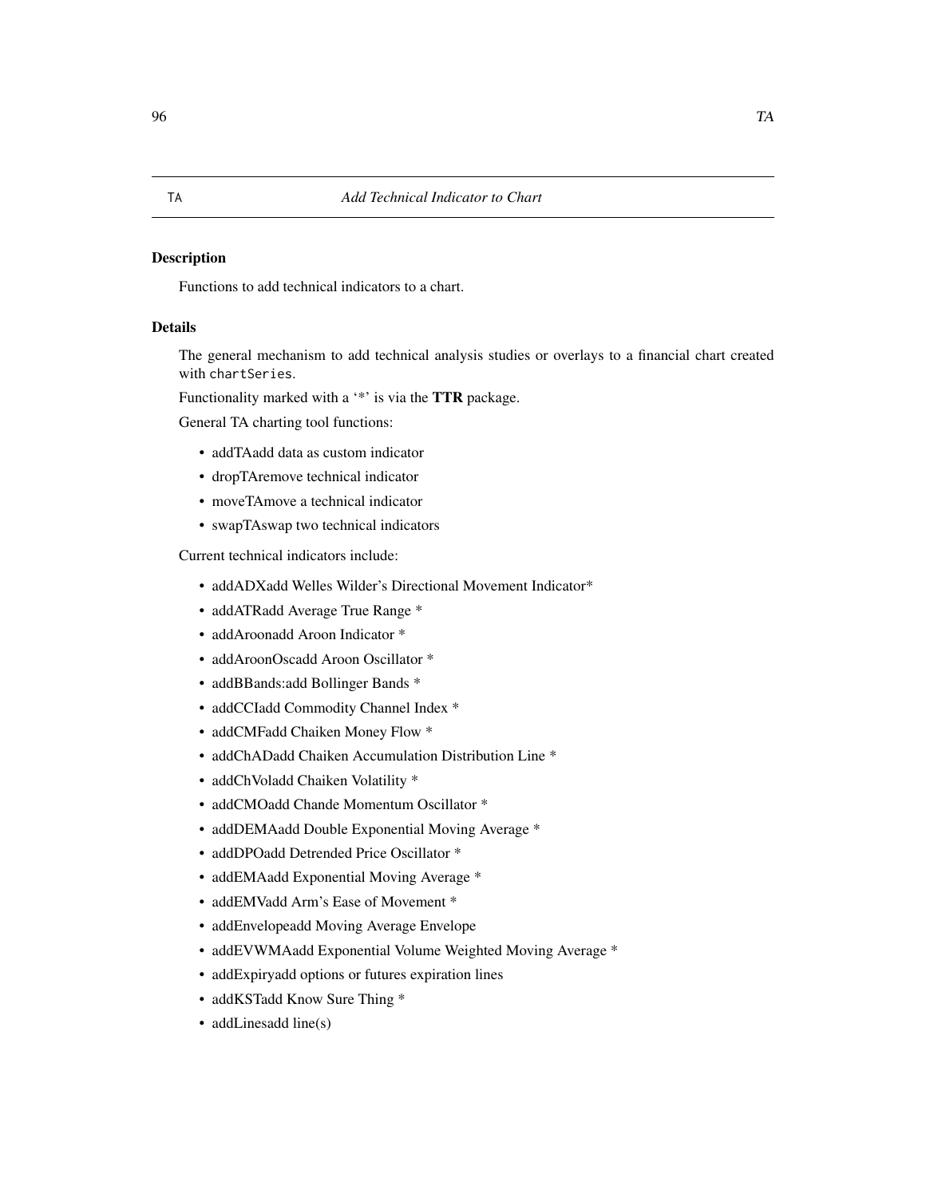# TA — *Add Technical Indicator to Chart*

## Description

Functions to add technical indicators to a chart.

## Details

The general mechanism to add technical analysis studies or overlays to a financial chart created with `chartSeries`.

Functionality marked with a '*' is via the **TTR** package.

General TA charting tool functions:

- addTAadd data as custom indicator
- dropTAremove technical indicator
- moveTAmove a technical indicator
- swapTAswap two technical indicators

Current technical indicators include:

- addADXadd Welles Wilder's Directional Movement Indicator*
- addATRadd Average True Range *
- addAroonadd Aroon Indicator *
- addAroonOscadd Aroon Oscillator *
- addBBands:add Bollinger Bands *
- addCCIadd Commodity Channel Index *
- addCMFadd Chaiken Money Flow *
- addChADadd Chaiken Accumulation Distribution Line *
- addChVoladd Chaiken Volatility *
- addCMOadd Chande Momentum Oscillator *
- addDEMAadd Double Exponential Moving Average *
- addDPOadd Detrended Price Oscillator *
- addEMAadd Exponential Moving Average *
- addEMVadd Arm's Ease of Movement *
- addEnvelopeadd Moving Average Envelope
- addEVWMAadd Exponential Volume Weighted Moving Average *
- addExpiryadd options or futures expiration lines
- addKSTadd Know Sure Thing *
- addLinesadd line(s)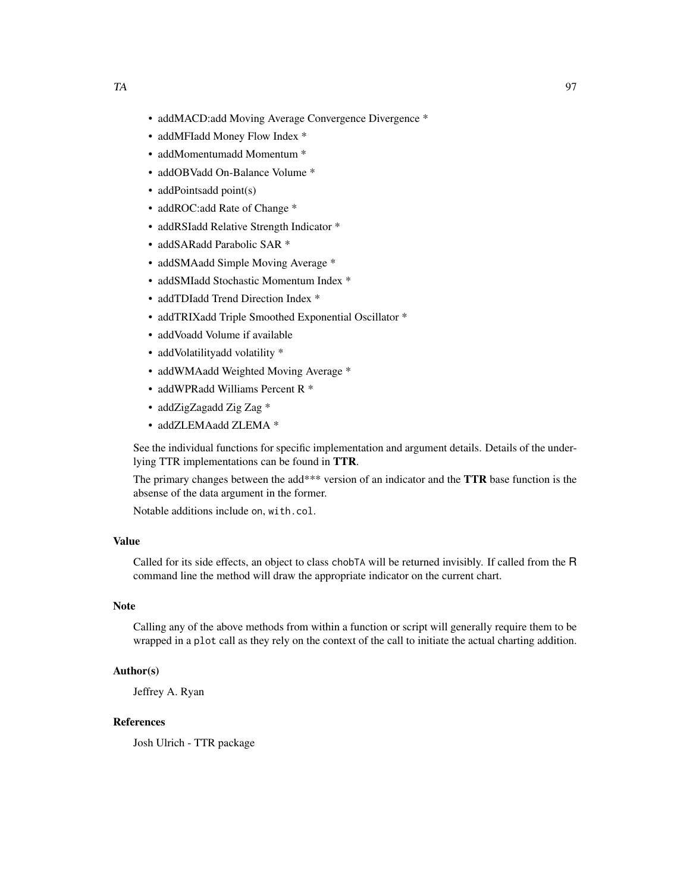- addMACD:add Moving Average Convergence Divergence *
- addMFIadd Money Flow Index *
- addMomentumadd Momentum *
- addOBVadd On-Balance Volume *
- addPointsadd point(s)
- addROC:add Rate of Change *
- addRSIadd Relative Strength Indicator *
- addSARadd Parabolic SAR *
- addSMAadd Simple Moving Average *
- addSMIadd Stochastic Momentum Index *
- addTDIadd Trend Direction Index *
- addTRIXadd Triple Smoothed Exponential Oscillator *
- addVoadd Volume if available
- addVolatilityadd volatility *
- addWMAadd Weighted Moving Average *
- addWPRadd Williams Percent R *
- addZigZagadd Zig Zag *
- addZLEMAadd ZLEMA *

See the individual functions for specific implementation and argument details. Details of the underlying TTR implementations can be found in **TTR**.

The primary changes between the add*** version of an indicator and the **TTR** base function is the absense of the data argument in the former.

Notable additions include `on`, `with.col`.

### Value

Called for its side effects, an object to class `chobTA` will be returned invisibly. If called from the R command line the method will draw the appropriate indicator on the current chart.

### Note

Calling any of the above methods from within a function or script will generally require them to be wrapped in a `plot` call as they rely on the context of the call to initiate the actual charting addition.

### Author(s)

Jeffrey A. Ryan

### References

Josh Ulrich - TTR package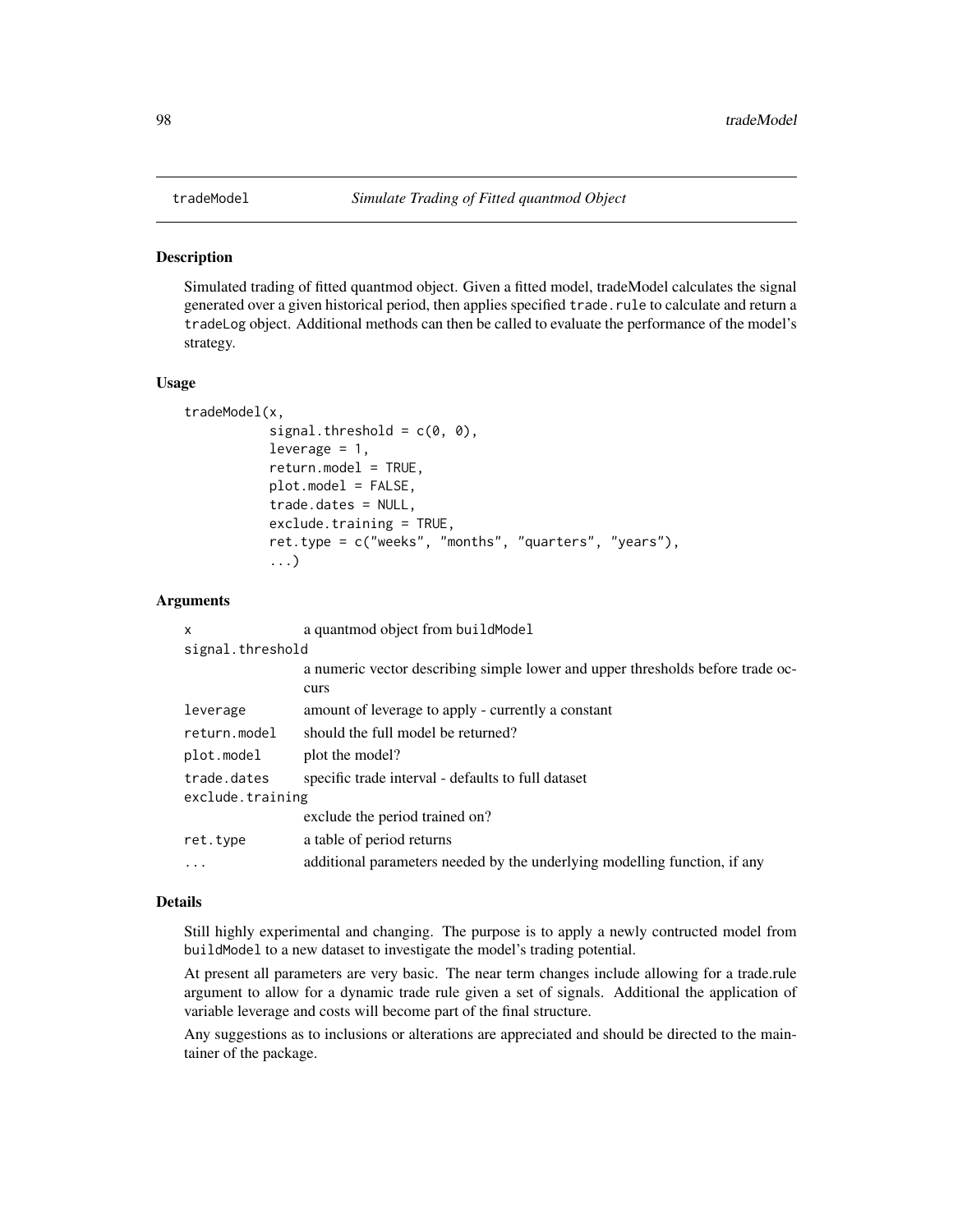# tradeModel    *Simulate Trading of Fitted quantmod Object*

## Description

Simulated trading of fitted quantmod object. Given a fitted model, tradeModel calculates the signal generated over a given historical period, then applies specified `trade.rule` to calculate and return a `tradeLog` object. Additional methods can then be called to evaluate the performance of the model's strategy.

## Usage

```
tradeModel(x,
           signal.threshold = c(0, 0),
           leverage = 1,
           return.model = TRUE,
           plot.model = FALSE,
           trade.dates = NULL,
           exclude.training = TRUE,
           ret.type = c("weeks", "months", "quarters", "years"),
           ...)
```

## Arguments

| | |
|---|---|
| `x` | a quantmod object from `buildModel` |
| `signal.threshold` | a numeric vector describing simple lower and upper thresholds before trade occurs |
| `leverage` | amount of leverage to apply - currently a constant |
| `return.model` | should the full model be returned? |
| `plot.model` | plot the model? |
| `trade.dates` | specific trade interval - defaults to full dataset |
| `exclude.training` | exclude the period trained on? |
| `ret.type` | a table of period returns |
| `...` | additional parameters needed by the underlying modelling function, if any |

## Details

Still highly experimental and changing. The purpose is to apply a newly contructed model from `buildModel` to a new dataset to investigate the model's trading potential.

At present all parameters are very basic. The near term changes include allowing for a trade.rule argument to allow for a dynamic trade rule given a set of signals. Additional the application of variable leverage and costs will become part of the final structure.

Any suggestions as to inclusions or alterations are appreciated and should be directed to the maintainer of the package.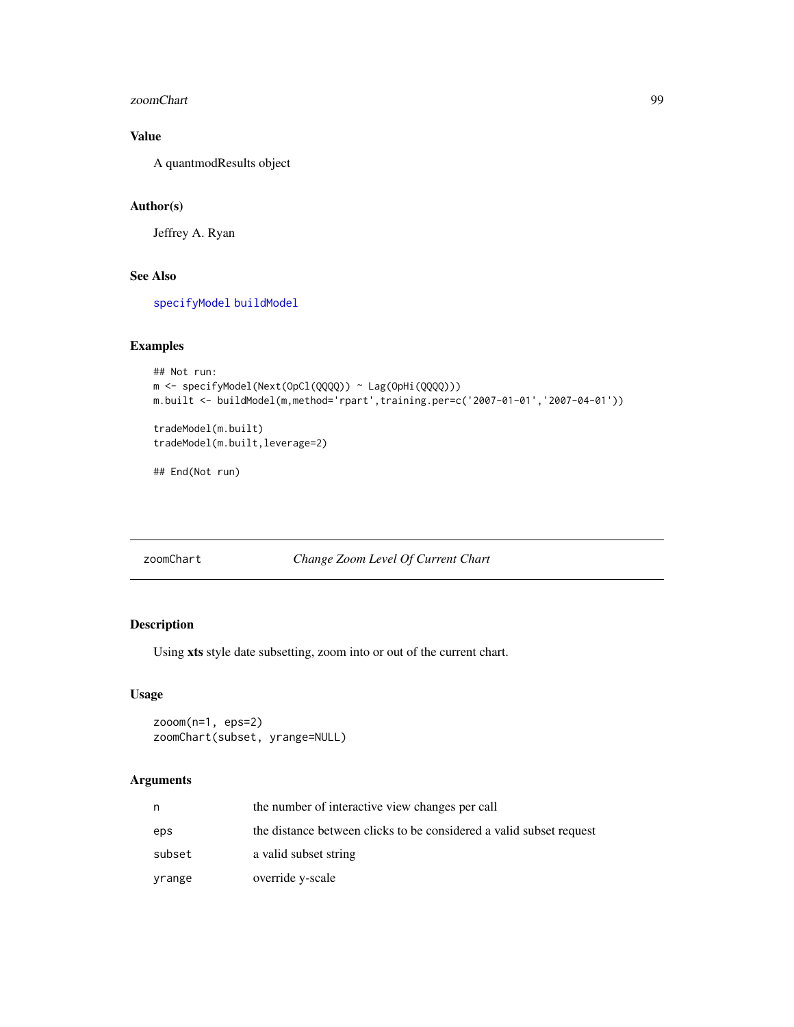### Value

A quantmodResults object

### Author(s)

Jeffrey A. Ryan

### See Also

specifyModel buildModel

### Examples

```
## Not run:
m <- specifyModel(Next(OpCl(QQQQ)) ~ Lag(OpHi(QQQQ)))
m.built <- buildModel(m,method='rpart',training.per=c('2007-01-01','2007-04-01'))

tradeModel(m.built)
tradeModel(m.built,leverage=2)

## End(Not run)
```

## zoomChart — *Change Zoom Level Of Current Chart*

### Description

Using **xts** style date subsetting, zoom into or out of the current chart.

### Usage

```
zooom(n=1, eps=2)
zoomChart(subset, yrange=NULL)
```

### Arguments

| | |
|---|---|
| n | the number of interactive view changes per call |
| eps | the distance between clicks to be considered a valid subset request |
| subset | a valid subset string |
| yrange | override y-scale |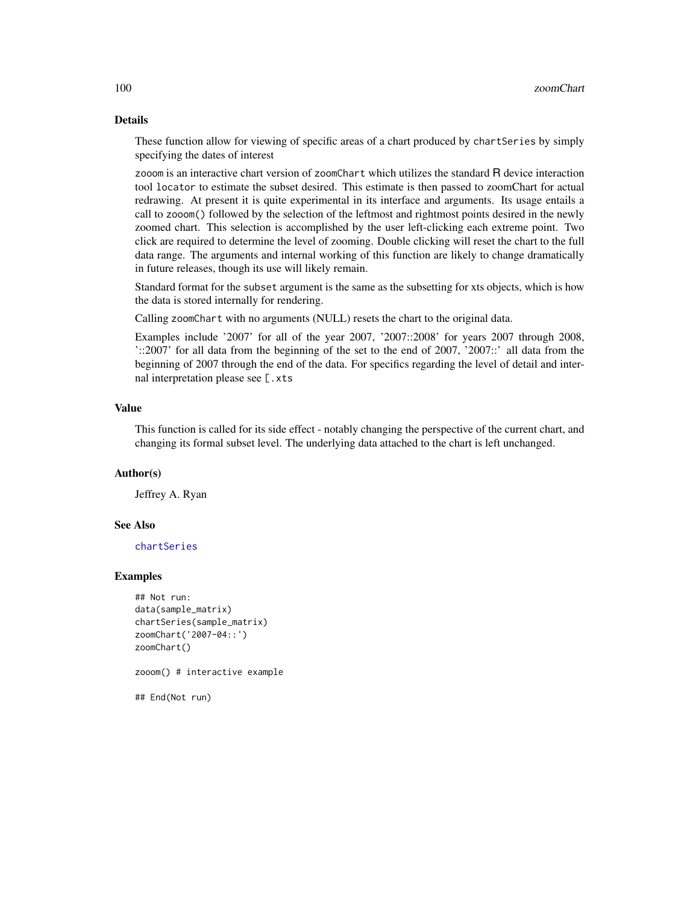## Details

These function allow for viewing of specific areas of a chart produced by `chartSeries` by simply specifying the dates of interest

`zooom` is an interactive chart version of `zoomChart` which utilizes the standard R device interaction tool `locator` to estimate the subset desired. This estimate is then passed to zoomChart for actual redrawing. At present it is quite experimental in its interface and arguments. Its usage entails a call to `zooom()` followed by the selection of the leftmost and rightmost points desired in the newly zoomed chart. This selection is accomplished by the user left-clicking each extreme point. Two click are required to determine the level of zooming. Double clicking will reset the chart to the full data range. The arguments and internal working of this function are likely to change dramatically in future releases, though its use will likely remain.

Standard format for the `subset` argument is the same as the subsetting for xts objects, which is how the data is stored internally for rendering.

Calling `zoomChart` with no arguments (NULL) resets the chart to the original data.

Examples include '2007' for all of the year 2007, '2007::2008' for years 2007 through 2008, '::2007' for all data from the beginning of the set to the end of 2007, '2007::' all data from the beginning of 2007 through the end of the data. For specifics regarding the level of detail and internal interpretation please see `[.xts`

## Value

This function is called for its side effect - notably changing the perspective of the current chart, and changing its formal subset level. The underlying data attached to the chart is left unchanged.

## Author(s)

Jeffrey A. Ryan

## See Also

`chartSeries`

## Examples

```
## Not run:
data(sample_matrix)
chartSeries(sample_matrix)
zoomChart('2007-04::')
zoomChart()

zooom() # interactive example

## End(Not run)
```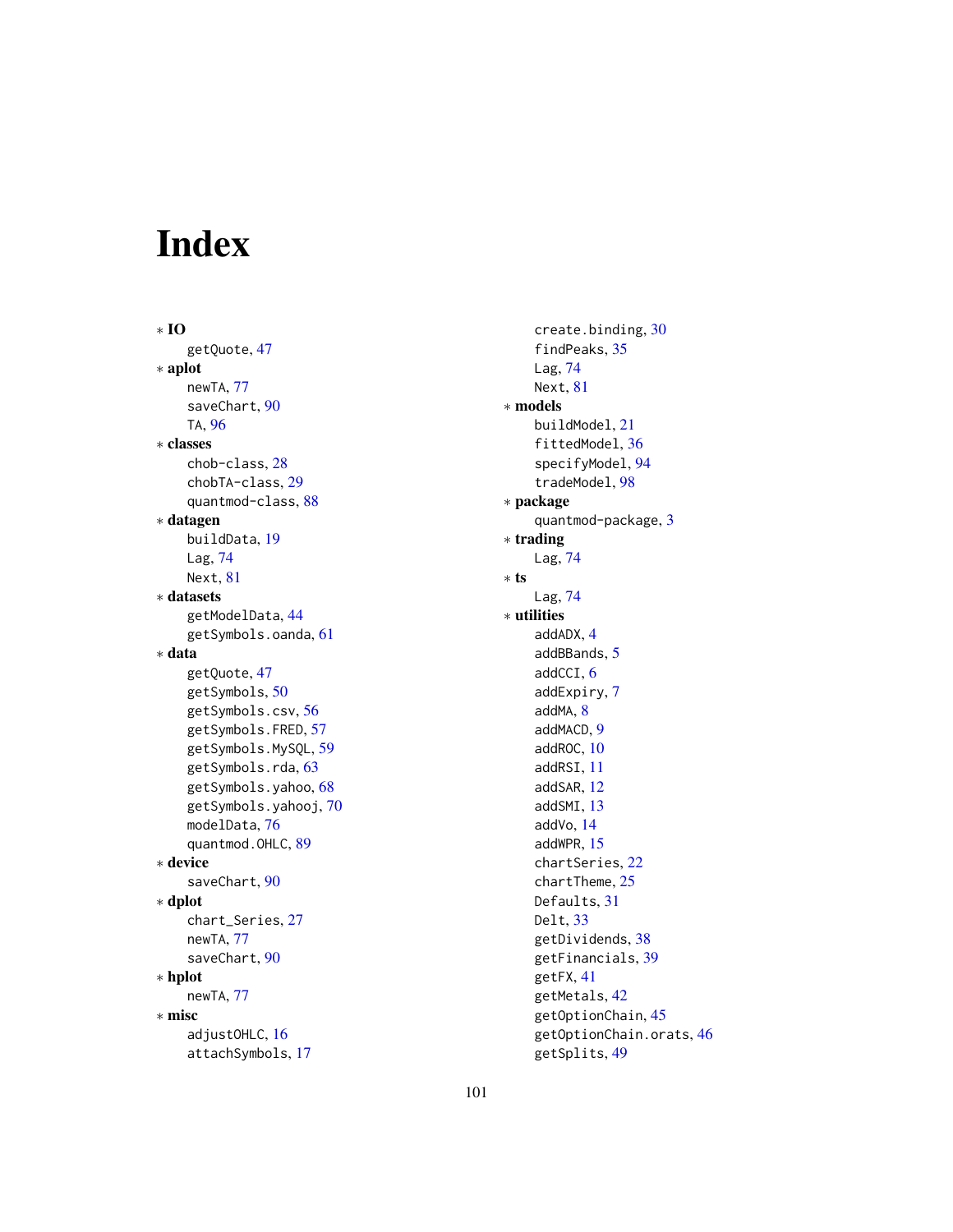# Index

∗ **IO**
  getQuote, 47

∗ **aplot**
  newTA, 77
  saveChart, 90
  TA, 96

∗ **classes**
  chob-class, 28
  chobTA-class, 29
  quantmod-class, 88

∗ **datagen**
  buildData, 19
  Lag, 74
  Next, 81

∗ **datasets**
  getModelData, 44
  getSymbols.oanda, 61

∗ **data**
  getQuote, 47
  getSymbols, 50
  getSymbols.csv, 56
  getSymbols.FRED, 57
  getSymbols.MySQL, 59
  getSymbols.rda, 63
  getSymbols.yahoo, 68
  getSymbols.yahooj, 70
  modelData, 76
  quantmod.OHLC, 89

∗ **device**
  saveChart, 90

∗ **dplot**
  chart_Series, 27
  newTA, 77
  saveChart, 90

∗ **hplot**
  newTA, 77

∗ **misc**
  adjustOHLC, 16
  attachSymbols, 17
  create.binding, 30
  findPeaks, 35
  Lag, 74
  Next, 81

∗ **models**
  buildModel, 21
  fittedModel, 36
  specifyModel, 94
  tradeModel, 98

∗ **package**
  quantmod-package, 3

∗ **trading**
  Lag, 74

∗ **ts**
  Lag, 74

∗ **utilities**
  addADX, 4
  addBBands, 5
  addCCI, 6
  addExpiry, 7
  addMA, 8
  addMACD, 9
  addROC, 10
  addRSI, 11
  addSAR, 12
  addSMI, 13
  addVo, 14
  addWPR, 15
  chartSeries, 22
  chartTheme, 25
  Defaults, 31
  Delt, 33
  getDividends, 38
  getFinancials, 39
  getFX, 41
  getMetals, 42
  getOptionChain, 45
  getOptionChain.orats, 46
  getSplits, 49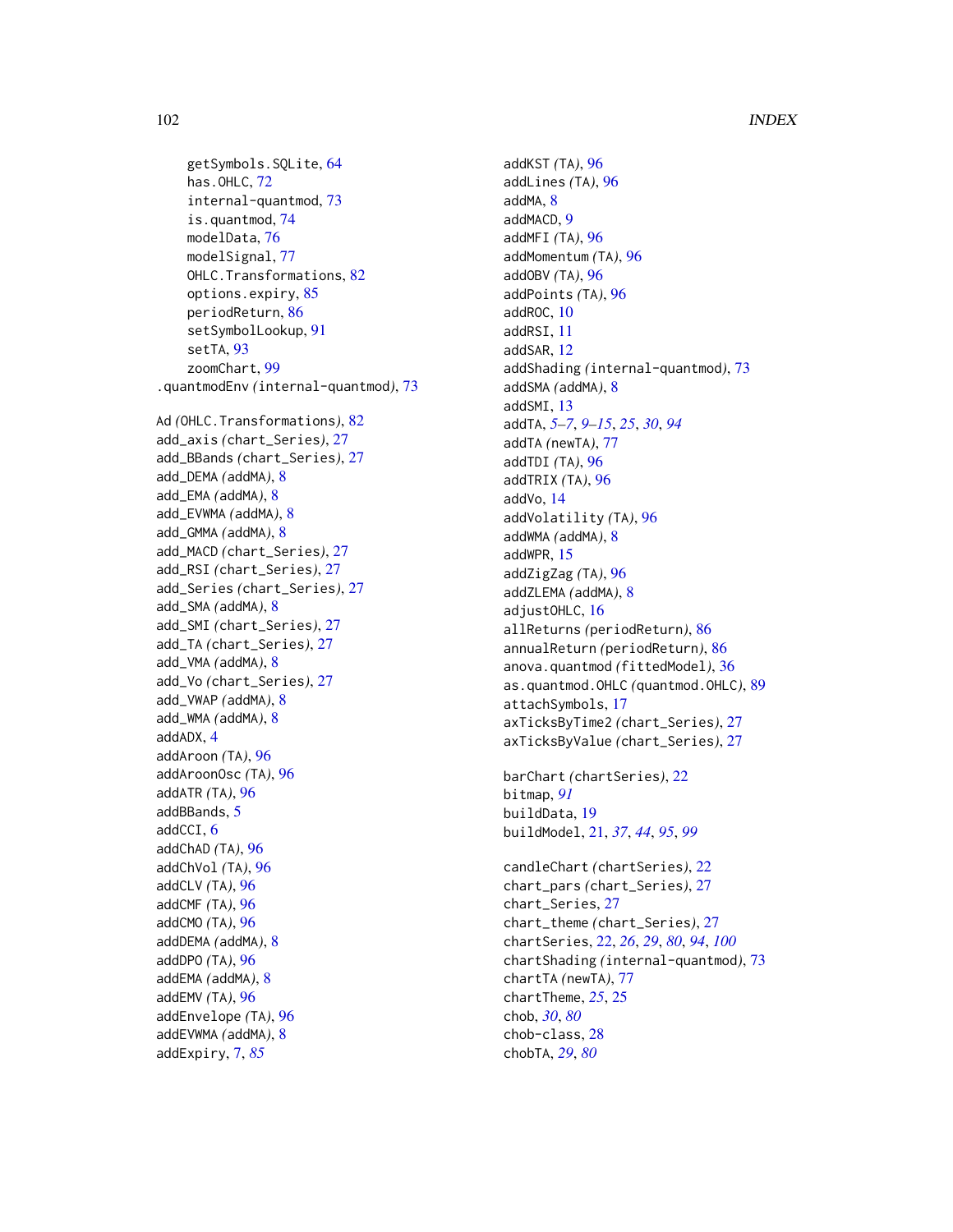getSymbols.SQLite, 64
has.OHLC, 72
internal-quantmod, 73
is.quantmod, 74
modelData, 76
modelSignal, 77
OHLC.Transformations, 82
options.expiry, 85
periodReturn, 86
setSymbolLookup, 91
setTA, 93
zoomChart, 99

.quantmodEnv *(internal-quantmod)*, 73

Ad *(OHLC.Transformations)*, 82
add_axis *(chart_Series)*, 27
add_BBands *(chart_Series)*, 27
add_DEMA *(addMA)*, 8
add_EMA *(addMA)*, 8
add_EVWMA *(addMA)*, 8
add_GMMA *(addMA)*, 8
add_MACD *(chart_Series)*, 27
add_RSI *(chart_Series)*, 27
add_Series *(chart_Series)*, 27
add_SMA *(addMA)*, 8
add_SMI *(chart_Series)*, 27
add_TA *(chart_Series)*, 27
add_VMA *(addMA)*, 8
add_Vo *(chart_Series)*, 27
add_VWAP *(addMA)*, 8
add_WMA *(addMA)*, 8
addADX, 4
addAroon *(TA)*, 96
addAroonOsc *(TA)*, 96
addATR *(TA)*, 96
addBBands, 5
addCCI, 6
addChAD *(TA)*, 96
addChVol *(TA)*, 96
addCLV *(TA)*, 96
addCMF *(TA)*, 96
addCMO *(TA)*, 96
addDEMA *(addMA)*, 8
addDPO *(TA)*, 96
addEMA *(addMA)*, 8
addEMV *(TA)*, 96
addEnvelope *(TA)*, 96
addEVWMA *(addMA)*, 8
addExpiry, 7, *85*
addKST *(TA)*, 96
addLines *(TA)*, 96
addMA, 8
addMACD, 9
addMFI *(TA)*, 96
addMomentum *(TA)*, 96
addOBV *(TA)*, 96
addPoints *(TA)*, 96
addROC, 10
addRSI, 11
addSAR, 12
addShading *(internal-quantmod)*, 73
addSMA *(addMA)*, 8
addSMI, 13
addTA, *5–7*, *9–15*, *25*, *30*, *94*
addTA *(newTA)*, 77
addTDI *(TA)*, 96
addTRIX *(TA)*, 96
addVo, 14
addVolatility *(TA)*, 96
addWMA *(addMA)*, 8
addWPR, 15
addZigZag *(TA)*, 96
addZLEMA *(addMA)*, 8
adjustOHLC, 16
allReturns *(periodReturn)*, 86
annualReturn *(periodReturn)*, 86
anova.quantmod *(fittedModel)*, 36
as.quantmod.OHLC *(quantmod.OHLC)*, 89
attachSymbols, 17
axTicksByTime2 *(chart_Series)*, 27
axTicksByValue *(chart_Series)*, 27

barChart *(chartSeries)*, 22
bitmap, *91*
buildData, 19
buildModel, 21, *37*, *44*, *95*, *99*

candleChart *(chartSeries)*, 22
chart_pars *(chart_Series)*, 27
chart_Series, 27
chart_theme *(chart_Series)*, 27
chartSeries, 22, *26*, *29*, *80*, *94*, *100*
chartShading *(internal-quantmod)*, 73
chartTA *(newTA)*, 77
chartTheme, *25*, 25
chob, *30*, *80*
chob-class, 28
chobTA, *29*, *80*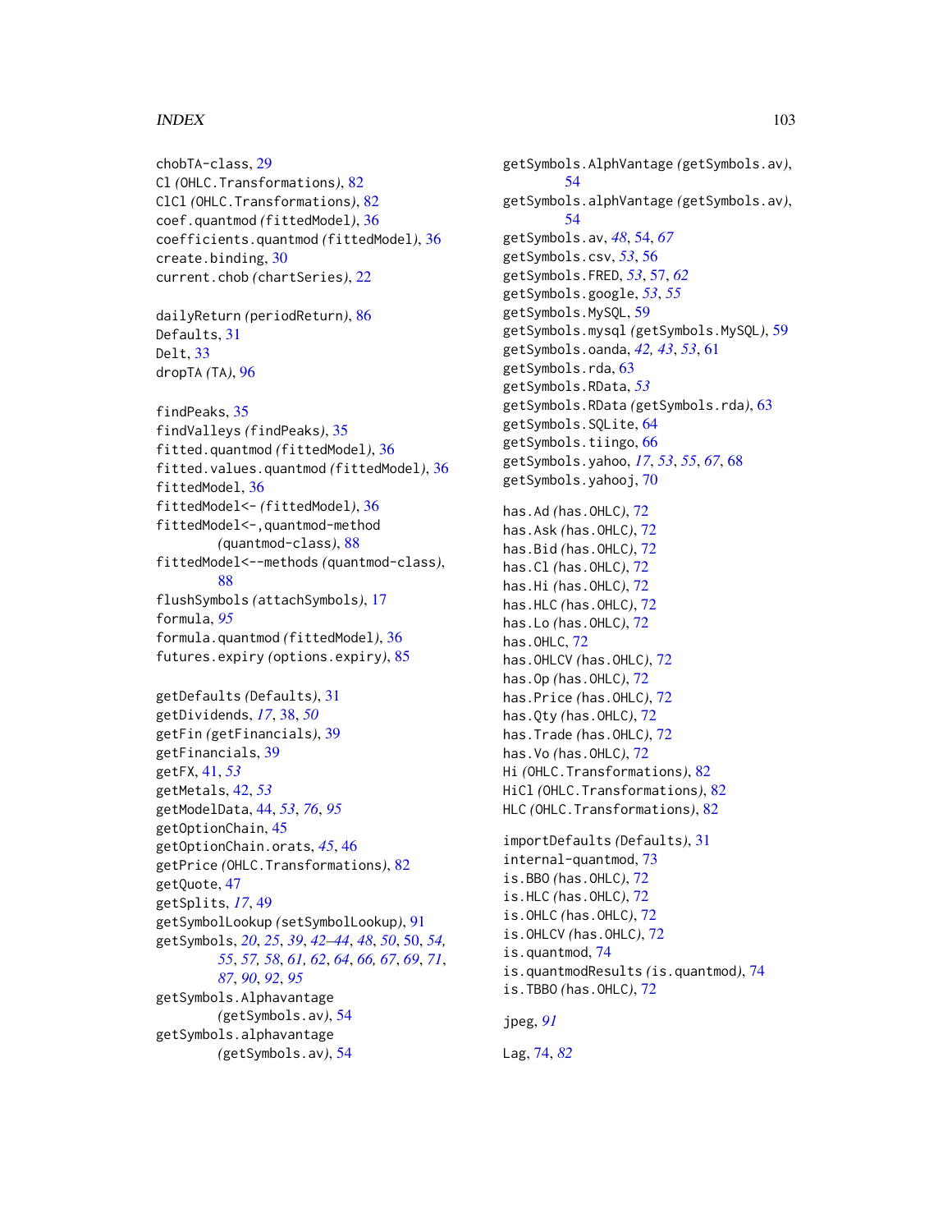chobTA-class, 29
Cl *(*OHLC.Transformations*)*, 82
ClCl *(*OHLC.Transformations*)*, 82
coef.quantmod *(*fittedModel*)*, 36
coefficients.quantmod *(*fittedModel*)*, 36
create.binding, 30
current.chob *(*chartSeries*)*, 22

dailyReturn *(*periodReturn*)*, 86
Defaults, 31
Delt, 33
dropTA *(*TA*)*, 96

findPeaks, 35
findValleys *(*findPeaks*)*, 35
fitted.quantmod *(*fittedModel*)*, 36
fitted.values.quantmod *(*fittedModel*)*, 36
fittedModel, 36
fittedModel<- *(*fittedModel*)*, 36
fittedModel<-,quantmod-method *(*quantmod-class*)*, 88
fittedModel<--methods *(*quantmod-class*)*, 88
flushSymbols *(*attachSymbols*)*, 17
formula, *95*
formula.quantmod *(*fittedModel*)*, 36
futures.expiry *(*options.expiry*)*, 85

getDefaults *(*Defaults*)*, 31
getDividends, *17*, 38, *50*
getFin *(*getFinancials*)*, 39
getFinancials, 39
getFX, 41, *53*
getMetals, 42, *53*
getModelData, 44, *53*, *76*, *95*
getOptionChain, 45
getOptionChain.orats, *45*, 46
getPrice *(*OHLC.Transformations*)*, 82
getQuote, 47
getSplits, *17*, 49
getSymbolLookup *(*setSymbolLookup*)*, 91
getSymbols, *20*, *25*, *39*, *42–44*, *48*, *50*, 50, *54, 55*, *57, 58*, *61, 62*, *64*, *66, 67*, *69*, *71*, *87*, *90*, *92*, *95*
getSymbols.Alphavantage *(*getSymbols.av*)*, 54
getSymbols.alphavantage *(*getSymbols.av*)*, 54
getSymbols.AlphVantage *(*getSymbols.av*)*, 54
getSymbols.alphVantage *(*getSymbols.av*)*, 54
getSymbols.av, *48*, 54, *67*
getSymbols.csv, *53*, 56
getSymbols.FRED, *53*, 57, *62*
getSymbols.google, *53*, *55*
getSymbols.MySQL, 59
getSymbols.mysql *(*getSymbols.MySQL*)*, 59
getSymbols.oanda, *42, 43*, *53*, 61
getSymbols.rda, 63
getSymbols.RData, *53*
getSymbols.RData *(*getSymbols.rda*)*, 63
getSymbols.SQLite, 64
getSymbols.tiingo, 66
getSymbols.yahoo, *17*, *53*, *55*, *67*, 68
getSymbols.yahooj, 70

has.Ad *(*has.OHLC*)*, 72
has.Ask *(*has.OHLC*)*, 72
has.Bid *(*has.OHLC*)*, 72
has.Cl *(*has.OHLC*)*, 72
has.Hi *(*has.OHLC*)*, 72
has.HLC *(*has.OHLC*)*, 72
has.Lo *(*has.OHLC*)*, 72
has.OHLC, 72
has.OHLCV *(*has.OHLC*)*, 72
has.Op *(*has.OHLC*)*, 72
has.Price *(*has.OHLC*)*, 72
has.Qty *(*has.OHLC*)*, 72
has.Trade *(*has.OHLC*)*, 72
has.Vo *(*has.OHLC*)*, 72
Hi *(*OHLC.Transformations*)*, 82
HiCl *(*OHLC.Transformations*)*, 82
HLC *(*OHLC.Transformations*)*, 82

importDefaults *(*Defaults*)*, 31
internal-quantmod, 73
is.BBO *(*has.OHLC*)*, 72
is.HLC *(*has.OHLC*)*, 72
is.OHLC *(*has.OHLC*)*, 72
is.OHLCV *(*has.OHLC*)*, 72
is.quantmod, 74
is.quantmodResults *(*is.quantmod*)*, 74
is.TBBO *(*has.OHLC*)*, 72

jpeg, *91*

Lag, 74, *82*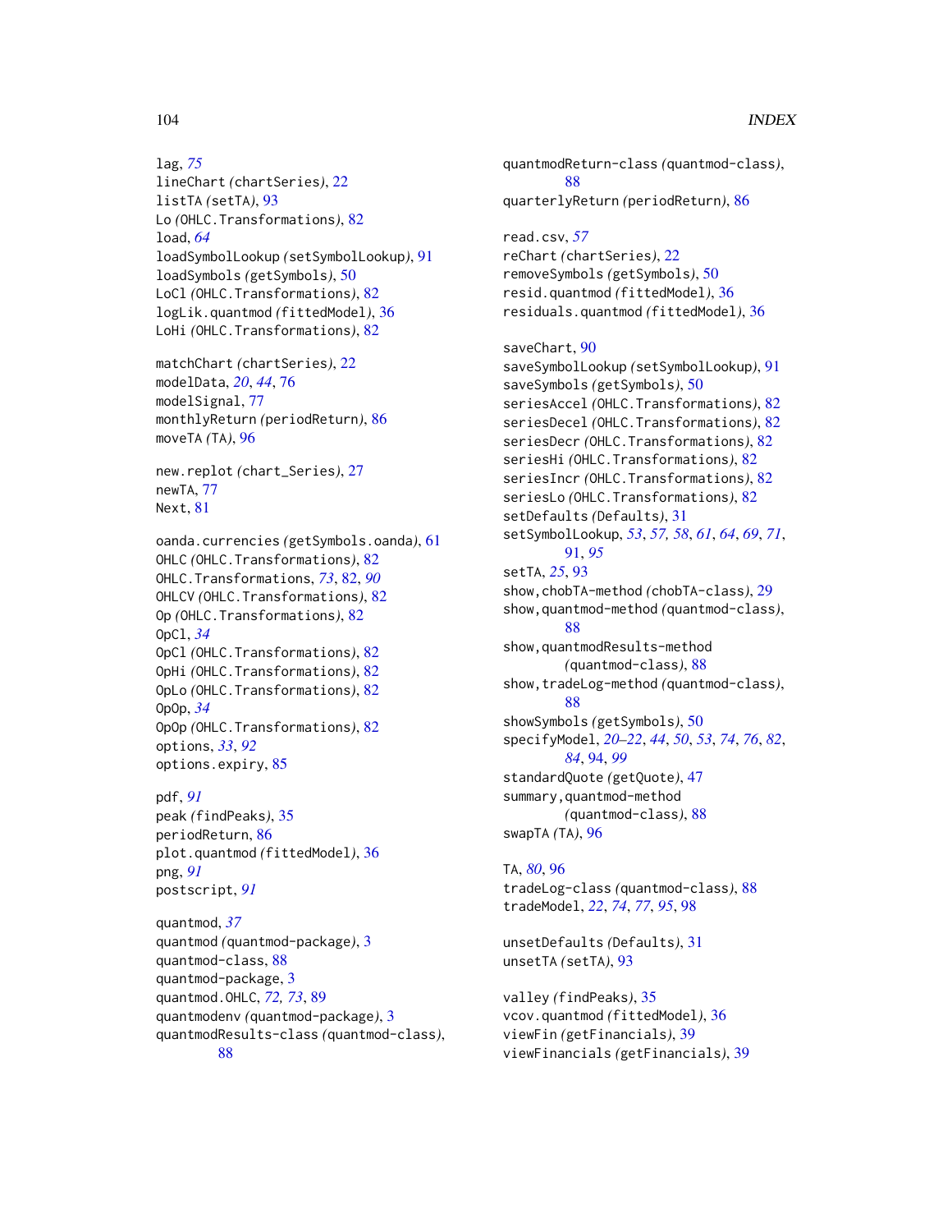lag, *75*
lineChart *(*chartSeries*)*, 22
listTA *(*setTA*)*, 93
Lo *(*OHLC.Transformations*)*, 82
load, *64*
loadSymbolLookup *(*setSymbolLookup*)*, 91
loadSymbols *(*getSymbols*)*, 50
LoCl *(*OHLC.Transformations*)*, 82
logLik.quantmod *(*fittedModel*)*, 36
LoHi *(*OHLC.Transformations*)*, 82

matchChart *(*chartSeries*)*, 22
modelData, *20*, *44*, 76
modelSignal, 77
monthlyReturn *(*periodReturn*)*, 86
moveTA *(*TA*)*, 96

new.replot *(*chart_Series*)*, 27
newTA, 77
Next, 81

oanda.currencies *(*getSymbols.oanda*)*, 61
OHLC *(*OHLC.Transformations*)*, 82
OHLC.Transformations, *73*, 82, *90*
OHLCV *(*OHLC.Transformations*)*, 82
Op *(*OHLC.Transformations*)*, 82
OpCl, *34*
OpCl *(*OHLC.Transformations*)*, 82
OpHi *(*OHLC.Transformations*)*, 82
OpLo *(*OHLC.Transformations*)*, 82
OpOp, *34*
OpOp *(*OHLC.Transformations*)*, 82
options, *33*, *92*
options.expiry, 85

pdf, *91*
peak *(*findPeaks*)*, 35
periodReturn, 86
plot.quantmod *(*fittedModel*)*, 36
png, *91*
postscript, *91*

quantmod, *37*
quantmod *(*quantmod-package*)*, 3
quantmod-class, 88
quantmod-package, 3
quantmod.OHLC, *72, 73*, 89
quantmodenv *(*quantmod-package*)*, 3
quantmodResults-class *(*quantmod-class*)*, 88
quantmodReturn-class *(*quantmod-class*)*, 88
quarterlyReturn *(*periodReturn*)*, 86

read.csv, *57*
reChart *(*chartSeries*)*, 22
removeSymbols *(*getSymbols*)*, 50
resid.quantmod *(*fittedModel*)*, 36
residuals.quantmod *(*fittedModel*)*, 36

saveChart, 90
saveSymbolLookup *(*setSymbolLookup*)*, 91
saveSymbols *(*getSymbols*)*, 50
seriesAccel *(*OHLC.Transformations*)*, 82
seriesDecel *(*OHLC.Transformations*)*, 82
seriesDecr *(*OHLC.Transformations*)*, 82
seriesHi *(*OHLC.Transformations*)*, 82
seriesIncr *(*OHLC.Transformations*)*, 82
seriesLo *(*OHLC.Transformations*)*, 82
setDefaults *(*Defaults*)*, 31
setSymbolLookup, *53*, *57, 58*, *61*, *64*, *69*, *71*, 91, *95*
setTA, *25*, 93
show,chobTA-method *(*chobTA-class*)*, 29
show,quantmod-method *(*quantmod-class*)*, 88
show,quantmodResults-method *(*quantmod-class*)*, 88
show,tradeLog-method *(*quantmod-class*)*, 88
showSymbols *(*getSymbols*)*, 50
specifyModel, *20–22*, *44*, *50*, *53*, *74*, *76*, *82*, *84*, 94, *99*
standardQuote *(*getQuote*)*, 47
summary,quantmod-method *(*quantmod-class*)*, 88
swapTA *(*TA*)*, 96

TA, *80*, 96
tradeLog-class *(*quantmod-class*)*, 88
tradeModel, *22*, *74*, *77*, *95*, 98

unsetDefaults *(*Defaults*)*, 31
unsetTA *(*setTA*)*, 93

valley *(*findPeaks*)*, 35
vcov.quantmod *(*fittedModel*)*, 36
viewFin *(*getFinancials*)*, 39
viewFinancials *(*getFinancials*)*, 39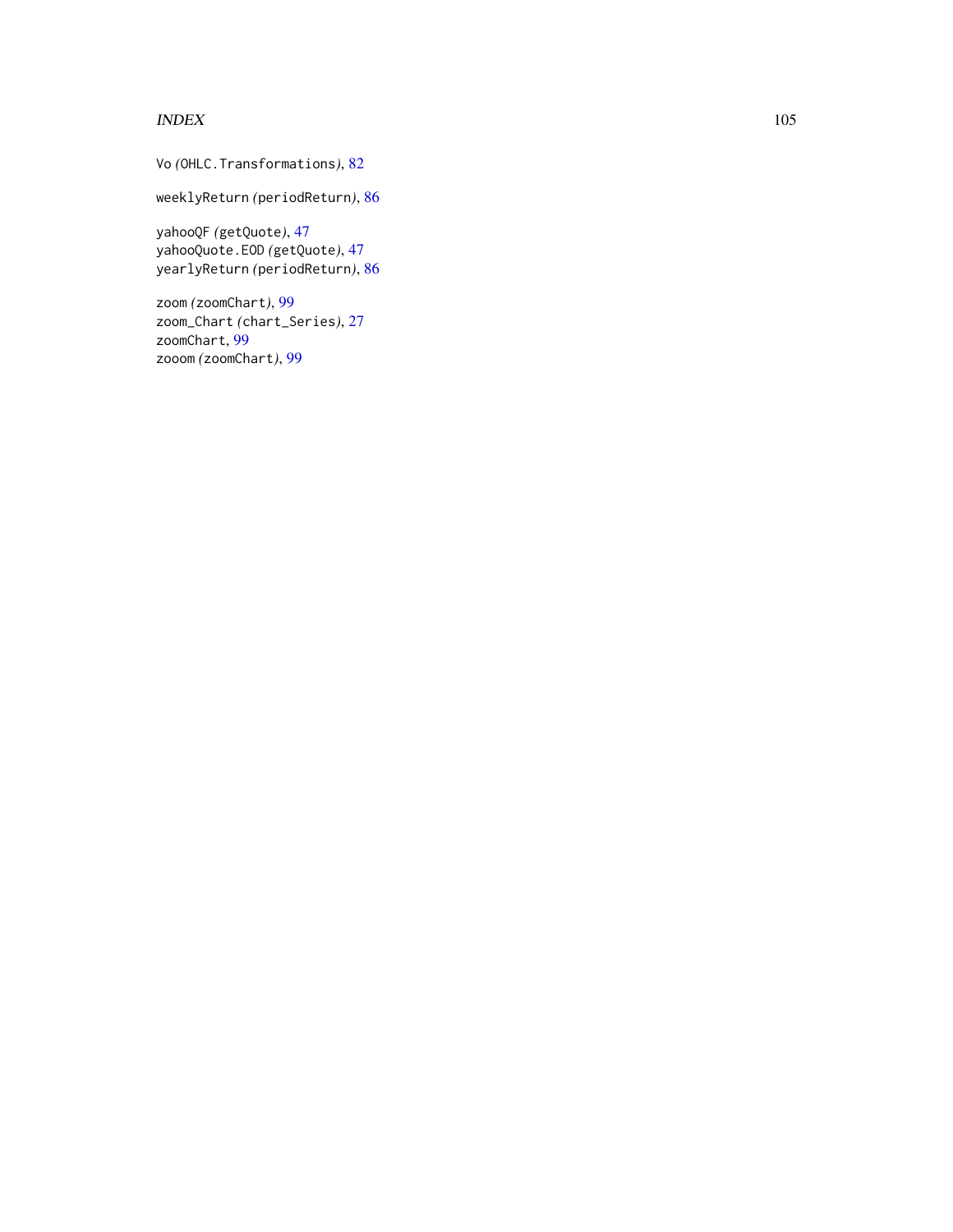Vo (OHLC.Transformations), 82

weeklyReturn (periodReturn), 86

yahooQF (getQuote), 47
yahooQuote.EOD (getQuote), 47
yearlyReturn (periodReturn), 86

zoom (zoomChart), 99
zoom_Chart (chart_Series), 27
zoomChart, 99
zooom (zoomChart), 99